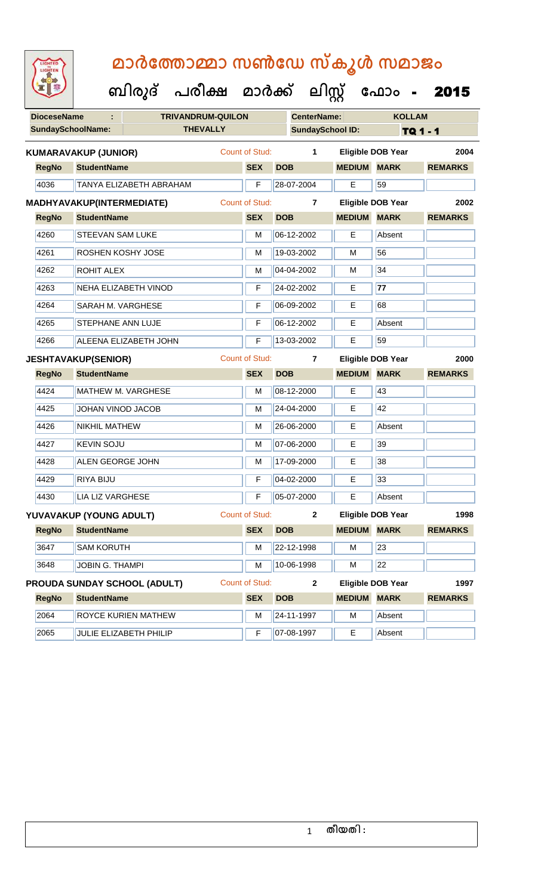# മാർത്തോമ്മാ സൺഡേ സ്കൂൾ സമാജം

## ബിരുദ് പരീക്ഷ മാർക്ക് ലിസ്റ്റ് ഫോം - 2015

| DioceseName : | TRIVANDRUM-QUILON | CenterName: | KOLLAM |
|---|---|---|---|
| SundaySchoolName: | THEVALLY | SundaySchool ID: | TQ 1 - 1 |

**KUMARAVAKUP (JUNIOR)** Count of Stud: 1 Eligible DOB Year 2004

| RegNo | StudentName | SEX | DOB | MEDIUM | MARK | REMARKS |
|---|---|---|---|---|---|---|
| 4036 | TANYA ELIZABETH ABRAHAM | F | 28-07-2004 | E | 59 | |

**MADHYAVAKUP(INTERMEDIATE)** Count of Stud: 7 Eligible DOB Year 2002

| RegNo | StudentName | SEX | DOB | MEDIUM | MARK | REMARKS |
|---|---|---|---|---|---|---|
| 4260 | STEEVAN SAM LUKE | M | 06-12-2002 | E | Absent | |
| 4261 | ROSHEN KOSHY JOSE | M | 19-03-2002 | M | 56 | |
| 4262 | ROHIT ALEX | M | 04-04-2002 | M | 34 | |
| 4263 | NEHA ELIZABETH VINOD | F | 24-02-2002 | E | 77 | |
| 4264 | SARAH M. VARGHESE | F | 06-09-2002 | E | 68 | |
| 4265 | STEPHANE ANN LUJE | F | 06-12-2002 | E | Absent | |
| 4266 | ALEENA ELIZABETH JOHN | F | 13-03-2002 | E | 59 | |

**JESHTAVAKUP(SENIOR)** Count of Stud: 7 Eligible DOB Year 2000

| RegNo | StudentName | SEX | DOB | MEDIUM | MARK | REMARKS |
|---|---|---|---|---|---|---|
| 4424 | MATHEW M. VARGHESE | M | 08-12-2000 | E | 43 | |
| 4425 | JOHAN VINOD JACOB | M | 24-04-2000 | E | 42 | |
| 4426 | NIKHIL MATHEW | M | 26-06-2000 | E | Absent | |
| 4427 | KEVIN SOJU | M | 07-06-2000 | E | 39 | |
| 4428 | ALEN GEORGE JOHN | M | 17-09-2000 | E | 38 | |
| 4429 | RIYA BIJU | F | 04-02-2000 | E | 33 | |
| 4430 | LIA LIZ VARGHESE | F | 05-07-2000 | E | Absent | |

**YUVAVAKUP (YOUNG ADULT)** Count of Stud: 2 Eligible DOB Year 1998

| RegNo | StudentName | SEX | DOB | MEDIUM | MARK | REMARKS |
|---|---|---|---|---|---|---|
| 3647 | SAM KORUTH | M | 22-12-1998 | M | 23 | |
| 3648 | JOBIN G. THAMPI | M | 10-06-1998 | M | 22 | |

**PROUDA SUNDAY SCHOOL (ADULT)** Count of Stud: 2 Eligible DOB Year 1997

| RegNo | StudentName | SEX | DOB | MEDIUM | MARK | REMARKS |
|---|---|---|---|---|---|---|
| 2064 | ROYCE KURIEN MATHEW | M | 24-11-1997 | M | Absent | |
| 2065 | JULIE ELIZABETH PHILIP | F | 07-08-1997 | E | Absent | |

തീയതി :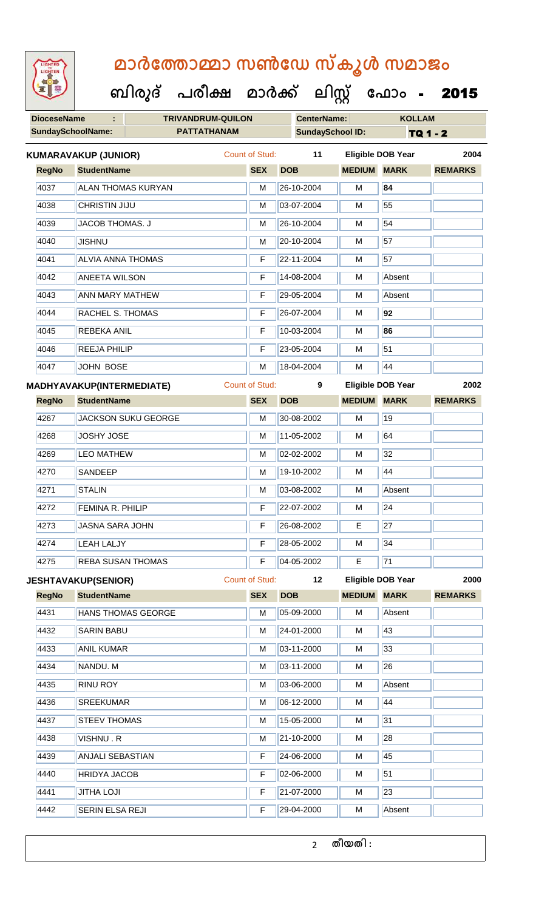# മാർത്തോമ്മാ സൺഡേ സ്കൂൾ സമാജം

## ബിരുദ് പരീക്ഷ മാർക്ക് ലിസ്റ്റ് ഫോം - 2015

| DioceseName : | TRIVANDRUM-QUILON | CenterName: | KOLLAM |
|---|---|---|---|
| SundaySchoolName: | PATTATHANAM | SundaySchool ID: | TQ 1 - 2 |

**KUMARAVAKUP (JUNIOR)** Count of Stud: 11 Eligible DOB Year 2004

| RegNo | StudentName | SEX | DOB | MEDIUM | MARK | REMARKS |
|---|---|---|---|---|---|---|
| 4037 | ALAN THOMAS KURYAN | M | 26-10-2004 | M | 84 | |
| 4038 | CHRISTIN JIJU | M | 03-07-2004 | M | 55 | |
| 4039 | JACOB THOMAS. J | M | 26-10-2004 | M | 54 | |
| 4040 | JISHNU | M | 20-10-2004 | M | 57 | |
| 4041 | ALVIA ANNA THOMAS | F | 22-11-2004 | M | 57 | |
| 4042 | ANEETA WILSON | F | 14-08-2004 | M | Absent | |
| 4043 | ANN MARY MATHEW | F | 29-05-2004 | M | Absent | |
| 4044 | RACHEL S. THOMAS | F | 26-07-2004 | M | 92 | |
| 4045 | REBEKA ANIL | F | 10-03-2004 | M | 86 | |
| 4046 | REEJA PHILIP | F | 23-05-2004 | M | 51 | |
| 4047 | JOHN BOSE | M | 18-04-2004 | M | 44 | |

**MADHYAVAKUP(INTERMEDIATE)** Count of Stud: 9 Eligible DOB Year 2002

| RegNo | StudentName | SEX | DOB | MEDIUM | MARK | REMARKS |
|---|---|---|---|---|---|---|
| 4267 | JACKSON SUKU GEORGE | M | 30-08-2002 | M | 19 | |
| 4268 | JOSHY JOSE | M | 11-05-2002 | M | 64 | |
| 4269 | LEO MATHEW | M | 02-02-2002 | M | 32 | |
| 4270 | SANDEEP | M | 19-10-2002 | M | 44 | |
| 4271 | STALIN | M | 03-08-2002 | M | Absent | |
| 4272 | FEMINA R. PHILIP | F | 22-07-2002 | M | 24 | |
| 4273 | JASNA SARA JOHN | F | 26-08-2002 | E | 27 | |
| 4274 | LEAH LALJY | F | 28-05-2002 | M | 34 | |
| 4275 | REBA SUSAN THOMAS | F | 04-05-2002 | E | 71 | |

**JESHTAVAKUP(SENIOR)** Count of Stud: 12 Eligible DOB Year 2000

| RegNo | StudentName | SEX | DOB | MEDIUM | MARK | REMARKS |
|---|---|---|---|---|---|---|
| 4431 | HANS THOMAS GEORGE | M | 05-09-2000 | M | Absent | |
| 4432 | SARIN BABU | M | 24-01-2000 | M | 43 | |
| 4433 | ANIL KUMAR | M | 03-11-2000 | M | 33 | |
| 4434 | NANDU. M | M | 03-11-2000 | M | 26 | |
| 4435 | RINU ROY | M | 03-06-2000 | M | Absent | |
| 4436 | SREEKUMAR | M | 06-12-2000 | M | 44 | |
| 4437 | STEEV THOMAS | M | 15-05-2000 | M | 31 | |
| 4438 | VISHNU . R | M | 21-10-2000 | M | 28 | |
| 4439 | ANJALI SEBASTIAN | F | 24-06-2000 | M | 45 | |
| 4440 | HRIDYA JACOB | F | 02-06-2000 | M | 51 | |
| 4441 | JITHA LOJI | F | 21-07-2000 | M | 23 | |
| 4442 | SERIN ELSA REJI | F | 29-04-2000 | M | Absent | |

തീയതി :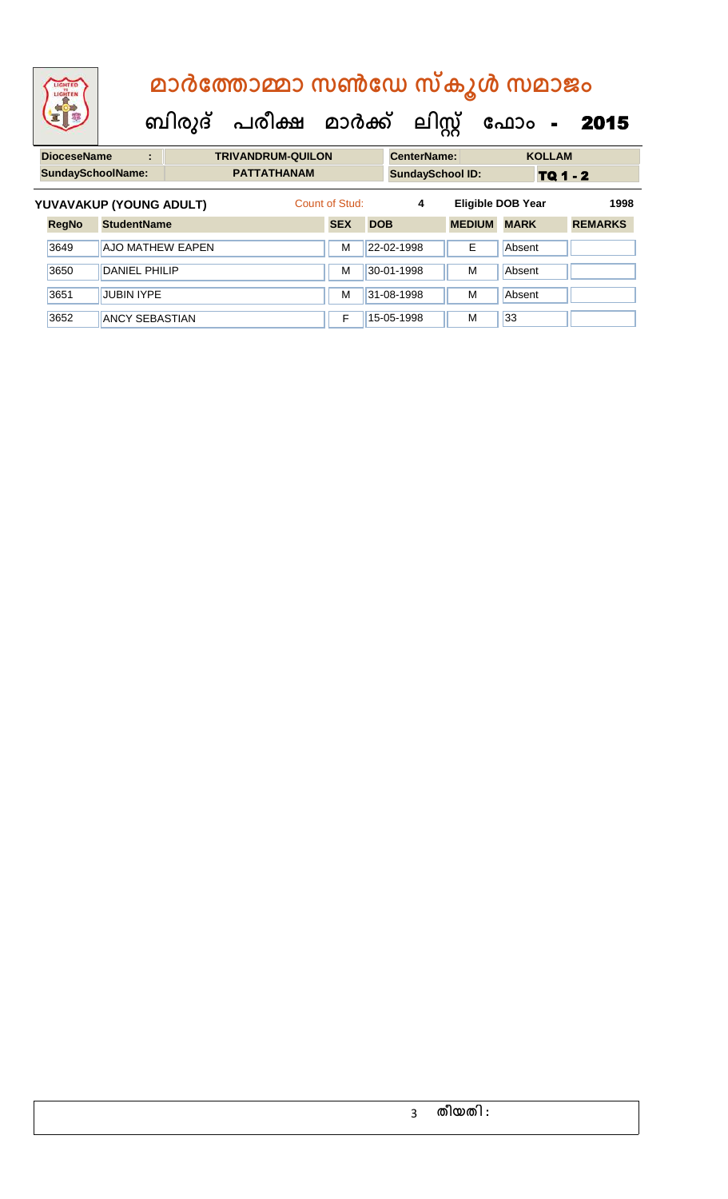# മാർത്തോമ്മാ സൺഡേ സ്കൂൾ സമാജം

## ബിരുദ് പരീക്ഷ മാർക്ക് ലിസ്റ്റ് ഫോം - 2015

| DioceseName : | TRIVANDRUM-QUILON | CenterName: | KOLLAM |
|---|---|---|---|
| SundaySchoolName: | PATTATHANAM | SundaySchool ID: | TQ 1 - 2 |

**YUVAVAKUP (YOUNG ADULT)** Count of Stud: 4 Eligible DOB Year 1998

| RegNo | StudentName | SEX | DOB | MEDIUM | MARK | REMARKS |
|---|---|---|---|---|---|---|
| 3649 | AJO MATHEW EAPEN | M | 22-02-1998 | E | Absent | |
| 3650 | DANIEL PHILIP | M | 30-01-1998 | M | Absent | |
| 3651 | JUBIN IYPE | M | 31-08-1998 | M | Absent | |
| 3652 | ANCY SEBASTIAN | F | 15-05-1998 | M | 33 | |

തീയതി :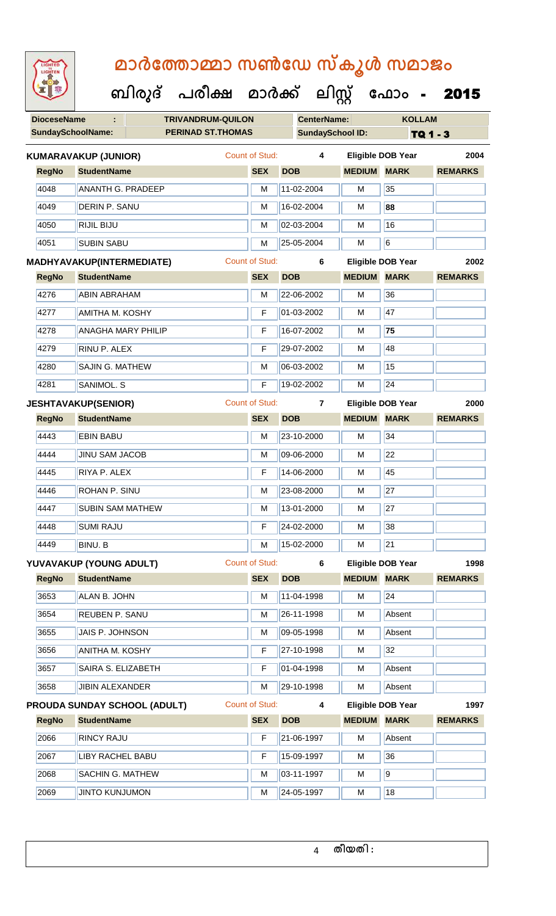# മാർത്തോമ്മാ സൺഡേ സ്കൂൾ സമാജം

## ബിരുദ് പരീക്ഷ മാർക്ക് ലിസ്റ്റ് ഫോം - 2015

| DioceseName : | TRIVANDRUM-QUILON | CenterName: | KOLLAM |
|---|---|---|---|
| SundaySchoolName: | PERINAD ST.THOMAS | SundaySchool ID: | TQ 1 - 3 |

**KUMARAVAKUP (JUNIOR)** Count of Stud: 4 Eligible DOB Year 2004

| RegNo | StudentName | SEX | DOB | MEDIUM | MARK | REMARKS |
|---|---|---|---|---|---|---|
| 4048 | ANANTH G. PRADEEP | M | 11-02-2004 | M | 35 | |
| 4049 | DERIN P. SANU | M | 16-02-2004 | M | **88** | |
| 4050 | RIJIL BIJU | M | 02-03-2004 | M | 16 | |
| 4051 | SUBIN SABU | M | 25-05-2004 | M | 6 | |

**MADHYAVAKUP(INTERMEDIATE)** Count of Stud: 6 Eligible DOB Year 2002

| RegNo | StudentName | SEX | DOB | MEDIUM | MARK | REMARKS |
|---|---|---|---|---|---|---|
| 4276 | ABIN ABRAHAM | M | 22-06-2002 | M | 36 | |
| 4277 | AMITHA M. KOSHY | F | 01-03-2002 | M | 47 | |
| 4278 | ANAGHA MARY PHILIP | F | 16-07-2002 | M | **75** | |
| 4279 | RINU P. ALEX | F | 29-07-2002 | M | 48 | |
| 4280 | SAJIN G. MATHEW | M | 06-03-2002 | M | 15 | |
| 4281 | SANIMOL. S | F | 19-02-2002 | M | 24 | |

**JESHTAVAKUP(SENIOR)** Count of Stud: 7 Eligible DOB Year 2000

| RegNo | StudentName | SEX | DOB | MEDIUM | MARK | REMARKS |
|---|---|---|---|---|---|---|
| 4443 | EBIN BABU | M | 23-10-2000 | M | 34 | |
| 4444 | JINU SAM JACOB | M | 09-06-2000 | M | 22 | |
| 4445 | RIYA P. ALEX | F | 14-06-2000 | M | 45 | |
| 4446 | ROHAN P. SINU | M | 23-08-2000 | M | 27 | |
| 4447 | SUBIN SAM MATHEW | M | 13-01-2000 | M | 27 | |
| 4448 | SUMI RAJU | F | 24-02-2000 | M | 38 | |
| 4449 | BINU. B | M | 15-02-2000 | M | 21 | |

**YUVAVAKUP (YOUNG ADULT)** Count of Stud: 6 Eligible DOB Year 1998

| RegNo | StudentName | SEX | DOB | MEDIUM | MARK | REMARKS |
|---|---|---|---|---|---|---|
| 3653 | ALAN B. JOHN | M | 11-04-1998 | M | 24 | |
| 3654 | REUBEN P. SANU | M | 26-11-1998 | M | Absent | |
| 3655 | JAIS P. JOHNSON | M | 09-05-1998 | M | Absent | |
| 3656 | ANITHA M. KOSHY | F | 27-10-1998 | M | 32 | |
| 3657 | SAIRA S. ELIZABETH | F | 01-04-1998 | M | Absent | |
| 3658 | JIBIN ALEXANDER | M | 29-10-1998 | M | Absent | |

**PROUDA SUNDAY SCHOOL (ADULT)** Count of Stud: 4 Eligible DOB Year 1997

| RegNo | StudentName | SEX | DOB | MEDIUM | MARK | REMARKS |
|---|---|---|---|---|---|---|
| 2066 | RINCY RAJU | F | 21-06-1997 | M | Absent | |
| 2067 | LIBY RACHEL BABU | F | 15-09-1997 | M | 36 | |
| 2068 | SACHIN G. MATHEW | M | 03-11-1997 | M | 9 | |
| 2069 | JINTO KUNJUMON | M | 24-05-1997 | M | 18 | |

തീയതി :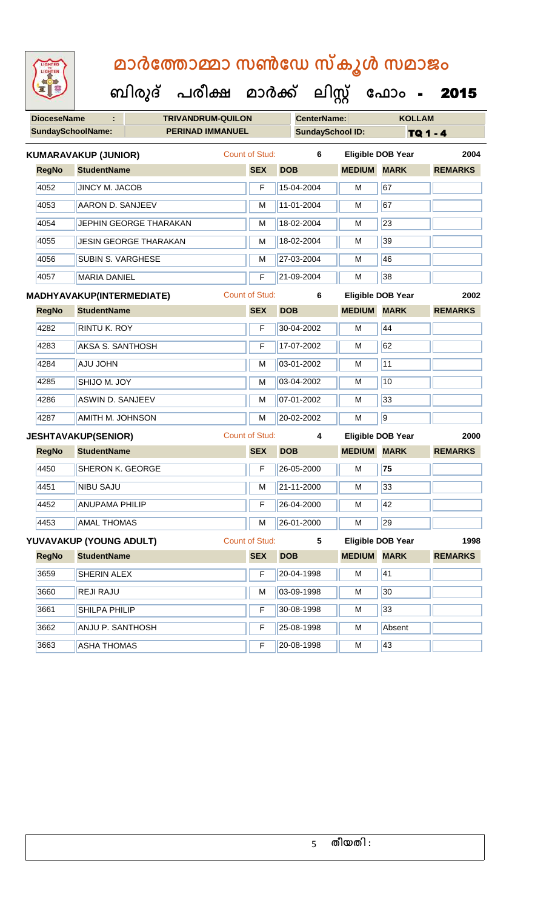# മാർത്തോമ്മാ സൺഡേ സ്കൂൾ സമാജം

## ബിരുദ് പരീക്ഷ മാർക്ക് ലിസ്റ്റ് ഫോം - 2015

| DioceseName : | TRIVANDRUM-QUILON | CenterName: | KOLLAM |
|---|---|---|---|
| SundaySchoolName: | PERINAD IMMANUEL | SundaySchool ID: | TQ 1 - 4 |

**KUMARAVAKUP (JUNIOR)** Count of Stud: 6 Eligible DOB Year 2004

| RegNo | StudentName | SEX | DOB | MEDIUM | MARK | REMARKS |
|---|---|---|---|---|---|---|
| 4052 | JINCY M. JACOB | F | 15-04-2004 | M | 67 | |
| 4053 | AARON D. SANJEEV | M | 11-01-2004 | M | 67 | |
| 4054 | JEPHIN GEORGE THARAKAN | M | 18-02-2004 | M | 23 | |
| 4055 | JESIN GEORGE THARAKAN | M | 18-02-2004 | M | 39 | |
| 4056 | SUBIN S. VARGHESE | M | 27-03-2004 | M | 46 | |
| 4057 | MARIA DANIEL | F | 21-09-2004 | M | 38 | |

**MADHYAVAKUP(INTERMEDIATE)** Count of Stud: 6 Eligible DOB Year 2002

| RegNo | StudentName | SEX | DOB | MEDIUM | MARK | REMARKS |
|---|---|---|---|---|---|---|
| 4282 | RINTU K. ROY | F | 30-04-2002 | M | 44 | |
| 4283 | AKSA S. SANTHOSH | F | 17-07-2002 | M | 62 | |
| 4284 | AJU JOHN | M | 03-01-2002 | M | 11 | |
| 4285 | SHIJO M. JOY | M | 03-04-2002 | M | 10 | |
| 4286 | ASWIN D. SANJEEV | M | 07-01-2002 | M | 33 | |
| 4287 | AMITH M. JOHNSON | M | 20-02-2002 | M | 9 | |

**JESHTAVAKUP(SENIOR)** Count of Stud: 4 Eligible DOB Year 2000

| RegNo | StudentName | SEX | DOB | MEDIUM | MARK | REMARKS |
|---|---|---|---|---|---|---|
| 4450 | SHERON K. GEORGE | F | 26-05-2000 | M | **75** | |
| 4451 | NIBU SAJU | M | 21-11-2000 | M | 33 | |
| 4452 | ANUPAMA PHILIP | F | 26-04-2000 | M | 42 | |
| 4453 | AMAL THOMAS | M | 26-01-2000 | M | 29 | |

**YUVAVAKUP (YOUNG ADULT)** Count of Stud: 5 Eligible DOB Year 1998

| RegNo | StudentName | SEX | DOB | MEDIUM | MARK | REMARKS |
|---|---|---|---|---|---|---|
| 3659 | SHERIN ALEX | F | 20-04-1998 | M | 41 | |
| 3660 | REJI RAJU | M | 03-09-1998 | M | 30 | |
| 3661 | SHILPA PHILIP | F | 30-08-1998 | M | 33 | |
| 3662 | ANJU P. SANTHOSH | F | 25-08-1998 | M | Absent | |
| 3663 | ASHA THOMAS | F | 20-08-1998 | M | 43 | |

തീയതി :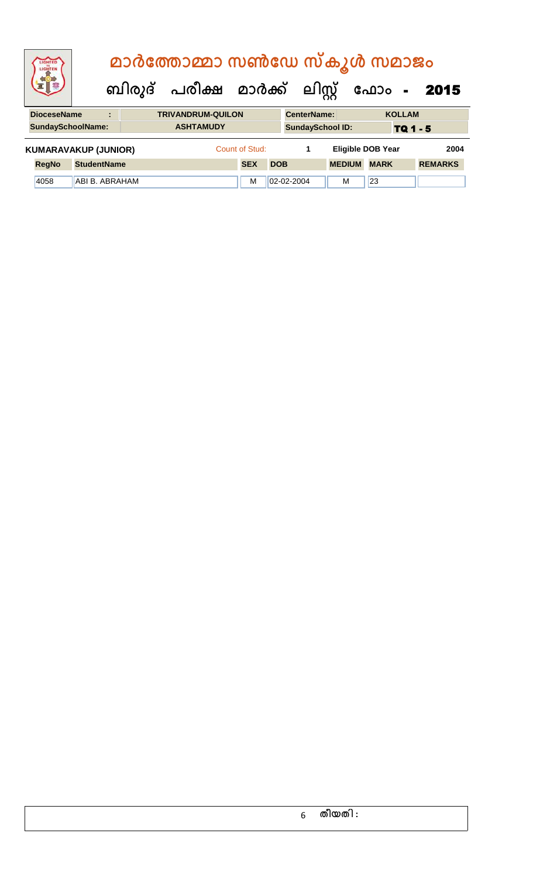# മാർത്തോമ്മാ സൺഡേ സ്കൂൾ സമാജം

## ബിരുദ് പരീക്ഷ മാർക്ക് ലിസ്റ്റ് ഫോം - 2015

| DioceseName : | TRIVANDRUM-QUILON | CenterName: | KOLLAM |
|---|---|---|---|
| SundaySchoolName: | ASHTAMUDY | SundaySchool ID: | TQ 1 - 5 |

**KUMARAVAKUP (JUNIOR)** Count of Stud: 1 **Eligible DOB Year** 2004

| RegNo | StudentName | SEX | DOB | MEDIUM | MARK | REMARKS |
|---|---|---|---|---|---|---|
| 4058 | ABI B. ABRAHAM | M | 02-02-2004 | M | 23 | |

തീയതി :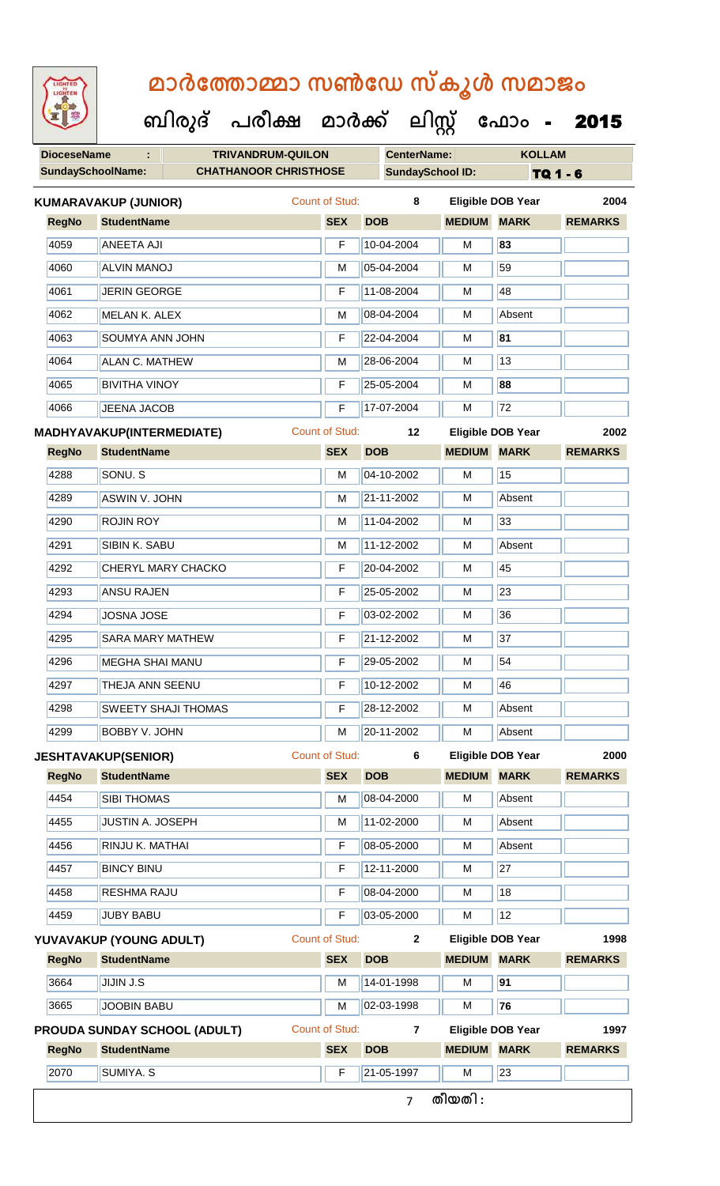# മാർത്തോമ്മാ സൺഡേ സ്കൂൾ സമാജം

## ബിരുദ് പരീക്ഷ മാർക്ക് ലിസ്റ്റ് ഫോം - 2015

| DioceseName : | TRIVANDRUM-QUILON | CenterName: | KOLLAM |
|---|---|---|---|
| SundaySchoolName: | CHATHANOOR CHRISTHOSE | SundaySchool ID: | TQ 1 - 6 |

**KUMARAVAKUP (JUNIOR)** Count of Stud: 8 Eligible DOB Year 2004

| RegNo | StudentName | SEX | DOB | MEDIUM | MARK | REMARKS |
|---|---|---|---|---|---|---|
| 4059 | ANEETA AJI | F | 10-04-2004 | M | 83 | |
| 4060 | ALVIN MANOJ | M | 05-04-2004 | M | 59 | |
| 4061 | JERIN GEORGE | F | 11-08-2004 | M | 48 | |
| 4062 | MELAN K. ALEX | M | 08-04-2004 | M | Absent | |
| 4063 | SOUMYA ANN JOHN | F | 22-04-2004 | M | 81 | |
| 4064 | ALAN C. MATHEW | M | 28-06-2004 | M | 13 | |
| 4065 | BIVITHA VINOY | F | 25-05-2004 | M | 88 | |
| 4066 | JEENA JACOB | F | 17-07-2004 | M | 72 | |

**MADHYAVAKUP(INTERMEDIATE)** Count of Stud: 12 Eligible DOB Year 2002

| RegNo | StudentName | SEX | DOB | MEDIUM | MARK | REMARKS |
|---|---|---|---|---|---|---|
| 4288 | SONU. S | M | 04-10-2002 | M | 15 | |
| 4289 | ASWIN V. JOHN | M | 21-11-2002 | M | Absent | |
| 4290 | ROJIN ROY | M | 11-04-2002 | M | 33 | |
| 4291 | SIBIN K. SABU | M | 11-12-2002 | M | Absent | |
| 4292 | CHERYL MARY CHACKO | F | 20-04-2002 | M | 45 | |
| 4293 | ANSU RAJEN | F | 25-05-2002 | M | 23 | |
| 4294 | JOSNA JOSE | F | 03-02-2002 | M | 36 | |
| 4295 | SARA MARY MATHEW | F | 21-12-2002 | M | 37 | |
| 4296 | MEGHA SHAI MANU | F | 29-05-2002 | M | 54 | |
| 4297 | THEJA ANN SEENU | F | 10-12-2002 | M | 46 | |
| 4298 | SWEETY SHAJI THOMAS | F | 28-12-2002 | M | Absent | |
| 4299 | BOBBY V. JOHN | M | 20-11-2002 | M | Absent | |

**JESHTAVAKUP(SENIOR)** Count of Stud: 6 Eligible DOB Year 2000

| RegNo | StudentName | SEX | DOB | MEDIUM | MARK | REMARKS |
|---|---|---|---|---|---|---|
| 4454 | SIBI THOMAS | M | 08-04-2000 | M | Absent | |
| 4455 | JUSTIN A. JOSEPH | M | 11-02-2000 | M | Absent | |
| 4456 | RINJU K. MATHAI | F | 08-05-2000 | M | Absent | |
| 4457 | BINCY BINU | F | 12-11-2000 | M | 27 | |
| 4458 | RESHMA RAJU | F | 08-04-2000 | M | 18 | |
| 4459 | JUBY BABU | F | 03-05-2000 | M | 12 | |

**YUVAVAKUP (YOUNG ADULT)** Count of Stud: 2 Eligible DOB Year 1998

| RegNo | StudentName | SEX | DOB | MEDIUM | MARK | REMARKS |
|---|---|---|---|---|---|---|
| 3664 | JIJIN J.S | M | 14-01-1998 | M | 91 | |
| 3665 | JOOBIN BABU | M | 02-03-1998 | M | 76 | |

**PROUDA SUNDAY SCHOOL (ADULT)** Count of Stud: 7 Eligible DOB Year 1997

| RegNo | StudentName | SEX | DOB | MEDIUM | MARK | REMARKS |
|---|---|---|---|---|---|---|
| 2070 | SUMIYA. S | F | 21-05-1997 | M | 23 | |

തീയതി :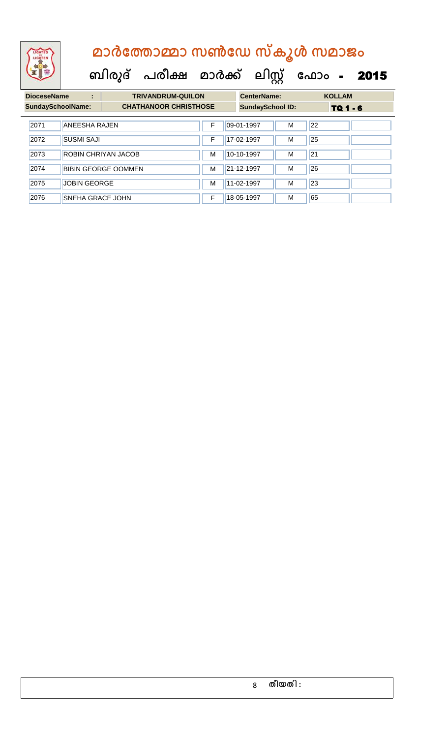# മാർത്തോമ്മാ സൺഡേ സ്കൂൾ സമാജം

## ബിരുദ് പരീക്ഷ മാർക്ക് ലിസ്റ്റ് ഫോം - 2015

| DioceseName : | TRIVANDRUM-QUILON | CenterName: | KOLLAM |
|---|---|---|---|
| SundaySchoolName: | CHATHANOOR CHRISTHOSE | SundaySchool ID: | TQ 1 - 6 |

| | | | | | | |
|---|---|---|---|---|---|---|
| 2071 | ANEESHA RAJEN | F | 09-01-1997 | M | 22 | |
| 2072 | SUSMI SAJI | F | 17-02-1997 | M | 25 | |
| 2073 | ROBIN CHRIYAN JACOB | M | 10-10-1997 | M | 21 | |
| 2074 | BIBIN GEORGE OOMMEN | M | 21-12-1997 | M | 26 | |
| 2075 | JOBIN GEORGE | M | 11-02-1997 | M | 23 | |
| 2076 | SNEHA GRACE JOHN | F | 18-05-1997 | M | 65 | |

തീയതി :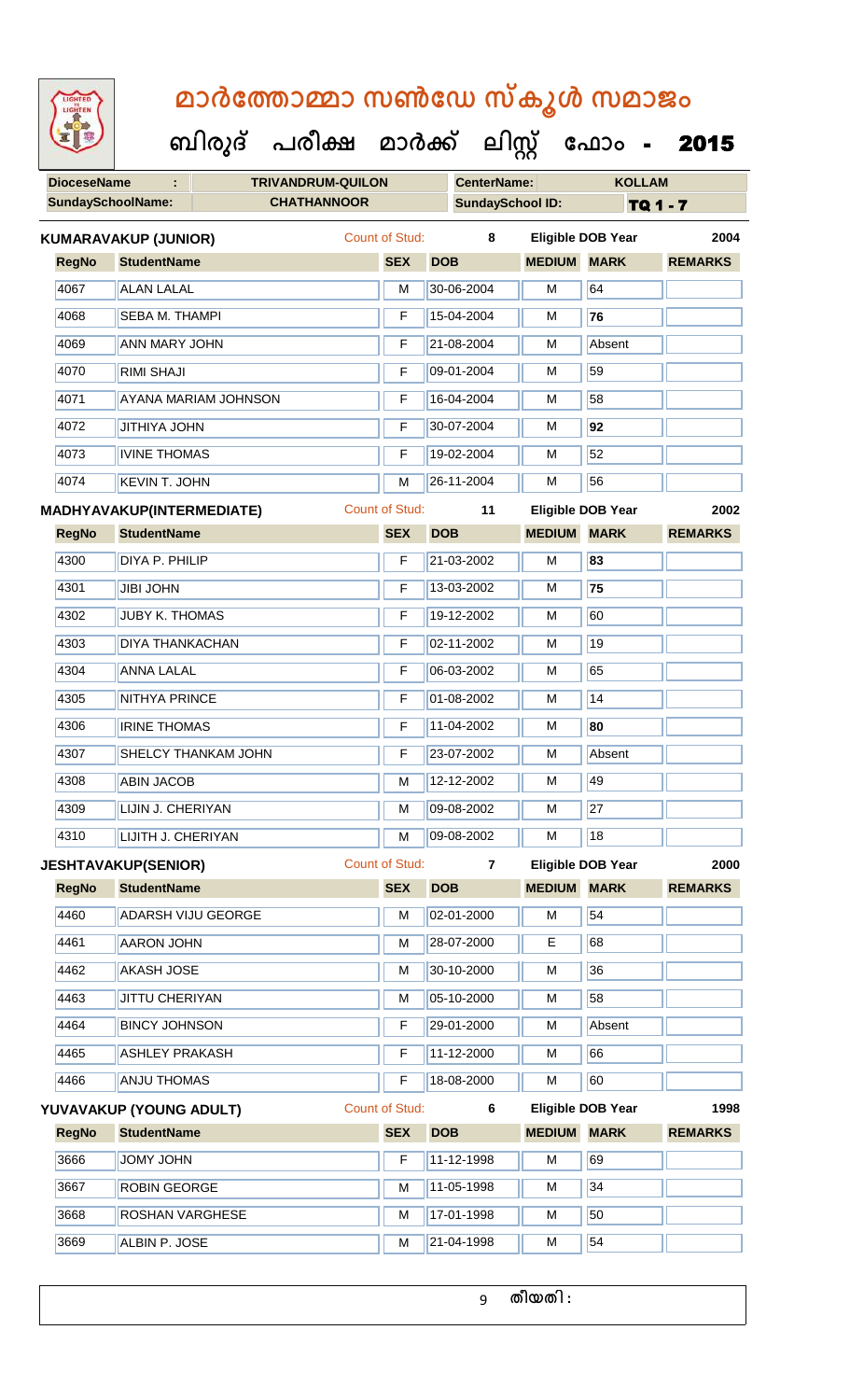# മാർത്തോമ്മാ സൺഡേ സ്കൂൾ സമാജം

**ബിരുദ് പരീക്ഷ മാർക്ക് ലിസ്റ്റ് ഫോം - 2015**

| DioceseName : | TRIVANDRUM-QUILON | CenterName: | KOLLAM |
|---|---|---|---|
| SundaySchoolName: | CHATHANNOOR | SundaySchool ID: | TQ 1 - 7 |

**KUMARAVAKUP (JUNIOR)** Count of Stud: 8 Eligible DOB Year 2004

| RegNo | StudentName | SEX | DOB | MEDIUM | MARK | REMARKS |
|---|---|---|---|---|---|---|
| 4067 | ALAN LALAL | M | 30-06-2004 | M | 64 | |
| 4068 | SEBA M. THAMPI | F | 15-04-2004 | M | 76 | |
| 4069 | ANN MARY JOHN | F | 21-08-2004 | M | Absent | |
| 4070 | RIMI SHAJI | F | 09-01-2004 | M | 59 | |
| 4071 | AYANA MARIAM JOHNSON | F | 16-04-2004 | M | 58 | |
| 4072 | JITHIYA JOHN | F | 30-07-2004 | M | 92 | |
| 4073 | IVINE THOMAS | F | 19-02-2004 | M | 52 | |
| 4074 | KEVIN T. JOHN | M | 26-11-2004 | M | 56 | |

**MADHYAVAKUP(INTERMEDIATE)** Count of Stud: 11 Eligible DOB Year 2002

| RegNo | StudentName | SEX | DOB | MEDIUM | MARK | REMARKS |
|---|---|---|---|---|---|---|
| 4300 | DIYA P. PHILIP | F | 21-03-2002 | M | 83 | |
| 4301 | JIBI JOHN | F | 13-03-2002 | M | 75 | |
| 4302 | JUBY K. THOMAS | F | 19-12-2002 | M | 60 | |
| 4303 | DIYA THANKACHAN | F | 02-11-2002 | M | 19 | |
| 4304 | ANNA LALAL | F | 06-03-2002 | M | 65 | |
| 4305 | NITHYA PRINCE | F | 01-08-2002 | M | 14 | |
| 4306 | IRINE THOMAS | F | 11-04-2002 | M | 80 | |
| 4307 | SHELCY THANKAM JOHN | F | 23-07-2002 | M | Absent | |
| 4308 | ABIN JACOB | M | 12-12-2002 | M | 49 | |
| 4309 | LIJIN J. CHERIYAN | M | 09-08-2002 | M | 27 | |
| 4310 | LIJITH J. CHERIYAN | M | 09-08-2002 | M | 18 | |

**JESHTAVAKUP(SENIOR)** Count of Stud: 7 Eligible DOB Year 2000

| RegNo | StudentName | SEX | DOB | MEDIUM | MARK | REMARKS |
|---|---|---|---|---|---|---|
| 4460 | ADARSH VIJU GEORGE | M | 02-01-2000 | M | 54 | |
| 4461 | AARON JOHN | M | 28-07-2000 | E | 68 | |
| 4462 | AKASH JOSE | M | 30-10-2000 | M | 36 | |
| 4463 | JITTU CHERIYAN | M | 05-10-2000 | M | 58 | |
| 4464 | BINCY JOHNSON | F | 29-01-2000 | M | Absent | |
| 4465 | ASHLEY PRAKASH | F | 11-12-2000 | M | 66 | |
| 4466 | ANJU THOMAS | F | 18-08-2000 | M | 60 | |

**YUVAVAKUP (YOUNG ADULT)** Count of Stud: 6 Eligible DOB Year 1998

| RegNo | StudentName | SEX | DOB | MEDIUM | MARK | REMARKS |
|---|---|---|---|---|---|---|
| 3666 | JOMY JOHN | F | 11-12-1998 | M | 69 | |
| 3667 | ROBIN GEORGE | M | 11-05-1998 | M | 34 | |
| 3668 | ROSHAN VARGHESE | M | 17-01-1998 | M | 50 | |
| 3669 | ALBIN P. JOSE | M | 21-04-1998 | M | 54 | |

തീയതി :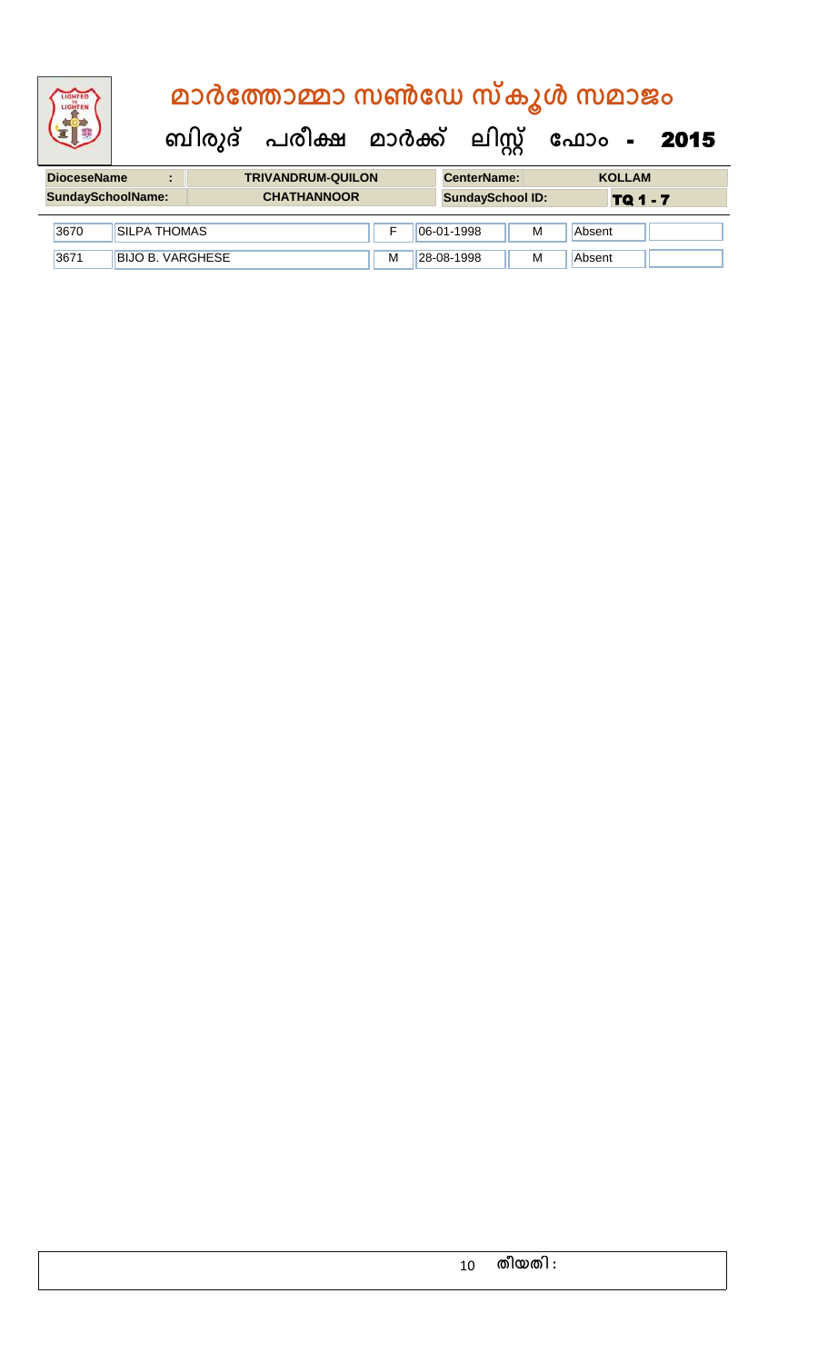# മാർത്തോമ്മാ സൺഡേ സ്കൂൾ സമാജം

## ബിരുദ് പരീക്ഷ മാർക്ക് ലിസ്റ്റ് ഫോം - 2015

| DioceseName : | TRIVANDRUM-QUILON | CenterName: | KOLLAM |
|---|---|---|---|
| SundaySchoolName: | CHATHANNOOR | SundaySchool ID: | TQ 1 - 7 |

| | | | | | |
|---|---|---|---|---|---|
| 3670 | SILPA THOMAS | F | 06-01-1998 | M | Absent |
| 3671 | BIJO B. VARGHESE | M | 28-08-1998 | M | Absent |

തീയതി :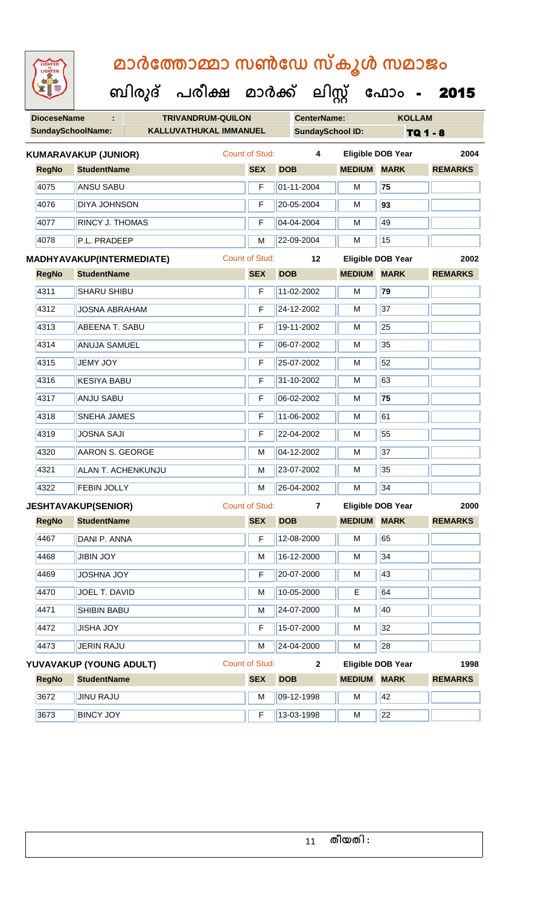# മാർത്തോമ്മാ സൺഡേ സ്കൂൾ സമാജം

## ബിരുദ് പരീക്ഷ മാർക്ക് ലിസ്റ്റ് ഫോം - 2015

| DioceseName : | TRIVANDRUM-QUILON | CenterName: | KOLLAM |
|---|---|---|---|
| SundaySchoolName: | KALLUVATHUKAL IMMANUEL | SundaySchool ID: | TQ 1 - 8 |

**KUMARAVAKUP (JUNIOR)** — Count of Stud: 4 — Eligible DOB Year: 2004

| RegNo | StudentName | SEX | DOB | MEDIUM | MARK | REMARKS |
|---|---|---|---|---|---|---|
| 4075 | ANSU SABU | F | 01-11-2004 | M | 75 | |
| 4076 | DIYA JOHNSON | F | 20-05-2004 | M | 93 | |
| 4077 | RINCY J. THOMAS | F | 04-04-2004 | M | 49 | |
| 4078 | P.L. PRADEEP | M | 22-09-2004 | M | 15 | |

**MADHYAVAKUP(INTERMEDIATE)** — Count of Stud: 12 — Eligible DOB Year: 2002

| RegNo | StudentName | SEX | DOB | MEDIUM | MARK | REMARKS |
|---|---|---|---|---|---|---|
| 4311 | SHARU SHIBU | F | 11-02-2002 | M | 79 | |
| 4312 | JOSNA ABRAHAM | F | 24-12-2002 | M | 37 | |
| 4313 | ABEENA T. SABU | F | 19-11-2002 | M | 25 | |
| 4314 | ANUJA SAMUEL | F | 06-07-2002 | M | 35 | |
| 4315 | JEMY JOY | F | 25-07-2002 | M | 52 | |
| 4316 | KESIYA BABU | F | 31-10-2002 | M | 63 | |
| 4317 | ANJU SABU | F | 06-02-2002 | M | 75 | |
| 4318 | SNEHA JAMES | F | 11-06-2002 | M | 61 | |
| 4319 | JOSNA SAJI | F | 22-04-2002 | M | 55 | |
| 4320 | AARON S. GEORGE | M | 04-12-2002 | M | 37 | |
| 4321 | ALAN T. ACHENKUNJU | M | 23-07-2002 | M | 35 | |
| 4322 | FEBIN JOLLY | M | 26-04-2002 | M | 34 | |

**JESHTAVAKUP(SENIOR)** — Count of Stud: 7 — Eligible DOB Year: 2000

| RegNo | StudentName | SEX | DOB | MEDIUM | MARK | REMARKS |
|---|---|---|---|---|---|---|
| 4467 | DANI P. ANNA | F | 12-08-2000 | M | 65 | |
| 4468 | JIBIN JOY | M | 16-12-2000 | M | 34 | |
| 4469 | JOSHNA JOY | F | 20-07-2000 | M | 43 | |
| 4470 | JOEL T. DAVID | M | 10-05-2000 | E | 64 | |
| 4471 | SHIBIN BABU | M | 24-07-2000 | M | 40 | |
| 4472 | JISHA JOY | F | 15-07-2000 | M | 32 | |
| 4473 | JERIN RAJU | M | 24-04-2000 | M | 28 | |

**YUVAVAKUP (YOUNG ADULT)** — Count of Stud: 2 — Eligible DOB Year: 1998

| RegNo | StudentName | SEX | DOB | MEDIUM | MARK | REMARKS |
|---|---|---|---|---|---|---|
| 3672 | JINU RAJU | M | 09-12-1998 | M | 42 | |
| 3673 | BINCY JOY | F | 13-03-1998 | M | 22 | |

തീയതി :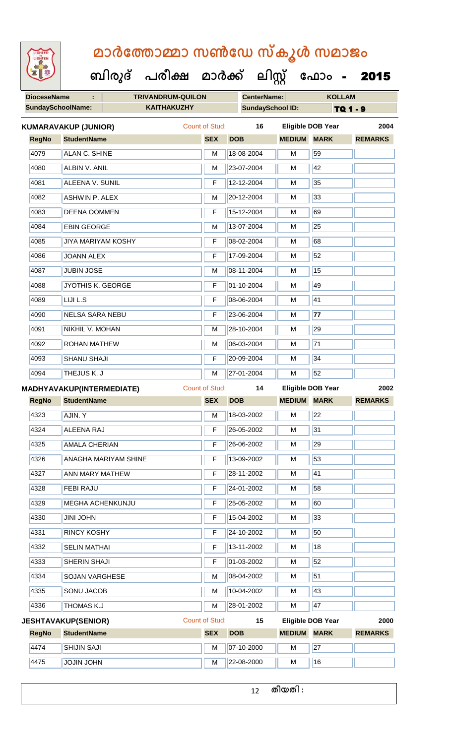# മാർത്തോമ്മാ സൺഡേ സ്കൂൾ സമാജം

## ബിരുദ് പരീക്ഷ മാർക്ക് ലിസ്റ്റ് ഫോം - 2015

| **DioceseName** : | TRIVANDRUM-QUILON | **CenterName:** | KOLLAM |
|---|---|---|---|
| **SundaySchoolName:** | KAITHAKUZHY | **SundaySchool ID:** | TQ 1 - 9 |

**KUMARAVAKUP (JUNIOR)** Count of Stud: 16 Eligible DOB Year 2004

| RegNo | StudentName | SEX | DOB | MEDIUM | MARK | REMARKS |
|---|---|---|---|---|---|---|
| 4079 | ALAN C. SHINE | M | 18-08-2004 | M | 59 | |
| 4080 | ALBIN V. ANIL | M | 23-07-2004 | M | 42 | |
| 4081 | ALEENA V. SUNIL | F | 12-12-2004 | M | 35 | |
| 4082 | ASHWIN P. ALEX | M | 20-12-2004 | M | 33 | |
| 4083 | DEENA OOMMEN | F | 15-12-2004 | M | 69 | |
| 4084 | EBIN GEORGE | M | 13-07-2004 | M | 25 | |
| 4085 | JIYA MARIYAM KOSHY | F | 08-02-2004 | M | 68 | |
| 4086 | JOANN ALEX | F | 17-09-2004 | M | 52 | |
| 4087 | JUBIN JOSE | M | 08-11-2004 | M | 15 | |
| 4088 | JYOTHIS K. GEORGE | F | 01-10-2004 | M | 49 | |
| 4089 | LIJI L.S | F | 08-06-2004 | M | 41 | |
| 4090 | NELSA SARA NEBU | F | 23-06-2004 | M | **77** | |
| 4091 | NIKHIL V. MOHAN | M | 28-10-2004 | M | 29 | |
| 4092 | ROHAN MATHEW | M | 06-03-2004 | M | 71 | |
| 4093 | SHANU SHAJI | F | 20-09-2004 | M | 34 | |
| 4094 | THEJUS K. J | M | 27-01-2004 | M | 52 | |

**MADHYAVAKUP(INTERMEDIATE)** Count of Stud: 14 Eligible DOB Year 2002

| RegNo | StudentName | SEX | DOB | MEDIUM | MARK | REMARKS |
|---|---|---|---|---|---|---|
| 4323 | AJIN. Y | M | 18-03-2002 | M | 22 | |
| 4324 | ALEENA RAJ | F | 26-05-2002 | M | 31 | |
| 4325 | AMALA CHERIAN | F | 26-06-2002 | M | 29 | |
| 4326 | ANAGHA MARIYAM SHINE | F | 13-09-2002 | M | 53 | |
| 4327 | ANN MARY MATHEW | F | 28-11-2002 | M | 41 | |
| 4328 | FEBI RAJU | F | 24-01-2002 | M | 58 | |
| 4329 | MEGHA ACHENKUNJU | F | 25-05-2002 | M | 60 | |
| 4330 | JINI JOHN | F | 15-04-2002 | M | 33 | |
| 4331 | RINCY KOSHY | F | 24-10-2002 | M | 50 | |
| 4332 | SELIN MATHAI | F | 13-11-2002 | M | 18 | |
| 4333 | SHERIN SHAJI | F | 01-03-2002 | M | 52 | |
| 4334 | SOJAN VARGHESE | M | 08-04-2002 | M | 51 | |
| 4335 | SONU JACOB | M | 10-04-2002 | M | 43 | |
| 4336 | THOMAS K.J | M | 28-01-2002 | M | 47 | |

**JESHTAVAKUP(SENIOR)** Count of Stud: 15 Eligible DOB Year 2000

| RegNo | StudentName | SEX | DOB | MEDIUM | MARK | REMARKS |
|---|---|---|---|---|---|---|
| 4474 | SHIJIN SAJI | M | 07-10-2000 | M | 27 | |
| 4475 | JOJIN JOHN | M | 22-08-2000 | M | 16 | |

തീയതി :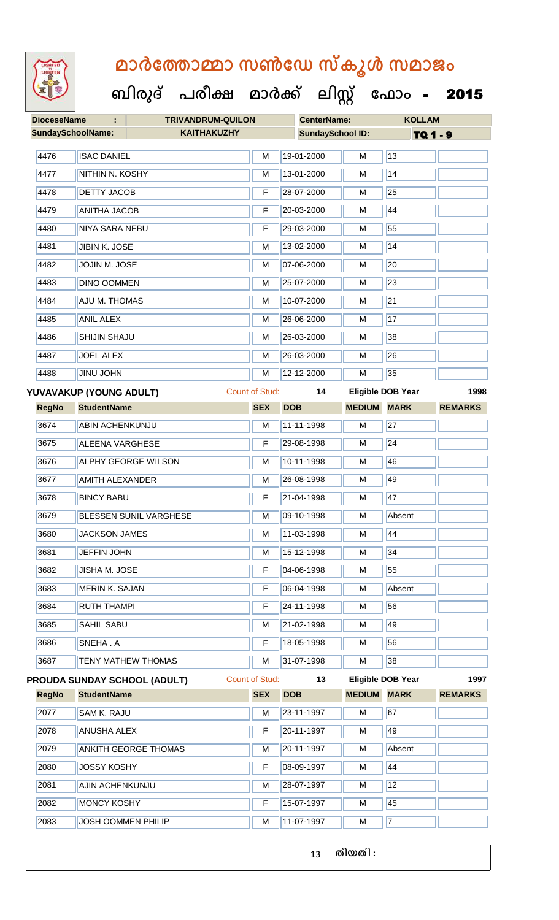# മാർത്തോമ്മാ സൺഡേ സ്കൂൾ സമാജം

## ബിരുദ് പരീക്ഷ മാർക്ക് ലിസ്റ്റ് ഫോം - 2015

| DioceseName : | TRIVANDRUM-QUILON | CenterName: | KOLLAM |
|---|---|---|---|
| SundaySchoolName: | KAITHAKUZHY | SundaySchool ID: | TQ 1 - 9 |

| RegNo | StudentName | SEX | DOB | MEDIUM | MARK | REMARKS |
|---|---|---|---|---|---|---|
| 4476 | ISAC DANIEL | M | 19-01-2000 | M | 13 | |
| 4477 | NITHIN N. KOSHY | M | 13-01-2000 | M | 14 | |
| 4478 | DETTY JACOB | F | 28-07-2000 | M | 25 | |
| 4479 | ANITHA JACOB | F | 20-03-2000 | M | 44 | |
| 4480 | NIYA SARA NEBU | F | 29-03-2000 | M | 55 | |
| 4481 | JIBIN K. JOSE | M | 13-02-2000 | M | 14 | |
| 4482 | JOJIN M. JOSE | M | 07-06-2000 | M | 20 | |
| 4483 | DINO OOMMEN | M | 25-07-2000 | M | 23 | |
| 4484 | AJU M. THOMAS | M | 10-07-2000 | M | 21 | |
| 4485 | ANIL ALEX | M | 26-06-2000 | M | 17 | |
| 4486 | SHIJIN SHAJU | M | 26-03-2000 | M | 38 | |
| 4487 | JOEL ALEX | M | 26-03-2000 | M | 26 | |
| 4488 | JINU JOHN | M | 12-12-2000 | M | 35 | |

**YUVAVAKUP (YOUNG ADULT)** Count of Stud: 14 Eligible DOB Year 1998

| RegNo | StudentName | SEX | DOB | MEDIUM | MARK | REMARKS |
|---|---|---|---|---|---|---|
| 3674 | ABIN ACHENKUNJU | M | 11-11-1998 | M | 27 | |
| 3675 | ALEENA VARGHESE | F | 29-08-1998 | M | 24 | |
| 3676 | ALPHY GEORGE WILSON | M | 10-11-1998 | M | 46 | |
| 3677 | AMITH ALEXANDER | M | 26-08-1998 | M | 49 | |
| 3678 | BINCY BABU | F | 21-04-1998 | M | 47 | |
| 3679 | BLESSEN SUNIL VARGHESE | M | 09-10-1998 | M | Absent | |
| 3680 | JACKSON JAMES | M | 11-03-1998 | M | 44 | |
| 3681 | JEFFIN JOHN | M | 15-12-1998 | M | 34 | |
| 3682 | JISHA M. JOSE | F | 04-06-1998 | M | 55 | |
| 3683 | MERIN K. SAJAN | F | 06-04-1998 | M | Absent | |
| 3684 | RUTH THAMPI | F | 24-11-1998 | M | 56 | |
| 3685 | SAHIL SABU | M | 21-02-1998 | M | 49 | |
| 3686 | SNEHA . A | F | 18-05-1998 | M | 56 | |
| 3687 | TENY MATHEW THOMAS | M | 31-07-1998 | M | 38 | |

**PROUDA SUNDAY SCHOOL (ADULT)** Count of Stud: 13 Eligible DOB Year 1997

| RegNo | StudentName | SEX | DOB | MEDIUM | MARK | REMARKS |
|---|---|---|---|---|---|---|
| 2077 | SAM K. RAJU | M | 23-11-1997 | M | 67 | |
| 2078 | ANUSHA ALEX | F | 20-11-1997 | M | 49 | |
| 2079 | ANKITH GEORGE THOMAS | M | 20-11-1997 | M | Absent | |
| 2080 | JOSSY KOSHY | F | 08-09-1997 | M | 44 | |
| 2081 | AJIN ACHENKUNJU | M | 28-07-1997 | M | 12 | |
| 2082 | MONCY KOSHY | F | 15-07-1997 | M | 45 | |
| 2083 | JOSH OOMMEN PHILIP | M | 11-07-1997 | M | 7 | |

തീയതി :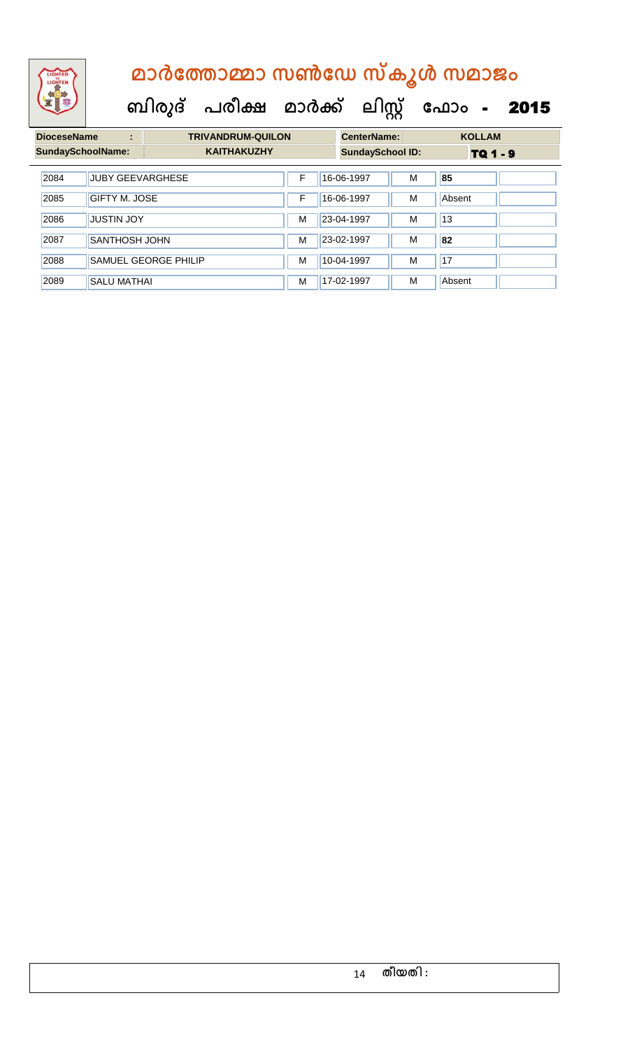# മാർത്തോമ്മാ സൺഡേ സ്കൂൾ സമാജം

## ബിരുദ് പരീക്ഷ മാർക്ക് ലിസ്റ്റ് ഫോം - 2015

| DioceseName : | TRIVANDRUM-QUILON | CenterName: | KOLLAM |
|---|---|---|---|
| SundaySchoolName: | KAITHAKUZHY | SundaySchool ID: | TQ 1 - 9 |

| | | | | | | |
|---|---|---|---|---|---|---|
| 2084 | JUBY GEEVARGHESE | F | 16-06-1997 | M | 85 | |
| 2085 | GIFTY M. JOSE | F | 16-06-1997 | M | Absent | |
| 2086 | JUSTIN JOY | M | 23-04-1997 | M | 13 | |
| 2087 | SANTHOSH JOHN | M | 23-02-1997 | M | 82 | |
| 2088 | SAMUEL GEORGE PHILIP | M | 10-04-1997 | M | 17 | |
| 2089 | SALU MATHAI | M | 17-02-1997 | M | Absent | |

തീയതി :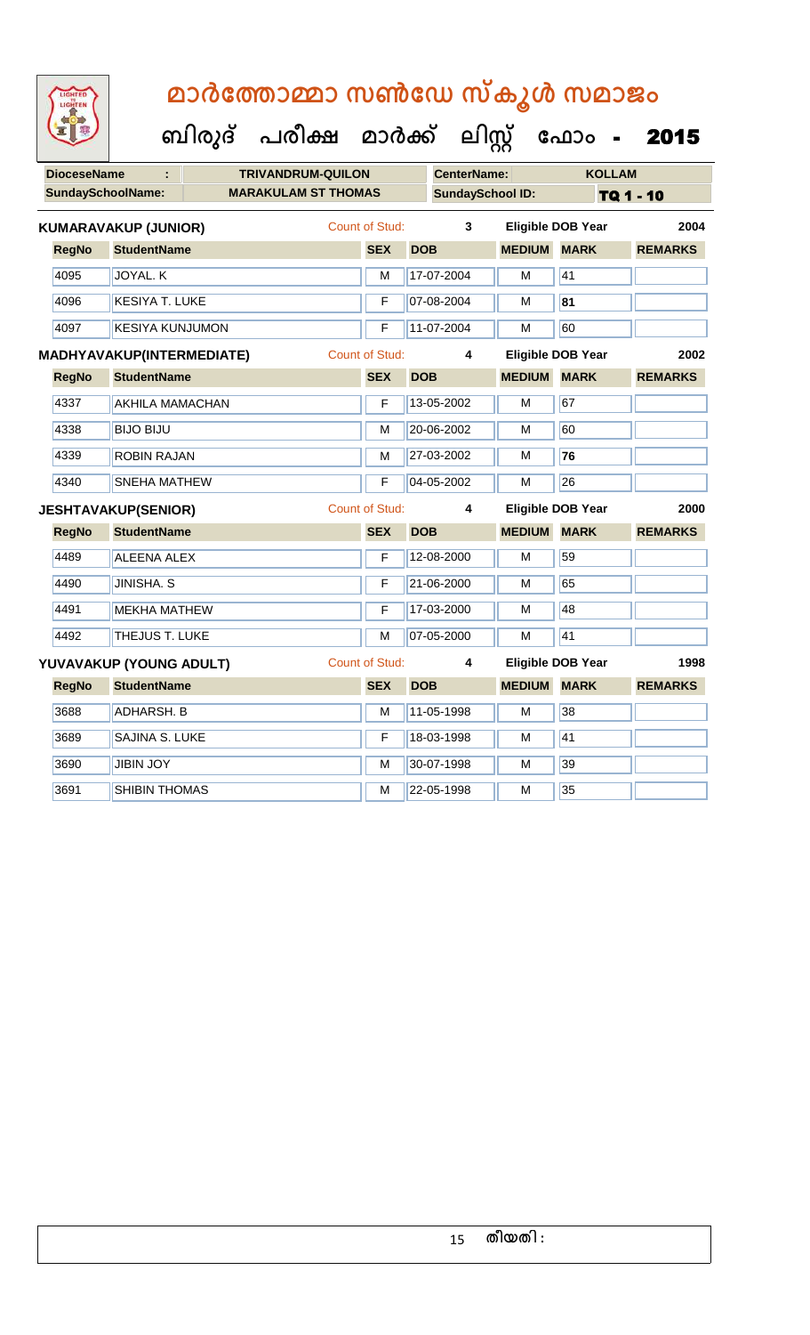# മാർത്തോമ്മാ സൺഡേ സ്കൂൾ സമാജം

## ബിരുദ് പരീക്ഷ മാർക്ക് ലിസ്റ്റ് ഫോം - 2015

| DioceseName : | TRIVANDRUM-QUILON | CenterName: | KOLLAM |
|---|---|---|---|
| SundaySchoolName: | MARAKULAM ST THOMAS | SundaySchool ID: | TQ 1 - 10 |

**KUMARAVAKUP (JUNIOR)** — Count of Stud: 3 — Eligible DOB Year: 2004

| RegNo | StudentName | SEX | DOB | MEDIUM | MARK | REMARKS |
|---|---|---|---|---|---|---|
| 4095 | JOYAL. K | M | 17-07-2004 | M | 41 | |
| 4096 | KESIYA T. LUKE | F | 07-08-2004 | M | **81** | |
| 4097 | KESIYA KUNJUMON | F | 11-07-2004 | M | 60 | |

**MADHYAVAKUP(INTERMEDIATE)** — Count of Stud: 4 — Eligible DOB Year: 2002

| RegNo | StudentName | SEX | DOB | MEDIUM | MARK | REMARKS |
|---|---|---|---|---|---|---|
| 4337 | AKHILA MAMACHAN | F | 13-05-2002 | M | 67 | |
| 4338 | BIJO BIJU | M | 20-06-2002 | M | 60 | |
| 4339 | ROBIN RAJAN | M | 27-03-2002 | M | **76** | |
| 4340 | SNEHA MATHEW | F | 04-05-2002 | M | 26 | |

**JESHTAVAKUP(SENIOR)** — Count of Stud: 4 — Eligible DOB Year: 2000

| RegNo | StudentName | SEX | DOB | MEDIUM | MARK | REMARKS |
|---|---|---|---|---|---|---|
| 4489 | ALEENA ALEX | F | 12-08-2000 | M | 59 | |
| 4490 | JINISHA. S | F | 21-06-2000 | M | 65 | |
| 4491 | MEKHA MATHEW | F | 17-03-2000 | M | 48 | |
| 4492 | THEJUS T. LUKE | M | 07-05-2000 | M | 41 | |

**YUVAVAKUP (YOUNG ADULT)** — Count of Stud: 4 — Eligible DOB Year: 1998

| RegNo | StudentName | SEX | DOB | MEDIUM | MARK | REMARKS |
|---|---|---|---|---|---|---|
| 3688 | ADHARSH. B | M | 11-05-1998 | M | 38 | |
| 3689 | SAJINA S. LUKE | F | 18-03-1998 | M | 41 | |
| 3690 | JIBIN JOY | M | 30-07-1998 | M | 39 | |
| 3691 | SHIBIN THOMAS | M | 22-05-1998 | M | 35 | |

തീയതി :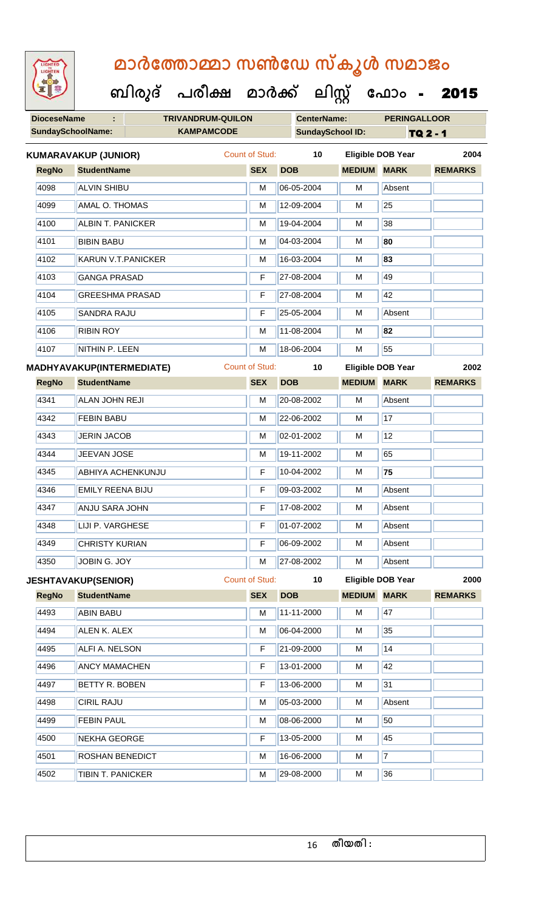# മാർത്തോമ്മാ സൺഡേ സ്കൂൾ സമാജം

## ബിരുദ് പരീക്ഷ മാർക്ക് ലിസ്റ്റ് ഫോം - 2015

**DioceseName :** TRIVANDRUM-QUILON **CenterName:** PERINGALLOOR

**SundaySchoolName:** KAMPAMCODE **SundaySchool ID:** TQ 2 - 1

**KUMARAVAKUP (JUNIOR)** Count of Stud: 10 Eligible DOB Year 2004

| RegNo | StudentName | SEX | DOB | MEDIUM | MARK | REMARKS |
|---|---|---|---|---|---|---|
| 4098 | ALVIN SHIBU | M | 06-05-2004 | M | Absent | |
| 4099 | AMAL O. THOMAS | M | 12-09-2004 | M | 25 | |
| 4100 | ALBIN T. PANICKER | M | 19-04-2004 | M | 38 | |
| 4101 | BIBIN BABU | M | 04-03-2004 | M | **80** | |
| 4102 | KARUN V.T.PANICKER | M | 16-03-2004 | M | **83** | |
| 4103 | GANGA PRASAD | F | 27-08-2004 | M | 49 | |
| 4104 | GREESHMA PRASAD | F | 27-08-2004 | M | 42 | |
| 4105 | SANDRA RAJU | F | 25-05-2004 | M | Absent | |
| 4106 | RIBIN ROY | M | 11-08-2004 | M | **82** | |
| 4107 | NITHIN P. LEEN | M | 18-06-2004 | M | 55 | |

**MADHYAVAKUP(INTERMEDIATE)** Count of Stud: 10 Eligible DOB Year 2002

| RegNo | StudentName | SEX | DOB | MEDIUM | MARK | REMARKS |
|---|---|---|---|---|---|---|
| 4341 | ALAN JOHN REJI | M | 20-08-2002 | M | Absent | |
| 4342 | FEBIN BABU | M | 22-06-2002 | M | 17 | |
| 4343 | JERIN JACOB | M | 02-01-2002 | M | 12 | |
| 4344 | JEEVAN JOSE | M | 19-11-2002 | M | 65 | |
| 4345 | ABHIYA ACHENKUNJU | F | 10-04-2002 | M | **75** | |
| 4346 | EMILY REENA BIJU | F | 09-03-2002 | M | Absent | |
| 4347 | ANJU SARA JOHN | F | 17-08-2002 | M | Absent | |
| 4348 | LIJI P. VARGHESE | F | 01-07-2002 | M | Absent | |
| 4349 | CHRISTY KURIAN | F | 06-09-2002 | M | Absent | |
| 4350 | JOBIN G. JOY | M | 27-08-2002 | M | Absent | |

**JESHTAVAKUP(SENIOR)** Count of Stud: 10 Eligible DOB Year 2000

| RegNo | StudentName | SEX | DOB | MEDIUM | MARK | REMARKS |
|---|---|---|---|---|---|---|
| 4493 | ABIN BABU | M | 11-11-2000 | M | 47 | |
| 4494 | ALEN K. ALEX | M | 06-04-2000 | M | 35 | |
| 4495 | ALFI A. NELSON | F | 21-09-2000 | M | 14 | |
| 4496 | ANCY MAMACHEN | F | 13-01-2000 | M | 42 | |
| 4497 | BETTY R. BOBEN | F | 13-06-2000 | M | 31 | |
| 4498 | CIRIL RAJU | M | 05-03-2000 | M | Absent | |
| 4499 | FEBIN PAUL | M | 08-06-2000 | M | 50 | |
| 4500 | NEKHA GEORGE | F | 13-05-2000 | M | 45 | |
| 4501 | ROSHAN BENEDICT | M | 16-06-2000 | M | 7 | |
| 4502 | TIBIN T. PANICKER | M | 29-08-2000 | M | 36 | |

തീയതി :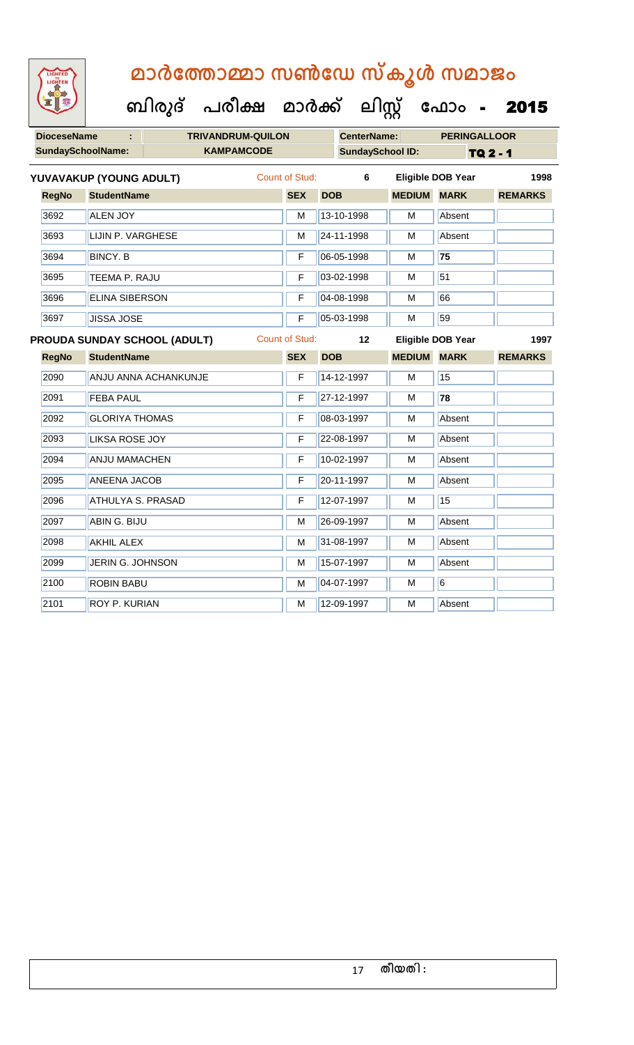# മാർത്തോമ്മാ സൺഡേ സ്കൂൾ സമാജം

## ബിരുദ് പരീക്ഷ മാർക്ക് ലിസ്റ്റ് ഫോം - 2015

| DioceseName : | TRIVANDRUM-QUILON | CenterName: | PERINGALLOOR |
|---|---|---|---|
| SundaySchoolName: | KAMPAMCODE | SundaySchool ID: | TQ 2 - 1 |

**YUVAVAKUP (YOUNG ADULT)** Count of Stud: 6 Eligible DOB Year 1998

| RegNo | StudentName | SEX | DOB | MEDIUM | MARK | REMARKS |
|---|---|---|---|---|---|---|
| 3692 | ALEN JOY | M | 13-10-1998 | M | Absent | |
| 3693 | LIJIN P. VARGHESE | M | 24-11-1998 | M | Absent | |
| 3694 | BINCY. B | F | 06-05-1998 | M | 75 | |
| 3695 | TEEMA P. RAJU | F | 03-02-1998 | M | 51 | |
| 3696 | ELINA SIBERSON | F | 04-08-1998 | M | 66 | |
| 3697 | JISSA JOSE | F | 05-03-1998 | M | 59 | |

**PROUDA SUNDAY SCHOOL (ADULT)** Count of Stud: 12 Eligible DOB Year 1997

| RegNo | StudentName | SEX | DOB | MEDIUM | MARK | REMARKS |
|---|---|---|---|---|---|---|
| 2090 | ANJU ANNA ACHANKUNJE | F | 14-12-1997 | M | 15 | |
| 2091 | FEBA PAUL | F | 27-12-1997 | M | 78 | |
| 2092 | GLORIYA THOMAS | F | 08-03-1997 | M | Absent | |
| 2093 | LIKSA ROSE JOY | F | 22-08-1997 | M | Absent | |
| 2094 | ANJU MAMACHEN | F | 10-02-1997 | M | Absent | |
| 2095 | ANEENA JACOB | F | 20-11-1997 | M | Absent | |
| 2096 | ATHULYA S. PRASAD | F | 12-07-1997 | M | 15 | |
| 2097 | ABIN G. BIJU | M | 26-09-1997 | M | Absent | |
| 2098 | AKHIL ALEX | M | 31-08-1997 | M | Absent | |
| 2099 | JERIN G. JOHNSON | M | 15-07-1997 | M | Absent | |
| 2100 | ROBIN BABU | M | 04-07-1997 | M | 6 | |
| 2101 | ROY P. KURIAN | M | 12-09-1997 | M | Absent | |

തീയതി :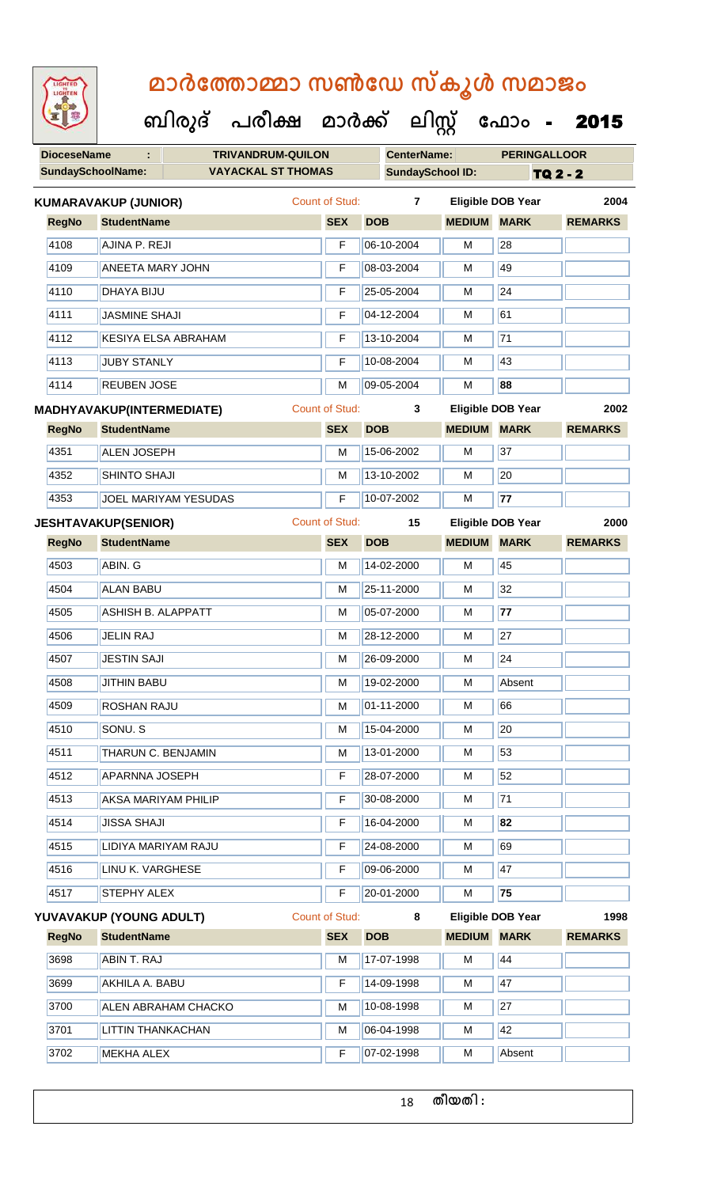# മാർത്തോമ്മാ സൺഡേ സ്കൂൾ സമാജം

**ബിരുദ് പരീക്ഷ മാർക്ക് ലിസ്റ്റ് ഫോം - 2015**

| DioceseName | : | TRIVANDRUM-QUILON | CenterName: | PERINGALLOOR |
|---|---|---|---|---|
| SundaySchoolName: | | VAYACKAL ST THOMAS | SundaySchool ID: | TQ 2 - 2 |

**KUMARAVAKUP (JUNIOR)** Count of Stud: 7 Eligible DOB Year 2004

| RegNo | StudentName | SEX | DOB | MEDIUM | MARK | REMARKS |
|---|---|---|---|---|---|---|
| 4108 | AJINA P. REJI | F | 06-10-2004 | M | 28 | |
| 4109 | ANEETA MARY JOHN | F | 08-03-2004 | M | 49 | |
| 4110 | DHAYA BIJU | F | 25-05-2004 | M | 24 | |
| 4111 | JASMINE SHAJI | F | 04-12-2004 | M | 61 | |
| 4112 | KESIYA ELSA ABRAHAM | F | 13-10-2004 | M | 71 | |
| 4113 | JUBY STANLY | F | 10-08-2004 | M | 43 | |
| 4114 | REUBEN JOSE | M | 09-05-2004 | M | **88** | |

**MADHYAVAKUP(INTERMEDIATE)** Count of Stud: 3 Eligible DOB Year 2002

| RegNo | StudentName | SEX | DOB | MEDIUM | MARK | REMARKS |
|---|---|---|---|---|---|---|
| 4351 | ALEN JOSEPH | M | 15-06-2002 | M | 37 | |
| 4352 | SHINTO SHAJI | M | 13-10-2002 | M | 20 | |
| 4353 | JOEL MARIYAM YESUDAS | F | 10-07-2002 | M | **77** | |

**JESHTAVAKUP(SENIOR)** Count of Stud: 15 Eligible DOB Year 2000

| RegNo | StudentName | SEX | DOB | MEDIUM | MARK | REMARKS |
|---|---|---|---|---|---|---|
| 4503 | ABIN. G | M | 14-02-2000 | M | 45 | |
| 4504 | ALAN BABU | M | 25-11-2000 | M | 32 | |
| 4505 | ASHISH B. ALAPPATT | M | 05-07-2000 | M | **77** | |
| 4506 | JELIN RAJ | M | 28-12-2000 | M | 27 | |
| 4507 | JESTIN SAJI | M | 26-09-2000 | M | 24 | |
| 4508 | JITHIN BABU | M | 19-02-2000 | M | Absent | |
| 4509 | ROSHAN RAJU | M | 01-11-2000 | M | 66 | |
| 4510 | SONU. S | M | 15-04-2000 | M | 20 | |
| 4511 | THARUN C. BENJAMIN | M | 13-01-2000 | M | 53 | |
| 4512 | APARNNA JOSEPH | F | 28-07-2000 | M | 52 | |
| 4513 | AKSA MARIYAM PHILIP | F | 30-08-2000 | M | 71 | |
| 4514 | JISSA SHAJI | F | 16-04-2000 | M | **82** | |
| 4515 | LIDIYA MARIYAM RAJU | F | 24-08-2000 | M | 69 | |
| 4516 | LINU K. VARGHESE | F | 09-06-2000 | M | 47 | |
| 4517 | STEPHY ALEX | F | 20-01-2000 | M | **75** | |

**YUVAVAKUP (YOUNG ADULT)** Count of Stud: 8 Eligible DOB Year 1998

| RegNo | StudentName | SEX | DOB | MEDIUM | MARK | REMARKS |
|---|---|---|---|---|---|---|
| 3698 | ABIN T. RAJ | M | 17-07-1998 | M | 44 | |
| 3699 | AKHILA A. BABU | F | 14-09-1998 | M | 47 | |
| 3700 | ALEN ABRAHAM CHACKO | M | 10-08-1998 | M | 27 | |
| 3701 | LITTIN THANKACHAN | M | 06-04-1998 | M | 42 | |
| 3702 | MEKHA ALEX | F | 07-02-1998 | M | Absent | |

തീയതി :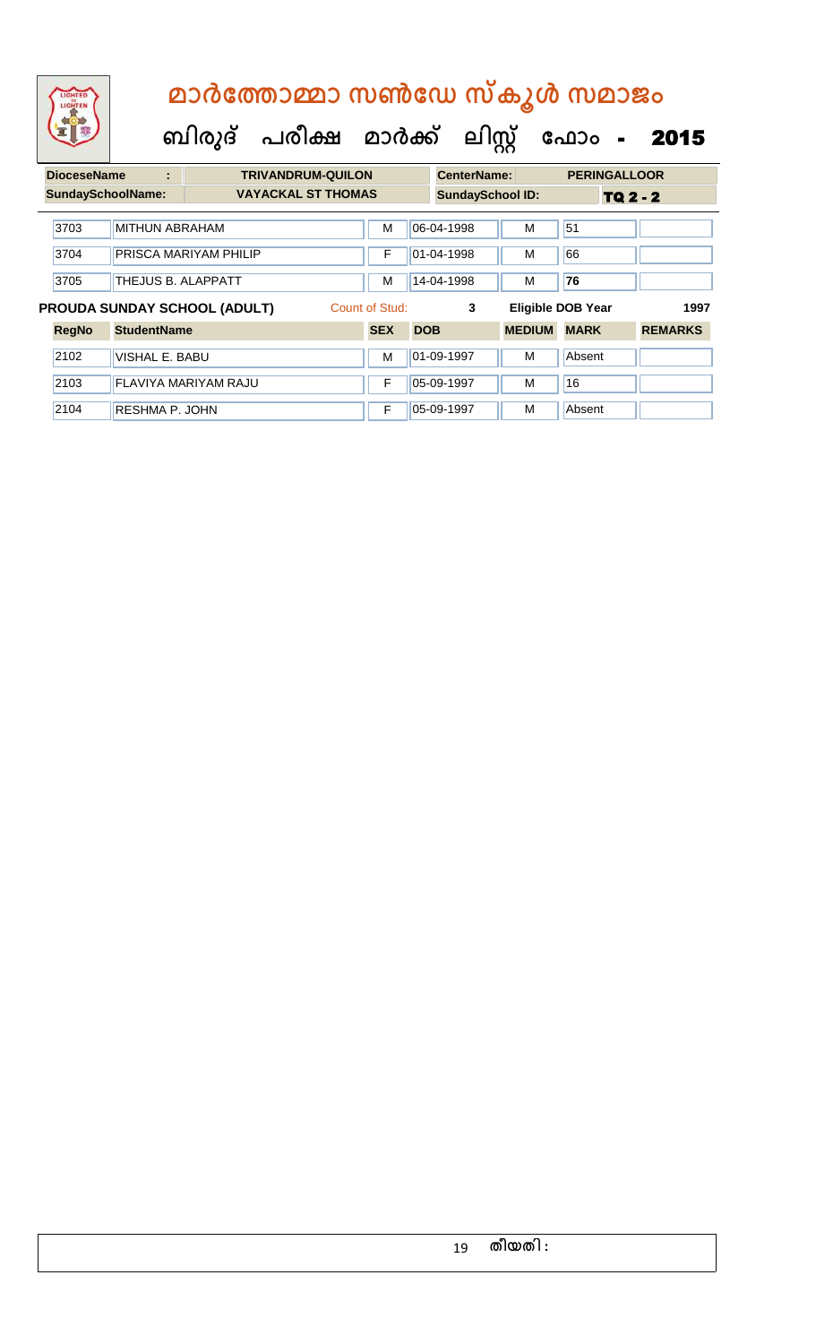# മാർത്തോമ്മാ സൺഡേ സ്കൂൾ സമാജം

## ബിരുദ് പരീക്ഷ മാർക്ക് ലിസ്റ്റ് ഫോം - 2015

| **DioceseName** | **:** | **TRIVANDRUM-QUILON** | **CenterName:** | **PERINGALLOOR** |
|---|---|---|---|---|
| **SundaySchoolName:** | | **VAYACKAL ST THOMAS** | **SundaySchool ID:** | **TQ 2 - 2** |

| | | | | | | |
|---|---|---|---|---|---|---|
| 3703 | MITHUN ABRAHAM | M | 06-04-1998 | M | 51 | |
| 3704 | PRISCA MARIYAM PHILIP | F | 01-04-1998 | M | 66 | |
| 3705 | THEJUS B. ALAPPATT | M | 14-04-1998 | M | **76** | |

**PROUDA SUNDAY SCHOOL (ADULT)** Count of Stud: **3** **Eligible DOB Year** **1997**

| **RegNo** | **StudentName** | **SEX** | **DOB** | **MEDIUM** | **MARK** | **REMARKS** |
|---|---|---|---|---|---|---|
| 2102 | VISHAL E. BABU | M | 01-09-1997 | M | Absent | |
| 2103 | FLAVIYA MARIYAM RAJU | F | 05-09-1997 | M | 16 | |
| 2104 | RESHMA P. JOHN | F | 05-09-1997 | M | Absent | |

തീയതി :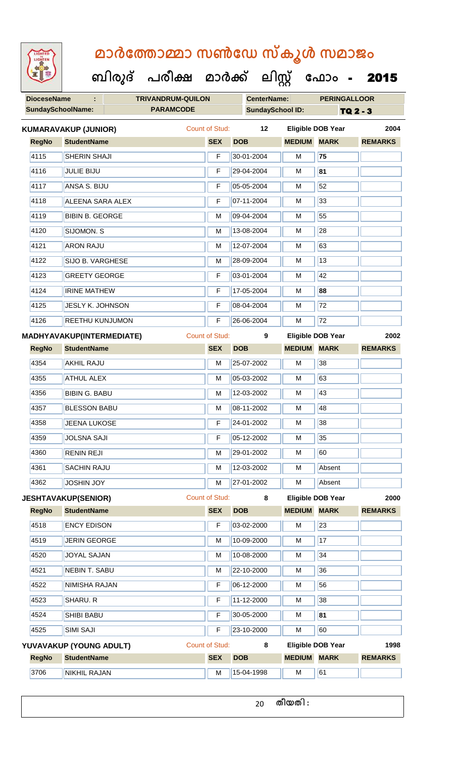# മാർത്തോമ്മാ സൺഡേ സ്കൂൾ സമാജം

**ബിരുദ് പരീക്ഷ മാർക്ക് ലിസ്റ്റ് ഫോം - 2015**

| **DioceseName** | : | **TRIVANDRUM-QUILON** | **CenterName:** | **PERINGALLOOR** |
|---|---|---|---|---|
| **SundaySchoolName:** | | **PARAMCODE** | **SundaySchool ID:** | **TQ 2 - 3** |

**KUMARAVAKUP (JUNIOR)** — Count of Stud: 12 — Eligible DOB Year: 2004

| RegNo | StudentName | SEX | DOB | MEDIUM | MARK | REMARKS |
|---|---|---|---|---|---|---|
| 4115 | SHERIN SHAJI | F | 30-01-2004 | M | **75** | |
| 4116 | JULIE BIJU | F | 29-04-2004 | M | **81** | |
| 4117 | ANSA S. BIJU | F | 05-05-2004 | M | 52 | |
| 4118 | ALEENA SARA ALEX | F | 07-11-2004 | M | 33 | |
| 4119 | BIBIN B. GEORGE | M | 09-04-2004 | M | 55 | |
| 4120 | SIJOMON. S | M | 13-08-2004 | M | 28 | |
| 4121 | ARON RAJU | M | 12-07-2004 | M | 63 | |
| 4122 | SIJO B. VARGHESE | M | 28-09-2004 | M | 13 | |
| 4123 | GREETY GEORGE | F | 03-01-2004 | M | 42 | |
| 4124 | IRINE MATHEW | F | 17-05-2004 | M | **88** | |
| 4125 | JESLY K. JOHNSON | F | 08-04-2004 | M | 72 | |
| 4126 | REETHU KUNJUMON | F | 26-06-2004 | M | 72 | |

**MADHYAVAKUP(INTERMEDIATE)** — Count of Stud: 9 — Eligible DOB Year: 2002

| RegNo | StudentName | SEX | DOB | MEDIUM | MARK | REMARKS |
|---|---|---|---|---|---|---|
| 4354 | AKHIL RAJU | M | 25-07-2002 | M | 38 | |
| 4355 | ATHUL ALEX | M | 05-03-2002 | M | 63 | |
| 4356 | BIBIN G. BABU | M | 12-03-2002 | M | 43 | |
| 4357 | BLESSON BABU | M | 08-11-2002 | M | 48 | |
| 4358 | JEENA LUKOSE | F | 24-01-2002 | M | 38 | |
| 4359 | JOLSNA SAJI | F | 05-12-2002 | M | 35 | |
| 4360 | RENIN REJI | M | 29-01-2002 | M | 60 | |
| 4361 | SACHIN RAJU | M | 12-03-2002 | M | Absent | |
| 4362 | JOSHIN JOY | M | 27-01-2002 | M | Absent | |

**JESHTAVAKUP(SENIOR)** — Count of Stud: 8 — Eligible DOB Year: 2000

| RegNo | StudentName | SEX | DOB | MEDIUM | MARK | REMARKS |
|---|---|---|---|---|---|---|
| 4518 | ENCY EDISON | F | 03-02-2000 | M | 23 | |
| 4519 | JERIN GEORGE | M | 10-09-2000 | M | 17 | |
| 4520 | JOYAL SAJAN | M | 10-08-2000 | M | 34 | |
| 4521 | NEBIN T. SABU | M | 22-10-2000 | M | 36 | |
| 4522 | NIMISHA RAJAN | F | 06-12-2000 | M | 56 | |
| 4523 | SHARU. R | F | 11-12-2000 | M | 38 | |
| 4524 | SHIBI BABU | F | 30-05-2000 | M | **81** | |
| 4525 | SIMI SAJI | F | 23-10-2000 | M | 60 | |

**YUVAVAKUP (YOUNG ADULT)** — Count of Stud: 8 — Eligible DOB Year: 1998

| RegNo | StudentName | SEX | DOB | MEDIUM | MARK | REMARKS |
|---|---|---|---|---|---|---|
| 3706 | NIKHIL RAJAN | M | 15-04-1998 | M | 61 | |

തീയതി :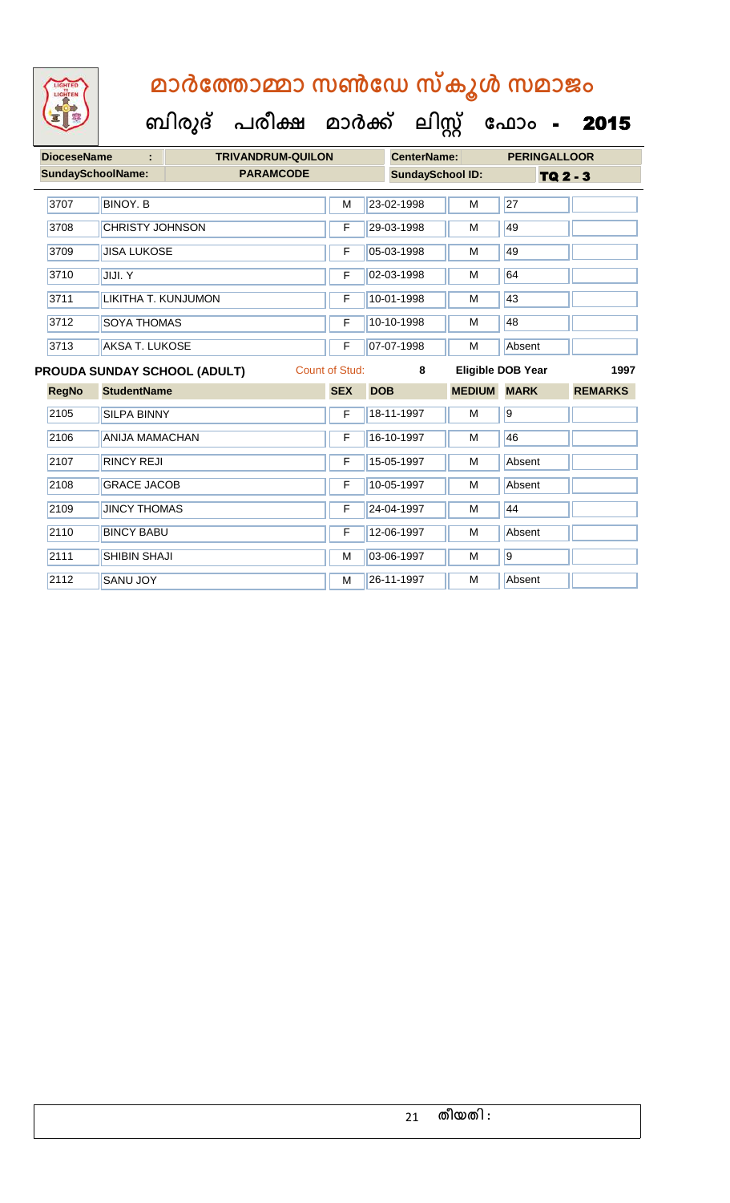# മാർത്തോമ്മാ സൺഡേ സ്കൂൾ സമാജം

## ബിരുദ് പരീക്ഷ മാർക്ക് ലിസ്റ്റ് ഫോം - 2015

| DioceseName : | TRIVANDRUM-QUILON | CenterName: | PERINGALLOOR |
|---|---|---|---|
| SundaySchoolName: | PARAMCODE | SundaySchool ID: | TQ 2 - 3 |

| RegNo | StudentName | SEX | DOB | MEDIUM | MARK | REMARKS |
|---|---|---|---|---|---|---|
| 3707 | BINOY. B | M | 23-02-1998 | M | 27 | |
| 3708 | CHRISTY JOHNSON | F | 29-03-1998 | M | 49 | |
| 3709 | JISA LUKOSE | F | 05-03-1998 | M | 49 | |
| 3710 | JIJI. Y | F | 02-03-1998 | M | 64 | |
| 3711 | LIKITHA T. KUNJUMON | F | 10-01-1998 | M | 43 | |
| 3712 | SOYA THOMAS | F | 10-10-1998 | M | 48 | |
| 3713 | AKSA T. LUKOSE | F | 07-07-1998 | M | Absent | |

**PROUDA SUNDAY SCHOOL (ADULT)** Count of Stud: 8 Eligible DOB Year 1997

| RegNo | StudentName | SEX | DOB | MEDIUM | MARK | REMARKS |
|---|---|---|---|---|---|---|
| 2105 | SILPA BINNY | F | 18-11-1997 | M | 9 | |
| 2106 | ANIJA MAMACHAN | F | 16-10-1997 | M | 46 | |
| 2107 | RINCY REJI | F | 15-05-1997 | M | Absent | |
| 2108 | GRACE JACOB | F | 10-05-1997 | M | Absent | |
| 2109 | JINCY THOMAS | F | 24-04-1997 | M | 44 | |
| 2110 | BINCY BABU | F | 12-06-1997 | M | Absent | |
| 2111 | SHIBIN SHAJI | M | 03-06-1997 | M | 9 | |
| 2112 | SANU JOY | M | 26-11-1997 | M | Absent | |

തീയതി :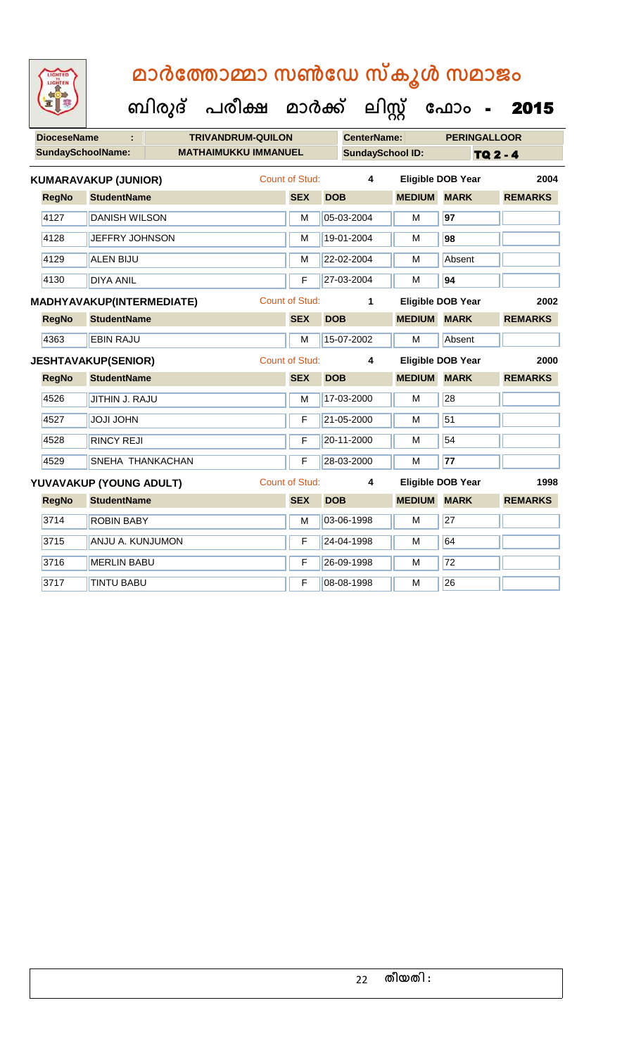# മാർത്തോമ്മാ സൺഡേ സ്കൂൾ സമാജം

## ബിരുദ് പരീക്ഷ മാർക്ക് ലിസ്റ്റ് ഫോം - 2015

| DioceseName : | TRIVANDRUM-QUILON | CenterName: | PERINGALLOOR |
|---|---|---|---|
| SundaySchoolName: | MATHAIMUKKU IMMANUEL | SundaySchool ID: | TQ 2 - 4 |

**KUMARAVAKUP (JUNIOR)** Count of Stud: 4 Eligible DOB Year 2004

| RegNo | StudentName | SEX | DOB | MEDIUM | MARK | REMARKS |
|---|---|---|---|---|---|---|
| 4127 | DANISH WILSON | M | 05-03-2004 | M | 97 | |
| 4128 | JEFFRY JOHNSON | M | 19-01-2004 | M | 98 | |
| 4129 | ALEN BIJU | M | 22-02-2004 | M | Absent | |
| 4130 | DIYA ANIL | F | 27-03-2004 | M | 94 | |

**MADHYAVAKUP(INTERMEDIATE)** Count of Stud: 1 Eligible DOB Year 2002

| RegNo | StudentName | SEX | DOB | MEDIUM | MARK | REMARKS |
|---|---|---|---|---|---|---|
| 4363 | EBIN RAJU | M | 15-07-2002 | M | Absent | |

**JESHTAVAKUP(SENIOR)** Count of Stud: 4 Eligible DOB Year 2000

| RegNo | StudentName | SEX | DOB | MEDIUM | MARK | REMARKS |
|---|---|---|---|---|---|---|
| 4526 | JITHIN J. RAJU | M | 17-03-2000 | M | 28 | |
| 4527 | JOJI JOHN | F | 21-05-2000 | M | 51 | |
| 4528 | RINCY REJI | F | 20-11-2000 | M | 54 | |
| 4529 | SNEHA THANKACHAN | F | 28-03-2000 | M | 77 | |

**YUVAVAKUP (YOUNG ADULT)** Count of Stud: 4 Eligible DOB Year 1998

| RegNo | StudentName | SEX | DOB | MEDIUM | MARK | REMARKS |
|---|---|---|---|---|---|---|
| 3714 | ROBIN BABY | M | 03-06-1998 | M | 27 | |
| 3715 | ANJU A. KUNJUMON | F | 24-04-1998 | M | 64 | |
| 3716 | MERLIN BABU | F | 26-09-1998 | M | 72 | |
| 3717 | TINTU BABU | F | 08-08-1998 | M | 26 | |

തീയതി :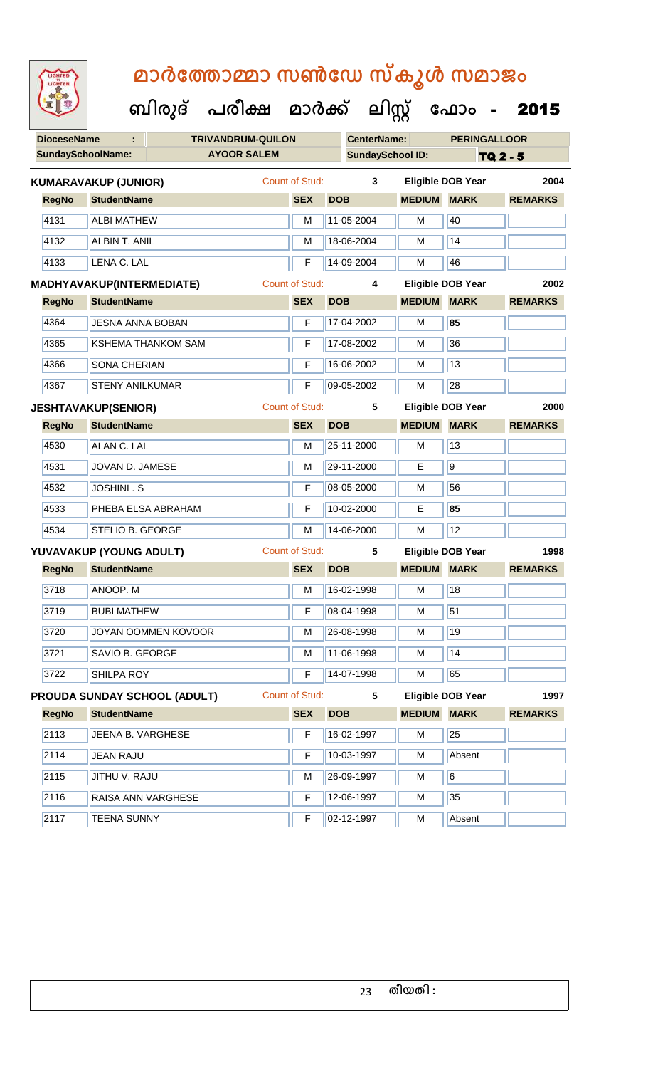# മാർത്തോമ്മാ സൺഡേ സ്കൂൾ സമാജം

## ബിരുദ് പരീക്ഷ മാർക്ക് ലിസ്റ്റ് ഫോം - 2015

| DioceseName : | TRIVANDRUM-QUILON | CenterName: | PERINGALLOOR |
|---|---|---|---|
| SundaySchoolName: | AYOOR SALEM | SundaySchool ID: | TQ 2 - 5 |

**KUMARAVAKUP (JUNIOR)** Count of Stud: 3 Eligible DOB Year 2004

| RegNo | StudentName | SEX | DOB | MEDIUM | MARK | REMARKS |
|---|---|---|---|---|---|---|
| 4131 | ALBI MATHEW | M | 11-05-2004 | M | 40 | |
| 4132 | ALBIN T. ANIL | M | 18-06-2004 | M | 14 | |
| 4133 | LENA C. LAL | F | 14-09-2004 | M | 46 | |

**MADHYAVAKUP(INTERMEDIATE)** Count of Stud: 4 Eligible DOB Year 2002

| RegNo | StudentName | SEX | DOB | MEDIUM | MARK | REMARKS |
|---|---|---|---|---|---|---|
| 4364 | JESNA ANNA BOBAN | F | 17-04-2002 | M | **85** | |
| 4365 | KSHEMA THANKOM SAM | F | 17-08-2002 | M | 36 | |
| 4366 | SONA CHERIAN | F | 16-06-2002 | M | 13 | |
| 4367 | STENY ANILKUMAR | F | 09-05-2002 | M | 28 | |

**JESHTAVAKUP(SENIOR)** Count of Stud: 5 Eligible DOB Year 2000

| RegNo | StudentName | SEX | DOB | MEDIUM | MARK | REMARKS |
|---|---|---|---|---|---|---|
| 4530 | ALAN C. LAL | M | 25-11-2000 | M | 13 | |
| 4531 | JOVAN D. JAMESE | M | 29-11-2000 | E | 9 | |
| 4532 | JOSHINI . S | F | 08-05-2000 | M | 56 | |
| 4533 | PHEBA ELSA ABRAHAM | F | 10-02-2000 | E | **85** | |
| 4534 | STELIO B. GEORGE | M | 14-06-2000 | M | 12 | |

**YUVAVAKUP (YOUNG ADULT)** Count of Stud: 5 Eligible DOB Year 1998

| RegNo | StudentName | SEX | DOB | MEDIUM | MARK | REMARKS |
|---|---|---|---|---|---|---|
| 3718 | ANOOP. M | M | 16-02-1998 | M | 18 | |
| 3719 | BUBI MATHEW | F | 08-04-1998 | M | 51 | |
| 3720 | JOYAN OOMMEN KOVOOR | M | 26-08-1998 | M | 19 | |
| 3721 | SAVIO B. GEORGE | M | 11-06-1998 | M | 14 | |
| 3722 | SHILPA ROY | F | 14-07-1998 | M | 65 | |

**PROUDA SUNDAY SCHOOL (ADULT)** Count of Stud: 5 Eligible DOB Year 1997

| RegNo | StudentName | SEX | DOB | MEDIUM | MARK | REMARKS |
|---|---|---|---|---|---|---|
| 2113 | JEENA B. VARGHESE | F | 16-02-1997 | M | 25 | |
| 2114 | JEAN RAJU | F | 10-03-1997 | M | Absent | |
| 2115 | JITHU V. RAJU | M | 26-09-1997 | M | 6 | |
| 2116 | RAISA ANN VARGHESE | F | 12-06-1997 | M | 35 | |
| 2117 | TEENA SUNNY | F | 02-12-1997 | M | Absent | |

തീയതി :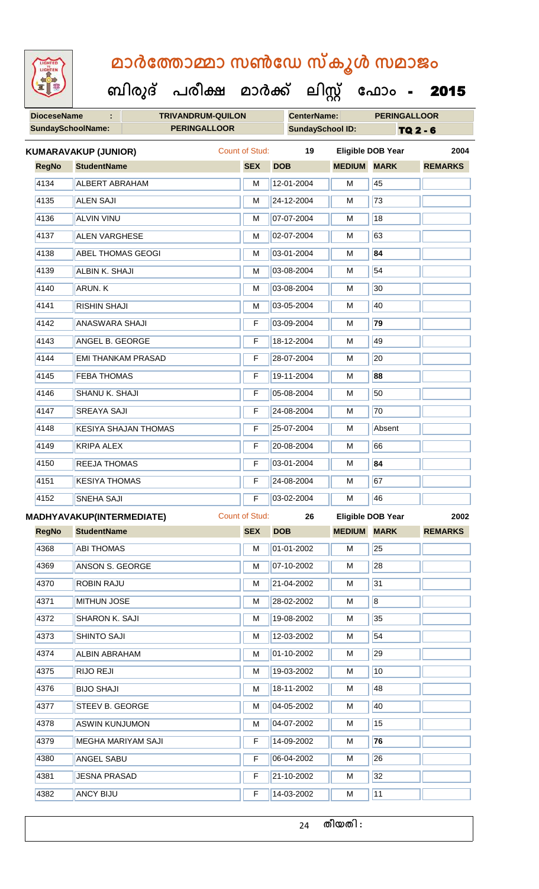# മാർത്തോമ്മാ സൺഡേ സ്കൂൾ സമാജം

## ബിരുദ് പരീക്ഷ മാർക്ക് ലിസ്റ്റ് ഫോം - 2015

| DioceseName | : | TRIVANDRUM-QUILON | CenterName: | PERINGALLOOR |
|---|---|---|---|---|
| SundaySchoolName: | | PERINGALLOOR | SundaySchool ID: | TQ 2 - 6 |

**KUMARAVAKUP (JUNIOR)** Count of Stud: 19 Eligible DOB Year 2004

| RegNo | StudentName | SEX | DOB | MEDIUM | MARK | REMARKS |
|---|---|---|---|---|---|---|
| 4134 | ALBERT ABRAHAM | M | 12-01-2004 | M | 45 | |
| 4135 | ALEN SAJI | M | 24-12-2004 | M | 73 | |
| 4136 | ALVIN VINU | M | 07-07-2004 | M | 18 | |
| 4137 | ALEN VARGHESE | M | 02-07-2004 | M | 63 | |
| 4138 | ABEL THOMAS GEOGI | M | 03-01-2004 | M | **84** | |
| 4139 | ALBIN K. SHAJI | M | 03-08-2004 | M | 54 | |
| 4140 | ARUN. K | M | 03-08-2004 | M | 30 | |
| 4141 | RISHIN SHAJI | M | 03-05-2004 | M | 40 | |
| 4142 | ANASWARA SHAJI | F | 03-09-2004 | M | **79** | |
| 4143 | ANGEL B. GEORGE | F | 18-12-2004 | M | 49 | |
| 4144 | EMI THANKAM PRASAD | F | 28-07-2004 | M | 20 | |
| 4145 | FEBA THOMAS | F | 19-11-2004 | M | **88** | |
| 4146 | SHANU K. SHAJI | F | 05-08-2004 | M | 50 | |
| 4147 | SREAYA SAJI | F | 24-08-2004 | M | 70 | |
| 4148 | KESIYA SHAJAN THOMAS | F | 25-07-2004 | M | Absent | |
| 4149 | KRIPA ALEX | F | 20-08-2004 | M | 66 | |
| 4150 | REEJA THOMAS | F | 03-01-2004 | M | **84** | |
| 4151 | KESIYA THOMAS | F | 24-08-2004 | M | 67 | |
| 4152 | SNEHA SAJI | F | 03-02-2004 | M | 46 | |

**MADHYAVAKUP(INTERMEDIATE)** Count of Stud: 26 Eligible DOB Year 2002

| RegNo | StudentName | SEX | DOB | MEDIUM | MARK | REMARKS |
|---|---|---|---|---|---|---|
| 4368 | ABI THOMAS | M | 01-01-2002 | M | 25 | |
| 4369 | ANSON S. GEORGE | M | 07-10-2002 | M | 28 | |
| 4370 | ROBIN RAJU | M | 21-04-2002 | M | 31 | |
| 4371 | MITHUN JOSE | M | 28-02-2002 | M | 8 | |
| 4372 | SHARON K. SAJI | M | 19-08-2002 | M | 35 | |
| 4373 | SHINTO SAJI | M | 12-03-2002 | M | 54 | |
| 4374 | ALBIN ABRAHAM | M | 01-10-2002 | M | 29 | |
| 4375 | RIJO REJI | M | 19-03-2002 | M | 10 | |
| 4376 | BIJO SHAJI | M | 18-11-2002 | M | 48 | |
| 4377 | STEEV B. GEORGE | M | 04-05-2002 | M | 40 | |
| 4378 | ASWIN KUNJUMON | M | 04-07-2002 | M | 15 | |
| 4379 | MEGHA MARIYAM SAJI | F | 14-09-2002 | M | **76** | |
| 4380 | ANGEL SABU | F | 06-04-2002 | M | 26 | |
| 4381 | JESNA PRASAD | F | 21-10-2002 | M | 32 | |
| 4382 | ANCY BIJU | F | 14-03-2002 | M | 11 | |

തീയതി :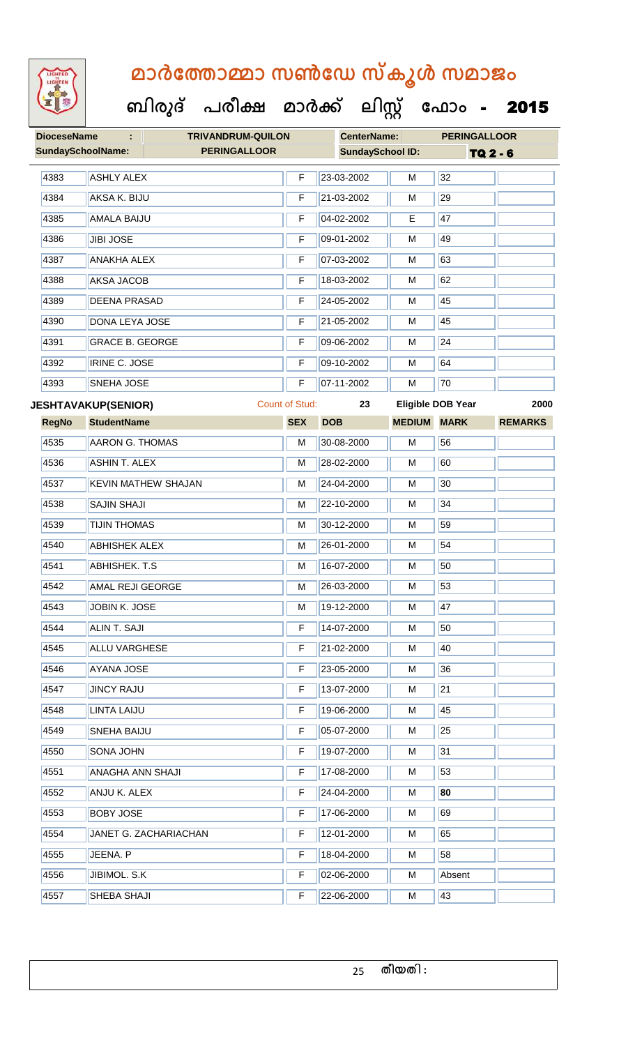# മാർത്തോമ്മാ സൺഡേ സ്കൂൾ സമാജം

**ബിരുദ് പരീക്ഷ മാർക്ക് ലിസ്റ്റ് ഫോം - 2015**

| DioceseName : | TRIVANDRUM-QUILON | CenterName: | PERINGALLOOR |
|---|---|---|---|
| SundaySchoolName: | PERINGALLOOR | SundaySchool ID: | TQ 2 - 6 |

| RegNo | StudentName | SEX | DOB | MEDIUM | MARK | REMARKS |
|---|---|---|---|---|---|---|
| 4383 | ASHLY ALEX | F | 23-03-2002 | M | 32 | |
| 4384 | AKSA K. BIJU | F | 21-03-2002 | M | 29 | |
| 4385 | AMALA BAIJU | F | 04-02-2002 | E | 47 | |
| 4386 | JIBI JOSE | F | 09-01-2002 | M | 49 | |
| 4387 | ANAKHA ALEX | F | 07-03-2002 | M | 63 | |
| 4388 | AKSA JACOB | F | 18-03-2002 | M | 62 | |
| 4389 | DEENA PRASAD | F | 24-05-2002 | M | 45 | |
| 4390 | DONA LEYA JOSE | F | 21-05-2002 | M | 45 | |
| 4391 | GRACE B. GEORGE | F | 09-06-2002 | M | 24 | |
| 4392 | IRINE C. JOSE | F | 09-10-2002 | M | 64 | |
| 4393 | SNEHA JOSE | F | 07-11-2002 | M | 70 | |

**JESHTAVAKUP(SENIOR)** Count of Stud: 23 Eligible DOB Year 2000

| RegNo | StudentName | SEX | DOB | MEDIUM | MARK | REMARKS |
|---|---|---|---|---|---|---|
| 4535 | AARON G. THOMAS | M | 30-08-2000 | M | 56 | |
| 4536 | ASHIN T. ALEX | M | 28-02-2000 | M | 60 | |
| 4537 | KEVIN MATHEW SHAJAN | M | 24-04-2000 | M | 30 | |
| 4538 | SAJIN SHAJI | M | 22-10-2000 | M | 34 | |
| 4539 | TIJIN THOMAS | M | 30-12-2000 | M | 59 | |
| 4540 | ABHISHEK ALEX | M | 26-01-2000 | M | 54 | |
| 4541 | ABHISHEK. T.S | M | 16-07-2000 | M | 50 | |
| 4542 | AMAL REJI GEORGE | M | 26-03-2000 | M | 53 | |
| 4543 | JOBIN K. JOSE | M | 19-12-2000 | M | 47 | |
| 4544 | ALIN T. SAJI | F | 14-07-2000 | M | 50 | |
| 4545 | ALLU VARGHESE | F | 21-02-2000 | M | 40 | |
| 4546 | AYANA JOSE | F | 23-05-2000 | M | 36 | |
| 4547 | JINCY RAJU | F | 13-07-2000 | M | 21 | |
| 4548 | LINTA LAIJU | F | 19-06-2000 | M | 45 | |
| 4549 | SNEHA BAIJU | F | 05-07-2000 | M | 25 | |
| 4550 | SONA JOHN | F | 19-07-2000 | M | 31 | |
| 4551 | ANAGHA ANN SHAJI | F | 17-08-2000 | M | 53 | |
| 4552 | ANJU K. ALEX | F | 24-04-2000 | M | **80** | |
| 4553 | BOBY JOSE | F | 17-06-2000 | M | 69 | |
| 4554 | JANET G. ZACHARIACHAN | F | 12-01-2000 | M | 65 | |
| 4555 | JEENA. P | F | 18-04-2000 | M | 58 | |
| 4556 | JIBIMOL. S.K | F | 02-06-2000 | M | Absent | |
| 4557 | SHEBA SHAJI | F | 22-06-2000 | M | 43 | |

തീയതി :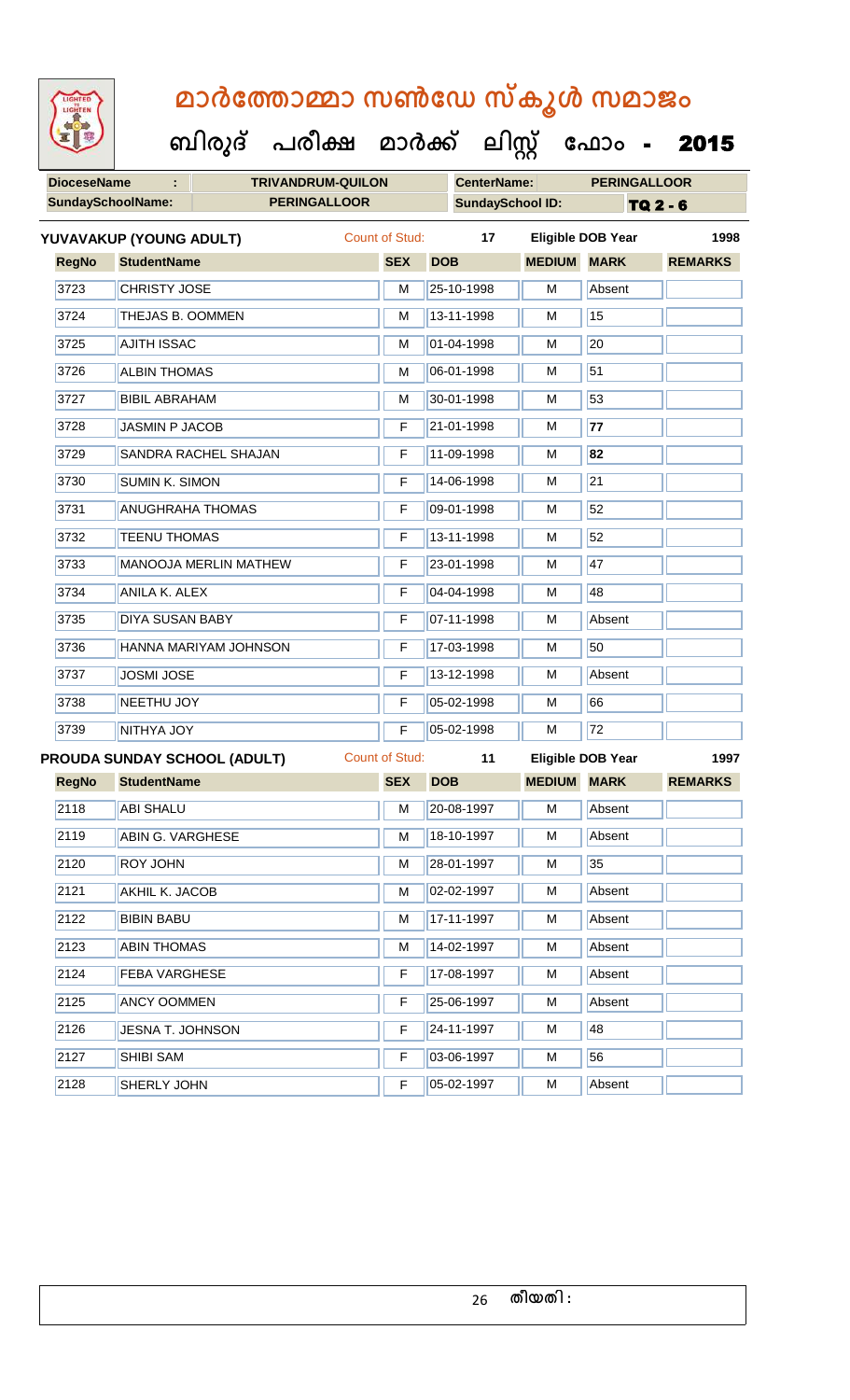# മാർത്തോമ്മാ സൺഡേ സ്കൂൾ സമാജം

## ബിരുദ് പരീക്ഷ മാർക്ക് ലിസ്റ്റ് ഫോം - 2015

| **DioceseName** : | TRIVANDRUM-QUILON | **CenterName:** | PERINGALLOOR |
|---|---|---|---|
| **SundaySchoolName:** | PERINGALLOOR | **SundaySchool ID:** | TQ 2 - 6 |

**YUVAVAKUP (YOUNG ADULT)** Count of Stud: 17 Eligible DOB Year 1998

| RegNo | StudentName | SEX | DOB | MEDIUM | MARK | REMARKS |
|---|---|---|---|---|---|---|
| 3723 | CHRISTY JOSE | M | 25-10-1998 | M | Absent | |
| 3724 | THEJAS B. OOMMEN | M | 13-11-1998 | M | 15 | |
| 3725 | AJITH ISSAC | M | 01-04-1998 | M | 20 | |
| 3726 | ALBIN THOMAS | M | 06-01-1998 | M | 51 | |
| 3727 | BIBIL ABRAHAM | M | 30-01-1998 | M | 53 | |
| 3728 | JASMIN P JACOB | F | 21-01-1998 | M | **77** | |
| 3729 | SANDRA RACHEL SHAJAN | F | 11-09-1998 | M | **82** | |
| 3730 | SUMIN K. SIMON | F | 14-06-1998 | M | 21 | |
| 3731 | ANUGHRAHA THOMAS | F | 09-01-1998 | M | 52 | |
| 3732 | TEENU THOMAS | F | 13-11-1998 | M | 52 | |
| 3733 | MANOOJA MERLIN MATHEW | F | 23-01-1998 | M | 47 | |
| 3734 | ANILA K. ALEX | F | 04-04-1998 | M | 48 | |
| 3735 | DIYA SUSAN BABY | F | 07-11-1998 | M | Absent | |
| 3736 | HANNA MARIYAM JOHNSON | F | 17-03-1998 | M | 50 | |
| 3737 | JOSMI JOSE | F | 13-12-1998 | M | Absent | |
| 3738 | NEETHU JOY | F | 05-02-1998 | M | 66 | |
| 3739 | NITHYA JOY | F | 05-02-1998 | M | 72 | |

**PROUDA SUNDAY SCHOOL (ADULT)** Count of Stud: 11 Eligible DOB Year 1997

| RegNo | StudentName | SEX | DOB | MEDIUM | MARK | REMARKS |
|---|---|---|---|---|---|---|
| 2118 | ABI SHALU | M | 20-08-1997 | M | Absent | |
| 2119 | ABIN G. VARGHESE | M | 18-10-1997 | M | Absent | |
| 2120 | ROY JOHN | M | 28-01-1997 | M | 35 | |
| 2121 | AKHIL K. JACOB | M | 02-02-1997 | M | Absent | |
| 2122 | BIBIN BABU | M | 17-11-1997 | M | Absent | |
| 2123 | ABIN THOMAS | M | 14-02-1997 | M | Absent | |
| 2124 | FEBA VARGHESE | F | 17-08-1997 | M | Absent | |
| 2125 | ANCY OOMMEN | F | 25-06-1997 | M | Absent | |
| 2126 | JESNA T. JOHNSON | F | 24-11-1997 | M | 48 | |
| 2127 | SHIBI SAM | F | 03-06-1997 | M | 56 | |
| 2128 | SHERLY JOHN | F | 05-02-1997 | M | Absent | |

തീയതി :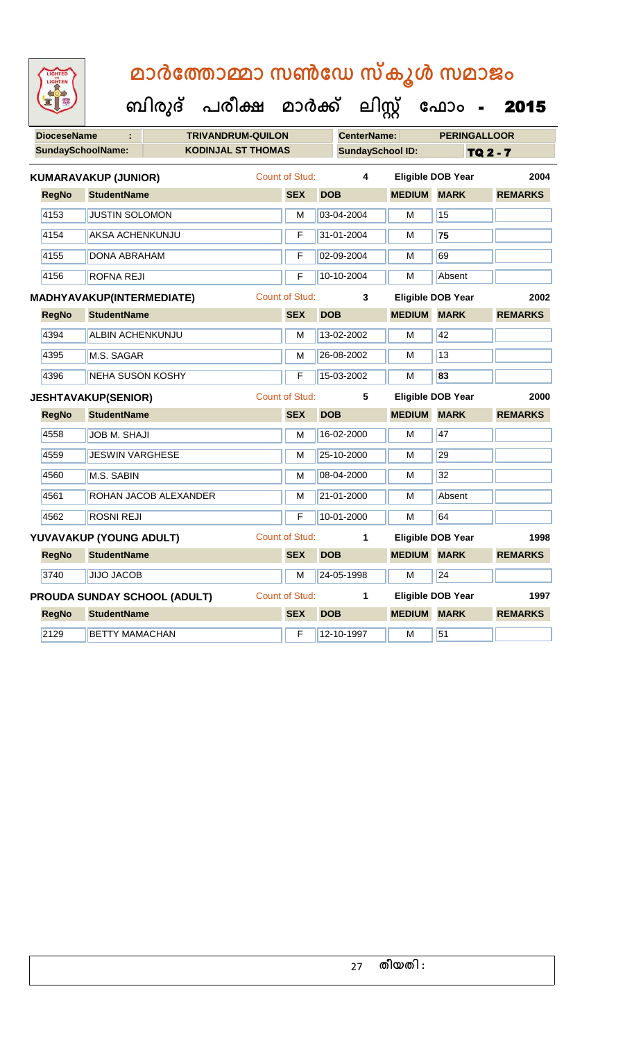# മാർത്തോമ്മാ സൺഡേ സ്കൂൾ സമാജം

## ബിരുദ് പരീക്ഷ മാർക്ക് ലിസ്റ്റ് ഫോം - 2015

| DioceseName : | TRIVANDRUM-QUILON | CenterName: | PERINGALLOOR |
|---|---|---|---|
| SundaySchoolName: | KODINJAL ST THOMAS | SundaySchool ID: | TQ 2 - 7 |

**KUMARAVAKUP (JUNIOR)** Count of Stud: 4 Eligible DOB Year 2004

| RegNo | StudentName | SEX | DOB | MEDIUM | MARK | REMARKS |
|---|---|---|---|---|---|---|
| 4153 | JUSTIN SOLOMON | M | 03-04-2004 | M | 15 | |
| 4154 | AKSA ACHENKUNJU | F | 31-01-2004 | M | 75 | |
| 4155 | DONA ABRAHAM | F | 02-09-2004 | M | 69 | |
| 4156 | ROFNA REJI | F | 10-10-2004 | M | Absent | |

**MADHYAVAKUP(INTERMEDIATE)** Count of Stud: 3 Eligible DOB Year 2002

| RegNo | StudentName | SEX | DOB | MEDIUM | MARK | REMARKS |
|---|---|---|---|---|---|---|
| 4394 | ALBIN ACHENKUNJU | M | 13-02-2002 | M | 42 | |
| 4395 | M.S. SAGAR | M | 26-08-2002 | M | 13 | |
| 4396 | NEHA SUSON KOSHY | F | 15-03-2002 | M | 83 | |

**JESHTAVAKUP(SENIOR)** Count of Stud: 5 Eligible DOB Year 2000

| RegNo | StudentName | SEX | DOB | MEDIUM | MARK | REMARKS |
|---|---|---|---|---|---|---|
| 4558 | JOB M. SHAJI | M | 16-02-2000 | M | 47 | |
| 4559 | JESWIN VARGHESE | M | 25-10-2000 | M | 29 | |
| 4560 | M.S. SABIN | M | 08-04-2000 | M | 32 | |
| 4561 | ROHAN JACOB ALEXANDER | M | 21-01-2000 | M | Absent | |
| 4562 | ROSNI REJI | F | 10-01-2000 | M | 64 | |

**YUVAVAKUP (YOUNG ADULT)** Count of Stud: 1 Eligible DOB Year 1998

| RegNo | StudentName | SEX | DOB | MEDIUM | MARK | REMARKS |
|---|---|---|---|---|---|---|
| 3740 | JIJO JACOB | M | 24-05-1998 | M | 24 | |

**PROUDA SUNDAY SCHOOL (ADULT)** Count of Stud: 1 Eligible DOB Year 1997

| RegNo | StudentName | SEX | DOB | MEDIUM | MARK | REMARKS |
|---|---|---|---|---|---|---|
| 2129 | BETTY MAMACHAN | F | 12-10-1997 | M | 51 | |

തീയതി :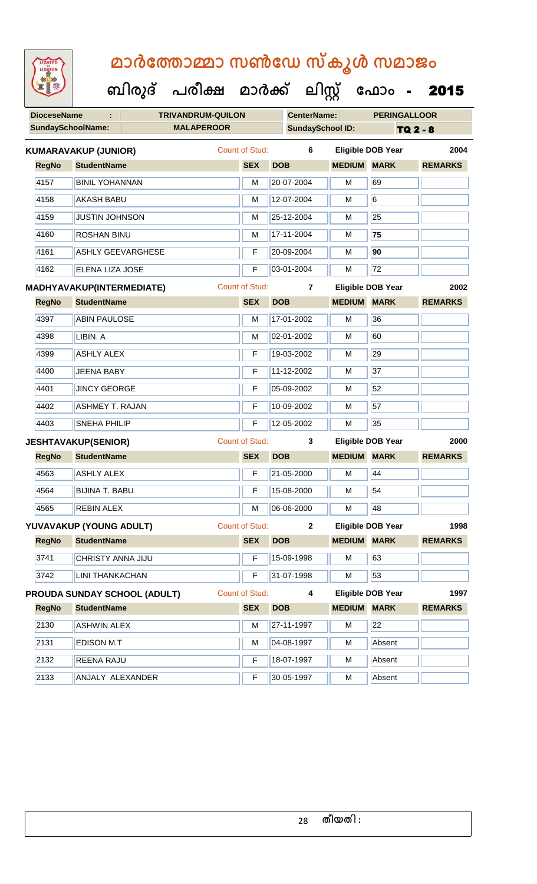# മാർത്തോമ്മാ സൺഡേ സ്കൂൾ സമാജം

**ബിരുദ് പരീക്ഷ മാർക്ക് ലിസ്റ്റ് ഫോം - 2015**

| DioceseName : | TRIVANDRUM-QUILON | CenterName: | PERINGALLOOR |
|---|---|---|---|
| SundaySchoolName: | MALAPEROOR | SundaySchool ID: | TQ 2 - 8 |

**KUMARAVAKUP (JUNIOR)** — Count of Stud: 6 — Eligible DOB Year: 2004

| RegNo | StudentName | SEX | DOB | MEDIUM | MARK | REMARKS |
|---|---|---|---|---|---|---|
| 4157 | BINIL YOHANNAN | M | 20-07-2004 | M | 69 | |
| 4158 | AKASH BABU | M | 12-07-2004 | M | 6 | |
| 4159 | JUSTIN JOHNSON | M | 25-12-2004 | M | 25 | |
| 4160 | ROSHAN BINU | M | 17-11-2004 | M | 75 | |
| 4161 | ASHLY GEEVARGHESE | F | 20-09-2004 | M | 90 | |
| 4162 | ELENA LIZA JOSE | F | 03-01-2004 | M | 72 | |

**MADHYAVAKUP(INTERMEDIATE)** — Count of Stud: 7 — Eligible DOB Year: 2002

| RegNo | StudentName | SEX | DOB | MEDIUM | MARK | REMARKS |
|---|---|---|---|---|---|---|
| 4397 | ABIN PAULOSE | M | 17-01-2002 | M | 36 | |
| 4398 | LIBIN. A | M | 02-01-2002 | M | 60 | |
| 4399 | ASHLY ALEX | F | 19-03-2002 | M | 29 | |
| 4400 | JEENA BABY | F | 11-12-2002 | M | 37 | |
| 4401 | JINCY GEORGE | F | 05-09-2002 | M | 52 | |
| 4402 | ASHMEY T. RAJAN | F | 10-09-2002 | M | 57 | |
| 4403 | SNEHA PHILIP | F | 12-05-2002 | M | 35 | |

**JESHTAVAKUP(SENIOR)** — Count of Stud: 3 — Eligible DOB Year: 2000

| RegNo | StudentName | SEX | DOB | MEDIUM | MARK | REMARKS |
|---|---|---|---|---|---|---|
| 4563 | ASHLY ALEX | F | 21-05-2000 | M | 44 | |
| 4564 | BIJINA T. BABU | F | 15-08-2000 | M | 54 | |
| 4565 | REBIN ALEX | M | 06-06-2000 | M | 48 | |

**YUVAVAKUP (YOUNG ADULT)** — Count of Stud: 2 — Eligible DOB Year: 1998

| RegNo | StudentName | SEX | DOB | MEDIUM | MARK | REMARKS |
|---|---|---|---|---|---|---|
| 3741 | CHRISTY ANNA JIJU | F | 15-09-1998 | M | 63 | |
| 3742 | LINI THANKACHAN | F | 31-07-1998 | M | 53 | |

**PROUDA SUNDAY SCHOOL (ADULT)** — Count of Stud: 4 — Eligible DOB Year: 1997

| RegNo | StudentName | SEX | DOB | MEDIUM | MARK | REMARKS |
|---|---|---|---|---|---|---|
| 2130 | ASHWIN ALEX | M | 27-11-1997 | M | 22 | |
| 2131 | EDISON M.T | M | 04-08-1997 | M | Absent | |
| 2132 | REENA RAJU | F | 18-07-1997 | M | Absent | |
| 2133 | ANJALY ALEXANDER | F | 30-05-1997 | M | Absent | |

തീയതി :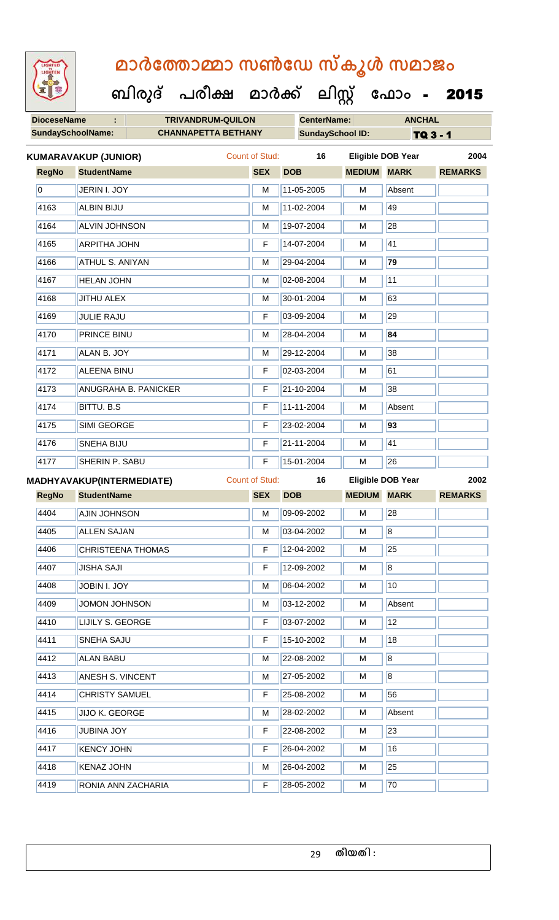# മാർത്തോമ്മാ സൺഡേ സ്കൂൾ സമാജം

## ബിരുദ് പരീക്ഷ മാർക്ക് ലിസ്റ്റ് ഫോം - 2015

| DioceseName : | TRIVANDRUM-QUILON | CenterName: | ANCHAL |
|---|---|---|---|
| SundaySchoolName: | CHANNAPETTA BETHANY | SundaySchool ID: | TQ 3 - 1 |

**KUMARAVAKUP (JUNIOR)** Count of Stud: 16 Eligible DOB Year 2004

| RegNo | StudentName | SEX | DOB | MEDIUM | MARK | REMARKS |
|---|---|---|---|---|---|---|
| 0 | JERIN I. JOY | M | 11-05-2005 | M | Absent | |
| 4163 | ALBIN BIJU | M | 11-02-2004 | M | 49 | |
| 4164 | ALVIN JOHNSON | M | 19-07-2004 | M | 28 | |
| 4165 | ARPITHA JOHN | F | 14-07-2004 | M | 41 | |
| 4166 | ATHUL S. ANIYAN | M | 29-04-2004 | M | 79 | |
| 4167 | HELAN JOHN | M | 02-08-2004 | M | 11 | |
| 4168 | JITHU ALEX | M | 30-01-2004 | M | 63 | |
| 4169 | JULIE RAJU | F | 03-09-2004 | M | 29 | |
| 4170 | PRINCE BINU | M | 28-04-2004 | M | 84 | |
| 4171 | ALAN B. JOY | M | 29-12-2004 | M | 38 | |
| 4172 | ALEENA BINU | F | 02-03-2004 | M | 61 | |
| 4173 | ANUGRAHA B. PANICKER | F | 21-10-2004 | M | 38 | |
| 4174 | BITTU. B.S | F | 11-11-2004 | M | Absent | |
| 4175 | SIMI GEORGE | F | 23-02-2004 | M | 93 | |
| 4176 | SNEHA BIJU | F | 21-11-2004 | M | 41 | |
| 4177 | SHERIN P. SABU | F | 15-01-2004 | M | 26 | |

**MADHYAVAKUP(INTERMEDIATE)** Count of Stud: 16 Eligible DOB Year 2002

| RegNo | StudentName | SEX | DOB | MEDIUM | MARK | REMARKS |
|---|---|---|---|---|---|---|
| 4404 | AJIN JOHNSON | M | 09-09-2002 | M | 28 | |
| 4405 | ALLEN SAJAN | M | 03-04-2002 | M | 8 | |
| 4406 | CHRISTEENA THOMAS | F | 12-04-2002 | M | 25 | |
| 4407 | JISHA SAJI | F | 12-09-2002 | M | 8 | |
| 4408 | JOBIN I. JOY | M | 06-04-2002 | M | 10 | |
| 4409 | JOMON JOHNSON | M | 03-12-2002 | M | Absent | |
| 4410 | LIJILY S. GEORGE | F | 03-07-2002 | M | 12 | |
| 4411 | SNEHA SAJU | F | 15-10-2002 | M | 18 | |
| 4412 | ALAN BABU | M | 22-08-2002 | M | 8 | |
| 4413 | ANESH S. VINCENT | M | 27-05-2002 | M | 8 | |
| 4414 | CHRISTY SAMUEL | F | 25-08-2002 | M | 56 | |
| 4415 | JIJO K. GEORGE | M | 28-02-2002 | M | Absent | |
| 4416 | JUBINA JOY | F | 22-08-2002 | M | 23 | |
| 4417 | KENCY JOHN | F | 26-04-2002 | M | 16 | |
| 4418 | KENAZ JOHN | M | 26-04-2002 | M | 25 | |
| 4419 | RONIA ANN ZACHARIA | F | 28-05-2002 | M | 70 | |

തീയതി :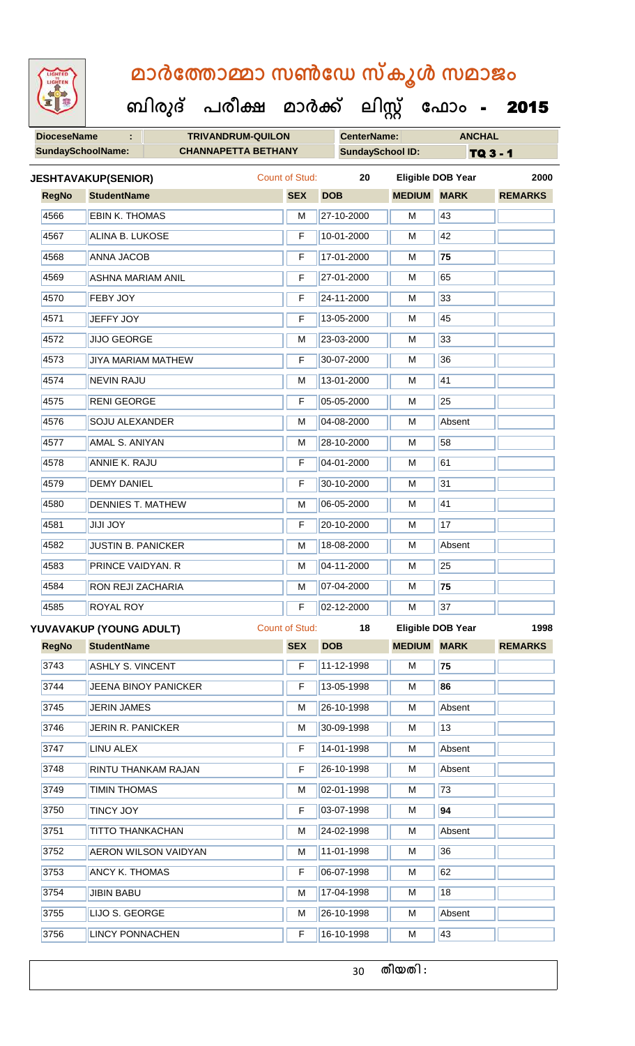# മാർത്തോമ്മാ സൺഡേ സ്കൂൾ സമാജം

## ബിരുദ് പരീക്ഷ മാർക്ക് ലിസ്റ്റ് ഫോം - 2015

**DioceseName :** TRIVANDRUM-QUILON **CenterName:** ANCHAL

**SundaySchoolName:** CHANNAPETTA BETHANY **SundaySchool ID:** TQ 3 - 1

**JESHTAVAKUP(SENIOR)** Count of Stud: 20 Eligible DOB Year 2000

| RegNo | StudentName | SEX | DOB | MEDIUM | MARK | REMARKS |
|---|---|---|---|---|---|---|
| 4566 | EBIN K. THOMAS | M | 27-10-2000 | M | 43 | |
| 4567 | ALINA B. LUKOSE | F | 10-01-2000 | M | 42 | |
| 4568 | ANNA JACOB | F | 17-01-2000 | M | **75** | |
| 4569 | ASHNA MARIAM ANIL | F | 27-01-2000 | M | 65 | |
| 4570 | FEBY JOY | F | 24-11-2000 | M | 33 | |
| 4571 | JEFFY JOY | F | 13-05-2000 | M | 45 | |
| 4572 | JIJO GEORGE | M | 23-03-2000 | M | 33 | |
| 4573 | JIYA MARIAM MATHEW | F | 30-07-2000 | M | 36 | |
| 4574 | NEVIN RAJU | M | 13-01-2000 | M | 41 | |
| 4575 | RENI GEORGE | F | 05-05-2000 | M | 25 | |
| 4576 | SOJU ALEXANDER | M | 04-08-2000 | M | Absent | |
| 4577 | AMAL S. ANIYAN | M | 28-10-2000 | M | 58 | |
| 4578 | ANNIE K. RAJU | F | 04-01-2000 | M | 61 | |
| 4579 | DEMY DANIEL | F | 30-10-2000 | M | 31 | |
| 4580 | DENNIES T. MATHEW | M | 06-05-2000 | M | 41 | |
| 4581 | JIJI JOY | F | 20-10-2000 | M | 17 | |
| 4582 | JUSTIN B. PANICKER | M | 18-08-2000 | M | Absent | |
| 4583 | PRINCE VAIDYAN. R | M | 04-11-2000 | M | 25 | |
| 4584 | RON REJI ZACHARIA | M | 07-04-2000 | M | **75** | |
| 4585 | ROYAL ROY | F | 02-12-2000 | M | 37 | |

**YUVAVAKUP (YOUNG ADULT)** Count of Stud: 18 Eligible DOB Year 1998

| RegNo | StudentName | SEX | DOB | MEDIUM | MARK | REMARKS |
|---|---|---|---|---|---|---|
| 3743 | ASHLY S. VINCENT | F | 11-12-1998 | M | **75** | |
| 3744 | JEENA BINOY PANICKER | F | 13-05-1998 | M | **86** | |
| 3745 | JERIN JAMES | M | 26-10-1998 | M | Absent | |
| 3746 | JERIN R. PANICKER | M | 30-09-1998 | M | 13 | |
| 3747 | LINU ALEX | F | 14-01-1998 | M | Absent | |
| 3748 | RINTU THANKAM RAJAN | F | 26-10-1998 | M | Absent | |
| 3749 | TIMIN THOMAS | M | 02-01-1998 | M | 73 | |
| 3750 | TINCY JOY | F | 03-07-1998 | M | **94** | |
| 3751 | TITTO THANKACHAN | M | 24-02-1998 | M | Absent | |
| 3752 | AERON WILSON VAIDYAN | M | 11-01-1998 | M | 36 | |
| 3753 | ANCY K. THOMAS | F | 06-07-1998 | M | 62 | |
| 3754 | JIBIN BABU | M | 17-04-1998 | M | 18 | |
| 3755 | LIJO S. GEORGE | M | 26-10-1998 | M | Absent | |
| 3756 | LINCY PONNACHEN | F | 16-10-1998 | M | 43 | |

തീയതി :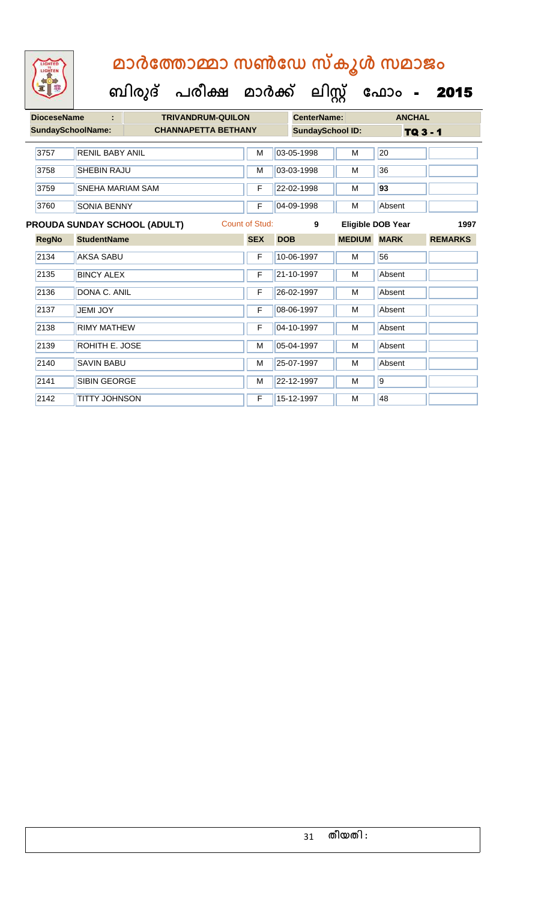# മാർത്തോമ്മാ സൺഡേ സ്കൂൾ സമാജം

## ബിരുദ് പരീക്ഷ മാർക്ക് ലിസ്റ്റ് ഫോം - 2015

| DioceseName : | TRIVANDRUM-QUILON | CenterName: | ANCHAL |
|---|---|---|---|
| SundaySchoolName: | CHANNAPETTA BETHANY | SundaySchool ID: | TQ 3 - 1 |

| RegNo | StudentName | SEX | DOB | MEDIUM | MARK | REMARKS |
|---|---|---|---|---|---|---|
| 3757 | RENIL BABY ANIL | M | 03-05-1998 | M | 20 | |
| 3758 | SHEBIN RAJU | M | 03-03-1998 | M | 36 | |
| 3759 | SNEHA MARIAM SAM | F | 22-02-1998 | M | **93** | |
| 3760 | SONIA BENNY | F | 04-09-1998 | M | Absent | |

**PROUDA SUNDAY SCHOOL (ADULT)** Count of Stud: 9 Eligible DOB Year 1997

| RegNo | StudentName | SEX | DOB | MEDIUM | MARK | REMARKS |
|---|---|---|---|---|---|---|
| 2134 | AKSA SABU | F | 10-06-1997 | M | 56 | |
| 2135 | BINCY ALEX | F | 21-10-1997 | M | Absent | |
| 2136 | DONA C. ANIL | F | 26-02-1997 | M | Absent | |
| 2137 | JEMI JOY | F | 08-06-1997 | M | Absent | |
| 2138 | RIMY MATHEW | F | 04-10-1997 | M | Absent | |
| 2139 | ROHITH E. JOSE | M | 05-04-1997 | M | Absent | |
| 2140 | SAVIN BABU | M | 25-07-1997 | M | Absent | |
| 2141 | SIBIN GEORGE | M | 22-12-1997 | M | 9 | |
| 2142 | TITTY JOHNSON | F | 15-12-1997 | M | 48 | |

തീയതി :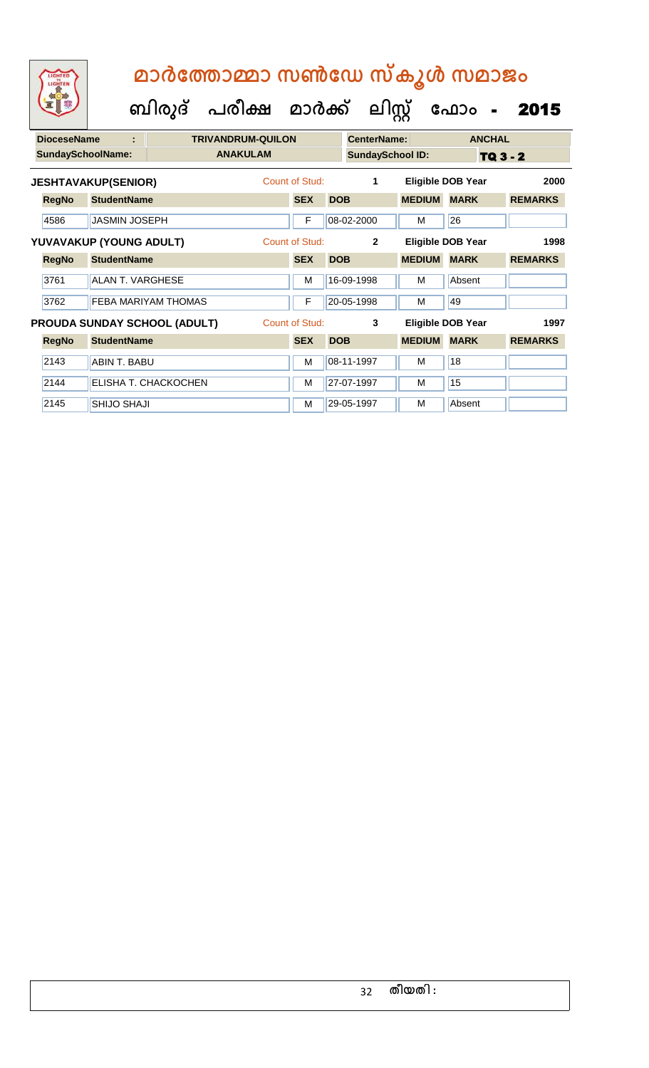# മാർത്തോമ്മാ സൺഡേ സ്കൂൾ സമാജം

## ബിരുദ് പരീക്ഷ മാർക്ക് ലിസ്റ്റ് ഫോം - 2015

| DioceseName : | TRIVANDRUM-QUILON | CenterName: | ANCHAL |
|---|---|---|---|
| SundaySchoolName: | ANAKULAM | SundaySchool ID: | TQ 3 - 2 |

**JESHTAVAKUP(SENIOR)** Count of Stud: 1 Eligible DOB Year 2000

| RegNo | StudentName | SEX | DOB | MEDIUM | MARK | REMARKS |
|---|---|---|---|---|---|---|
| 4586 | JASMIN JOSEPH | F | 08-02-2000 | M | 26 | |

**YUVAVAKUP (YOUNG ADULT)** Count of Stud: 2 Eligible DOB Year 1998

| RegNo | StudentName | SEX | DOB | MEDIUM | MARK | REMARKS |
|---|---|---|---|---|---|---|
| 3761 | ALAN T. VARGHESE | M | 16-09-1998 | M | Absent | |
| 3762 | FEBA MARIYAM THOMAS | F | 20-05-1998 | M | 49 | |

**PROUDA SUNDAY SCHOOL (ADULT)** Count of Stud: 3 Eligible DOB Year 1997

| RegNo | StudentName | SEX | DOB | MEDIUM | MARK | REMARKS |
|---|---|---|---|---|---|---|
| 2143 | ABIN T. BABU | M | 08-11-1997 | M | 18 | |
| 2144 | ELISHA T. CHACKOCHEN | M | 27-07-1997 | M | 15 | |
| 2145 | SHIJO SHAJI | M | 29-05-1997 | M | Absent | |

തീയതി :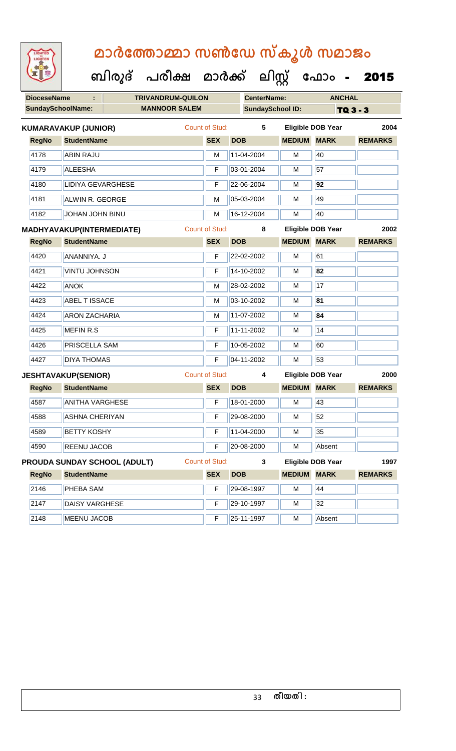# മാർത്തോമ്മാ സൺഡേ സ്കൂൾ സമാജം

## ബിരുദ് പരീക്ഷ മാർക്ക് ലിസ്റ്റ് ഫോം - 2015

**DioceseName :** TRIVANDRUM-QUILON **CenterName:** ANCHAL

**SundaySchoolName:** MANNOOR SALEM **SundaySchool ID:** TQ 3 - 3

**KUMARAVAKUP (JUNIOR)** Count of Stud: 5 Eligible DOB Year 2004

| RegNo | StudentName | SEX | DOB | MEDIUM | MARK | REMARKS |
|---|---|---|---|---|---|---|
| 4178 | ABIN RAJU | M | 11-04-2004 | M | 40 | |
| 4179 | ALEESHA | F | 03-01-2004 | M | 57 | |
| 4180 | LIDIYA GEVARGHESE | F | 22-06-2004 | M | **92** | |
| 4181 | ALWIN R. GEORGE | M | 05-03-2004 | M | 49 | |
| 4182 | JOHAN JOHN BINU | M | 16-12-2004 | M | 40 | |

**MADHYAVAKUP(INTERMEDIATE)** Count of Stud: 8 Eligible DOB Year 2002

| RegNo | StudentName | SEX | DOB | MEDIUM | MARK | REMARKS |
|---|---|---|---|---|---|---|
| 4420 | ANANNIYA. J | F | 22-02-2002 | M | 61 | |
| 4421 | VINTU JOHNSON | F | 14-10-2002 | M | **82** | |
| 4422 | ANOK | M | 28-02-2002 | M | 17 | |
| 4423 | ABEL T ISSACE | M | 03-10-2002 | M | **81** | |
| 4424 | ARON ZACHARIA | M | 11-07-2002 | M | **84** | |
| 4425 | MEFIN R.S | F | 11-11-2002 | M | 14 | |
| 4426 | PRISCELLA SAM | F | 10-05-2002 | M | 60 | |
| 4427 | DIYA THOMAS | F | 04-11-2002 | M | 53 | |

**JESHTAVAKUP(SENIOR)** Count of Stud: 4 Eligible DOB Year 2000

| RegNo | StudentName | SEX | DOB | MEDIUM | MARK | REMARKS |
|---|---|---|---|---|---|---|
| 4587 | ANITHA VARGHESE | F | 18-01-2000 | M | 43 | |
| 4588 | ASHNA CHERIYAN | F | 29-08-2000 | M | 52 | |
| 4589 | BETTY KOSHY | F | 11-04-2000 | M | 35 | |
| 4590 | REENU JACOB | F | 20-08-2000 | M | Absent | |

**PROUDA SUNDAY SCHOOL (ADULT)** Count of Stud: 3 Eligible DOB Year 1997

| RegNo | StudentName | SEX | DOB | MEDIUM | MARK | REMARKS |
|---|---|---|---|---|---|---|
| 2146 | PHEBA SAM | F | 29-08-1997 | M | 44 | |
| 2147 | DAISY VARGHESE | F | 29-10-1997 | M | 32 | |
| 2148 | MEENU JACOB | F | 25-11-1997 | M | Absent | |

തീയതി :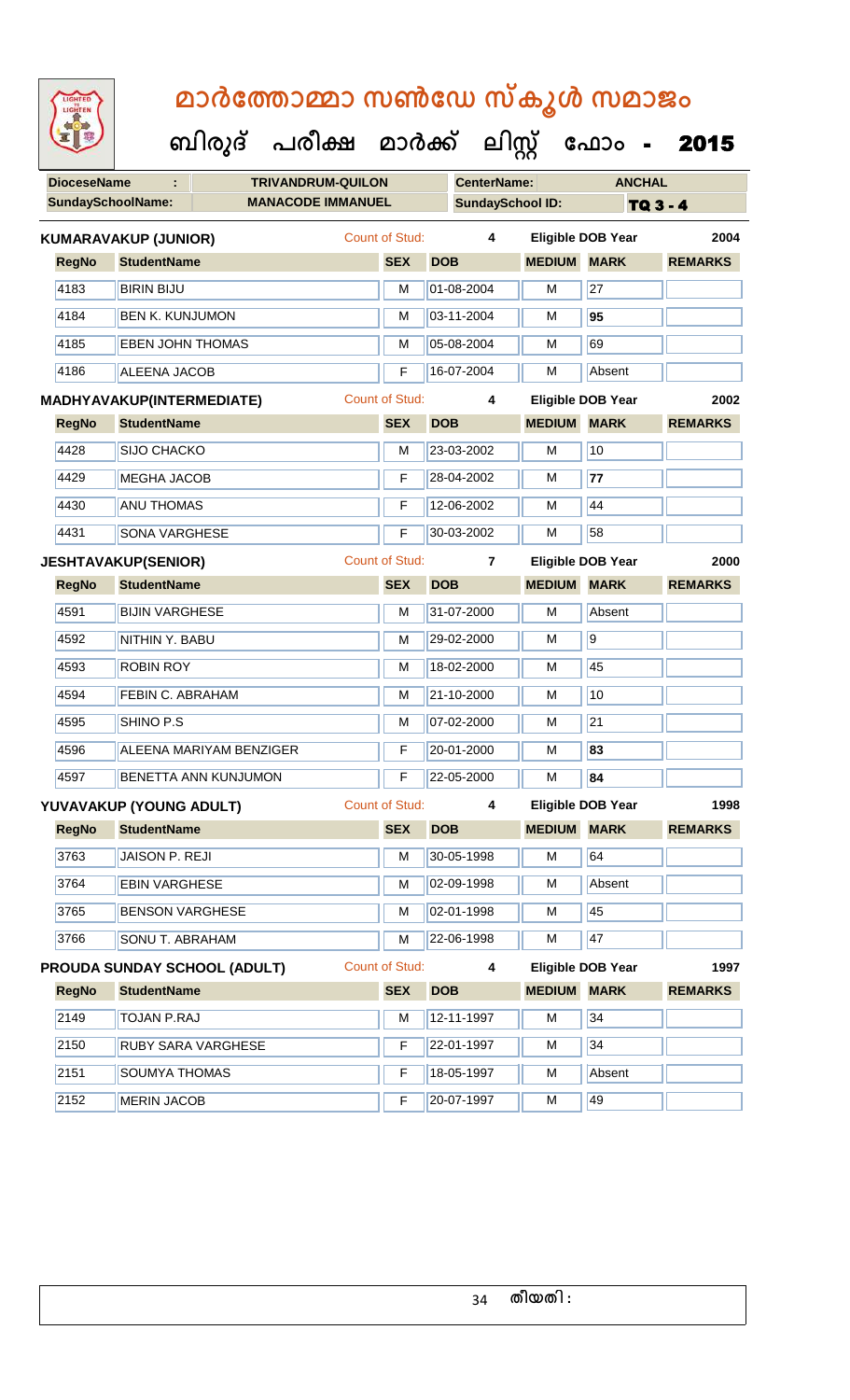# മാർത്തോമ്മാ സൺഡേ സ്കൂൾ സമാജം

## ബിരുദ് പരീക്ഷ മാർക്ക് ലിസ്റ്റ് ഫോം - 2015

| DioceseName : | TRIVANDRUM-QUILON | CenterName: | ANCHAL |
|---|---|---|---|
| SundaySchoolName: | MANACODE IMMANUEL | SundaySchool ID: | TQ 3 - 4 |

**KUMARAVAKUP (JUNIOR)** Count of Stud: 4 Eligible DOB Year 2004

| RegNo | StudentName | SEX | DOB | MEDIUM | MARK | REMARKS |
|---|---|---|---|---|---|---|
| 4183 | BIRIN BIJU | M | 01-08-2004 | M | 27 | |
| 4184 | BEN K. KUNJUMON | M | 03-11-2004 | M | **95** | |
| 4185 | EBEN JOHN THOMAS | M | 05-08-2004 | M | 69 | |
| 4186 | ALEENA JACOB | F | 16-07-2004 | M | Absent | |

**MADHYAVAKUP(INTERMEDIATE)** Count of Stud: 4 Eligible DOB Year 2002

| RegNo | StudentName | SEX | DOB | MEDIUM | MARK | REMARKS |
|---|---|---|---|---|---|---|
| 4428 | SIJO CHACKO | M | 23-03-2002 | M | 10 | |
| 4429 | MEGHA JACOB | F | 28-04-2002 | M | **77** | |
| 4430 | ANU THOMAS | F | 12-06-2002 | M | 44 | |
| 4431 | SONA VARGHESE | F | 30-03-2002 | M | 58 | |

**JESHTAVAKUP(SENIOR)** Count of Stud: 7 Eligible DOB Year 2000

| RegNo | StudentName | SEX | DOB | MEDIUM | MARK | REMARKS |
|---|---|---|---|---|---|---|
| 4591 | BIJIN VARGHESE | M | 31-07-2000 | M | Absent | |
| 4592 | NITHIN Y. BABU | M | 29-02-2000 | M | 9 | |
| 4593 | ROBIN ROY | M | 18-02-2000 | M | 45 | |
| 4594 | FEBIN C. ABRAHAM | M | 21-10-2000 | M | 10 | |
| 4595 | SHINO P.S | M | 07-02-2000 | M | 21 | |
| 4596 | ALEENA MARIYAM BENZIGER | F | 20-01-2000 | M | **83** | |
| 4597 | BENETTA ANN KUNJUMON | F | 22-05-2000 | M | **84** | |

**YUVAVAKUP (YOUNG ADULT)** Count of Stud: 4 Eligible DOB Year 1998

| RegNo | StudentName | SEX | DOB | MEDIUM | MARK | REMARKS |
|---|---|---|---|---|---|---|
| 3763 | JAISON P. REJI | M | 30-05-1998 | M | 64 | |
| 3764 | EBIN VARGHESE | M | 02-09-1998 | M | Absent | |
| 3765 | BENSON VARGHESE | M | 02-01-1998 | M | 45 | |
| 3766 | SONU T. ABRAHAM | M | 22-06-1998 | M | 47 | |

**PROUDA SUNDAY SCHOOL (ADULT)** Count of Stud: 4 Eligible DOB Year 1997

| RegNo | StudentName | SEX | DOB | MEDIUM | MARK | REMARKS |
|---|---|---|---|---|---|---|
| 2149 | TOJAN P.RAJ | M | 12-11-1997 | M | 34 | |
| 2150 | RUBY SARA VARGHESE | F | 22-01-1997 | M | 34 | |
| 2151 | SOUMYA THOMAS | F | 18-05-1997 | M | Absent | |
| 2152 | MERIN JACOB | F | 20-07-1997 | M | 49 | |

തീയതി :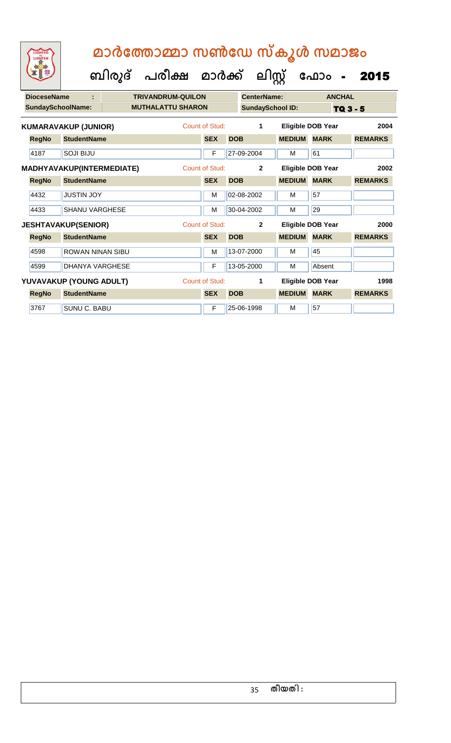# മാർത്തോമ്മാ സൺഡേ സ്കൂൾ സമാജം

## ബിരുദ് പരീക്ഷ മാർക്ക് ലിസ്റ്റ് ഫോം - 2015

| DioceseName : | TRIVANDRUM-QUILON | CenterName: | ANCHAL |
|---|---|---|---|
| SundaySchoolName: | MUTHALATTU SHARON | SundaySchool ID: | TQ 3 - 5 |

**KUMARAVAKUP (JUNIOR)** Count of Stud: 1 Eligible DOB Year 2004

| RegNo | StudentName | SEX | DOB | MEDIUM | MARK | REMARKS |
|---|---|---|---|---|---|---|
| 4187 | SOJI BIJU | F | 27-09-2004 | M | 61 | |

**MADHYAVAKUP(INTERMEDIATE)** Count of Stud: 2 Eligible DOB Year 2002

| RegNo | StudentName | SEX | DOB | MEDIUM | MARK | REMARKS |
|---|---|---|---|---|---|---|
| 4432 | JUSTIN JOY | M | 02-08-2002 | M | 57 | |
| 4433 | SHANU VARGHESE | M | 30-04-2002 | M | 29 | |

**JESHTAVAKUP(SENIOR)** Count of Stud: 2 Eligible DOB Year 2000

| RegNo | StudentName | SEX | DOB | MEDIUM | MARK | REMARKS |
|---|---|---|---|---|---|---|
| 4598 | ROWAN NINAN SIBU | M | 13-07-2000 | M | 45 | |
| 4599 | DHANYA VARGHESE | F | 13-05-2000 | M | Absent | |

**YUVAVAKUP (YOUNG ADULT)** Count of Stud: 1 Eligible DOB Year 1998

| RegNo | StudentName | SEX | DOB | MEDIUM | MARK | REMARKS |
|---|---|---|---|---|---|---|
| 3767 | SUNU C. BABU | F | 25-06-1998 | M | 57 | |

തീയതി :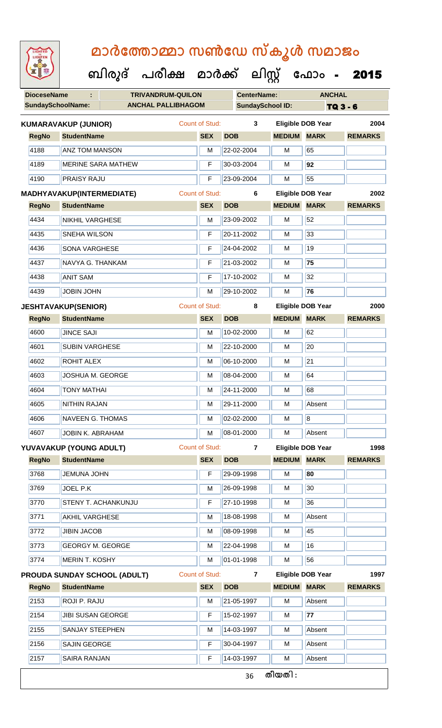# മാർത്തോമ്മാ സൺഡേ സ്കൂൾ സമാജം

## ബിരുദ് പരീക്ഷ മാർക്ക് ലിസ്റ്റ് ഫോം - 2015

| DioceseName | TRIVANDRUM-QUILON | CenterName: | ANCHAL |
|---|---|---|---|
| SundaySchoolName: | ANCHAL PALLIBHAGOM | SundaySchool ID: | TQ 3 - 6 |

**KUMARAVAKUP (JUNIOR)** Count of Stud: 3 Eligible DOB Year 2004

| RegNo | StudentName | SEX | DOB | MEDIUM | MARK | REMARKS |
|---|---|---|---|---|---|---|
| 4188 | ANZ TOM MANSON | M | 22-02-2004 | M | 65 | |
| 4189 | MERINE SARA MATHEW | F | 30-03-2004 | M | **92** | |
| 4190 | PRAISY RAJU | F | 23-09-2004 | M | 55 | |

**MADHYAVAKUP(INTERMEDIATE)** Count of Stud: 6 Eligible DOB Year 2002

| RegNo | StudentName | SEX | DOB | MEDIUM | MARK | REMARKS |
|---|---|---|---|---|---|---|
| 4434 | NIKHIL VARGHESE | M | 23-09-2002 | M | 52 | |
| 4435 | SNEHA WILSON | F | 20-11-2002 | M | 33 | |
| 4436 | SONA VARGHESE | F | 24-04-2002 | M | 19 | |
| 4437 | NAVYA G. THANKAM | F | 21-03-2002 | M | **75** | |
| 4438 | ANIT SAM | F | 17-10-2002 | M | 32 | |
| 4439 | JOBIN JOHN | M | 29-10-2002 | M | **76** | |

**JESHTAVAKUP(SENIOR)** Count of Stud: 8 Eligible DOB Year 2000

| RegNo | StudentName | SEX | DOB | MEDIUM | MARK | REMARKS |
|---|---|---|---|---|---|---|
| 4600 | JINCE SAJI | M | 10-02-2000 | M | 62 | |
| 4601 | SUBIN VARGHESE | M | 22-10-2000 | M | 20 | |
| 4602 | ROHIT ALEX | M | 06-10-2000 | M | 21 | |
| 4603 | JOSHUA M. GEORGE | M | 08-04-2000 | M | 64 | |
| 4604 | TONY MATHAI | M | 24-11-2000 | M | 68 | |
| 4605 | NITHIN RAJAN | M | 29-11-2000 | M | Absent | |
| 4606 | NAVEEN G. THOMAS | M | 02-02-2000 | M | 8 | |
| 4607 | JOBIN K. ABRAHAM | M | 08-01-2000 | M | Absent | |

**YUVAVAKUP (YOUNG ADULT)** Count of Stud: 7 Eligible DOB Year 1998

| RegNo | StudentName | SEX | DOB | MEDIUM | MARK | REMARKS |
|---|---|---|---|---|---|---|
| 3768 | JEMUNA JOHN | F | 29-09-1998 | M | **80** | |
| 3769 | JOEL P.K | M | 26-09-1998 | M | 30 | |
| 3770 | STENY T. ACHANKUNJU | F | 27-10-1998 | M | 36 | |
| 3771 | AKHIL VARGHESE | M | 18-08-1998 | M | Absent | |
| 3772 | JIBIN JACOB | M | 08-09-1998 | M | 45 | |
| 3773 | GEORGY M. GEORGE | M | 22-04-1998 | M | 16 | |
| 3774 | MERIN T. KOSHY | M | 01-01-1998 | M | 56 | |

**PROUDA SUNDAY SCHOOL (ADULT)** Count of Stud: 7 Eligible DOB Year 1997

| RegNo | StudentName | SEX | DOB | MEDIUM | MARK | REMARKS |
|---|---|---|---|---|---|---|
| 2153 | ROJI P. RAJU | M | 21-05-1997 | M | Absent | |
| 2154 | JIBI SUSAN GEORGE | F | 15-02-1997 | M | **77** | |
| 2155 | SANJAY STEEPHEN | M | 14-03-1997 | M | Absent | |
| 2156 | SAJIN GEORGE | F | 30-04-1997 | M | Absent | |
| 2157 | SAIRA RANJAN | F | 14-03-1997 | M | Absent | |

തീയതി :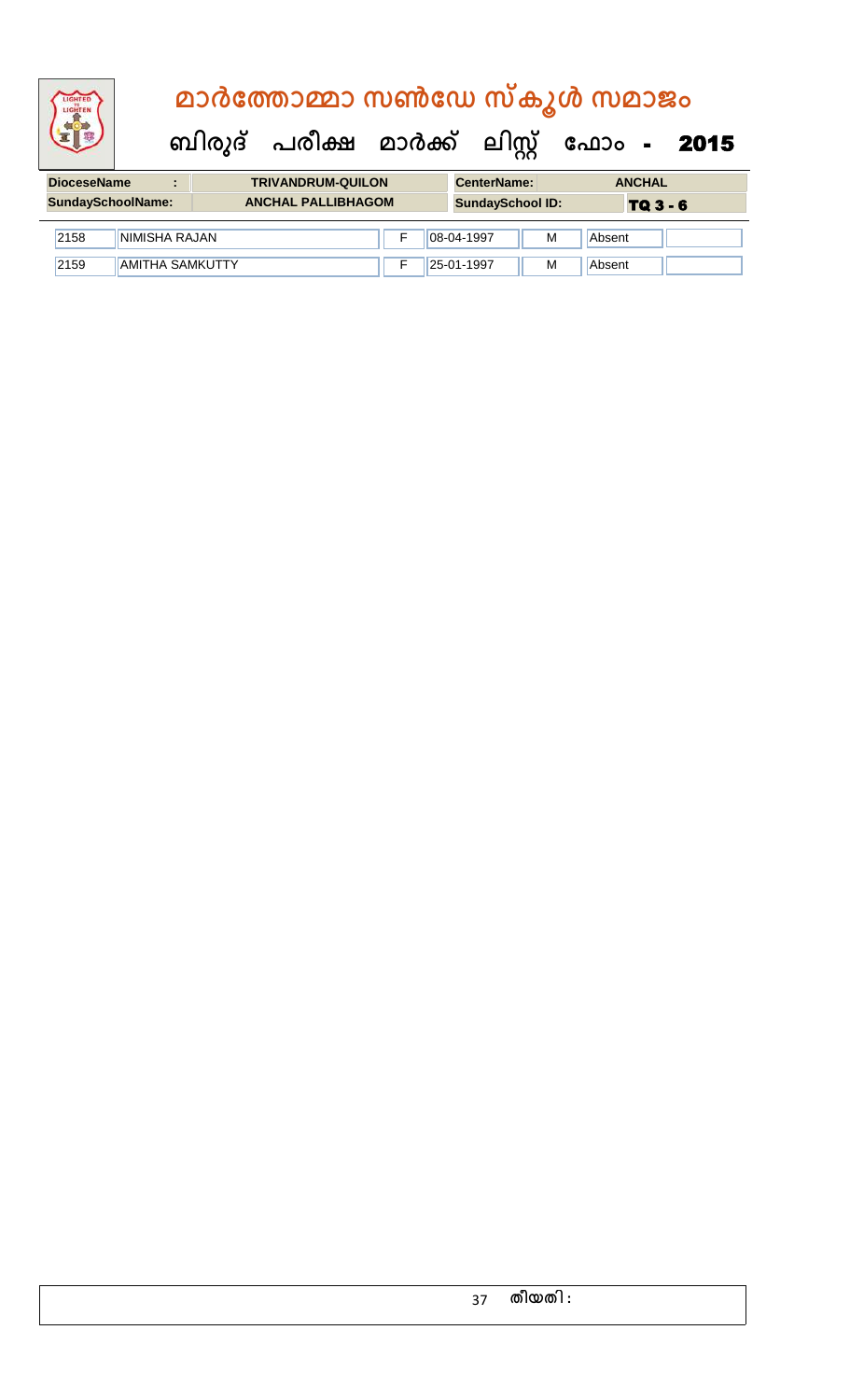# മാർത്തോമ്മാ സൺഡേ സ്കൂൾ സമാജം

## ബിരുദ് പരീക്ഷ മാർക്ക് ലിസ്റ്റ് ഫോം - 2015

| DioceseName : | TRIVANDRUM-QUILON | CenterName: | ANCHAL |
|---|---|---|---|
| SundaySchoolName: | ANCHAL PALLIBHAGOM | SundaySchool ID: | TQ 3 - 6 |

| | | | | | |
|---|---|---|---|---|---|
| 2158 | NIMISHA RAJAN | F | 08-04-1997 | M | Absent |
| 2159 | AMITHA SAMKUTTY | F | 25-01-1997 | M | Absent |

തീയതി :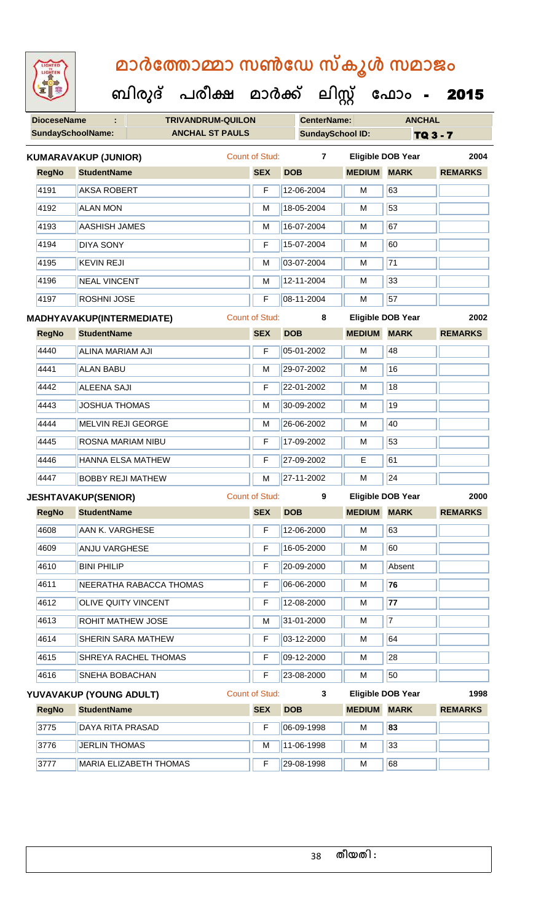# മാർത്തോമ്മാ സൺഡേ സ്കൂൾ സമാജം

## ബിരുദ് പരീക്ഷ മാർക്ക് ലിസ്റ്റ് ഫോം - 2015

| DioceseName : | TRIVANDRUM-QUILON | CenterName: | ANCHAL |
|---|---|---|---|
| SundaySchoolName: | ANCHAL ST PAULS | SundaySchool ID: | TQ 3 - 7 |

**KUMARAVAKUP (JUNIOR)** Count of Stud: 7 Eligible DOB Year 2004

| RegNo | StudentName | SEX | DOB | MEDIUM | MARK | REMARKS |
|---|---|---|---|---|---|---|
| 4191 | AKSA ROBERT | F | 12-06-2004 | M | 63 | |
| 4192 | ALAN MON | M | 18-05-2004 | M | 53 | |
| 4193 | AASHISH JAMES | M | 16-07-2004 | M | 67 | |
| 4194 | DIYA SONY | F | 15-07-2004 | M | 60 | |
| 4195 | KEVIN REJI | M | 03-07-2004 | M | 71 | |
| 4196 | NEAL VINCENT | M | 12-11-2004 | M | 33 | |
| 4197 | ROSHNI JOSE | F | 08-11-2004 | M | 57 | |

**MADHYAVAKUP(INTERMEDIATE)** Count of Stud: 8 Eligible DOB Year 2002

| RegNo | StudentName | SEX | DOB | MEDIUM | MARK | REMARKS |
|---|---|---|---|---|---|---|
| 4440 | ALINA MARIAM AJI | F | 05-01-2002 | M | 48 | |
| 4441 | ALAN BABU | M | 29-07-2002 | M | 16 | |
| 4442 | ALEENA SAJI | F | 22-01-2002 | M | 18 | |
| 4443 | JOSHUA THOMAS | M | 30-09-2002 | M | 19 | |
| 4444 | MELVIN REJI GEORGE | M | 26-06-2002 | M | 40 | |
| 4445 | ROSNA MARIAM NIBU | F | 17-09-2002 | M | 53 | |
| 4446 | HANNA ELSA MATHEW | F | 27-09-2002 | E | 61 | |
| 4447 | BOBBY REJI MATHEW | M | 27-11-2002 | M | 24 | |

**JESHTAVAKUP(SENIOR)** Count of Stud: 9 Eligible DOB Year 2000

| RegNo | StudentName | SEX | DOB | MEDIUM | MARK | REMARKS |
|---|---|---|---|---|---|---|
| 4608 | AAN K. VARGHESE | F | 12-06-2000 | M | 63 | |
| 4609 | ANJU VARGHESE | F | 16-05-2000 | M | 60 | |
| 4610 | BINI PHILIP | F | 20-09-2000 | M | Absent | |
| 4611 | NEERATHA RABACCA THOMAS | F | 06-06-2000 | M | **76** | |
| 4612 | OLIVE QUITY VINCENT | F | 12-08-2000 | M | **77** | |
| 4613 | ROHIT MATHEW JOSE | M | 31-01-2000 | M | 7 | |
| 4614 | SHERIN SARA MATHEW | F | 03-12-2000 | M | 64 | |
| 4615 | SHREYA RACHEL THOMAS | F | 09-12-2000 | M | 28 | |
| 4616 | SNEHA BOBACHAN | F | 23-08-2000 | M | 50 | |

**YUVAVAKUP (YOUNG ADULT)** Count of Stud: 3 Eligible DOB Year 1998

| RegNo | StudentName | SEX | DOB | MEDIUM | MARK | REMARKS |
|---|---|---|---|---|---|---|
| 3775 | DAYA RITA PRASAD | F | 06-09-1998 | M | **83** | |
| 3776 | JERLIN THOMAS | M | 11-06-1998 | M | 33 | |
| 3777 | MARIA ELIZABETH THOMAS | F | 29-08-1998 | M | 68 | |

തീയതി :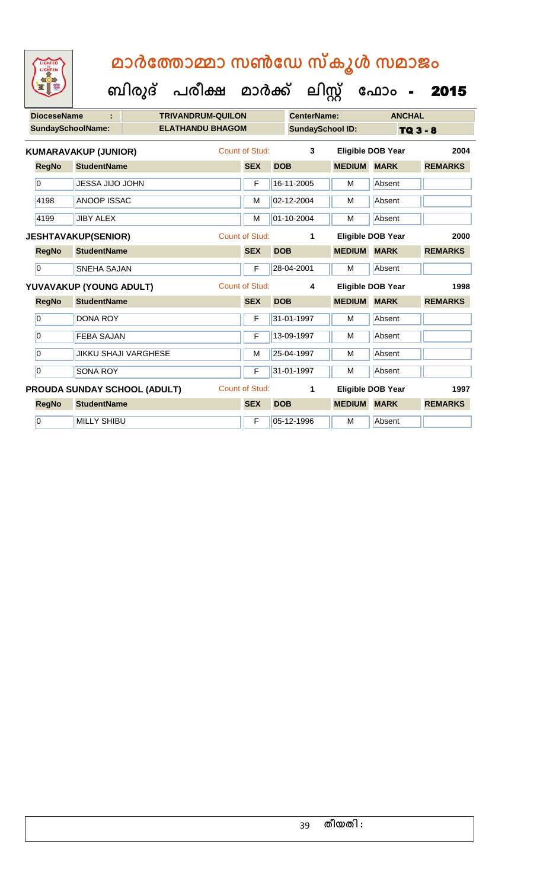# മാർത്തോമ്മാ സൺഡേ സ്കൂൾ സമാജം

## ബിരുദ് പരീക്ഷ മാർക്ക് ലിസ്റ്റ് ഫോം - 2015

| DioceseName : | TRIVANDRUM-QUILON | CenterName: | ANCHAL |
|---|---|---|---|
| SundaySchoolName: | ELATHANDU BHAGOM | SundaySchool ID: | TQ 3 - 8 |

**KUMARAVAKUP (JUNIOR)** Count of Stud: 3 Eligible DOB Year 2004

| RegNo | StudentName | SEX | DOB | MEDIUM | MARK | REMARKS |
|---|---|---|---|---|---|---|
| 0 | JESSA JIJO JOHN | F | 16-11-2005 | M | Absent | |
| 4198 | ANOOP ISSAC | M | 02-12-2004 | M | Absent | |
| 4199 | JIBY ALEX | M | 01-10-2004 | M | Absent | |

**JESHTAVAKUP(SENIOR)** Count of Stud: 1 Eligible DOB Year 2000

| RegNo | StudentName | SEX | DOB | MEDIUM | MARK | REMARKS |
|---|---|---|---|---|---|---|
| 0 | SNEHA SAJAN | F | 28-04-2001 | M | Absent | |

**YUVAVAKUP (YOUNG ADULT)** Count of Stud: 4 Eligible DOB Year 1998

| RegNo | StudentName | SEX | DOB | MEDIUM | MARK | REMARKS |
|---|---|---|---|---|---|---|
| 0 | DONA ROY | F | 31-01-1997 | M | Absent | |
| 0 | FEBA SAJAN | F | 13-09-1997 | M | Absent | |
| 0 | JIKKU SHAJI VARGHESE | M | 25-04-1997 | M | Absent | |
| 0 | SONA ROY | F | 31-01-1997 | M | Absent | |

**PROUDA SUNDAY SCHOOL (ADULT)** Count of Stud: 1 Eligible DOB Year 1997

| RegNo | StudentName | SEX | DOB | MEDIUM | MARK | REMARKS |
|---|---|---|---|---|---|---|
| 0 | MILLY SHIBU | F | 05-12-1996 | M | Absent | |

തീയതി :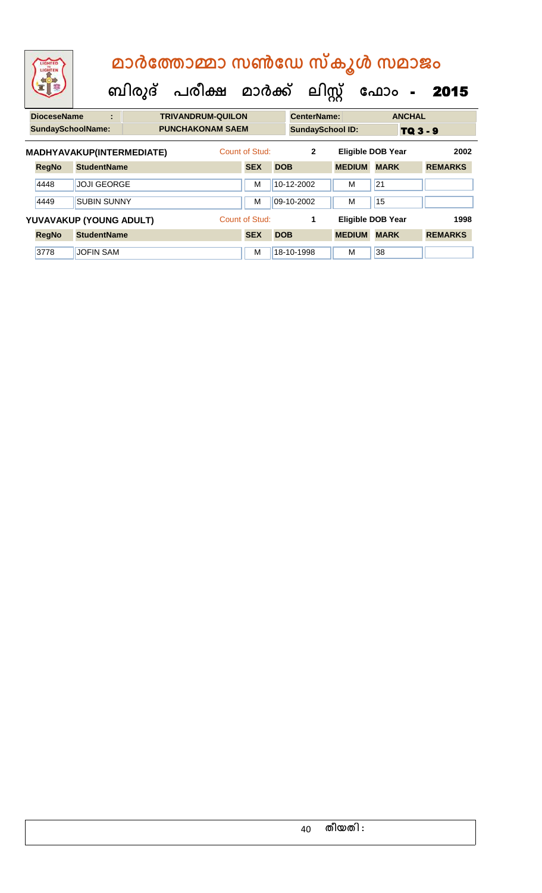# മാർത്തോമ്മാ സൺഡേ സ്കൂൾ സമാജം

## ബിരുദ് പരീക്ഷ മാർക്ക് ലിസ്റ്റ് ഫോം - 2015

| DioceseName : | TRIVANDRUM-QUILON | CenterName: | ANCHAL |
|---|---|---|---|
| SundaySchoolName: | PUNCHAKONAM SAEM | SundaySchool ID: | TQ 3 - 9 |

**MADHYAVAKUP(INTERMEDIATE)** Count of Stud: 2 Eligible DOB Year 2002

| RegNo | StudentName | SEX | DOB | MEDIUM | MARK | REMARKS |
|---|---|---|---|---|---|---|
| 4448 | JOJI GEORGE | M | 10-12-2002 | M | 21 | |
| 4449 | SUBIN SUNNY | M | 09-10-2002 | M | 15 | |

**YUVAVAKUP (YOUNG ADULT)** Count of Stud: 1 Eligible DOB Year 1998

| RegNo | StudentName | SEX | DOB | MEDIUM | MARK | REMARKS |
|---|---|---|---|---|---|---|
| 3778 | JOFIN SAM | M | 18-10-1998 | M | 38 | |

തീയതി :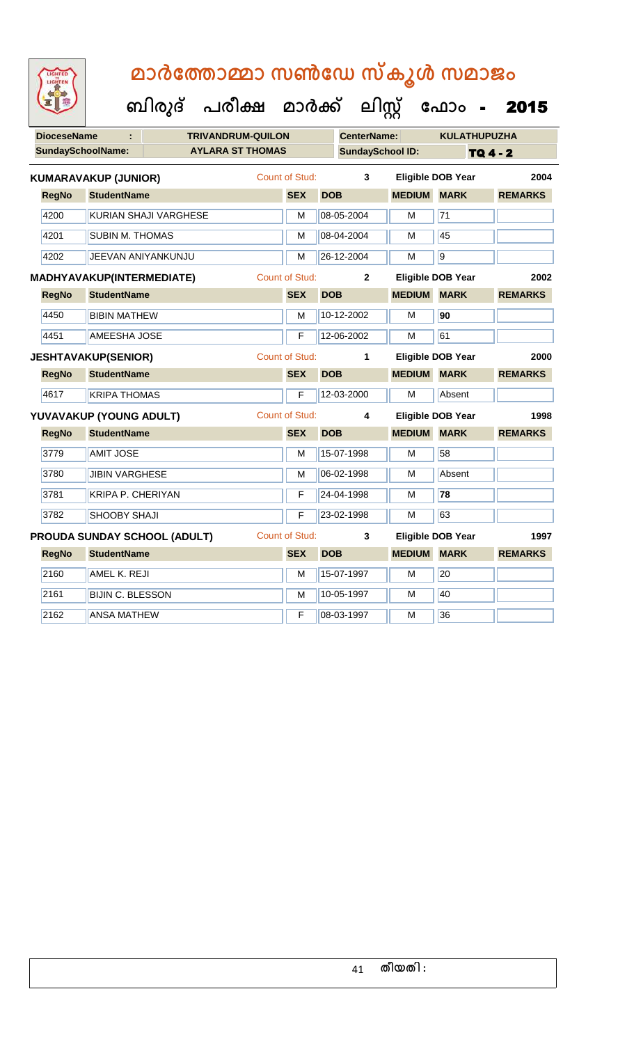# മാർത്തോമ്മാ സൺഡേ സ്കൂൾ സമാജം

**ബിരുദ് പരീക്ഷ മാർക്ക് ലിസ്റ്റ് ഫോം - 2015**

| DioceseName : | TRIVANDRUM-QUILON | CenterName: | KULATHUPUZHA |
|---|---|---|---|
| SundaySchoolName: | AYLARA ST THOMAS | SundaySchool ID: | TQ 4 - 2 |

**KUMARAVAKUP (JUNIOR)** Count of Stud: 3 Eligible DOB Year 2004

| RegNo | StudentName | SEX | DOB | MEDIUM | MARK | REMARKS |
|---|---|---|---|---|---|---|
| 4200 | KURIAN SHAJI VARGHESE | M | 08-05-2004 | M | 71 | |
| 4201 | SUBIN M. THOMAS | M | 08-04-2004 | M | 45 | |
| 4202 | JEEVAN ANIYANKUNJU | M | 26-12-2004 | M | 9 | |

**MADHYAVAKUP(INTERMEDIATE)** Count of Stud: 2 Eligible DOB Year 2002

| RegNo | StudentName | SEX | DOB | MEDIUM | MARK | REMARKS |
|---|---|---|---|---|---|---|
| 4450 | BIBIN MATHEW | M | 10-12-2002 | M | 90 | |
| 4451 | AMEESHA JOSE | F | 12-06-2002 | M | 61 | |

**JESHTAVAKUP(SENIOR)** Count of Stud: 1 Eligible DOB Year 2000

| RegNo | StudentName | SEX | DOB | MEDIUM | MARK | REMARKS |
|---|---|---|---|---|---|---|
| 4617 | KRIPA THOMAS | F | 12-03-2000 | M | Absent | |

**YUVAVAKUP (YOUNG ADULT)** Count of Stud: 4 Eligible DOB Year 1998

| RegNo | StudentName | SEX | DOB | MEDIUM | MARK | REMARKS |
|---|---|---|---|---|---|---|
| 3779 | AMIT JOSE | M | 15-07-1998 | M | 58 | |
| 3780 | JIBIN VARGHESE | M | 06-02-1998 | M | Absent | |
| 3781 | KRIPA P. CHERIYAN | F | 24-04-1998 | M | 78 | |
| 3782 | SHOOBY SHAJI | F | 23-02-1998 | M | 63 | |

**PROUDA SUNDAY SCHOOL (ADULT)** Count of Stud: 3 Eligible DOB Year 1997

| RegNo | StudentName | SEX | DOB | MEDIUM | MARK | REMARKS |
|---|---|---|---|---|---|---|
| 2160 | AMEL K. REJI | M | 15-07-1997 | M | 20 | |
| 2161 | BIJIN C. BLESSON | M | 10-05-1997 | M | 40 | |
| 2162 | ANSA MATHEW | F | 08-03-1997 | M | 36 | |

തീയതി :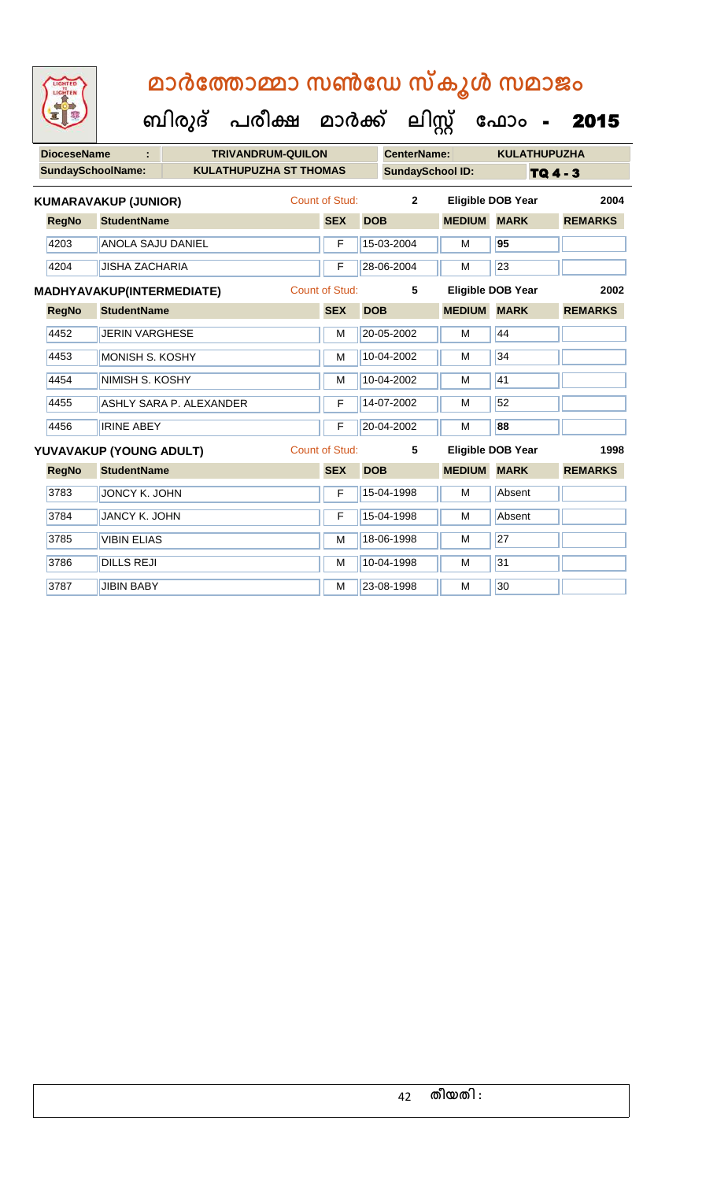# മാർത്തോമ്മാ സൺഡേ സ്കൂൾ സമാജം

## ബിരുദ് പരീക്ഷ മാർക്ക് ലിസ്റ്റ് ഫോം - 2015

**DioceseName** : TRIVANDRUM-QUILON **CenterName:** KULATHUPUZHA

**SundaySchoolName:** KULATHUPUZHA ST THOMAS **SundaySchool ID:** TQ 4 - 3

**KUMARAVAKUP (JUNIOR)** Count of Stud: 2 Eligible DOB Year 2004

| RegNo | StudentName | SEX | DOB | MEDIUM | MARK | REMARKS |
|---|---|---|---|---|---|---|
| 4203 | ANOLA SAJU DANIEL | F | 15-03-2004 | M | 95 | |
| 4204 | JISHA ZACHARIA | F | 28-06-2004 | M | 23 | |

**MADHYAVAKUP(INTERMEDIATE)** Count of Stud: 5 Eligible DOB Year 2002

| RegNo | StudentName | SEX | DOB | MEDIUM | MARK | REMARKS |
|---|---|---|---|---|---|---|
| 4452 | JERIN VARGHESE | M | 20-05-2002 | M | 44 | |
| 4453 | MONISH S. KOSHY | M | 10-04-2002 | M | 34 | |
| 4454 | NIMISH S. KOSHY | M | 10-04-2002 | M | 41 | |
| 4455 | ASHLY SARA P. ALEXANDER | F | 14-07-2002 | M | 52 | |
| 4456 | IRINE ABEY | F | 20-04-2002 | M | 88 | |

**YUVAVAKUP (YOUNG ADULT)** Count of Stud: 5 Eligible DOB Year 1998

| RegNo | StudentName | SEX | DOB | MEDIUM | MARK | REMARKS |
|---|---|---|---|---|---|---|
| 3783 | JONCY K. JOHN | F | 15-04-1998 | M | Absent | |
| 3784 | JANCY K. JOHN | F | 15-04-1998 | M | Absent | |
| 3785 | VIBIN ELIAS | M | 18-06-1998 | M | 27 | |
| 3786 | DILLS REJI | M | 10-04-1998 | M | 31 | |
| 3787 | JIBIN BABY | M | 23-08-1998 | M | 30 | |

തീയതി :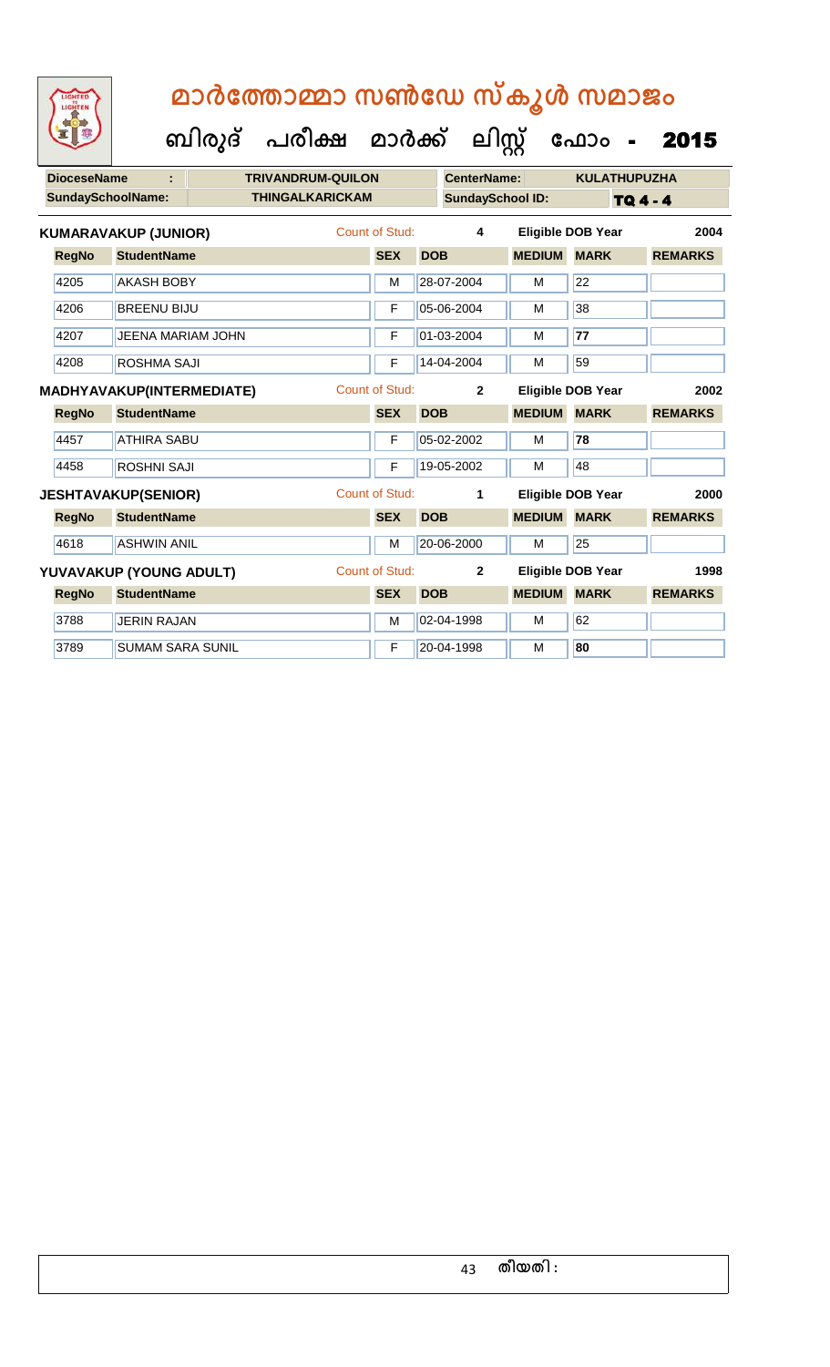# മാർത്തോമ്മാ സൺഡേ സ്കൂൾ സമാജം

**ബിരുദ് പരീക്ഷ മാർക്ക് ലിസ്റ്റ് ഫോം - 2015**

| DioceseName | : | TRIVANDRUM-QUILON | CenterName: | KULATHUPUZHA |
|---|---|---|---|---|
| SundaySchoolName: | | THINGALKARICKAM | SundaySchool ID: | TQ 4 - 4 |

**KUMARAVAKUP (JUNIOR)** — Count of Stud: 4 — Eligible DOB Year: 2004

| RegNo | StudentName | SEX | DOB | MEDIUM | MARK | REMARKS |
|---|---|---|---|---|---|---|
| 4205 | AKASH BOBY | M | 28-07-2004 | M | 22 | |
| 4206 | BREENU BIJU | F | 05-06-2004 | M | 38 | |
| 4207 | JEENA MARIAM JOHN | F | 01-03-2004 | M | **77** | |
| 4208 | ROSHMA SAJI | F | 14-04-2004 | M | 59 | |

**MADHYAVAKUP(INTERMEDIATE)** — Count of Stud: 2 — Eligible DOB Year: 2002

| RegNo | StudentName | SEX | DOB | MEDIUM | MARK | REMARKS |
|---|---|---|---|---|---|---|
| 4457 | ATHIRA SABU | F | 05-02-2002 | M | **78** | |
| 4458 | ROSHNI SAJI | F | 19-05-2002 | M | 48 | |

**JESHTAVAKUP(SENIOR)** — Count of Stud: 1 — Eligible DOB Year: 2000

| RegNo | StudentName | SEX | DOB | MEDIUM | MARK | REMARKS |
|---|---|---|---|---|---|---|
| 4618 | ASHWIN ANIL | M | 20-06-2000 | M | 25 | |

**YUVAVAKUP (YOUNG ADULT)** — Count of Stud: 2 — Eligible DOB Year: 1998

| RegNo | StudentName | SEX | DOB | MEDIUM | MARK | REMARKS |
|---|---|---|---|---|---|---|
| 3788 | JERIN RAJAN | M | 02-04-1998 | M | 62 | |
| 3789 | SUMAM SARA SUNIL | F | 20-04-1998 | M | **80** | |

തീയതി :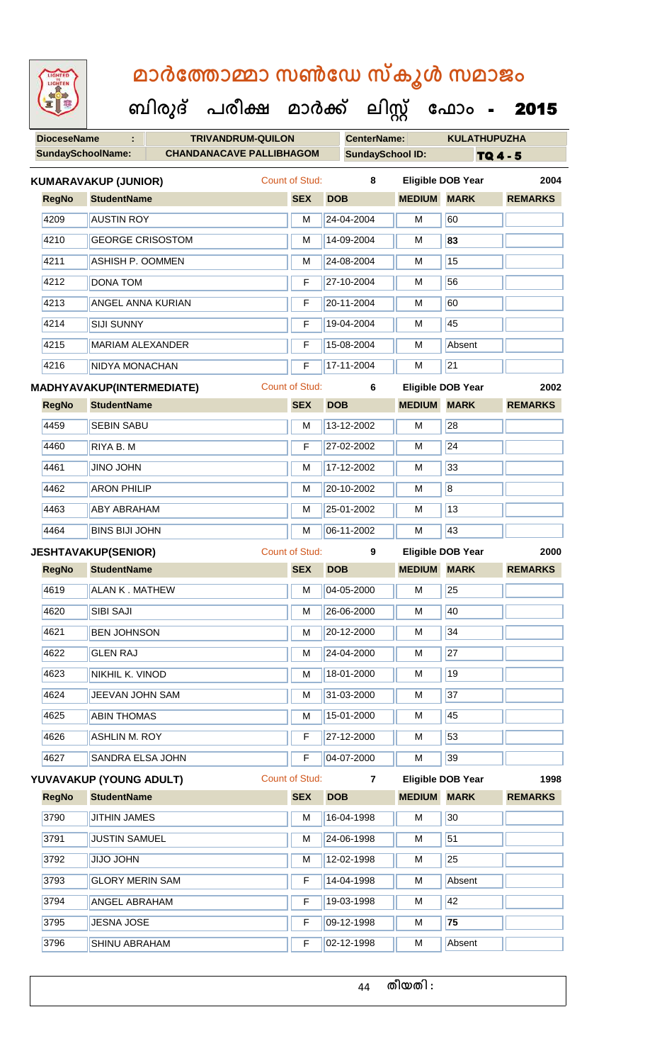# മാർത്തോമ്മാ സൺഡേ സ്കൂൾ സമാജം

## ബിരുദ് പരീക്ഷ മാർക്ക് ലിസ്റ്റ് ഫോം - 2015

| DioceseName : | TRIVANDRUM-QUILON | CenterName: | KULATHUPUZHA |
|---|---|---|---|
| SundaySchoolName: | CHANDANACAVE PALLIBHAGOM | SundaySchool ID: | TQ 4 - 5 |

**KUMARAVAKUP (JUNIOR)** — Count of Stud: 8 — Eligible DOB Year: 2004

| RegNo | StudentName | SEX | DOB | MEDIUM | MARK | REMARKS |
|---|---|---|---|---|---|---|
| 4209 | AUSTIN ROY | M | 24-04-2004 | M | 60 | |
| 4210 | GEORGE CRISOSTOM | M | 14-09-2004 | M | **83** | |
| 4211 | ASHISH P. OOMMEN | M | 24-08-2004 | M | 15 | |
| 4212 | DONA TOM | F | 27-10-2004 | M | 56 | |
| 4213 | ANGEL ANNA KURIAN | F | 20-11-2004 | M | 60 | |
| 4214 | SIJI SUNNY | F | 19-04-2004 | M | 45 | |
| 4215 | MARIAM ALEXANDER | F | 15-08-2004 | M | Absent | |
| 4216 | NIDYA MONACHAN | F | 17-11-2004 | M | 21 | |

**MADHYAVAKUP(INTERMEDIATE)** — Count of Stud: 6 — Eligible DOB Year: 2002

| RegNo | StudentName | SEX | DOB | MEDIUM | MARK | REMARKS |
|---|---|---|---|---|---|---|
| 4459 | SEBIN SABU | M | 13-12-2002 | M | 28 | |
| 4460 | RIYA B. M | F | 27-02-2002 | M | 24 | |
| 4461 | JINO JOHN | M | 17-12-2002 | M | 33 | |
| 4462 | ARON PHILIP | M | 20-10-2002 | M | 8 | |
| 4463 | ABY ABRAHAM | M | 25-01-2002 | M | 13 | |
| 4464 | BINS BIJI JOHN | M | 06-11-2002 | M | 43 | |

**JESHTAVAKUP(SENIOR)** — Count of Stud: 9 — Eligible DOB Year: 2000

| RegNo | StudentName | SEX | DOB | MEDIUM | MARK | REMARKS |
|---|---|---|---|---|---|---|
| 4619 | ALAN K . MATHEW | M | 04-05-2000 | M | 25 | |
| 4620 | SIBI SAJI | M | 26-06-2000 | M | 40 | |
| 4621 | BEN JOHNSON | M | 20-12-2000 | M | 34 | |
| 4622 | GLEN RAJ | M | 24-04-2000 | M | 27 | |
| 4623 | NIKHIL K. VINOD | M | 18-01-2000 | M | 19 | |
| 4624 | JEEVAN JOHN SAM | M | 31-03-2000 | M | 37 | |
| 4625 | ABIN THOMAS | M | 15-01-2000 | M | 45 | |
| 4626 | ASHLIN M. ROY | F | 27-12-2000 | M | 53 | |
| 4627 | SANDRA ELSA JOHN | F | 04-07-2000 | M | 39 | |

**YUVAVAKUP (YOUNG ADULT)** — Count of Stud: 7 — Eligible DOB Year: 1998

| RegNo | StudentName | SEX | DOB | MEDIUM | MARK | REMARKS |
|---|---|---|---|---|---|---|
| 3790 | JITHIN JAMES | M | 16-04-1998 | M | 30 | |
| 3791 | JUSTIN SAMUEL | M | 24-06-1998 | M | 51 | |
| 3792 | JIJO JOHN | M | 12-02-1998 | M | 25 | |
| 3793 | GLORY MERIN SAM | F | 14-04-1998 | M | Absent | |
| 3794 | ANGEL ABRAHAM | F | 19-03-1998 | M | 42 | |
| 3795 | JESNA JOSE | F | 09-12-1998 | M | **75** | |
| 3796 | SHINU ABRAHAM | F | 02-12-1998 | M | Absent | |

തീയതി :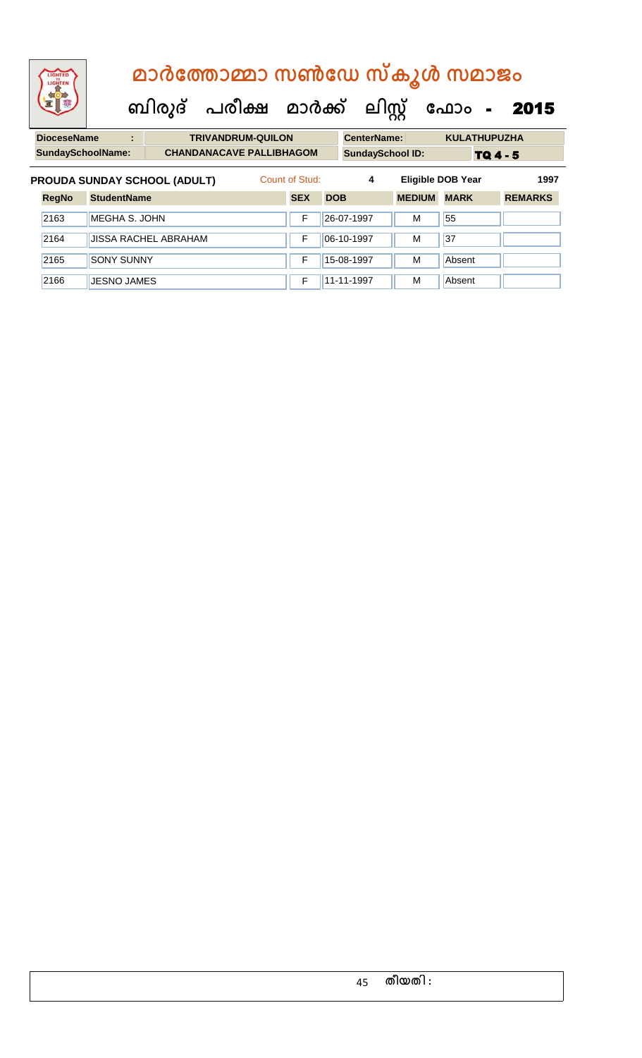# മാർത്തോമ്മാ സൺഡേ സ്കൂൾ സമാജം

## ബിരുദ് പരീക്ഷ മാർക്ക് ലിസ്റ്റ് ഫോം - 2015

| DioceseName : | TRIVANDRUM-QUILON | CenterName: | KULATHUPUZHA |
|---|---|---|---|
| SundaySchoolName: | CHANDANACAVE PALLIBHAGOM | SundaySchool ID: | TQ 4 - 5 |

**PROUDA SUNDAY SCHOOL (ADULT)** Count of Stud: 4 Eligible DOB Year 1997

| RegNo | StudentName | SEX | DOB | MEDIUM | MARK | REMARKS |
|---|---|---|---|---|---|---|
| 2163 | MEGHA S. JOHN | F | 26-07-1997 | M | 55 | |
| 2164 | JISSA RACHEL ABRAHAM | F | 06-10-1997 | M | 37 | |
| 2165 | SONY SUNNY | F | 15-08-1997 | M | Absent | |
| 2166 | JESNO JAMES | F | 11-11-1997 | M | Absent | |

തീയതി :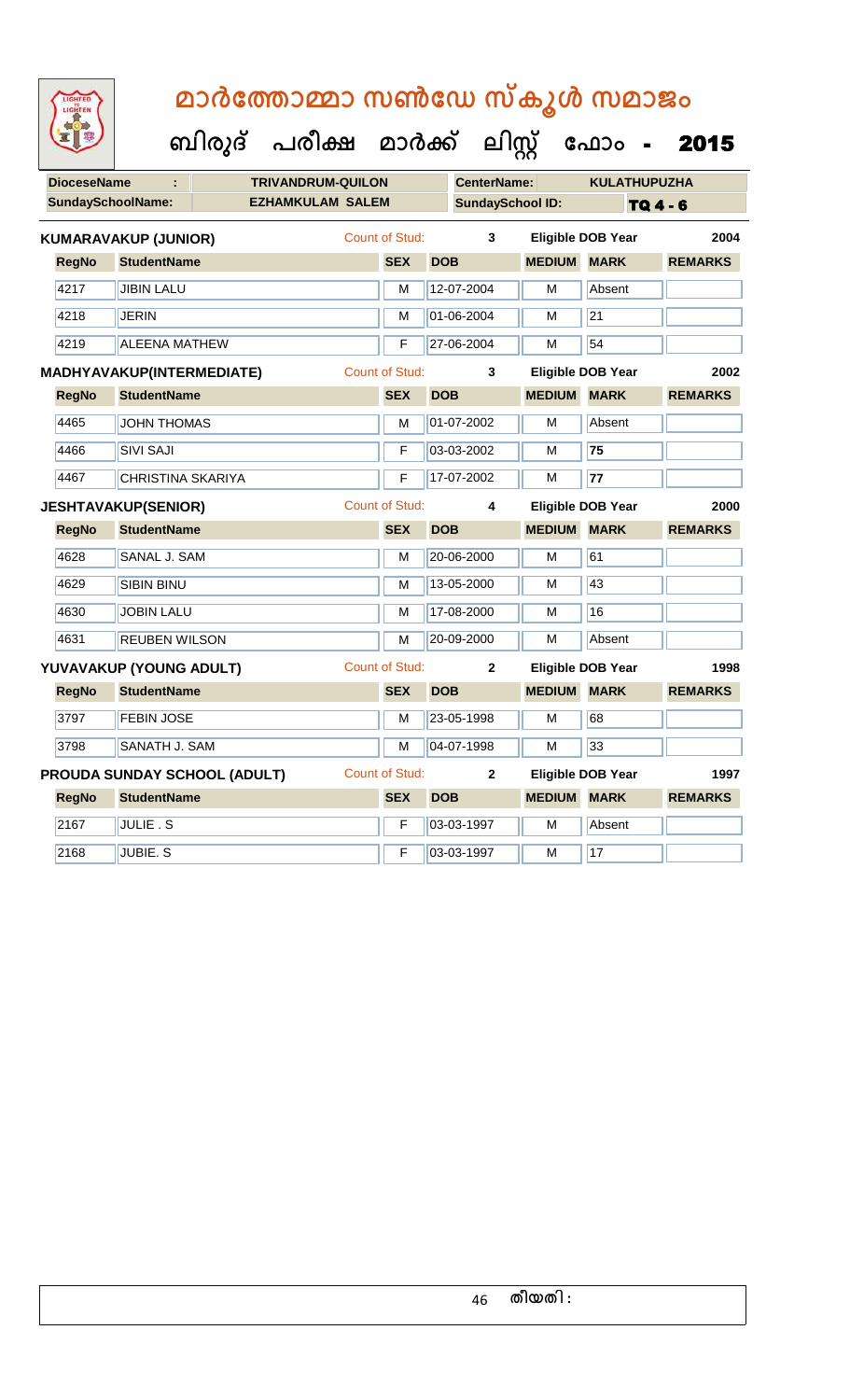# മാർത്തോമ്മാ സൺഡേ സ്കൂൾ സമാജം

## ബിരുദ് പരീക്ഷ മാർക്ക് ലിസ്റ്റ് ഫോം - 2015

| DioceseName : | TRIVANDRUM-QUILON | CenterName: | KULATHUPUZHA |
|---|---|---|---|
| SundaySchoolName: | EZHAMKULAM SALEM | SundaySchool ID: | TQ 4 - 6 |

**KUMARAVAKUP (JUNIOR)** Count of Stud: 3 Eligible DOB Year 2004

| RegNo | StudentName | SEX | DOB | MEDIUM | MARK | REMARKS |
|---|---|---|---|---|---|---|
| 4217 | JIBIN LALU | M | 12-07-2004 | M | Absent | |
| 4218 | JERIN | M | 01-06-2004 | M | 21 | |
| 4219 | ALEENA MATHEW | F | 27-06-2004 | M | 54 | |

**MADHYAVAKUP(INTERMEDIATE)** Count of Stud: 3 Eligible DOB Year 2002

| RegNo | StudentName | SEX | DOB | MEDIUM | MARK | REMARKS |
|---|---|---|---|---|---|---|
| 4465 | JOHN THOMAS | M | 01-07-2002 | M | Absent | |
| 4466 | SIVI SAJI | F | 03-03-2002 | M | 75 | |
| 4467 | CHRISTINA SKARIYA | F | 17-07-2002 | M | 77 | |

**JESHTAVAKUP(SENIOR)** Count of Stud: 4 Eligible DOB Year 2000

| RegNo | StudentName | SEX | DOB | MEDIUM | MARK | REMARKS |
|---|---|---|---|---|---|---|
| 4628 | SANAL J. SAM | M | 20-06-2000 | M | 61 | |
| 4629 | SIBIN BINU | M | 13-05-2000 | M | 43 | |
| 4630 | JOBIN LALU | M | 17-08-2000 | M | 16 | |
| 4631 | REUBEN WILSON | M | 20-09-2000 | M | Absent | |

**YUVAVAKUP (YOUNG ADULT)** Count of Stud: 2 Eligible DOB Year 1998

| RegNo | StudentName | SEX | DOB | MEDIUM | MARK | REMARKS |
|---|---|---|---|---|---|---|
| 3797 | FEBIN JOSE | M | 23-05-1998 | M | 68 | |
| 3798 | SANATH J. SAM | M | 04-07-1998 | M | 33 | |

**PROUDA SUNDAY SCHOOL (ADULT)** Count of Stud: 2 Eligible DOB Year 1997

| RegNo | StudentName | SEX | DOB | MEDIUM | MARK | REMARKS |
|---|---|---|---|---|---|---|
| 2167 | JULIE . S | F | 03-03-1997 | M | Absent | |
| 2168 | JUBIE. S | F | 03-03-1997 | M | 17 | |

തീയതി :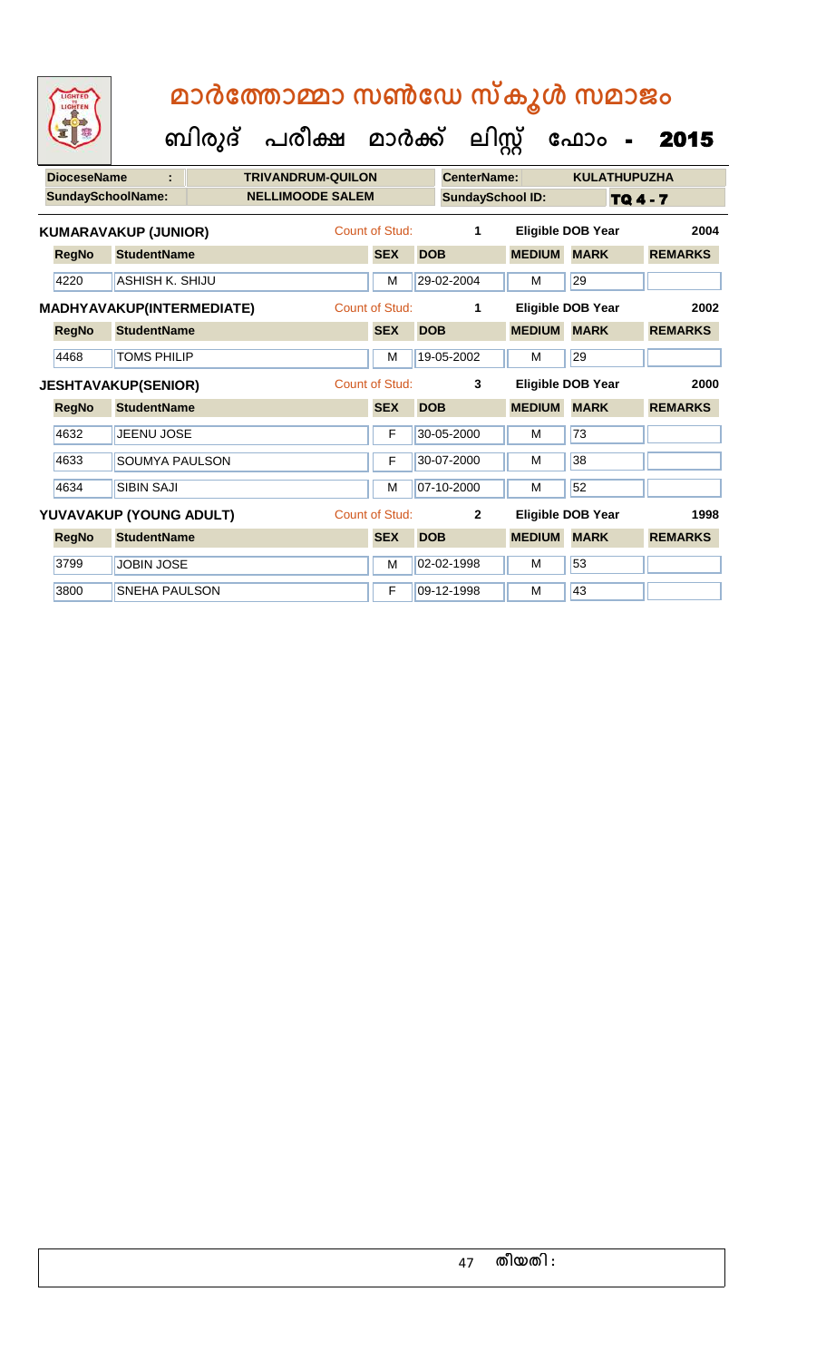# മാർത്തോമ്മാ സൺഡേ സ്കൂൾ സമാജം

**ബിരുദ് പരീക്ഷ മാർക്ക് ലിസ്റ്റ് ഫോം - 2015**

| **DioceseName** | : | **TRIVANDRUM-QUILON** | **CenterName:** | **KULATHUPUZHA** |
|---|---|---|---|---|
| **SundaySchoolName:** | | **NELLIMOODE SALEM** | **SundaySchool ID:** | **TQ 4 - 7** |

**KUMARAVAKUP (JUNIOR)** Count of Stud: **1** **Eligible DOB Year** **2004**

| RegNo | StudentName | SEX | DOB | MEDIUM | MARK | REMARKS |
|---|---|---|---|---|---|---|
| 4220 | ASHISH K. SHIJU | M | 29-02-2004 | M | 29 | |

**MADHYAVAKUP(INTERMEDIATE)** Count of Stud: **1** **Eligible DOB Year** **2002**

| RegNo | StudentName | SEX | DOB | MEDIUM | MARK | REMARKS |
|---|---|---|---|---|---|---|
| 4468 | TOMS PHILIP | M | 19-05-2002 | M | 29 | |

**JESHTAVAKUP(SENIOR)** Count of Stud: **3** **Eligible DOB Year** **2000**

| RegNo | StudentName | SEX | DOB | MEDIUM | MARK | REMARKS |
|---|---|---|---|---|---|---|
| 4632 | JEENU JOSE | F | 30-05-2000 | M | 73 | |
| 4633 | SOUMYA PAULSON | F | 30-07-2000 | M | 38 | |
| 4634 | SIBIN SAJI | M | 07-10-2000 | M | 52 | |

**YUVAVAKUP (YOUNG ADULT)** Count of Stud: **2** **Eligible DOB Year** **1998**

| RegNo | StudentName | SEX | DOB | MEDIUM | MARK | REMARKS |
|---|---|---|---|---|---|---|
| 3799 | JOBIN JOSE | M | 02-02-1998 | M | 53 | |
| 3800 | SNEHA PAULSON | F | 09-12-1998 | M | 43 | |

തീയതി :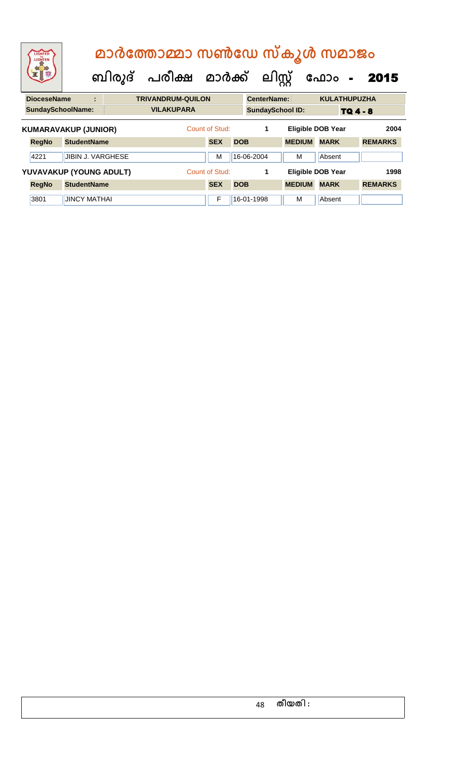# മാർത്തോമ്മാ സൺഡേ സ്കൂൾ സമാജം

## ബിരുദ് പരീക്ഷ മാർക്ക് ലിസ്റ്റ് ഫോം - 2015

| DioceseName : | TRIVANDRUM-QUILON | CenterName: | KULATHUPUZHA |
|---|---|---|---|
| SundaySchoolName: | VILAKUPARA | SundaySchool ID: | TQ 4 - 8 |

**KUMARAVAKUP (JUNIOR)** Count of Stud: 1 Eligible DOB Year 2004

| RegNo | StudentName | SEX | DOB | MEDIUM | MARK | REMARKS |
|---|---|---|---|---|---|---|
| 4221 | JIBIN J. VARGHESE | M | 16-06-2004 | M | Absent | |

**YUVAVAKUP (YOUNG ADULT)** Count of Stud: 1 Eligible DOB Year 1998

| RegNo | StudentName | SEX | DOB | MEDIUM | MARK | REMARKS |
|---|---|---|---|---|---|---|
| 3801 | JINCY MATHAI | F | 16-01-1998 | M | Absent | |

തീയതി :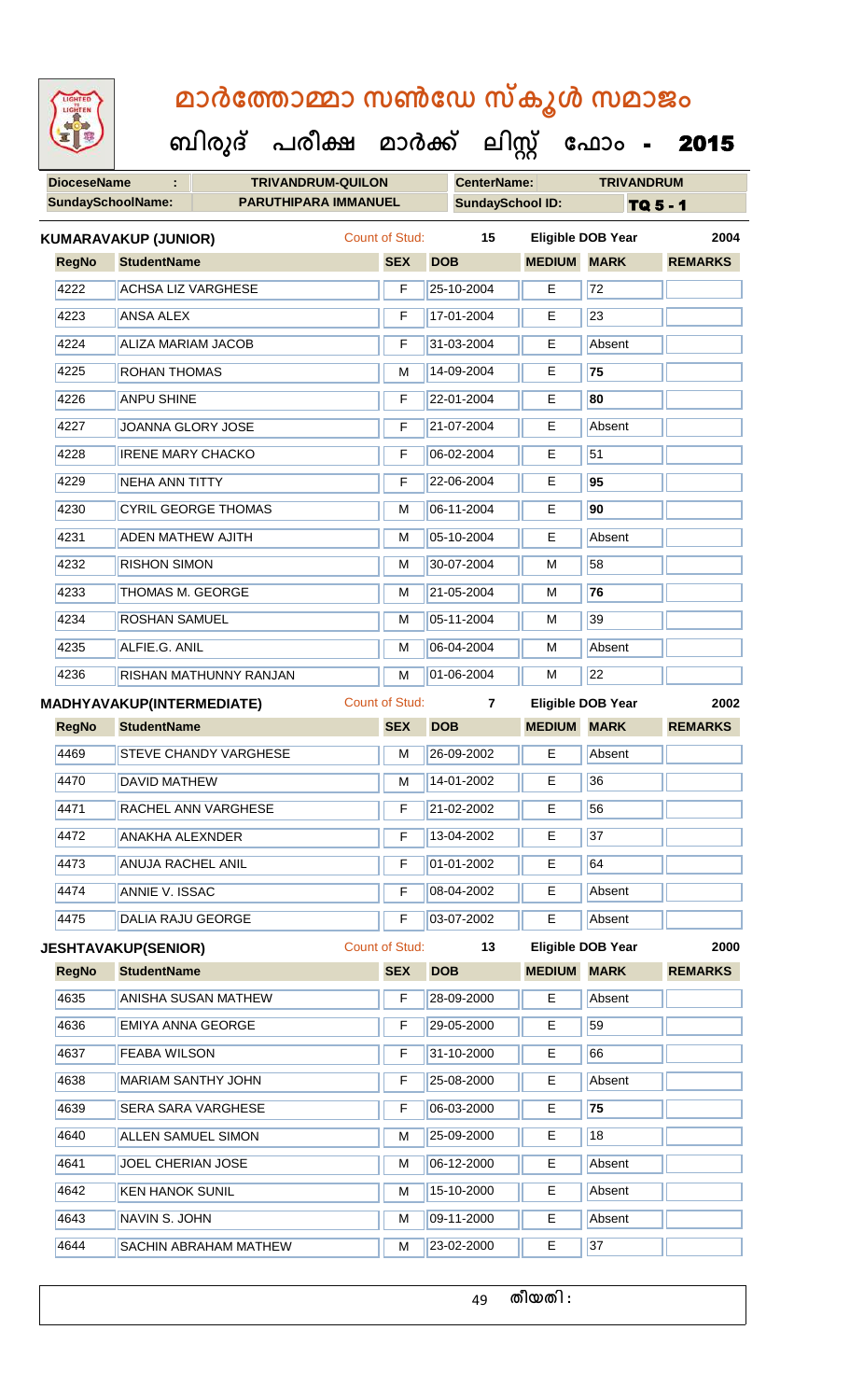# മാർത്തോമ്മാ സൺഡേ സ്കൂൾ സമാജം

**ബിരുദ് പരീക്ഷ മാർക്ക് ലിസ്റ്റ് ഫോം - 2015**

| DioceseName : | TRIVANDRUM-QUILON | CenterName: | TRIVANDRUM |
|---|---|---|---|
| SundaySchoolName: | PARUTHIPARA IMMANUEL | SundaySchool ID: | TQ 5 - 1 |

**KUMARAVAKUP (JUNIOR)** Count of Stud: 15 Eligible DOB Year 2004

| RegNo | StudentName | SEX | DOB | MEDIUM | MARK | REMARKS |
|---|---|---|---|---|---|---|
| 4222 | ACHSA LIZ VARGHESE | F | 25-10-2004 | E | 72 | |
| 4223 | ANSA ALEX | F | 17-01-2004 | E | 23 | |
| 4224 | ALIZA MARIAM JACOB | F | 31-03-2004 | E | Absent | |
| 4225 | ROHAN THOMAS | M | 14-09-2004 | E | 75 | |
| 4226 | ANPU SHINE | F | 22-01-2004 | E | 80 | |
| 4227 | JOANNA GLORY JOSE | F | 21-07-2004 | E | Absent | |
| 4228 | IRENE MARY CHACKO | F | 06-02-2004 | E | 51 | |
| 4229 | NEHA ANN TITTY | F | 22-06-2004 | E | 95 | |
| 4230 | CYRIL GEORGE THOMAS | M | 06-11-2004 | E | 90 | |
| 4231 | ADEN MATHEW AJITH | M | 05-10-2004 | E | Absent | |
| 4232 | RISHON SIMON | M | 30-07-2004 | M | 58 | |
| 4233 | THOMAS M. GEORGE | M | 21-05-2004 | M | 76 | |
| 4234 | ROSHAN SAMUEL | M | 05-11-2004 | M | 39 | |
| 4235 | ALFIE.G. ANIL | M | 06-04-2004 | M | Absent | |
| 4236 | RISHAN MATHUNNY RANJAN | M | 01-06-2004 | M | 22 | |

**MADHYAVAKUP(INTERMEDIATE)** Count of Stud: 7 Eligible DOB Year 2002

| RegNo | StudentName | SEX | DOB | MEDIUM | MARK | REMARKS |
|---|---|---|---|---|---|---|
| 4469 | STEVE CHANDY VARGHESE | M | 26-09-2002 | E | Absent | |
| 4470 | DAVID MATHEW | M | 14-01-2002 | E | 36 | |
| 4471 | RACHEL ANN VARGHESE | F | 21-02-2002 | E | 56 | |
| 4472 | ANAKHA ALEXNDER | F | 13-04-2002 | E | 37 | |
| 4473 | ANUJA RACHEL ANIL | F | 01-01-2002 | E | 64 | |
| 4474 | ANNIE V. ISSAC | F | 08-04-2002 | E | Absent | |
| 4475 | DALIA RAJU GEORGE | F | 03-07-2002 | E | Absent | |

**JESHTAVAKUP(SENIOR)** Count of Stud: 13 Eligible DOB Year 2000

| RegNo | StudentName | SEX | DOB | MEDIUM | MARK | REMARKS |
|---|---|---|---|---|---|---|
| 4635 | ANISHA SUSAN MATHEW | F | 28-09-2000 | E | Absent | |
| 4636 | EMIYA ANNA GEORGE | F | 29-05-2000 | E | 59 | |
| 4637 | FEABA WILSON | F | 31-10-2000 | E | 66 | |
| 4638 | MARIAM SANTHY JOHN | F | 25-08-2000 | E | Absent | |
| 4639 | SERA SARA VARGHESE | F | 06-03-2000 | E | 75 | |
| 4640 | ALLEN SAMUEL SIMON | M | 25-09-2000 | E | 18 | |
| 4641 | JOEL CHERIAN JOSE | M | 06-12-2000 | E | Absent | |
| 4642 | KEN HANOK SUNIL | M | 15-10-2000 | E | Absent | |
| 4643 | NAVIN S. JOHN | M | 09-11-2000 | E | Absent | |
| 4644 | SACHIN ABRAHAM MATHEW | M | 23-02-2000 | E | 37 | |

തീയതി :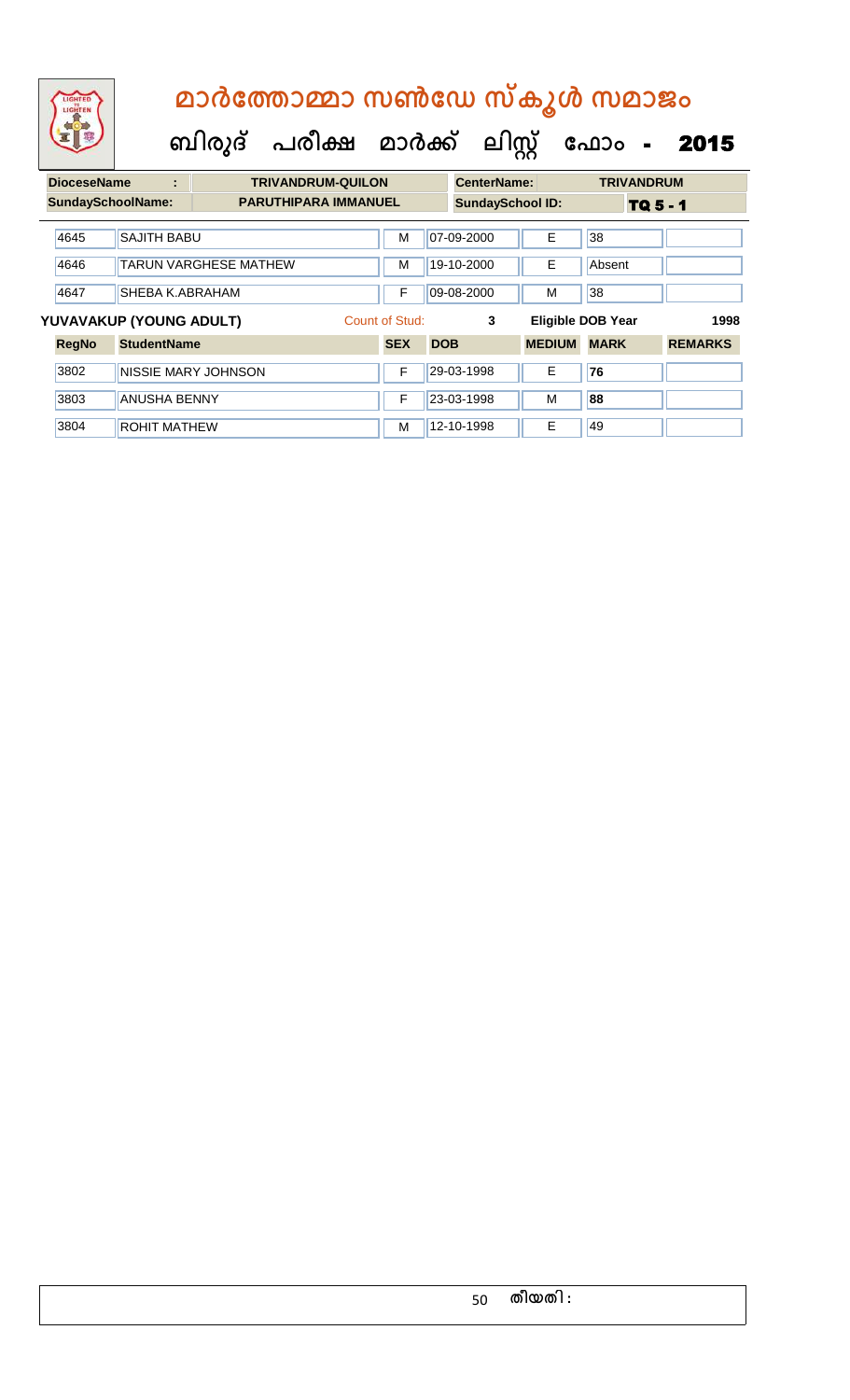# മാർത്തോമ്മാ സൺഡേ സ്കൂൾ സമാജം

## ബിരുദ് പരീക്ഷ മാർക്ക് ലിസ്റ്റ് ഫോം - 2015

| DioceseName : | TRIVANDRUM-QUILON | CenterName: | TRIVANDRUM |
|---|---|---|---|
| SundaySchoolName: | PARUTHIPARA IMMANUEL | SundaySchool ID: | TQ 5 - 1 |

| RegNo | StudentName | SEX | DOB | MEDIUM | MARK | REMARKS |
|---|---|---|---|---|---|---|
| 4645 | SAJITH BABU | M | 07-09-2000 | E | 38 | |
| 4646 | TARUN VARGHESE MATHEW | M | 19-10-2000 | E | Absent | |
| 4647 | SHEBA K.ABRAHAM | F | 09-08-2000 | M | 38 | |

**YUVAVAKUP (YOUNG ADULT)** Count of Stud: 3 Eligible DOB Year 1998

| RegNo | StudentName | SEX | DOB | MEDIUM | MARK | REMARKS |
|---|---|---|---|---|---|---|
| 3802 | NISSIE MARY JOHNSON | F | 29-03-1998 | E | 76 | |
| 3803 | ANUSHA BENNY | F | 23-03-1998 | M | 88 | |
| 3804 | ROHIT MATHEW | M | 12-10-1998 | E | 49 | |

തീയതി :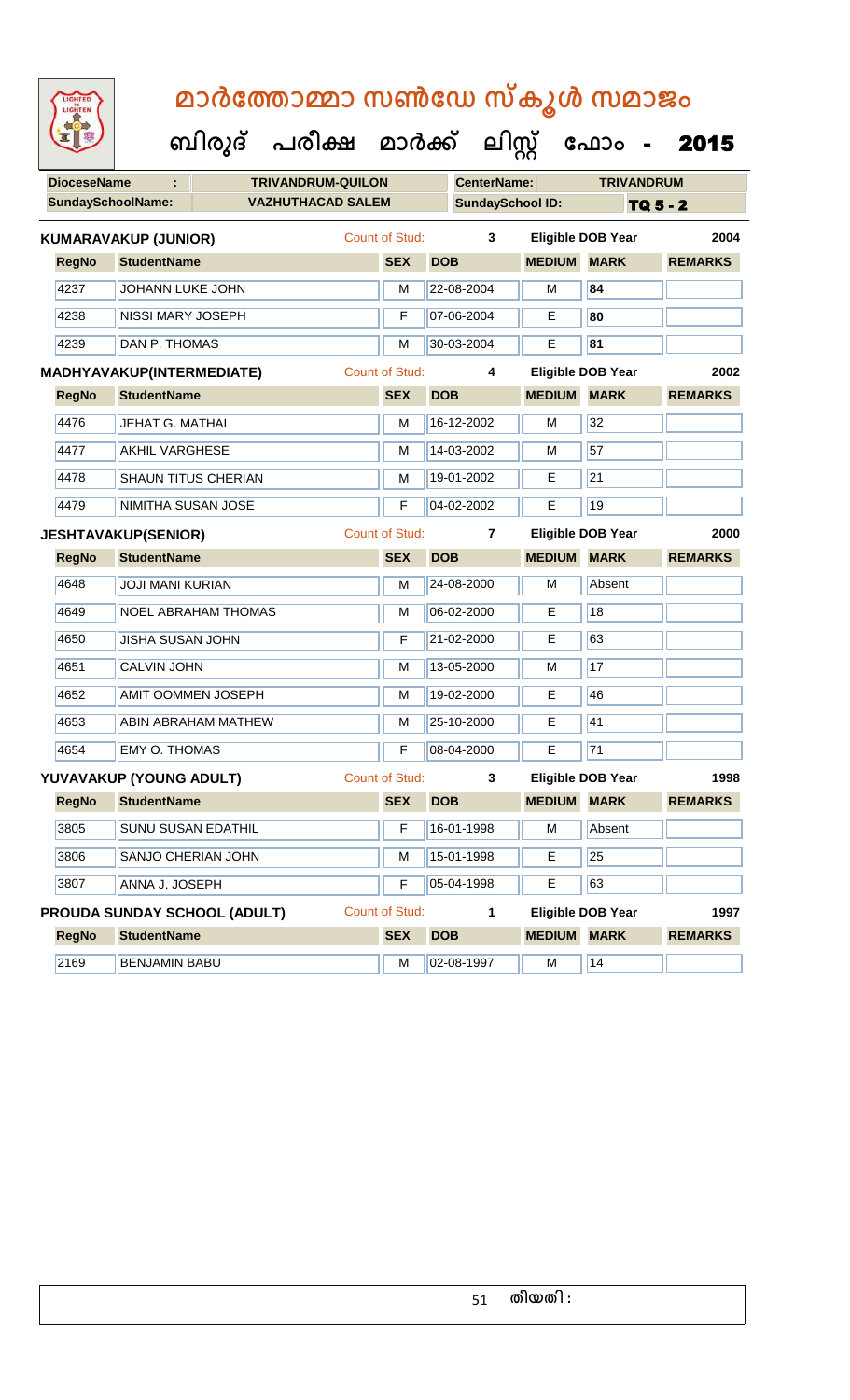# മാർത്തോമ്മാ സൺഡേ സ്കൂൾ സമാജം

## ബിരുദ് പരീക്ഷ മാർക്ക് ലിസ്റ്റ് ഫോം - 2015

| DioceseName : | TRIVANDRUM-QUILON | CenterName: | TRIVANDRUM |
|---|---|---|---|
| SundaySchoolName: | VAZHUTHACAD SALEM | SundaySchool ID: | TQ 5 - 2 |

**KUMARAVAKUP (JUNIOR)** Count of Stud: 3 Eligible DOB Year 2004

| RegNo | StudentName | SEX | DOB | MEDIUM | MARK | REMARKS |
|---|---|---|---|---|---|---|
| 4237 | JOHANN LUKE JOHN | M | 22-08-2004 | M | 84 | |
| 4238 | NISSI MARY JOSEPH | F | 07-06-2004 | E | 80 | |
| 4239 | DAN P. THOMAS | M | 30-03-2004 | E | 81 | |

**MADHYAVAKUP(INTERMEDIATE)** Count of Stud: 4 Eligible DOB Year 2002

| RegNo | StudentName | SEX | DOB | MEDIUM | MARK | REMARKS |
|---|---|---|---|---|---|---|
| 4476 | JEHAT G. MATHAI | M | 16-12-2002 | M | 32 | |
| 4477 | AKHIL VARGHESE | M | 14-03-2002 | M | 57 | |
| 4478 | SHAUN TITUS CHERIAN | M | 19-01-2002 | E | 21 | |
| 4479 | NIMITHA SUSAN JOSE | F | 04-02-2002 | E | 19 | |

**JESHTAVAKUP(SENIOR)** Count of Stud: 7 Eligible DOB Year 2000

| RegNo | StudentName | SEX | DOB | MEDIUM | MARK | REMARKS |
|---|---|---|---|---|---|---|
| 4648 | JOJI MANI KURIAN | M | 24-08-2000 | M | Absent | |
| 4649 | NOEL ABRAHAM THOMAS | M | 06-02-2000 | E | 18 | |
| 4650 | JISHA SUSAN JOHN | F | 21-02-2000 | E | 63 | |
| 4651 | CALVIN JOHN | M | 13-05-2000 | M | 17 | |
| 4652 | AMIT OOMMEN JOSEPH | M | 19-02-2000 | E | 46 | |
| 4653 | ABIN ABRAHAM MATHEW | M | 25-10-2000 | E | 41 | |
| 4654 | EMY O. THOMAS | F | 08-04-2000 | E | 71 | |

**YUVAVAKUP (YOUNG ADULT)** Count of Stud: 3 Eligible DOB Year 1998

| RegNo | StudentName | SEX | DOB | MEDIUM | MARK | REMARKS |
|---|---|---|---|---|---|---|
| 3805 | SUNU SUSAN EDATHIL | F | 16-01-1998 | M | Absent | |
| 3806 | SANJO CHERIAN JOHN | M | 15-01-1998 | E | 25 | |
| 3807 | ANNA J. JOSEPH | F | 05-04-1998 | E | 63 | |

**PROUDA SUNDAY SCHOOL (ADULT)** Count of Stud: 1 Eligible DOB Year 1997

| RegNo | StudentName | SEX | DOB | MEDIUM | MARK | REMARKS |
|---|---|---|---|---|---|---|
| 2169 | BENJAMIN BABU | M | 02-08-1997 | M | 14 | |

തീയതി :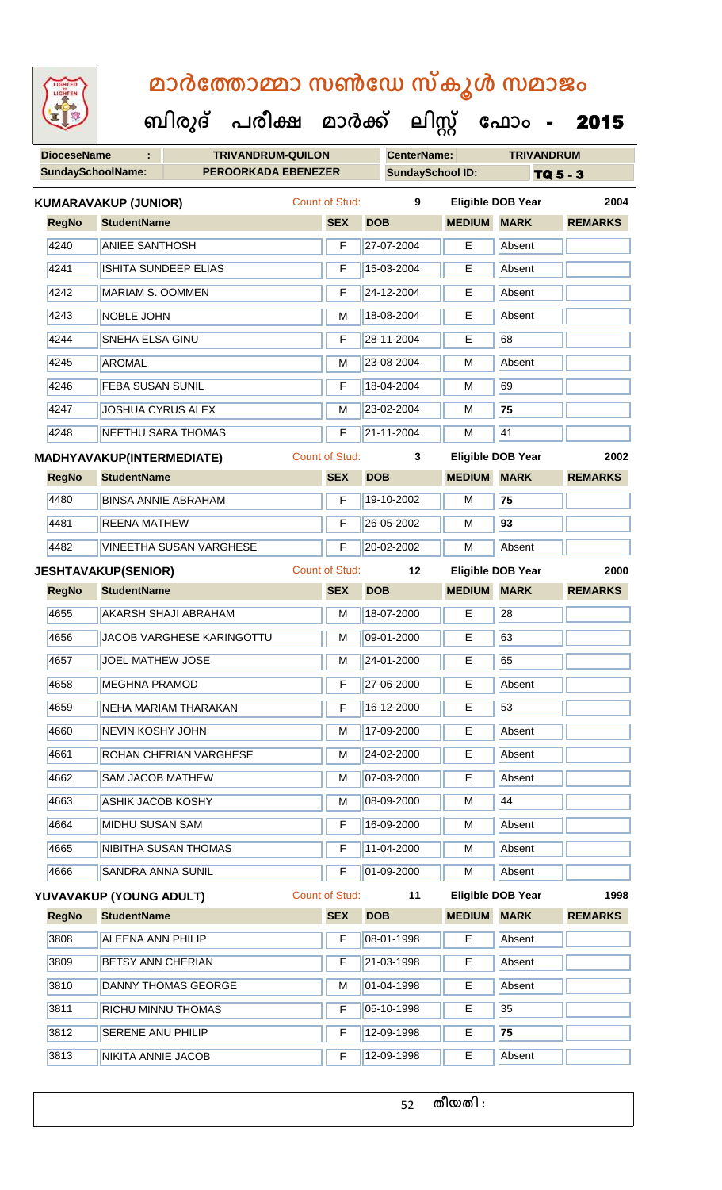# മാർത്തോമ്മാ സൺഡേ സ്കൂൾ സമാജം

## ബിരുദ് പരീക്ഷ മാർക്ക് ലിസ്റ്റ് ഫോം - 2015

| DioceseName | : | TRIVANDRUM-QUILON | CenterName: | TRIVANDRUM |
|---|---|---|---|---|
| SundaySchoolName: | | PEROORKADA EBENEZER | SundaySchool ID: | TQ 5 - 3 |

**KUMARAVAKUP (JUNIOR)** Count of Stud: 9 Eligible DOB Year 2004

| RegNo | StudentName | SEX | DOB | MEDIUM | MARK | REMARKS |
|---|---|---|---|---|---|---|
| 4240 | ANIEE SANTHOSH | F | 27-07-2004 | E | Absent | |
| 4241 | ISHITA SUNDEEP ELIAS | F | 15-03-2004 | E | Absent | |
| 4242 | MARIAM S. OOMMEN | F | 24-12-2004 | E | Absent | |
| 4243 | NOBLE JOHN | M | 18-08-2004 | E | Absent | |
| 4244 | SNEHA ELSA GINU | F | 28-11-2004 | E | 68 | |
| 4245 | AROMAL | M | 23-08-2004 | M | Absent | |
| 4246 | FEBA SUSAN SUNIL | F | 18-04-2004 | M | 69 | |
| 4247 | JOSHUA CYRUS ALEX | M | 23-02-2004 | M | **75** | |
| 4248 | NEETHU SARA THOMAS | F | 21-11-2004 | M | 41 | |

**MADHYAVAKUP(INTERMEDIATE)** Count of Stud: 3 Eligible DOB Year 2002

| RegNo | StudentName | SEX | DOB | MEDIUM | MARK | REMARKS |
|---|---|---|---|---|---|---|
| 4480 | BINSA ANNIE ABRAHAM | F | 19-10-2002 | M | **75** | |
| 4481 | REENA MATHEW | F | 26-05-2002 | M | **93** | |
| 4482 | VINEETHA SUSAN VARGHESE | F | 20-02-2002 | M | Absent | |

**JESHTAVAKUP(SENIOR)** Count of Stud: 12 Eligible DOB Year 2000

| RegNo | StudentName | SEX | DOB | MEDIUM | MARK | REMARKS |
|---|---|---|---|---|---|---|
| 4655 | AKARSH SHAJI ABRAHAM | M | 18-07-2000 | E | 28 | |
| 4656 | JACOB VARGHESE KARINGOTTU | M | 09-01-2000 | E | 63 | |
| 4657 | JOEL MATHEW JOSE | M | 24-01-2000 | E | 65 | |
| 4658 | MEGHNA PRAMOD | F | 27-06-2000 | E | Absent | |
| 4659 | NEHA MARIAM THARAKAN | F | 16-12-2000 | E | 53 | |
| 4660 | NEVIN KOSHY JOHN | M | 17-09-2000 | E | Absent | |
| 4661 | ROHAN CHERIAN VARGHESE | M | 24-02-2000 | E | Absent | |
| 4662 | SAM JACOB MATHEW | M | 07-03-2000 | E | Absent | |
| 4663 | ASHIK JACOB KOSHY | M | 08-09-2000 | M | 44 | |
| 4664 | MIDHU SUSAN SAM | F | 16-09-2000 | M | Absent | |
| 4665 | NIBITHA SUSAN THOMAS | F | 11-04-2000 | M | Absent | |
| 4666 | SANDRA ANNA SUNIL | F | 01-09-2000 | M | Absent | |

**YUVAVAKUP (YOUNG ADULT)** Count of Stud: 11 Eligible DOB Year 1998

| RegNo | StudentName | SEX | DOB | MEDIUM | MARK | REMARKS |
|---|---|---|---|---|---|---|
| 3808 | ALEENA ANN PHILIP | F | 08-01-1998 | E | Absent | |
| 3809 | BETSY ANN CHERIAN | F | 21-03-1998 | E | Absent | |
| 3810 | DANNY THOMAS GEORGE | M | 01-04-1998 | E | Absent | |
| 3811 | RICHU MINNU THOMAS | F | 05-10-1998 | E | 35 | |
| 3812 | SERENE ANU PHILIP | F | 12-09-1998 | E | **75** | |
| 3813 | NIKITA ANNIE JACOB | F | 12-09-1998 | E | Absent | |

തീയതി :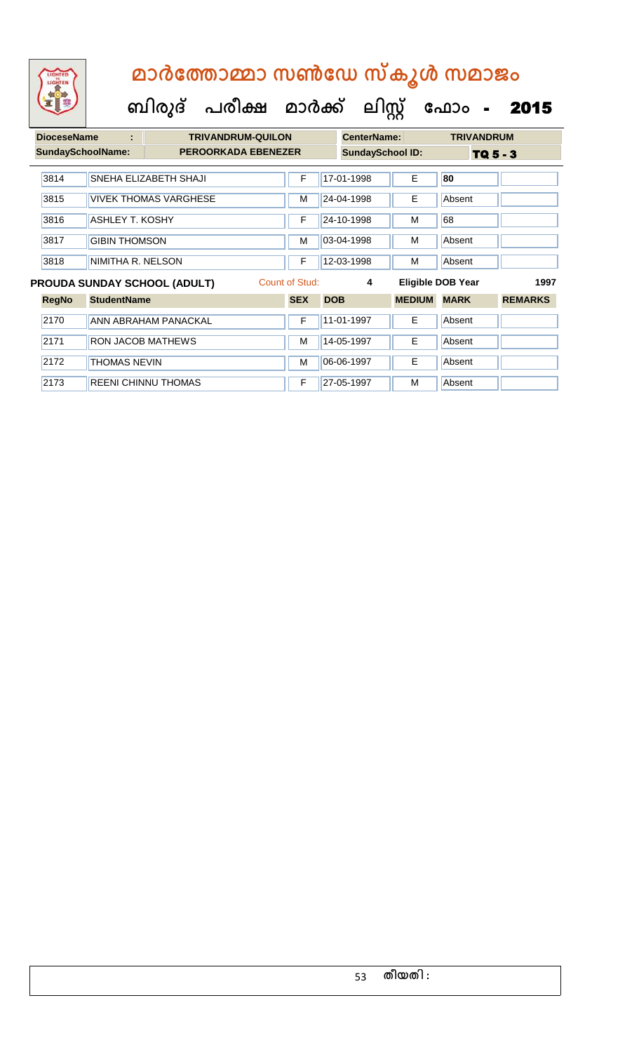# മാർത്തോമ്മാ സൺഡേ സ്കൂൾ സമാജം

## ബിരുദ് പരീക്ഷ മാർക്ക് ലിസ്റ്റ് ഫോം - 2015

| DioceseName : | TRIVANDRUM-QUILON | CenterName: | TRIVANDRUM |
|---|---|---|---|
| SundaySchoolName: | PEROORKADA EBENEZER | SundaySchool ID: | TQ 5 - 3 |

| RegNo | StudentName | SEX | DOB | MEDIUM | MARK | REMARKS |
|---|---|---|---|---|---|---|
| 3814 | SNEHA ELIZABETH SHAJI | F | 17-01-1998 | E | 80 | |
| 3815 | VIVEK THOMAS VARGHESE | M | 24-04-1998 | E | Absent | |
| 3816 | ASHLEY T. KOSHY | F | 24-10-1998 | M | 68 | |
| 3817 | GIBIN THOMSON | M | 03-04-1998 | M | Absent | |
| 3818 | NIMITHA R. NELSON | F | 12-03-1998 | M | Absent | |

**PROUDA SUNDAY SCHOOL (ADULT)** Count of Stud: 4 Eligible DOB Year 1997

| RegNo | StudentName | SEX | DOB | MEDIUM | MARK | REMARKS |
|---|---|---|---|---|---|---|
| 2170 | ANN ABRAHAM PANACKAL | F | 11-01-1997 | E | Absent | |
| 2171 | RON JACOB MATHEWS | M | 14-05-1997 | E | Absent | |
| 2172 | THOMAS NEVIN | M | 06-06-1997 | E | Absent | |
| 2173 | REENI CHINNU THOMAS | F | 27-05-1997 | M | Absent | |

തീയതി :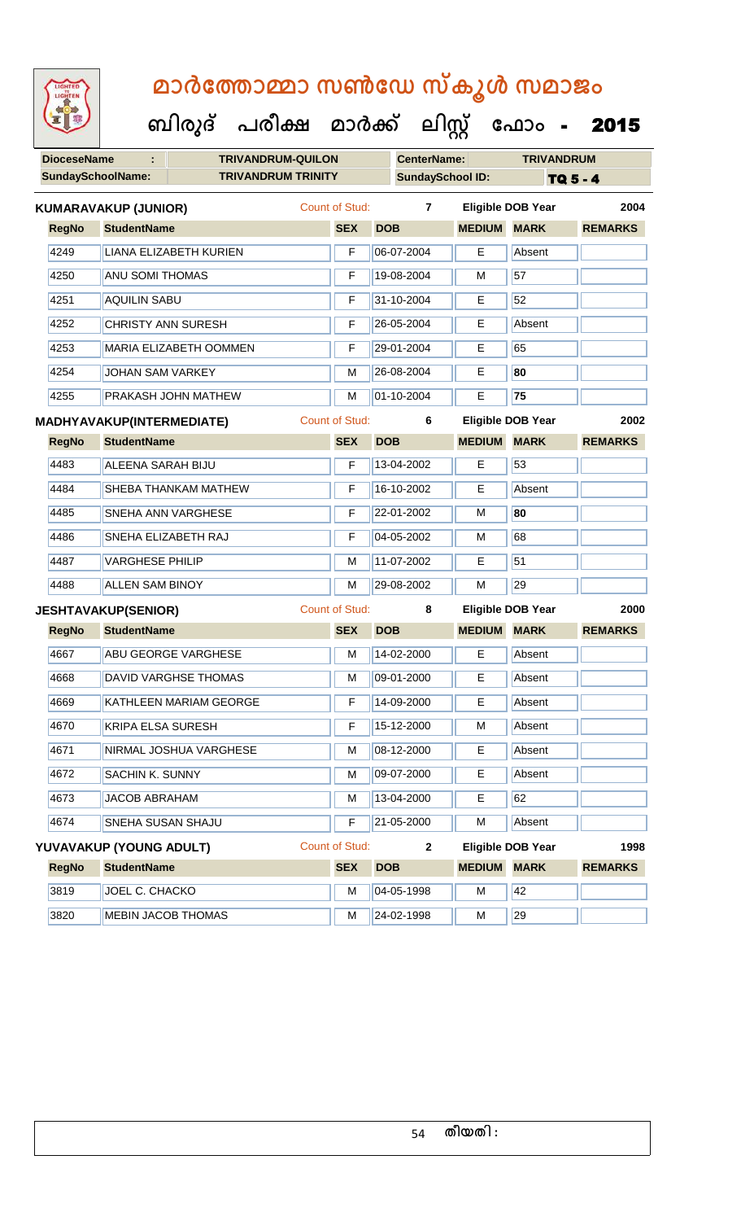# മാർത്തോമ്മാ സൺഡേ സ്കൂൾ സമാജം

## ബിരുദ് പരീക്ഷ മാർക്ക് ലിസ്റ്റ് ഫോം - 2015

**DioceseName :** TRIVANDRUM-QUILON **CenterName:** TRIVANDRUM

**SundaySchoolName:** TRIVANDRUM TRINITY **SundaySchool ID:** TQ 5 - 4

**KUMARAVAKUP (JUNIOR)** Count of Stud: 7 Eligible DOB Year 2004

| RegNo | StudentName | SEX | DOB | MEDIUM | MARK | REMARKS |
|---|---|---|---|---|---|---|
| 4249 | LIANA ELIZABETH KURIEN | F | 06-07-2004 | E | Absent | |
| 4250 | ANU SOMI THOMAS | F | 19-08-2004 | M | 57 | |
| 4251 | AQUILIN SABU | F | 31-10-2004 | E | 52 | |
| 4252 | CHRISTY ANN SURESH | F | 26-05-2004 | E | Absent | |
| 4253 | MARIA ELIZABETH OOMMEN | F | 29-01-2004 | E | 65 | |
| 4254 | JOHAN SAM VARKEY | M | 26-08-2004 | E | **80** | |
| 4255 | PRAKASH JOHN MATHEW | M | 01-10-2004 | E | **75** | |

**MADHYAVAKUP(INTERMEDIATE)** Count of Stud: 6 Eligible DOB Year 2002

| RegNo | StudentName | SEX | DOB | MEDIUM | MARK | REMARKS |
|---|---|---|---|---|---|---|
| 4483 | ALEENA SARAH BIJU | F | 13-04-2002 | E | 53 | |
| 4484 | SHEBA THANKAM MATHEW | F | 16-10-2002 | E | Absent | |
| 4485 | SNEHA ANN VARGHESE | F | 22-01-2002 | M | **80** | |
| 4486 | SNEHA ELIZABETH RAJ | F | 04-05-2002 | M | 68 | |
| 4487 | VARGHESE PHILIP | M | 11-07-2002 | E | 51 | |
| 4488 | ALLEN SAM BINOY | M | 29-08-2002 | M | 29 | |

**JESHTAVAKUP(SENIOR)** Count of Stud: 8 Eligible DOB Year 2000

| RegNo | StudentName | SEX | DOB | MEDIUM | MARK | REMARKS |
|---|---|---|---|---|---|---|
| 4667 | ABU GEORGE VARGHESE | M | 14-02-2000 | E | Absent | |
| 4668 | DAVID VARGHSE THOMAS | M | 09-01-2000 | E | Absent | |
| 4669 | KATHLEEN MARIAM GEORGE | F | 14-09-2000 | E | Absent | |
| 4670 | KRIPA ELSA SURESH | F | 15-12-2000 | M | Absent | |
| 4671 | NIRMAL JOSHUA VARGHESE | M | 08-12-2000 | E | Absent | |
| 4672 | SACHIN K. SUNNY | M | 09-07-2000 | E | Absent | |
| 4673 | JACOB ABRAHAM | M | 13-04-2000 | E | 62 | |
| 4674 | SNEHA SUSAN SHAJU | F | 21-05-2000 | M | Absent | |

**YUVAVAKUP (YOUNG ADULT)** Count of Stud: 2 Eligible DOB Year 1998

| RegNo | StudentName | SEX | DOB | MEDIUM | MARK | REMARKS |
|---|---|---|---|---|---|---|
| 3819 | JOEL C. CHACKO | M | 04-05-1998 | M | 42 | |
| 3820 | MEBIN JACOB THOMAS | M | 24-02-1998 | M | 29 | |

തീയതി :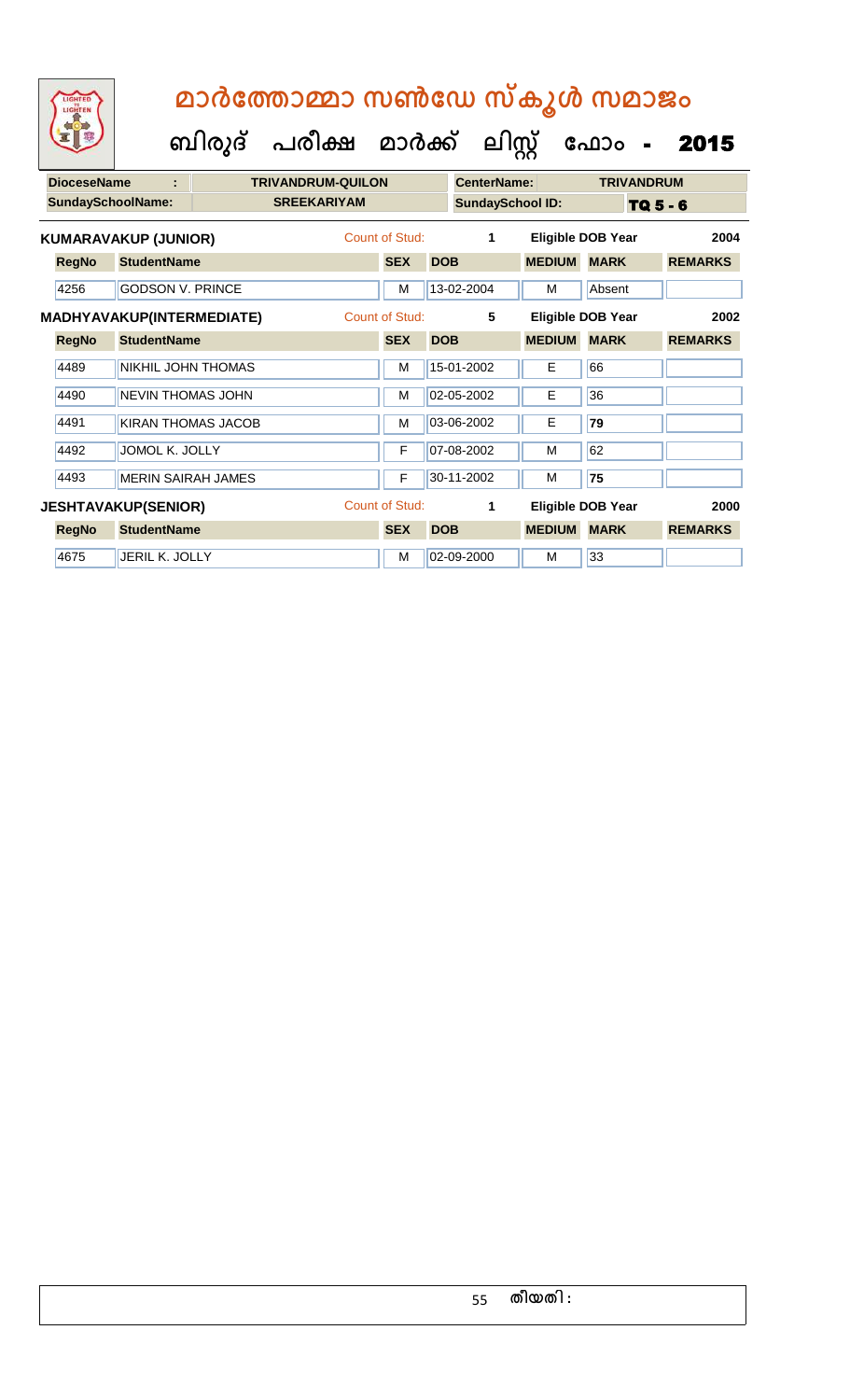# മാർത്തോമ്മാ സൺഡേ സ്കൂൾ സമാജം

## ബിരുദ് പരീക്ഷ മാർക്ക് ലിസ്റ്റ് ഫോം - 2015

| DioceseName : | TRIVANDRUM-QUILON | CenterName: | TRIVANDRUM |
|---|---|---|---|
| SundaySchoolName: | SREEKARIYAM | SundaySchool ID: | TQ 5 - 6 |

**KUMARAVAKUP (JUNIOR)** Count of Stud: 1 Eligible DOB Year 2004

| RegNo | StudentName | SEX | DOB | MEDIUM | MARK | REMARKS |
|---|---|---|---|---|---|---|
| 4256 | GODSON V. PRINCE | M | 13-02-2004 | M | Absent | |

**MADHYAVAKUP(INTERMEDIATE)** Count of Stud: 5 Eligible DOB Year 2002

| RegNo | StudentName | SEX | DOB | MEDIUM | MARK | REMARKS |
|---|---|---|---|---|---|---|
| 4489 | NIKHIL JOHN THOMAS | M | 15-01-2002 | E | 66 | |
| 4490 | NEVIN THOMAS JOHN | M | 02-05-2002 | E | 36 | |
| 4491 | KIRAN THOMAS JACOB | M | 03-06-2002 | E | **79** | |
| 4492 | JOMOL K. JOLLY | F | 07-08-2002 | M | 62 | |
| 4493 | MERIN SAIRAH JAMES | F | 30-11-2002 | M | **75** | |

**JESHTAVAKUP(SENIOR)** Count of Stud: 1 Eligible DOB Year 2000

| RegNo | StudentName | SEX | DOB | MEDIUM | MARK | REMARKS |
|---|---|---|---|---|---|---|
| 4675 | JERIL K. JOLLY | M | 02-09-2000 | M | 33 | |

തീയതി :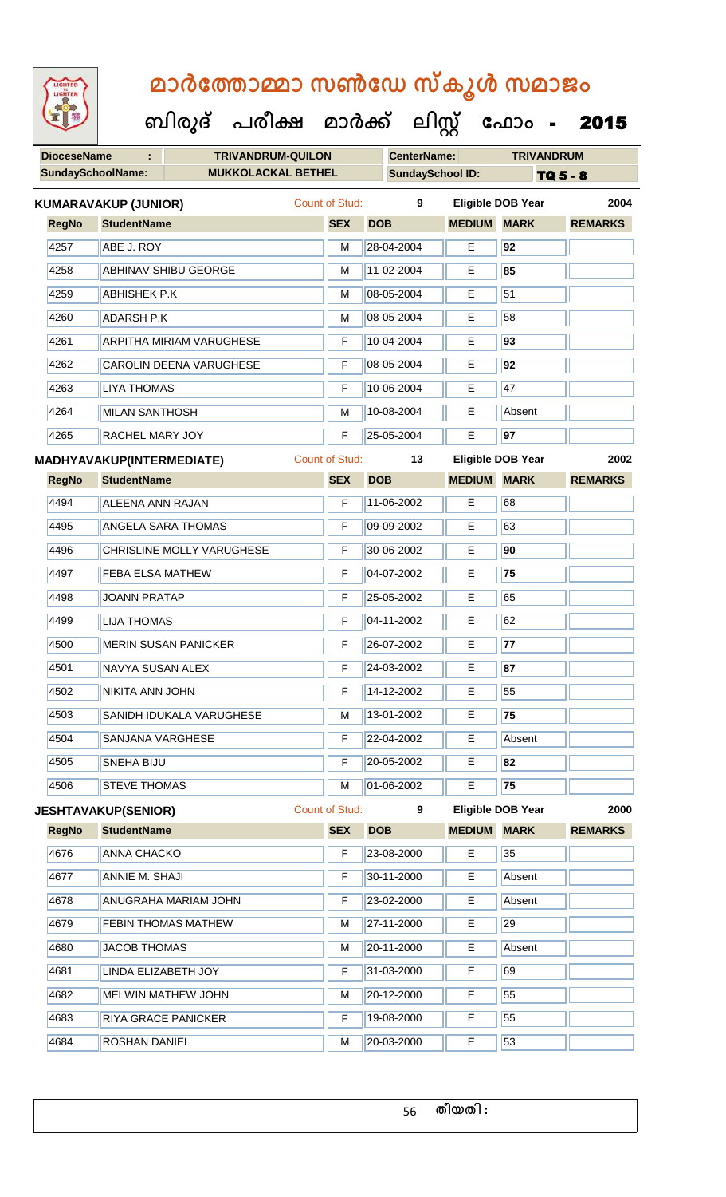# മാർത്തോമ്മാ സൺഡേ സ്കൂൾ സമാജം

## ബിരുദ് പരീക്ഷ മാർക്ക് ലിസ്റ്റ് ഫോം - 2015

| DioceseName : | TRIVANDRUM-QUILON | CenterName: | TRIVANDRUM |
|---|---|---|---|
| SundaySchoolName: | MUKKOLACKAL BETHEL | SundaySchool ID: | TQ 5 - 8 |

**KUMARAVAKUP (JUNIOR)** Count of Stud: 9 Eligible DOB Year 2004

| RegNo | StudentName | SEX | DOB | MEDIUM | MARK | REMARKS |
|---|---|---|---|---|---|---|
| 4257 | ABE J. ROY | M | 28-04-2004 | E | 92 | |
| 4258 | ABHINAV SHIBU GEORGE | M | 11-02-2004 | E | 85 | |
| 4259 | ABHISHEK P.K | M | 08-05-2004 | E | 51 | |
| 4260 | ADARSH P.K | M | 08-05-2004 | E | 58 | |
| 4261 | ARPITHA MIRIAM VARUGHESE | F | 10-04-2004 | E | 93 | |
| 4262 | CAROLIN DEENA VARUGHESE | F | 08-05-2004 | E | 92 | |
| 4263 | LIYA THOMAS | F | 10-06-2004 | E | 47 | |
| 4264 | MILAN SANTHOSH | M | 10-08-2004 | E | Absent | |
| 4265 | RACHEL MARY JOY | F | 25-05-2004 | E | 97 | |

**MADHYAVAKUP(INTERMEDIATE)** Count of Stud: 13 Eligible DOB Year 2002

| RegNo | StudentName | SEX | DOB | MEDIUM | MARK | REMARKS |
|---|---|---|---|---|---|---|
| 4494 | ALEENA ANN RAJAN | F | 11-06-2002 | E | 68 | |
| 4495 | ANGELA SARA THOMAS | F | 09-09-2002 | E | 63 | |
| 4496 | CHRISLINE MOLLY VARUGHESE | F | 30-06-2002 | E | 90 | |
| 4497 | FEBA ELSA MATHEW | F | 04-07-2002 | E | 75 | |
| 4498 | JOANN PRATAP | F | 25-05-2002 | E | 65 | |
| 4499 | LIJA THOMAS | F | 04-11-2002 | E | 62 | |
| 4500 | MERIN SUSAN PANICKER | F | 26-07-2002 | E | 77 | |
| 4501 | NAVYA SUSAN ALEX | F | 24-03-2002 | E | 87 | |
| 4502 | NIKITA ANN JOHN | F | 14-12-2002 | E | 55 | |
| 4503 | SANIDH IDUKALA VARUGHESE | M | 13-01-2002 | E | 75 | |
| 4504 | SANJANA VARGHESE | F | 22-04-2002 | E | Absent | |
| 4505 | SNEHA BIJU | F | 20-05-2002 | E | 82 | |
| 4506 | STEVE THOMAS | M | 01-06-2002 | E | 75 | |

**JESHTAVAKUP(SENIOR)** Count of Stud: 9 Eligible DOB Year 2000

| RegNo | StudentName | SEX | DOB | MEDIUM | MARK | REMARKS |
|---|---|---|---|---|---|---|
| 4676 | ANNA CHACKO | F | 23-08-2000 | E | 35 | |
| 4677 | ANNIE M. SHAJI | F | 30-11-2000 | E | Absent | |
| 4678 | ANUGRAHA MARIAM JOHN | F | 23-02-2000 | E | Absent | |
| 4679 | FEBIN THOMAS MATHEW | M | 27-11-2000 | E | 29 | |
| 4680 | JACOB THOMAS | M | 20-11-2000 | E | Absent | |
| 4681 | LINDA ELIZABETH JOY | F | 31-03-2000 | E | 69 | |
| 4682 | MELWIN MATHEW JOHN | M | 20-12-2000 | E | 55 | |
| 4683 | RIYA GRACE PANICKER | F | 19-08-2000 | E | 55 | |
| 4684 | ROSHAN DANIEL | M | 20-03-2000 | E | 53 | |

തീയതി :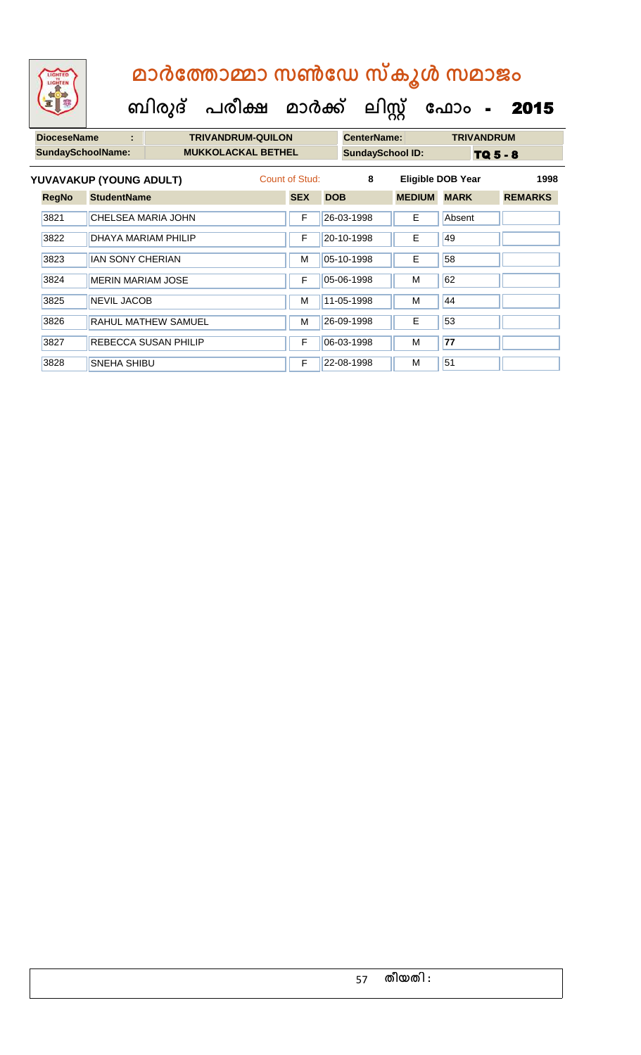# മാർത്തോമ്മാ സൺഡേ സ്കൂൾ സമാജം

## ബിരുദ് പരീക്ഷ മാർക്ക് ലിസ്റ്റ് ഫോം - 2015

| DioceseName : | TRIVANDRUM-QUILON | CenterName: | TRIVANDRUM |
|---|---|---|---|
| SundaySchoolName: | MUKKOLACKAL BETHEL | SundaySchool ID: | TQ 5 - 8 |

**YUVAVAKUP (YOUNG ADULT)** Count of Stud: 8 Eligible DOB Year 1998

| RegNo | StudentName | SEX | DOB | MEDIUM | MARK | REMARKS |
|---|---|---|---|---|---|---|
| 3821 | CHELSEA MARIA JOHN | F | 26-03-1998 | E | Absent | |
| 3822 | DHAYA MARIAM PHILIP | F | 20-10-1998 | E | 49 | |
| 3823 | IAN SONY CHERIAN | M | 05-10-1998 | E | 58 | |
| 3824 | MERIN MARIAM JOSE | F | 05-06-1998 | M | 62 | |
| 3825 | NEVIL JACOB | M | 11-05-1998 | M | 44 | |
| 3826 | RAHUL MATHEW SAMUEL | M | 26-09-1998 | E | 53 | |
| 3827 | REBECCA SUSAN PHILIP | F | 06-03-1998 | M | **77** | |
| 3828 | SNEHA SHIBU | F | 22-08-1998 | M | 51 | |

തീയതി :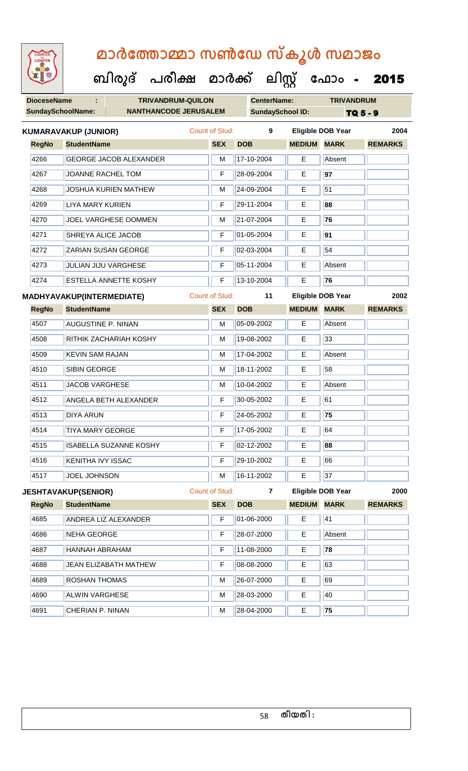# മാർത്തോമ്മാ സൺഡേ സ്കൂൾ സമാജം

**ബിരുദ് പരീക്ഷ മാർക്ക് ലിസ്റ്റ് ഫോം - 2015**

| DioceseName : | TRIVANDRUM-QUILON | CenterName: | TRIVANDRUM |
|---|---|---|---|
| SundaySchoolName: | NANTHANCODE JERUSALEM | SundaySchool ID: | TQ 5 - 9 |

**KUMARAVAKUP (JUNIOR)** Count of Stud: 9 Eligible DOB Year 2004

| RegNo | StudentName | SEX | DOB | MEDIUM | MARK | REMARKS |
|---|---|---|---|---|---|---|
| 4266 | GEORGE JACOB ALEXANDER | M | 17-10-2004 | E | Absent | |
| 4267 | JOANNE RACHEL TOM | F | 28-09-2004 | E | **97** | |
| 4268 | JOSHUA KURIEN MATHEW | M | 24-09-2004 | E | 51 | |
| 4269 | LIYA MARY KURIEN | F | 29-11-2004 | E | **88** | |
| 4270 | JOEL VARGHESE OOMMEN | M | 21-07-2004 | E | **76** | |
| 4271 | SHREYA ALICE JACOB | F | 01-05-2004 | E | **91** | |
| 4272 | ZARIAN SUSAN GEORGE | F | 02-03-2004 | E | 54 | |
| 4273 | JULIAN JIJU VARGHESE | F | 05-11-2004 | E | Absent | |
| 4274 | ESTELLA ANNETTE KOSHY | F | 13-10-2004 | E | **76** | |

**MADHYAVAKUP(INTERMEDIATE)** Count of Stud: 11 Eligible DOB Year 2002

| RegNo | StudentName | SEX | DOB | MEDIUM | MARK | REMARKS |
|---|---|---|---|---|---|---|
| 4507 | AUGUSTINE P. NINAN | M | 05-09-2002 | E | Absent | |
| 4508 | RITHIK ZACHARIAH KOSHY | M | 19-08-2002 | E | 33 | |
| 4509 | KEVIN SAM RAJAN | M | 17-04-2002 | E | Absent | |
| 4510 | SIBIN GEORGE | M | 18-11-2002 | E | 58 | |
| 4511 | JACOB VARGHESE | M | 10-04-2002 | E | Absent | |
| 4512 | ANGELA BETH ALEXANDER | F | 30-05-2002 | E | 61 | |
| 4513 | DIYA ARUN | F | 24-05-2002 | E | **75** | |
| 4514 | TIYA MARY GEORGE | F | 17-05-2002 | E | 64 | |
| 4515 | ISABELLA SUZANNE KOSHY | F | 02-12-2002 | E | **88** | |
| 4516 | KENITHA IVY ISSAC | F | 29-10-2002 | E | 66 | |
| 4517 | JOEL JOHNSON | M | 16-11-2002 | E | 37 | |

**JESHTAVAKUP(SENIOR)** Count of Stud: 7 Eligible DOB Year 2000

| RegNo | StudentName | SEX | DOB | MEDIUM | MARK | REMARKS |
|---|---|---|---|---|---|---|
| 4685 | ANDREA LIZ ALEXANDER | F | 01-06-2000 | E | 41 | |
| 4686 | NEHA GEORGE | F | 28-07-2000 | E | Absent | |
| 4687 | HANNAH ABRAHAM | F | 11-08-2000 | E | **78** | |
| 4688 | JEAN ELIZABATH MATHEW | F | 08-08-2000 | E | 63 | |
| 4689 | ROSHAN THOMAS | M | 26-07-2000 | E | 69 | |
| 4690 | ALWIN VARGHESE | M | 28-03-2000 | E | 40 | |
| 4691 | CHERIAN P. NINAN | M | 28-04-2000 | E | **75** | |

തീയതി :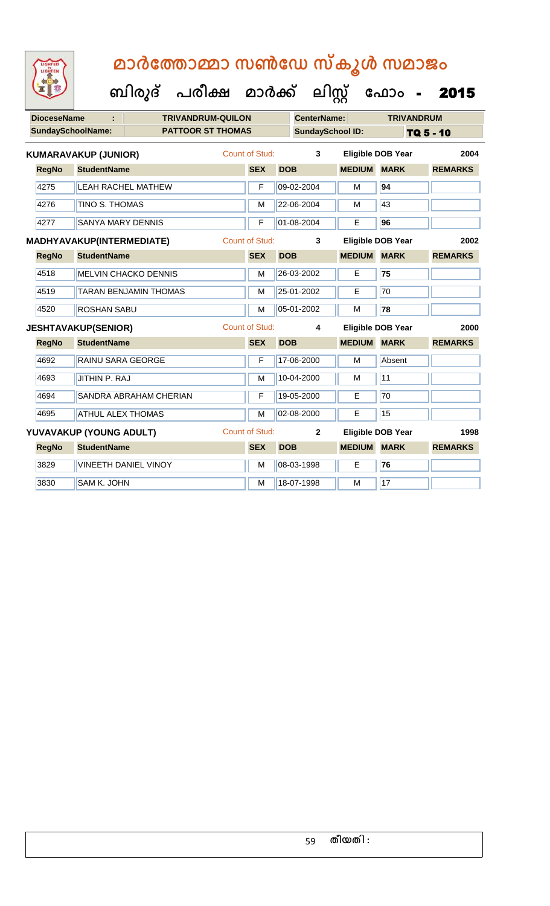# മാർത്തോമ്മാ സൺഡേ സ്കൂൾ സമാജം

## ബിരുദ് പരീക്ഷ മാർക്ക് ലിസ്റ്റ് ഫോം - 2015

| DioceseName : | TRIVANDRUM-QUILON | CenterName: | TRIVANDRUM |
|---|---|---|---|
| SundaySchoolName: | PATTOOR ST THOMAS | SundaySchool ID: | TQ 5 - 10 |

**KUMARAVAKUP (JUNIOR)** Count of Stud: 3 Eligible DOB Year 2004

| RegNo | StudentName | SEX | DOB | MEDIUM | MARK | REMARKS |
|---|---|---|---|---|---|---|
| 4275 | LEAH RACHEL MATHEW | F | 09-02-2004 | M | 94 | |
| 4276 | TINO S. THOMAS | M | 22-06-2004 | M | 43 | |
| 4277 | SANYA MARY DENNIS | F | 01-08-2004 | E | 96 | |

**MADHYAVAKUP(INTERMEDIATE)** Count of Stud: 3 Eligible DOB Year 2002

| RegNo | StudentName | SEX | DOB | MEDIUM | MARK | REMARKS |
|---|---|---|---|---|---|---|
| 4518 | MELVIN CHACKO DENNIS | M | 26-03-2002 | E | 75 | |
| 4519 | TARAN BENJAMIN THOMAS | M | 25-01-2002 | E | 70 | |
| 4520 | ROSHAN SABU | M | 05-01-2002 | M | 78 | |

**JESHTAVAKUP(SENIOR)** Count of Stud: 4 Eligible DOB Year 2000

| RegNo | StudentName | SEX | DOB | MEDIUM | MARK | REMARKS |
|---|---|---|---|---|---|---|
| 4692 | RAINU SARA GEORGE | F | 17-06-2000 | M | Absent | |
| 4693 | JITHIN P. RAJ | M | 10-04-2000 | M | 11 | |
| 4694 | SANDRA ABRAHAM CHERIAN | F | 19-05-2000 | E | 70 | |
| 4695 | ATHUL ALEX THOMAS | M | 02-08-2000 | E | 15 | |

**YUVAVAKUP (YOUNG ADULT)** Count of Stud: 2 Eligible DOB Year 1998

| RegNo | StudentName | SEX | DOB | MEDIUM | MARK | REMARKS |
|---|---|---|---|---|---|---|
| 3829 | VINEETH DANIEL VINOY | M | 08-03-1998 | E | 76 | |
| 3830 | SAM K. JOHN | M | 18-07-1998 | M | 17 | |

തീയതി :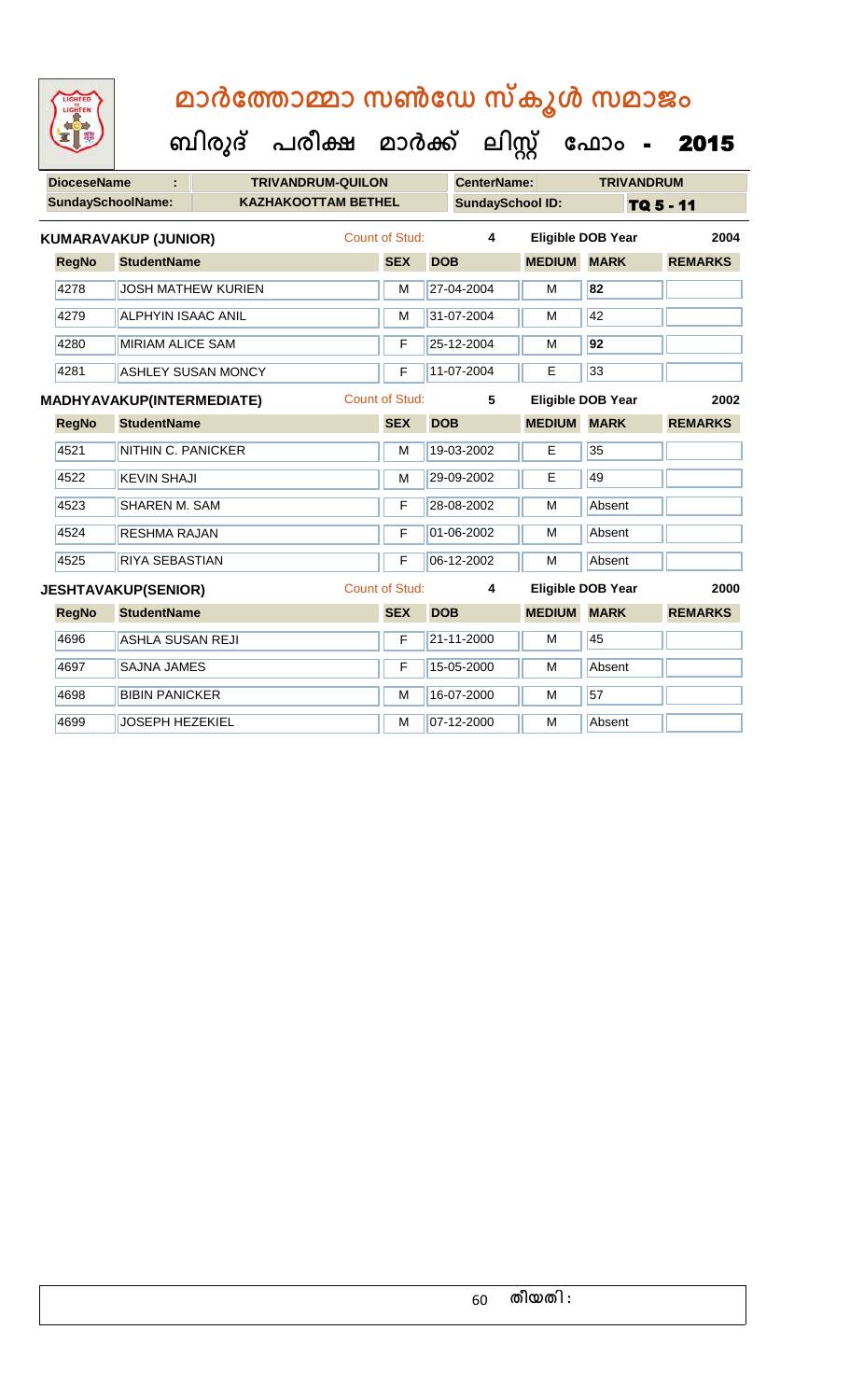# മാർത്തോമ്മാ സൺഡേ സ്കൂൾ സമാജം

**ബിരുദ് പരീക്ഷ മാർക്ക് ലിസ്റ്റ് ഫോം - 2015**

| DioceseName : | TRIVANDRUM-QUILON | CenterName: | TRIVANDRUM |
|---|---|---|---|
| SundaySchoolName: | KAZHAKOOTTAM BETHEL | SundaySchool ID: | TQ 5 - 11 |

**KUMARAVAKUP (JUNIOR)** Count of Stud: 4 Eligible DOB Year 2004

| RegNo | StudentName | SEX | DOB | MEDIUM | MARK | REMARKS |
|---|---|---|---|---|---|---|
| 4278 | JOSH MATHEW KURIEN | M | 27-04-2004 | M | **82** | |
| 4279 | ALPHYIN ISAAC ANIL | M | 31-07-2004 | M | 42 | |
| 4280 | MIRIAM ALICE SAM | F | 25-12-2004 | M | **92** | |
| 4281 | ASHLEY SUSAN MONCY | F | 11-07-2004 | E | 33 | |

**MADHYAVAKUP(INTERMEDIATE)** Count of Stud: 5 Eligible DOB Year 2002

| RegNo | StudentName | SEX | DOB | MEDIUM | MARK | REMARKS |
|---|---|---|---|---|---|---|
| 4521 | NITHIN C. PANICKER | M | 19-03-2002 | E | 35 | |
| 4522 | KEVIN SHAJI | M | 29-09-2002 | E | 49 | |
| 4523 | SHAREN M. SAM | F | 28-08-2002 | M | Absent | |
| 4524 | RESHMA RAJAN | F | 01-06-2002 | M | Absent | |
| 4525 | RIYA SEBASTIAN | F | 06-12-2002 | M | Absent | |

**JESHTAVAKUP(SENIOR)** Count of Stud: 4 Eligible DOB Year 2000

| RegNo | StudentName | SEX | DOB | MEDIUM | MARK | REMARKS |
|---|---|---|---|---|---|---|
| 4696 | ASHLA SUSAN REJI | F | 21-11-2000 | M | 45 | |
| 4697 | SAJNA JAMES | F | 15-05-2000 | M | Absent | |
| 4698 | BIBIN PANICKER | M | 16-07-2000 | M | 57 | |
| 4699 | JOSEPH HEZEKIEL | M | 07-12-2000 | M | Absent | |

തീയതി :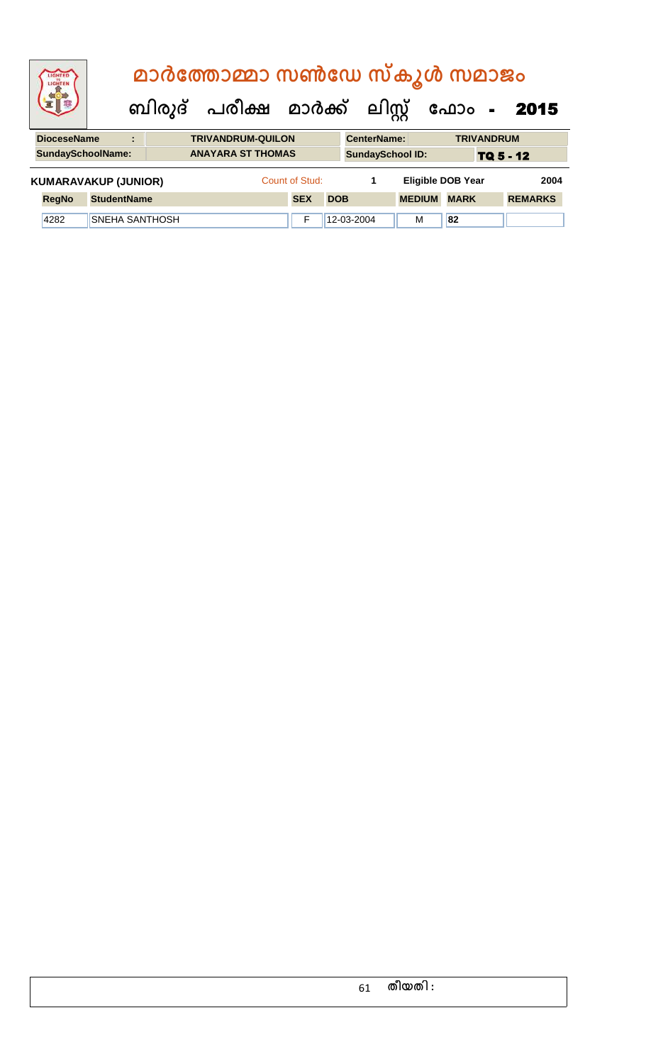# മാർത്തോമ്മാ സൺഡേ സ്കൂൾ സമാജം

## ബിരുദ് പരീക്ഷ മാർക്ക് ലിസ്റ്റ് ഫോം - 2015

| DioceseName : | TRIVANDRUM-QUILON | CenterName: | TRIVANDRUM |
|---|---|---|---|
| SundaySchoolName: | ANAYARA ST THOMAS | SundaySchool ID: | TQ 5 - 12 |

**KUMARAVAKUP (JUNIOR)** Count of Stud: 1 Eligible DOB Year 2004

| RegNo | StudentName | SEX | DOB | MEDIUM | MARK | REMARKS |
|---|---|---|---|---|---|---|
| 4282 | SNEHA SANTHOSH | F | 12-03-2004 | M | 82 | |

തീയതി :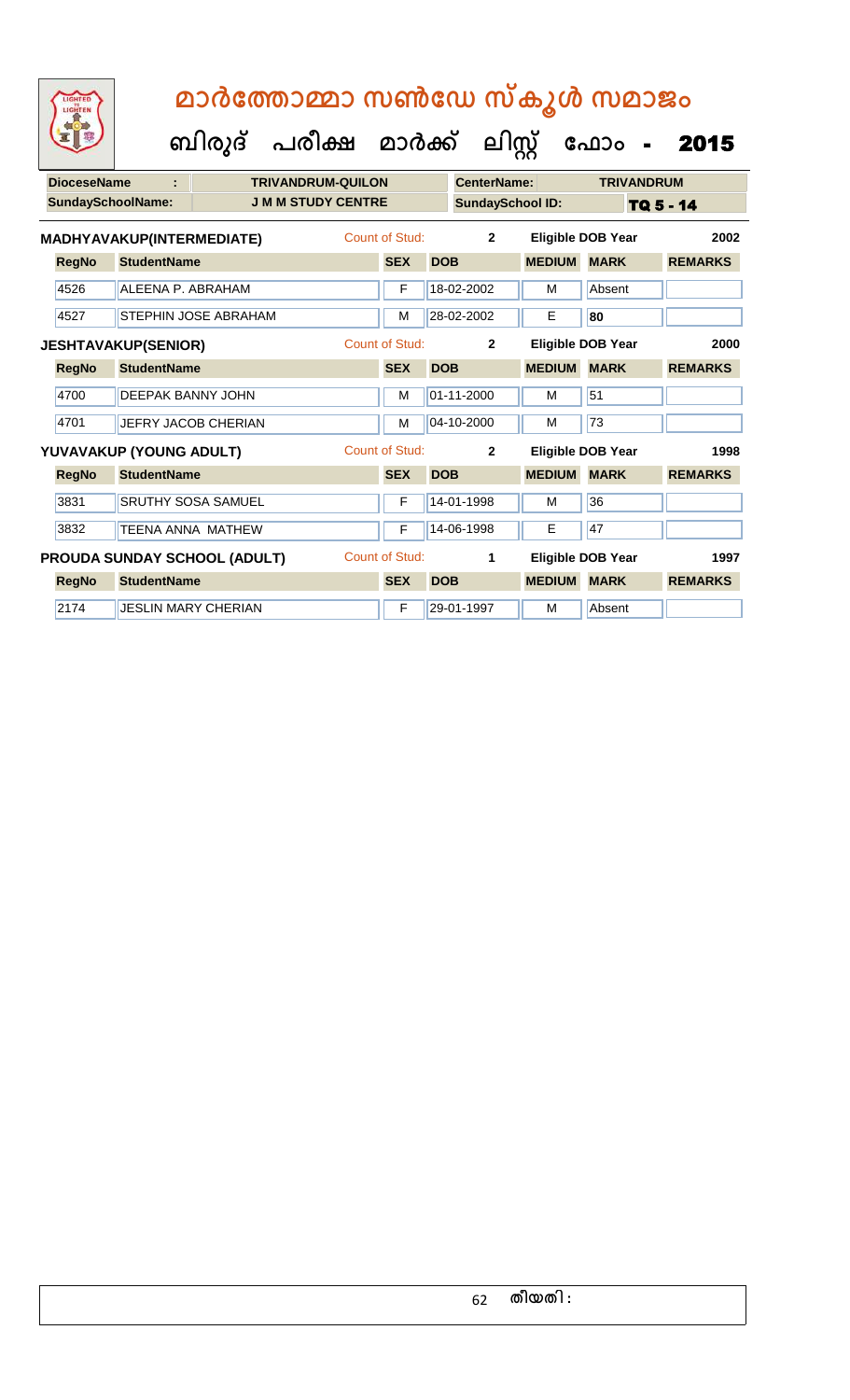# മാർത്തോമ്മാ സൺഡേ സ്കൂൾ സമാജം

## ബിരുദ് പരീക്ഷ മാർക്ക് ലിസ്റ്റ് ഫോം - 2015

| DioceseName : | TRIVANDRUM-QUILON | CenterName: | TRIVANDRUM |
|---|---|---|---|
| SundaySchoolName: | J M M STUDY CENTRE | SundaySchool ID: | TQ 5 - 14 |

**MADHYAVAKUP(INTERMEDIATE)** Count of Stud: 2 Eligible DOB Year 2002

| RegNo | StudentName | SEX | DOB | MEDIUM | MARK | REMARKS |
|---|---|---|---|---|---|---|
| 4526 | ALEENA P. ABRAHAM | F | 18-02-2002 | M | Absent | |
| 4527 | STEPHIN JOSE ABRAHAM | M | 28-02-2002 | E | 80 | |

**JESHTAVAKUP(SENIOR)** Count of Stud: 2 Eligible DOB Year 2000

| RegNo | StudentName | SEX | DOB | MEDIUM | MARK | REMARKS |
|---|---|---|---|---|---|---|
| 4700 | DEEPAK BANNY JOHN | M | 01-11-2000 | M | 51 | |
| 4701 | JEFRY JACOB CHERIAN | M | 04-10-2000 | M | 73 | |

**YUVAVAKUP (YOUNG ADULT)** Count of Stud: 2 Eligible DOB Year 1998

| RegNo | StudentName | SEX | DOB | MEDIUM | MARK | REMARKS |
|---|---|---|---|---|---|---|
| 3831 | SRUTHY SOSA SAMUEL | F | 14-01-1998 | M | 36 | |
| 3832 | TEENA ANNA MATHEW | F | 14-06-1998 | E | 47 | |

**PROUDA SUNDAY SCHOOL (ADULT)** Count of Stud: 1 Eligible DOB Year 1997

| RegNo | StudentName | SEX | DOB | MEDIUM | MARK | REMARKS |
|---|---|---|---|---|---|---|
| 2174 | JESLIN MARY CHERIAN | F | 29-01-1997 | M | Absent | |

തീയതി :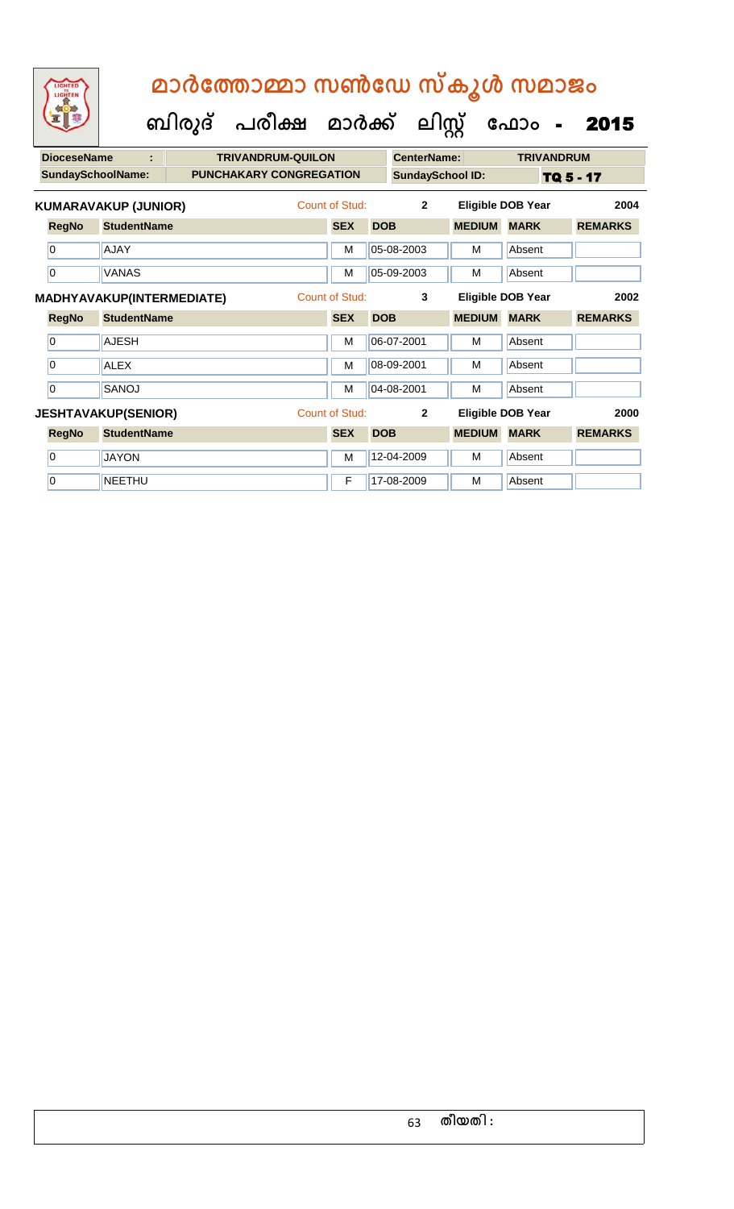# മാർത്തോമ്മാ സൺഡേ സ്കൂൾ സമാജം

## ബിരുദ് പരീക്ഷ മാർക്ക് ലിസ്റ്റ് ഫോം - 2015

| DioceseName : | TRIVANDRUM-QUILON | CenterName: | TRIVANDRUM |
|---|---|---|---|
| SundaySchoolName: | PUNCHAKARY CONGREGATION | SundaySchool ID: | TQ 5 - 17 |

**KUMARAVAKUP (JUNIOR)** Count of Stud: 2 Eligible DOB Year 2004

| RegNo | StudentName | SEX | DOB | MEDIUM | MARK | REMARKS |
|---|---|---|---|---|---|---|
| 0 | AJAY | M | 05-08-2003 | M | Absent | |
| 0 | VANAS | M | 05-09-2003 | M | Absent | |

**MADHYAVAKUP(INTERMEDIATE)** Count of Stud: 3 Eligible DOB Year 2002

| RegNo | StudentName | SEX | DOB | MEDIUM | MARK | REMARKS |
|---|---|---|---|---|---|---|
| 0 | AJESH | M | 06-07-2001 | M | Absent | |
| 0 | ALEX | M | 08-09-2001 | M | Absent | |
| 0 | SANOJ | M | 04-08-2001 | M | Absent | |

**JESHTAVAKUP(SENIOR)** Count of Stud: 2 Eligible DOB Year 2000

| RegNo | StudentName | SEX | DOB | MEDIUM | MARK | REMARKS |
|---|---|---|---|---|---|---|
| 0 | JAYON | M | 12-04-2009 | M | Absent | |
| 0 | NEETHU | F | 17-08-2009 | M | Absent | |

തീയതി :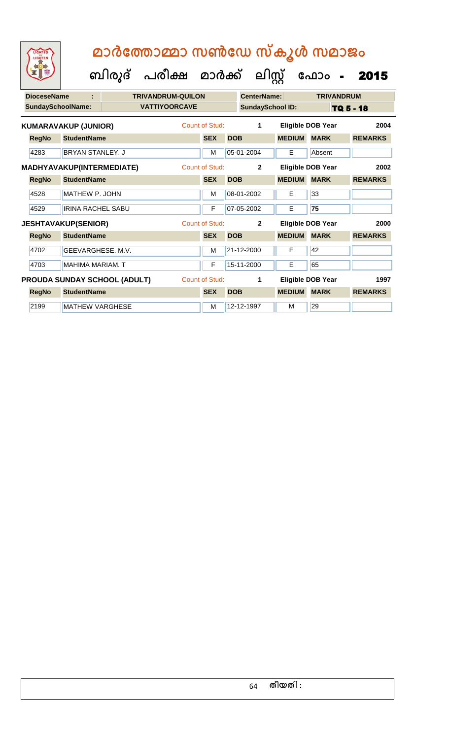# മാർത്തോമ്മാ സൺഡേ സ്കൂൾ സമാജം

## ബിരുദ് പരീക്ഷ മാർക്ക് ലിസ്റ്റ് ഫോം - 2015

| **DioceseName** | : | **TRIVANDRUM-QUILON** | **CenterName:** | **TRIVANDRUM** |
|---|---|---|---|---|
| **SundaySchoolName:** | | **VATTIYOORCAVE** | **SundaySchool ID:** | **TQ 5 - 18** |

**KUMARAVAKUP (JUNIOR)** — Count of Stud: 1 — Eligible DOB Year: 2004

| RegNo | StudentName | SEX | DOB | MEDIUM | MARK | REMARKS |
|---|---|---|---|---|---|---|
| 4283 | BRYAN STANLEY. J | M | 05-01-2004 | E | Absent | |

**MADHYAVAKUP(INTERMEDIATE)** — Count of Stud: 2 — Eligible DOB Year: 2002

| RegNo | StudentName | SEX | DOB | MEDIUM | MARK | REMARKS |
|---|---|---|---|---|---|---|
| 4528 | MATHEW P. JOHN | M | 08-01-2002 | E | 33 | |
| 4529 | IRINA RACHEL SABU | F | 07-05-2002 | E | **75** | |

**JESHTAVAKUP(SENIOR)** — Count of Stud: 2 — Eligible DOB Year: 2000

| RegNo | StudentName | SEX | DOB | MEDIUM | MARK | REMARKS |
|---|---|---|---|---|---|---|
| 4702 | GEEVARGHESE. M.V. | M | 21-12-2000 | E | 42 | |
| 4703 | MAHIMA MARIAM. T | F | 15-11-2000 | E | 65 | |

**PROUDA SUNDAY SCHOOL (ADULT)** — Count of Stud: 1 — Eligible DOB Year: 1997

| RegNo | StudentName | SEX | DOB | MEDIUM | MARK | REMARKS |
|---|---|---|---|---|---|---|
| 2199 | MATHEW VARGHESE | M | 12-12-1997 | M | 29 | |

തീയതി :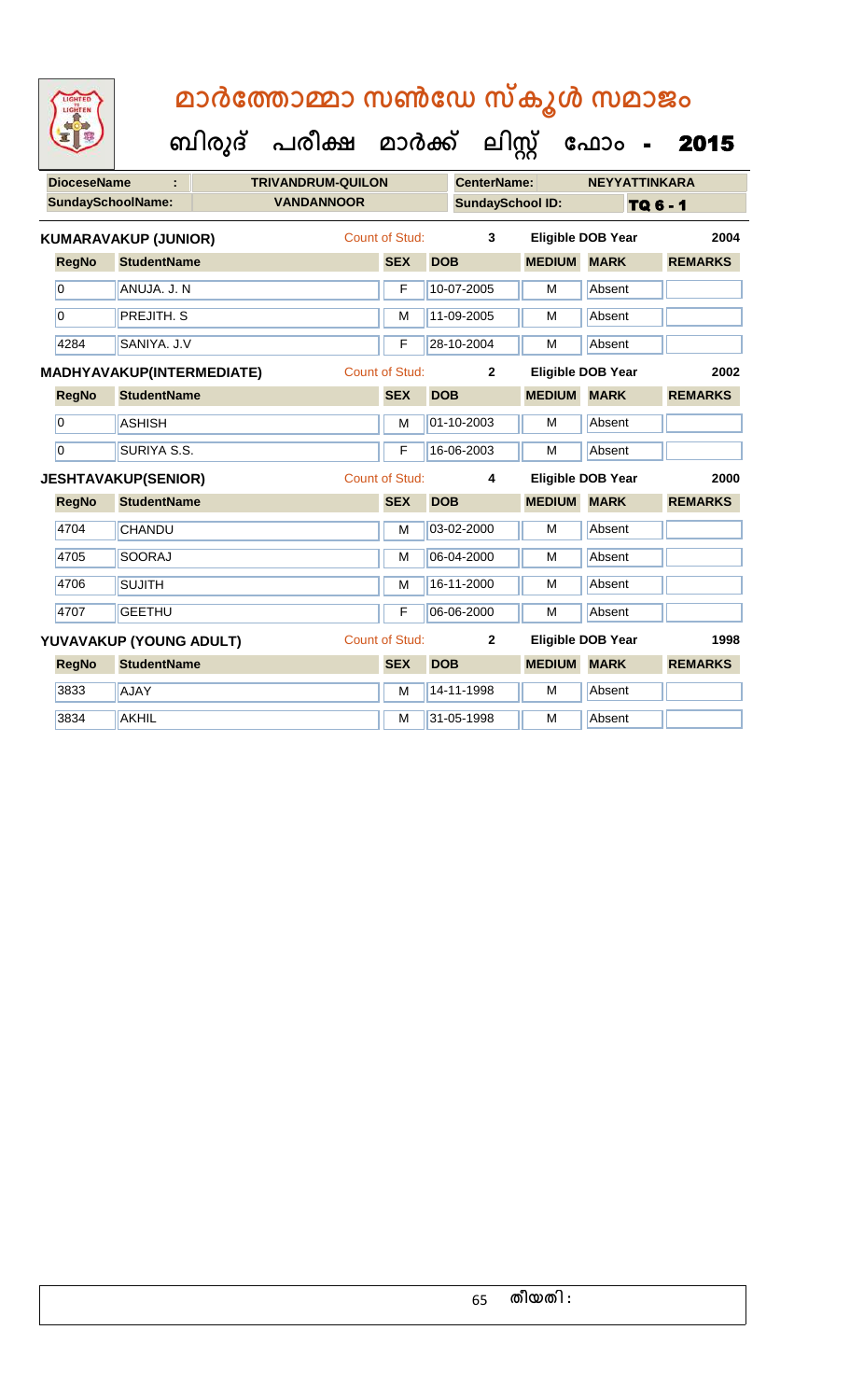# മാർത്തോമ്മാ സൺഡേ സ്കൂൾ സമാജം

## ബിരുദ് പരീക്ഷ മാർക്ക് ലിസ്റ്റ് ഫോം - 2015

| **DioceseName** | : | **TRIVANDRUM-QUILON** | **CenterName:** | **NEYYATTINKARA** |
|---|---|---|---|---|
| **SundaySchoolName:** | | **VANDANNOOR** | **SundaySchool ID:** | **TQ 6 - 1** |

**KUMARAVAKUP (JUNIOR)** — Count of Stud: 3 — Eligible DOB Year: 2004

| RegNo | StudentName | SEX | DOB | MEDIUM | MARK | REMARKS |
|---|---|---|---|---|---|---|
| 0 | ANUJA. J. N | F | 10-07-2005 | M | Absent | |
| 0 | PREJITH. S | M | 11-09-2005 | M | Absent | |
| 4284 | SANIYA. J.V | F | 28-10-2004 | M | Absent | |

**MADHYAVAKUP(INTERMEDIATE)** — Count of Stud: 2 — Eligible DOB Year: 2002

| RegNo | StudentName | SEX | DOB | MEDIUM | MARK | REMARKS |
|---|---|---|---|---|---|---|
| 0 | ASHISH | M | 01-10-2003 | M | Absent | |
| 0 | SURIYA S.S. | F | 16-06-2003 | M | Absent | |

**JESHTAVAKUP(SENIOR)** — Count of Stud: 4 — Eligible DOB Year: 2000

| RegNo | StudentName | SEX | DOB | MEDIUM | MARK | REMARKS |
|---|---|---|---|---|---|---|
| 4704 | CHANDU | M | 03-02-2000 | M | Absent | |
| 4705 | SOORAJ | M | 06-04-2000 | M | Absent | |
| 4706 | SUJITH | M | 16-11-2000 | M | Absent | |
| 4707 | GEETHU | F | 06-06-2000 | M | Absent | |

**YUVAVAKUP (YOUNG ADULT)** — Count of Stud: 2 — Eligible DOB Year: 1998

| RegNo | StudentName | SEX | DOB | MEDIUM | MARK | REMARKS |
|---|---|---|---|---|---|---|
| 3833 | AJAY | M | 14-11-1998 | M | Absent | |
| 3834 | AKHIL | M | 31-05-1998 | M | Absent | |

തീയതി :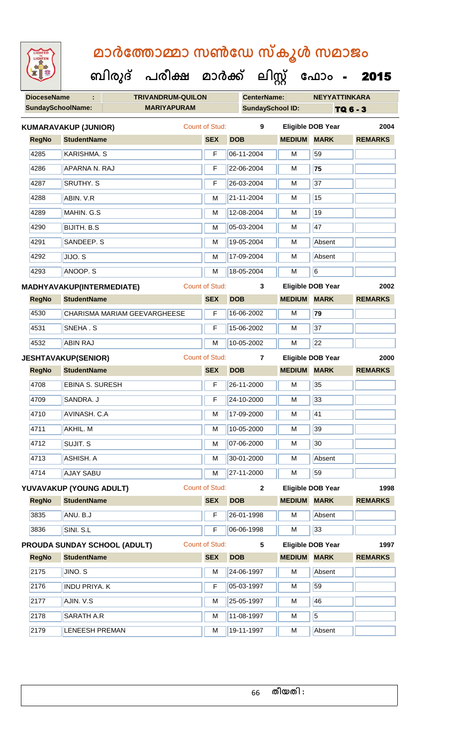# മാർത്തോമ്മാ സൺഡേ സ്കൂൾ സമാജം

**ബിരുദ് പരീക്ഷ മാർക്ക് ലിസ്റ്റ് ഫോം - 2015**

**DioceseName :** TRIVANDRUM-QUILON **CenterName:** NEYYATTINKARA
**SundaySchoolName:** MARIYAPURAM **SundaySchool ID:** TQ 6 - 3

**KUMARAVAKUP (JUNIOR)** Count of Stud: 9 Eligible DOB Year 2004

| RegNo | StudentName | SEX | DOB | MEDIUM | MARK | REMARKS |
|---|---|---|---|---|---|---|
| 4285 | KARISHMA. S | F | 06-11-2004 | M | 59 | |
| 4286 | APARNA N. RAJ | F | 22-06-2004 | M | 75 | |
| 4287 | SRUTHY. S | F | 26-03-2004 | M | 37 | |
| 4288 | ABIN. V.R | M | 21-11-2004 | M | 15 | |
| 4289 | MAHIN. G.S | M | 12-08-2004 | M | 19 | |
| 4290 | BIJITH. B.S | M | 05-03-2004 | M | 47 | |
| 4291 | SANDEEP. S | M | 19-05-2004 | M | Absent | |
| 4292 | JIJO. S | M | 17-09-2004 | M | Absent | |
| 4293 | ANOOP. S | M | 18-05-2004 | M | 6 | |

**MADHYAVAKUP(INTERMEDIATE)** Count of Stud: 3 Eligible DOB Year 2002

| RegNo | StudentName | SEX | DOB | MEDIUM | MARK | REMARKS |
|---|---|---|---|---|---|---|
| 4530 | CHARISMA MARIAM GEEVARGHEESE | F | 16-06-2002 | M | 79 | |
| 4531 | SNEHA . S | F | 15-06-2002 | M | 37 | |
| 4532 | ABIN RAJ | M | 10-05-2002 | M | 22 | |

**JESHTAVAKUP(SENIOR)** Count of Stud: 7 Eligible DOB Year 2000

| RegNo | StudentName | SEX | DOB | MEDIUM | MARK | REMARKS |
|---|---|---|---|---|---|---|
| 4708 | EBINA S. SURESH | F | 26-11-2000 | M | 35 | |
| 4709 | SANDRA. J | F | 24-10-2000 | M | 33 | |
| 4710 | AVINASH. C.A | M | 17-09-2000 | M | 41 | |
| 4711 | AKHIL. M | M | 10-05-2000 | M | 39 | |
| 4712 | SUJIT. S | M | 07-06-2000 | M | 30 | |
| 4713 | ASHISH. A | M | 30-01-2000 | M | Absent | |
| 4714 | AJAY SABU | M | 27-11-2000 | M | 59 | |

**YUVAVAKUP (YOUNG ADULT)** Count of Stud: 2 Eligible DOB Year 1998

| RegNo | StudentName | SEX | DOB | MEDIUM | MARK | REMARKS |
|---|---|---|---|---|---|---|
| 3835 | ANU. B.J | F | 26-01-1998 | M | Absent | |
| 3836 | SINI. S.L | F | 06-06-1998 | M | 33 | |

**PROUDA SUNDAY SCHOOL (ADULT)** Count of Stud: 5 Eligible DOB Year 1997

| RegNo | StudentName | SEX | DOB | MEDIUM | MARK | REMARKS |
|---|---|---|---|---|---|---|
| 2175 | JINO. S | M | 24-06-1997 | M | Absent | |
| 2176 | INDU PRIYA. K | F | 05-03-1997 | M | 59 | |
| 2177 | AJIN. V.S | M | 25-05-1997 | M | 46 | |
| 2178 | SARATH A.R | M | 11-08-1997 | M | 5 | |
| 2179 | LENEESH PREMAN | M | 19-11-1997 | M | Absent | |

തീയതി :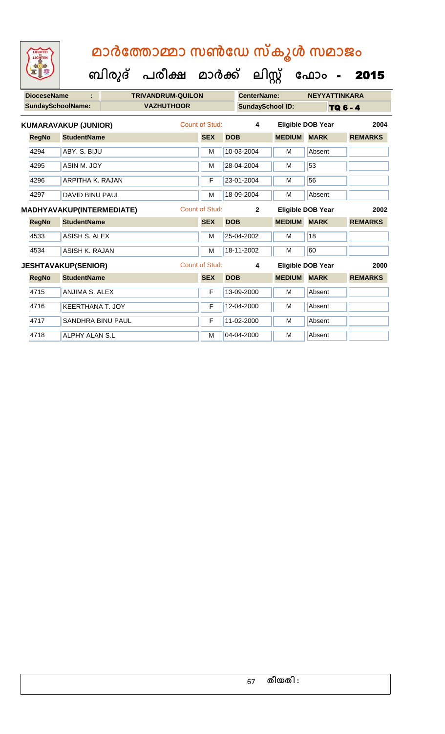# മാർത്തോമ്മാ സൺഡേ സ്കൂൾ സമാജം

## ബിരുദ് പരീക്ഷ മാർക്ക് ലിസ്റ്റ് ഫോം - 2015

| DioceseName : | TRIVANDRUM-QUILON | CenterName: | NEYYATTINKARA |
|---|---|---|---|
| SundaySchoolName: | VAZHUTHOOR | SundaySchool ID: | TQ 6 - 4 |

**KUMARAVAKUP (JUNIOR)** — Count of Stud: 4 — Eligible DOB Year: 2004

| RegNo | StudentName | SEX | DOB | MEDIUM | MARK | REMARKS |
|---|---|---|---|---|---|---|
| 4294 | ABY. S. BIJU | M | 10-03-2004 | M | Absent | |
| 4295 | ASIN M. JOY | M | 28-04-2004 | M | 53 | |
| 4296 | ARPITHA K. RAJAN | F | 23-01-2004 | M | 56 | |
| 4297 | DAVID BINU PAUL | M | 18-09-2004 | M | Absent | |

**MADHYAVAKUP(INTERMEDIATE)** — Count of Stud: 2 — Eligible DOB Year: 2002

| RegNo | StudentName | SEX | DOB | MEDIUM | MARK | REMARKS |
|---|---|---|---|---|---|---|
| 4533 | ASISH S. ALEX | M | 25-04-2002 | M | 18 | |
| 4534 | ASISH K. RAJAN | M | 18-11-2002 | M | 60 | |

**JESHTAVAKUP(SENIOR)** — Count of Stud: 4 — Eligible DOB Year: 2000

| RegNo | StudentName | SEX | DOB | MEDIUM | MARK | REMARKS |
|---|---|---|---|---|---|---|
| 4715 | ANJIMA S. ALEX | F | 13-09-2000 | M | Absent | |
| 4716 | KEERTHANA T. JOY | F | 12-04-2000 | M | Absent | |
| 4717 | SANDHRA BINU PAUL | F | 11-02-2000 | M | Absent | |
| 4718 | ALPHY ALAN S.L | M | 04-04-2000 | M | Absent | |

തീയതി :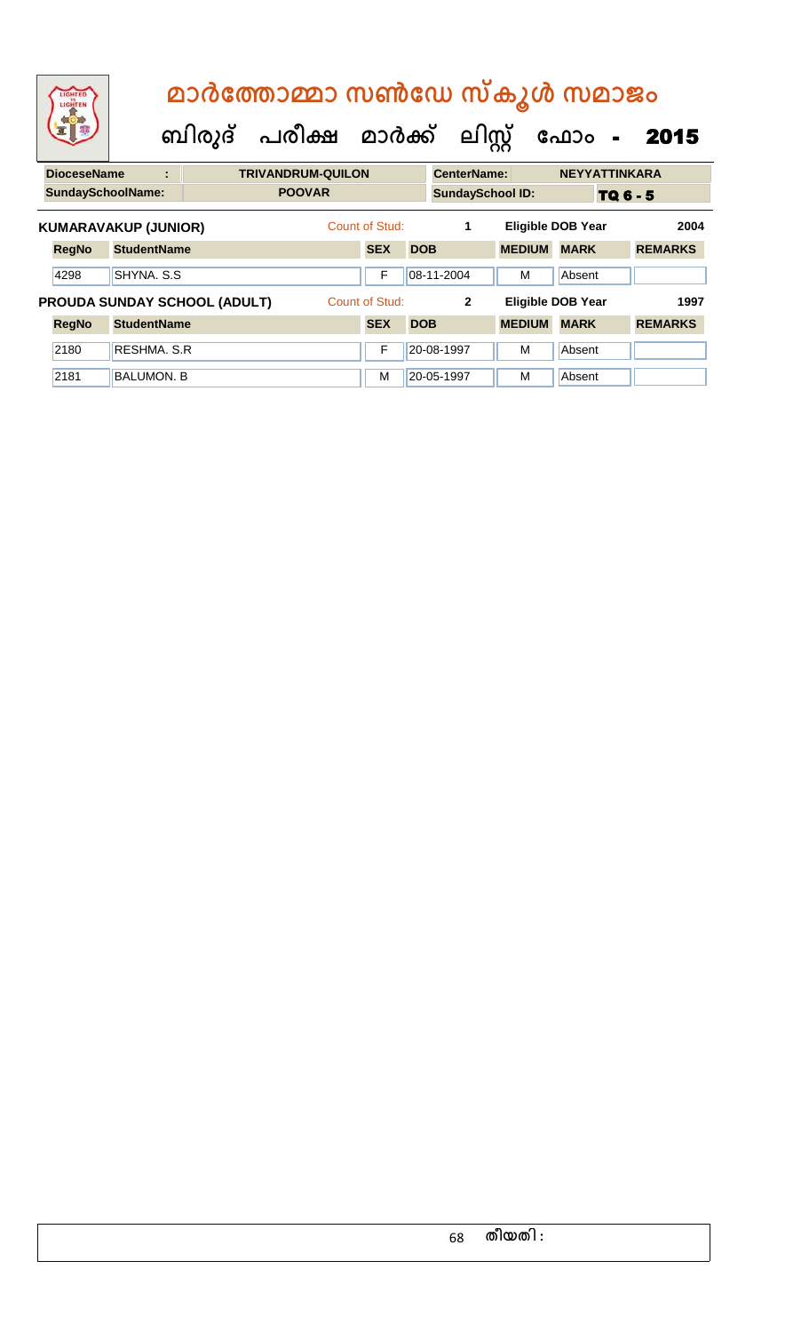# മാർത്തോമ്മാ സൺഡേ സ്കൂൾ സമാജം

## ബിരുദ് പരീക്ഷ മാർക്ക് ലിസ്റ്റ് ഫോം - 2015

| DioceseName : | TRIVANDRUM-QUILON | CenterName: | NEYYATTINKARA |
|---|---|---|---|
| SundaySchoolName: | POOVAR | SundaySchool ID: | TQ 6 - 5 |

**KUMARAVAKUP (JUNIOR)** Count of Stud: 1 Eligible DOB Year 2004

| RegNo | StudentName | SEX | DOB | MEDIUM | MARK | REMARKS |
|---|---|---|---|---|---|---|
| 4298 | SHYNA. S.S | F | 08-11-2004 | M | Absent | |

**PROUDA SUNDAY SCHOOL (ADULT)** Count of Stud: 2 Eligible DOB Year 1997

| RegNo | StudentName | SEX | DOB | MEDIUM | MARK | REMARKS |
|---|---|---|---|---|---|---|
| 2180 | RESHMA. S.R | F | 20-08-1997 | M | Absent | |
| 2181 | BALUMON. B | M | 20-05-1997 | M | Absent | |

തീയതി :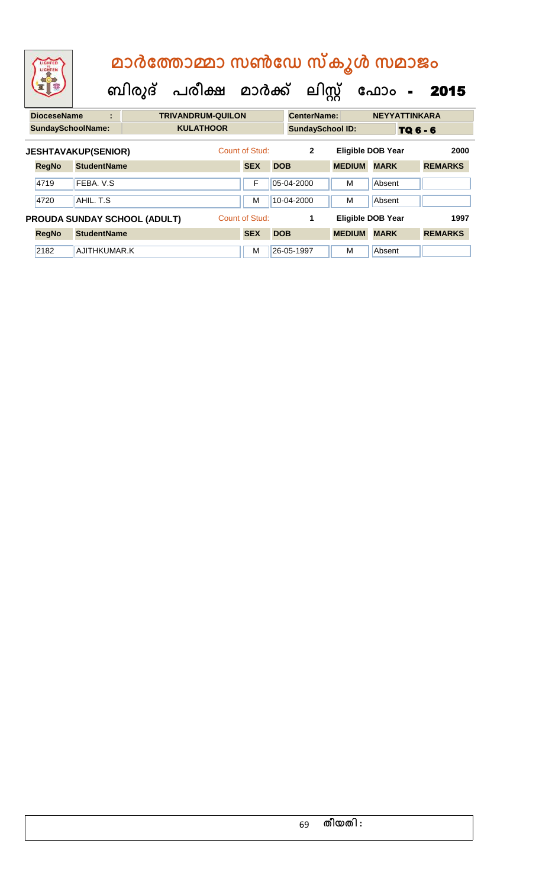# മാർത്തോമ്മാ സൺഡേ സ്കൂൾ സമാജം

## ബിരുദ് പരീക്ഷ മാർക്ക് ലിസ്റ്റ് ഫോം - 2015

| DioceseName : | TRIVANDRUM-QUILON | CenterName: | NEYYATTINKARA |
|---|---|---|---|
| SundaySchoolName: | KULATHOOR | SundaySchool ID: | TQ 6 - 6 |

**JESHTAVAKUP(SENIOR)** Count of Stud: 2 Eligible DOB Year 2000

| RegNo | StudentName | SEX | DOB | MEDIUM | MARK | REMARKS |
|---|---|---|---|---|---|---|
| 4719 | FEBA. V.S | F | 05-04-2000 | M | Absent | |
| 4720 | AHIL. T.S | M | 10-04-2000 | M | Absent | |

**PROUDA SUNDAY SCHOOL (ADULT)** Count of Stud: 1 Eligible DOB Year 1997

| RegNo | StudentName | SEX | DOB | MEDIUM | MARK | REMARKS |
|---|---|---|---|---|---|---|
| 2182 | AJITHKUMAR.K | M | 26-05-1997 | M | Absent | |

തീയതി :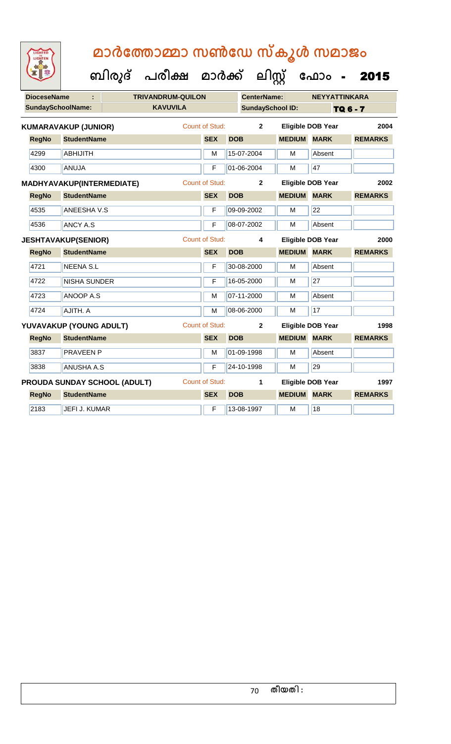# മാർത്തോമ്മാ സൺഡേ സ്കൂൾ സമാജം

## ബിരുദ് പരീക്ഷ മാർക്ക് ലിസ്റ്റ് ഫോം - 2015

| DioceseName : | TRIVANDRUM-QUILON | CenterName: | NEYYATTINKARA |
|---|---|---|---|
| SundaySchoolName: | KAVUVILA | SundaySchool ID: | TQ 6 - 7 |

**KUMARAVAKUP (JUNIOR)** Count of Stud: 2 Eligible DOB Year 2004

| RegNo | StudentName | SEX | DOB | MEDIUM | MARK | REMARKS |
|---|---|---|---|---|---|---|
| 4299 | ABHIJITH | M | 15-07-2004 | M | Absent | |
| 4300 | ANUJA | F | 01-06-2004 | M | 47 | |

**MADHYAVAKUP(INTERMEDIATE)** Count of Stud: 2 Eligible DOB Year 2002

| RegNo | StudentName | SEX | DOB | MEDIUM | MARK | REMARKS |
|---|---|---|---|---|---|---|
| 4535 | ANEESHA V.S | F | 09-09-2002 | M | 22 | |
| 4536 | ANCY A.S | F | 08-07-2002 | M | Absent | |

**JESHTAVAKUP(SENIOR)** Count of Stud: 4 Eligible DOB Year 2000

| RegNo | StudentName | SEX | DOB | MEDIUM | MARK | REMARKS |
|---|---|---|---|---|---|---|
| 4721 | NEENA S.L | F | 30-08-2000 | M | Absent | |
| 4722 | NISHA SUNDER | F | 16-05-2000 | M | 27 | |
| 4723 | ANOOP A.S | M | 07-11-2000 | M | Absent | |
| 4724 | AJITH. A | M | 08-06-2000 | M | 17 | |

**YUVAVAKUP (YOUNG ADULT)** Count of Stud: 2 Eligible DOB Year 1998

| RegNo | StudentName | SEX | DOB | MEDIUM | MARK | REMARKS |
|---|---|---|---|---|---|---|
| 3837 | PRAVEEN P | M | 01-09-1998 | M | Absent | |
| 3838 | ANUSHA A.S | F | 24-10-1998 | M | 29 | |

**PROUDA SUNDAY SCHOOL (ADULT)** Count of Stud: 1 Eligible DOB Year 1997

| RegNo | StudentName | SEX | DOB | MEDIUM | MARK | REMARKS |
|---|---|---|---|---|---|---|
| 2183 | JEFI J. KUMAR | F | 13-08-1997 | M | 18 | |

തീയതി :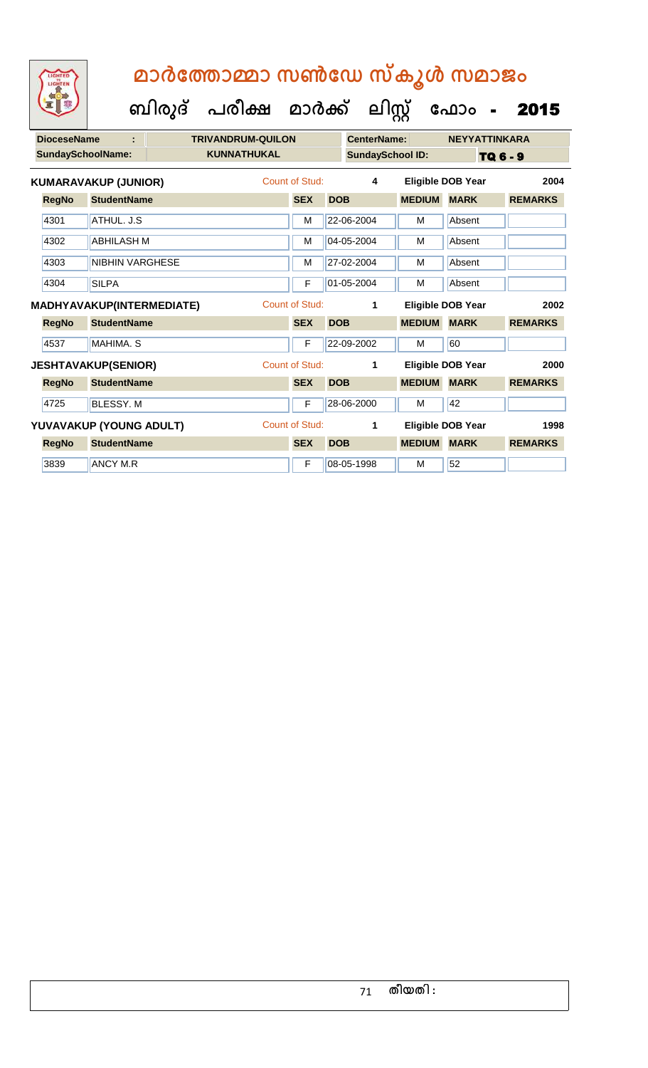# മാർത്തോമ്മാ സൺഡേ സ്കൂൾ സമാജം

## ബിരുദ് പരീക്ഷ മാർക്ക് ലിസ്റ്റ് ഫോം - 2015

| DioceseName : | TRIVANDRUM-QUILON | CenterName: | NEYYATTINKARA |
|---|---|---|---|
| SundaySchoolName: | KUNNATHUKAL | SundaySchool ID: | TQ 6 - 9 |

**KUMARAVAKUP (JUNIOR)** Count of Stud: 4 Eligible DOB Year 2004

| RegNo | StudentName | SEX | DOB | MEDIUM | MARK | REMARKS |
|---|---|---|---|---|---|---|
| 4301 | ATHUL. J.S | M | 22-06-2004 | M | Absent | |
| 4302 | ABHILASH M | M | 04-05-2004 | M | Absent | |
| 4303 | NIBHIN VARGHESE | M | 27-02-2004 | M | Absent | |
| 4304 | SILPA | F | 01-05-2004 | M | Absent | |

**MADHYAVAKUP(INTERMEDIATE)** Count of Stud: 1 Eligible DOB Year 2002

| RegNo | StudentName | SEX | DOB | MEDIUM | MARK | REMARKS |
|---|---|---|---|---|---|---|
| 4537 | MAHIMA. S | F | 22-09-2002 | M | 60 | |

**JESHTAVAKUP(SENIOR)** Count of Stud: 1 Eligible DOB Year 2000

| RegNo | StudentName | SEX | DOB | MEDIUM | MARK | REMARKS |
|---|---|---|---|---|---|---|
| 4725 | BLESSY. M | F | 28-06-2000 | M | 42 | |

**YUVAVAKUP (YOUNG ADULT)** Count of Stud: 1 Eligible DOB Year 1998

| RegNo | StudentName | SEX | DOB | MEDIUM | MARK | REMARKS |
|---|---|---|---|---|---|---|
| 3839 | ANCY M.R | F | 08-05-1998 | M | 52 | |

തീയതി :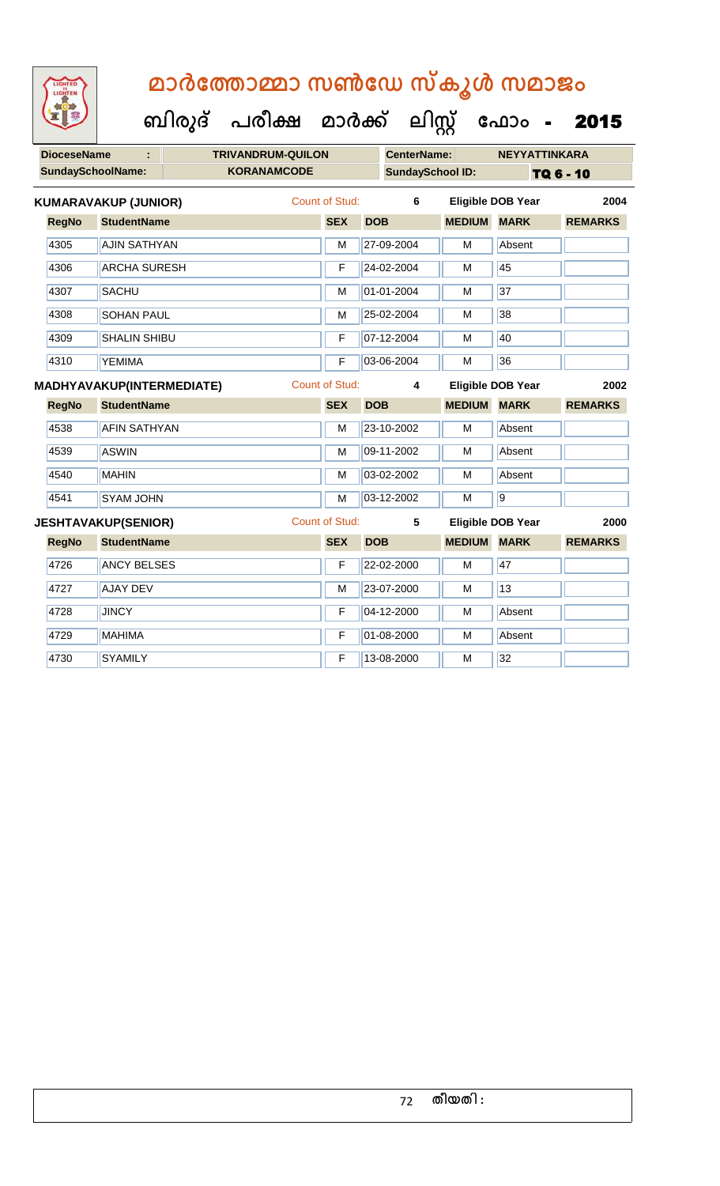# മാർത്തോമ്മാ സൺഡേ സ്കൂൾ സമാജം

## ബിരുദ് പരീക്ഷ മാർക്ക് ലിസ്റ്റ് ഫോം - 2015

| DioceseName : | TRIVANDRUM-QUILON | CenterName: | NEYYATTINKARA |
|---|---|---|---|
| SundaySchoolName: | KORANAMCODE | SundaySchool ID: | TQ 6 - 10 |

**KUMARAVAKUP (JUNIOR)** Count of Stud: 6 Eligible DOB Year 2004

| RegNo | StudentName | SEX | DOB | MEDIUM | MARK | REMARKS |
|---|---|---|---|---|---|---|
| 4305 | AJIN SATHYAN | M | 27-09-2004 | M | Absent | |
| 4306 | ARCHA SURESH | F | 24-02-2004 | M | 45 | |
| 4307 | SACHU | M | 01-01-2004 | M | 37 | |
| 4308 | SOHAN PAUL | M | 25-02-2004 | M | 38 | |
| 4309 | SHALIN SHIBU | F | 07-12-2004 | M | 40 | |
| 4310 | YEMIMA | F | 03-06-2004 | M | 36 | |

**MADHYAVAKUP(INTERMEDIATE)** Count of Stud: 4 Eligible DOB Year 2002

| RegNo | StudentName | SEX | DOB | MEDIUM | MARK | REMARKS |
|---|---|---|---|---|---|---|
| 4538 | AFIN SATHYAN | M | 23-10-2002 | M | Absent | |
| 4539 | ASWIN | M | 09-11-2002 | M | Absent | |
| 4540 | MAHIN | M | 03-02-2002 | M | Absent | |
| 4541 | SYAM JOHN | M | 03-12-2002 | M | 9 | |

**JESHTAVAKUP(SENIOR)** Count of Stud: 5 Eligible DOB Year 2000

| RegNo | StudentName | SEX | DOB | MEDIUM | MARK | REMARKS |
|---|---|---|---|---|---|---|
| 4726 | ANCY BELSES | F | 22-02-2000 | M | 47 | |
| 4727 | AJAY DEV | M | 23-07-2000 | M | 13 | |
| 4728 | JINCY | F | 04-12-2000 | M | Absent | |
| 4729 | MAHIMA | F | 01-08-2000 | M | Absent | |
| 4730 | SYAMILY | F | 13-08-2000 | M | 32 | |

തീയതി :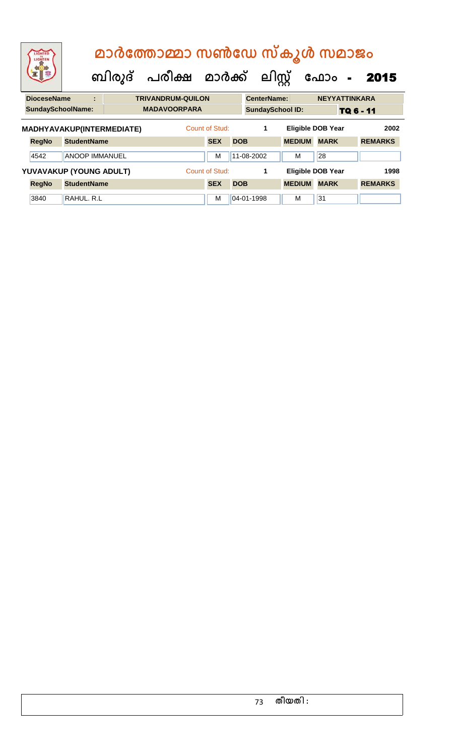# മാർത്തോമ്മാ സൺഡേ സ്കൂൾ സമാജം

## ബിരുദ് പരീക്ഷ മാർക്ക് ലിസ്റ്റ് ഫോം - 2015

| DioceseName : | TRIVANDRUM-QUILON | CenterName: | NEYYATTINKARA |
|---|---|---|---|
| SundaySchoolName: | MADAVOORPARA | SundaySchool ID: | TQ 6 - 11 |

**MADHYAVAKUP(INTERMEDIATE)** Count of Stud: 1 Eligible DOB Year 2002

| RegNo | StudentName | SEX | DOB | MEDIUM | MARK | REMARKS |
|---|---|---|---|---|---|---|
| 4542 | ANOOP IMMANUEL | M | 11-08-2002 | M | 28 | |

**YUVAVAKUP (YOUNG ADULT)** Count of Stud: 1 Eligible DOB Year 1998

| RegNo | StudentName | SEX | DOB | MEDIUM | MARK | REMARKS |
|---|---|---|---|---|---|---|
| 3840 | RAHUL. R.L | M | 04-01-1998 | M | 31 | |

തീയതി :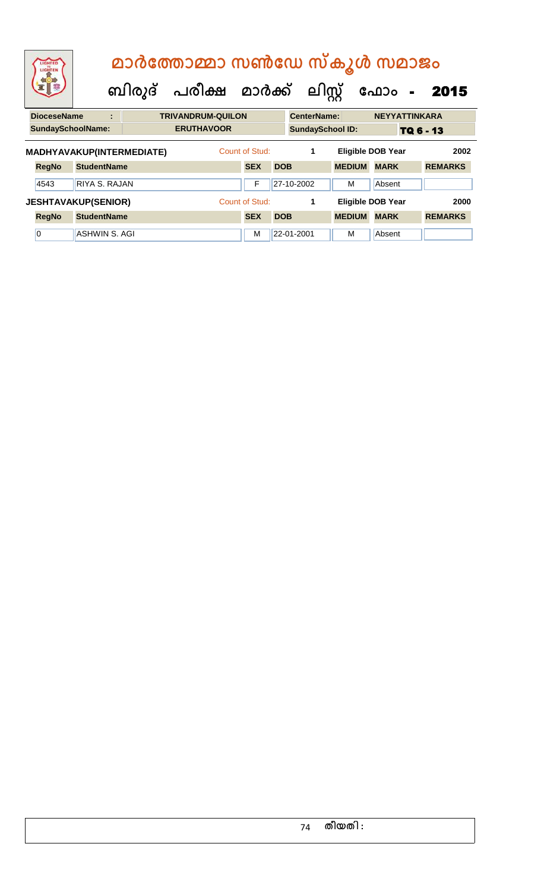# മാർത്തോമ്മാ സൺഡേ സ്കൂൾ സമാജം

## ബിരുദ് പരീക്ഷ മാർക്ക് ലിസ്റ്റ് ഫോം - 2015

| DioceseName | : | TRIVANDRUM-QUILON | CenterName: | NEYYATTINKARA |
|---|---|---|---|---|
| SundaySchoolName: | | ERUTHAVOOR | SundaySchool ID: | TQ 6 - 13 |

**MADHYAVAKUP(INTERMEDIATE)** Count of Stud: 1 Eligible DOB Year 2002

| RegNo | StudentName | SEX | DOB | MEDIUM | MARK | REMARKS |
|---|---|---|---|---|---|---|
| 4543 | RIYA S. RAJAN | F | 27-10-2002 | M | Absent | |

**JESHTAVAKUP(SENIOR)** Count of Stud: 1 Eligible DOB Year 2000

| RegNo | StudentName | SEX | DOB | MEDIUM | MARK | REMARKS |
|---|---|---|---|---|---|---|
| 0 | ASHWIN S. AGI | M | 22-01-2001 | M | Absent | |

തീയതി :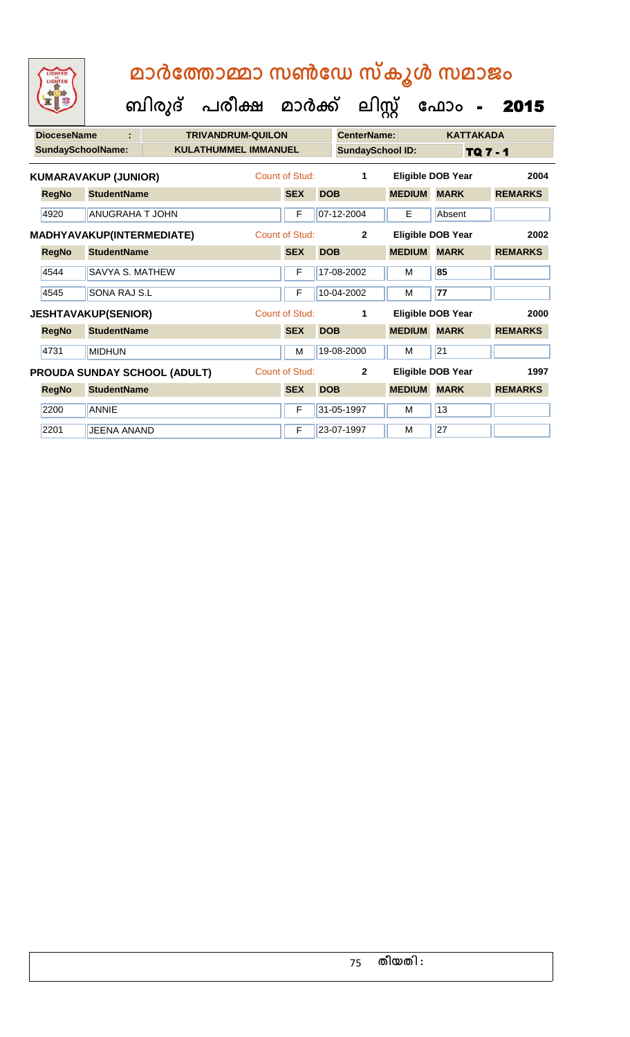# മാർത്തോമ്മാ സൺഡേ സ്കൂൾ സമാജം

## ബിരുദ് പരീക്ഷ മാർക്ക് ലിസ്റ്റ് ഫോം - 2015

| DioceseName : | TRIVANDRUM-QUILON | CenterName: | KATTAKADA |
|---|---|---|---|
| SundaySchoolName: | KULATHUMMEL IMMANUEL | SundaySchool ID: | TQ 7 - 1 |

**KUMARAVAKUP (JUNIOR)** Count of Stud: 1 Eligible DOB Year 2004

| RegNo | StudentName | SEX | DOB | MEDIUM | MARK | REMARKS |
|---|---|---|---|---|---|---|
| 4920 | ANUGRAHA T JOHN | F | 07-12-2004 | E | Absent | |

**MADHYAVAKUP(INTERMEDIATE)** Count of Stud: 2 Eligible DOB Year 2002

| RegNo | StudentName | SEX | DOB | MEDIUM | MARK | REMARKS |
|---|---|---|---|---|---|---|
| 4544 | SAVYA S. MATHEW | F | 17-08-2002 | M | 85 | |
| 4545 | SONA RAJ S.L | F | 10-04-2002 | M | 77 | |

**JESHTAVAKUP(SENIOR)** Count of Stud: 1 Eligible DOB Year 2000

| RegNo | StudentName | SEX | DOB | MEDIUM | MARK | REMARKS |
|---|---|---|---|---|---|---|
| 4731 | MIDHUN | M | 19-08-2000 | M | 21 | |

**PROUDA SUNDAY SCHOOL (ADULT)** Count of Stud: 2 Eligible DOB Year 1997

| RegNo | StudentName | SEX | DOB | MEDIUM | MARK | REMARKS |
|---|---|---|---|---|---|---|
| 2200 | ANNIE | F | 31-05-1997 | M | 13 | |
| 2201 | JEENA ANAND | F | 23-07-1997 | M | 27 | |

തീയതി :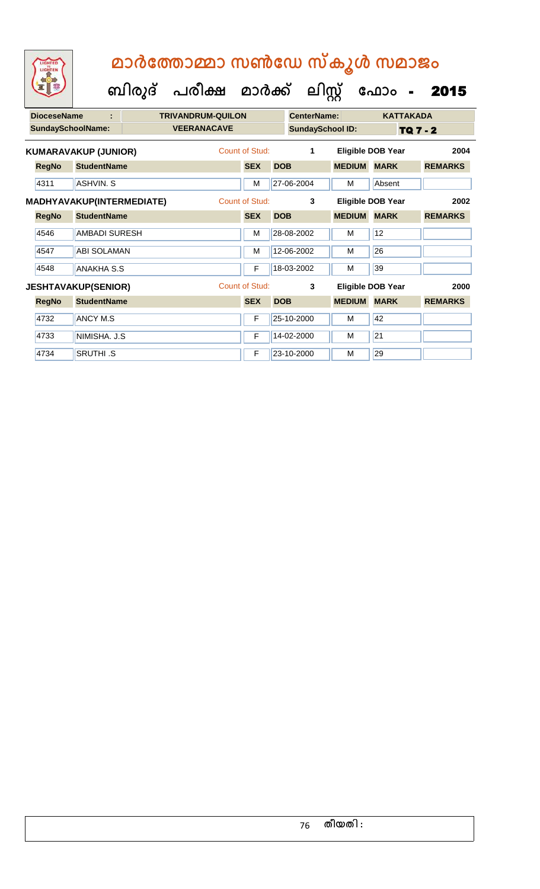# മാർത്തോമ്മാ സൺഡേ സ്കൂൾ സമാജം

## ബിരുദ് പരീക്ഷ മാർക്ക് ലിസ്റ്റ് ഫോം - 2015

| DioceseName : | TRIVANDRUM-QUILON | CenterName: | KATTAKADA |
|---|---|---|---|
| SundaySchoolName: | VEERANACAVE | SundaySchool ID: | TQ 7 - 2 |

**KUMARAVAKUP (JUNIOR)** — Count of Stud: 1 — Eligible DOB Year: 2004

| RegNo | StudentName | SEX | DOB | MEDIUM | MARK | REMARKS |
|---|---|---|---|---|---|---|
| 4311 | ASHVIN. S | M | 27-06-2004 | M | Absent | |

**MADHYAVAKUP(INTERMEDIATE)** — Count of Stud: 3 — Eligible DOB Year: 2002

| RegNo | StudentName | SEX | DOB | MEDIUM | MARK | REMARKS |
|---|---|---|---|---|---|---|
| 4546 | AMBADI SURESH | M | 28-08-2002 | M | 12 | |
| 4547 | ABI SOLAMAN | M | 12-06-2002 | M | 26 | |
| 4548 | ANAKHA S.S | F | 18-03-2002 | M | 39 | |

**JESHTAVAKUP(SENIOR)** — Count of Stud: 3 — Eligible DOB Year: 2000

| RegNo | StudentName | SEX | DOB | MEDIUM | MARK | REMARKS |
|---|---|---|---|---|---|---|
| 4732 | ANCY M.S | F | 25-10-2000 | M | 42 | |
| 4733 | NIMISHA. J.S | F | 14-02-2000 | M | 21 | |
| 4734 | SRUTHI .S | F | 23-10-2000 | M | 29 | |

തീയതി :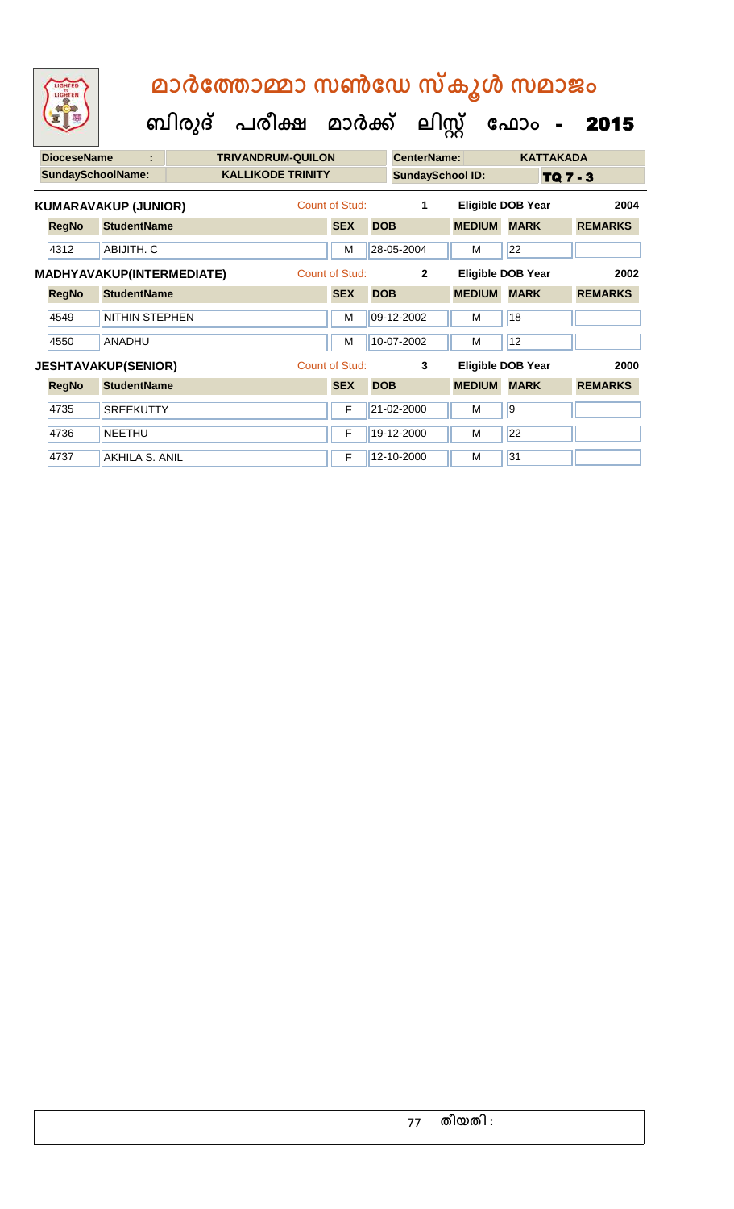# മാർത്തോമ്മാ സൺഡേ സ്കൂൾ സമാജം

## ബിരുദ് പരീക്ഷ മാർക്ക് ലിസ്റ്റ് ഫോം - 2015

| DioceseName : | TRIVANDRUM-QUILON | CenterName: | KATTAKADA |
|---|---|---|---|
| SundaySchoolName: | KALLIKODE TRINITY | SundaySchool ID: | TQ 7 - 3 |

**KUMARAVAKUP (JUNIOR)** Count of Stud: 1 Eligible DOB Year 2004

| RegNo | StudentName | SEX | DOB | MEDIUM | MARK | REMARKS |
|---|---|---|---|---|---|---|
| 4312 | ABIJITH. C | M | 28-05-2004 | M | 22 | |

**MADHYAVAKUP(INTERMEDIATE)** Count of Stud: 2 Eligible DOB Year 2002

| RegNo | StudentName | SEX | DOB | MEDIUM | MARK | REMARKS |
|---|---|---|---|---|---|---|
| 4549 | NITHIN STEPHEN | M | 09-12-2002 | M | 18 | |
| 4550 | ANADHU | M | 10-07-2002 | M | 12 | |

**JESHTAVAKUP(SENIOR)** Count of Stud: 3 Eligible DOB Year 2000

| RegNo | StudentName | SEX | DOB | MEDIUM | MARK | REMARKS |
|---|---|---|---|---|---|---|
| 4735 | SREEKUTTY | F | 21-02-2000 | M | 9 | |
| 4736 | NEETHU | F | 19-12-2000 | M | 22 | |
| 4737 | AKHILA S. ANIL | F | 12-10-2000 | M | 31 | |

തീയതി :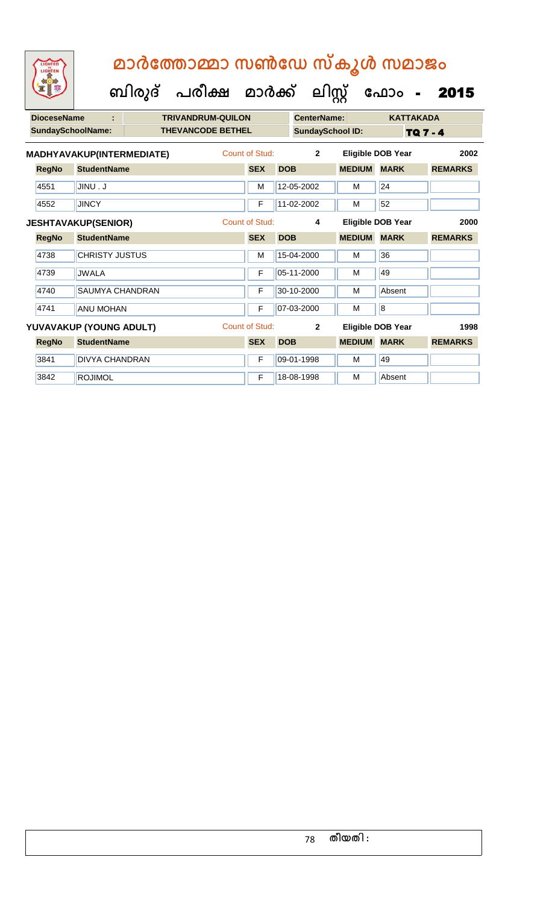# മാർത്തോമ്മാ സൺഡേ സ്കൂൾ സമാജം

## ബിരുദ് പരീക്ഷ മാർക്ക് ലിസ്റ്റ് ഫോം - 2015

| DioceseName : | TRIVANDRUM-QUILON | CenterName: | KATTAKADA |
|---|---|---|---|
| SundaySchoolName: | THEVANCODE BETHEL | SundaySchool ID: | TQ 7 - 4 |

**MADHYAVAKUP(INTERMEDIATE)** Count of Stud: 2 Eligible DOB Year 2002

| RegNo | StudentName | SEX | DOB | MEDIUM | MARK | REMARKS |
|---|---|---|---|---|---|---|
| 4551 | JINU . J | M | 12-05-2002 | M | 24 | |
| 4552 | JINCY | F | 11-02-2002 | M | 52 | |

**JESHTAVAKUP(SENIOR)** Count of Stud: 4 Eligible DOB Year 2000

| RegNo | StudentName | SEX | DOB | MEDIUM | MARK | REMARKS |
|---|---|---|---|---|---|---|
| 4738 | CHRISTY JUSTUS | M | 15-04-2000 | M | 36 | |
| 4739 | JWALA | F | 05-11-2000 | M | 49 | |
| 4740 | SAUMYA CHANDRAN | F | 30-10-2000 | M | Absent | |
| 4741 | ANU MOHAN | F | 07-03-2000 | M | 8 | |

**YUVAVAKUP (YOUNG ADULT)** Count of Stud: 2 Eligible DOB Year 1998

| RegNo | StudentName | SEX | DOB | MEDIUM | MARK | REMARKS |
|---|---|---|---|---|---|---|
| 3841 | DIVYA CHANDRAN | F | 09-01-1998 | M | 49 | |
| 3842 | ROJIMOL | F | 18-08-1998 | M | Absent | |

തീയതി :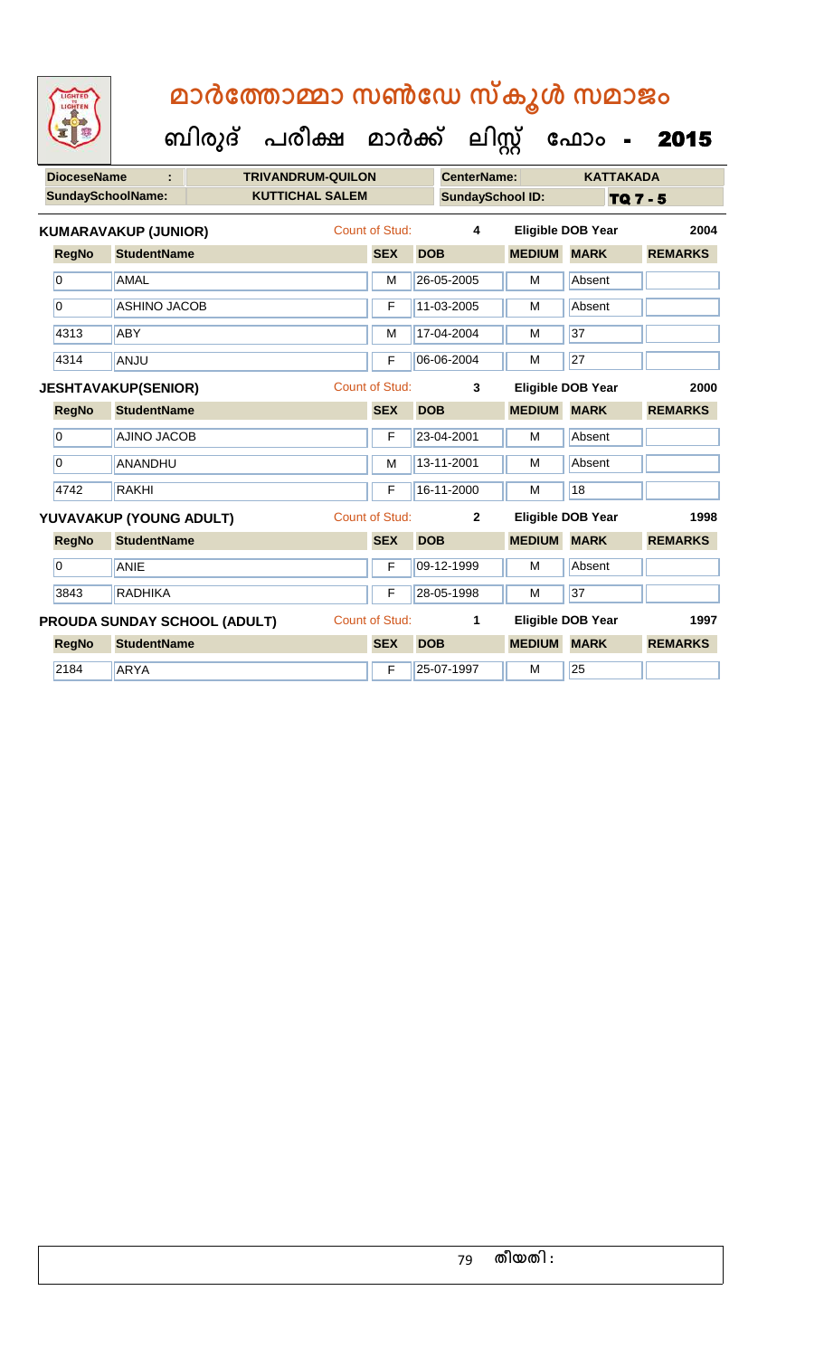# മാർത്തോമ്മാ സൺഡേ സ്കൂൾ സമാജം

## ബിരുദ് പരീക്ഷ മാർക്ക് ലിസ്റ്റ് ഫോം - 2015

| DioceseName : | TRIVANDRUM-QUILON | CenterName: | KATTAKADA |
|---|---|---|---|
| SundaySchoolName: | KUTTICHAL SALEM | SundaySchool ID: | TQ 7 - 5 |

**KUMARAVAKUP (JUNIOR)** Count of Stud: 4 Eligible DOB Year 2004

| RegNo | StudentName | SEX | DOB | MEDIUM | MARK | REMARKS |
|---|---|---|---|---|---|---|
| 0 | AMAL | M | 26-05-2005 | M | Absent | |
| 0 | ASHINO JACOB | F | 11-03-2005 | M | Absent | |
| 4313 | ABY | M | 17-04-2004 | M | 37 | |
| 4314 | ANJU | F | 06-06-2004 | M | 27 | |

**JESHTAVAKUP(SENIOR)** Count of Stud: 3 Eligible DOB Year 2000

| RegNo | StudentName | SEX | DOB | MEDIUM | MARK | REMARKS |
|---|---|---|---|---|---|---|
| 0 | AJINO JACOB | F | 23-04-2001 | M | Absent | |
| 0 | ANANDHU | M | 13-11-2001 | M | Absent | |
| 4742 | RAKHI | F | 16-11-2000 | M | 18 | |

**YUVAVAKUP (YOUNG ADULT)** Count of Stud: 2 Eligible DOB Year 1998

| RegNo | StudentName | SEX | DOB | MEDIUM | MARK | REMARKS |
|---|---|---|---|---|---|---|
| 0 | ANIE | F | 09-12-1999 | M | Absent | |
| 3843 | RADHIKA | F | 28-05-1998 | M | 37 | |

**PROUDA SUNDAY SCHOOL (ADULT)** Count of Stud: 1 Eligible DOB Year 1997

| RegNo | StudentName | SEX | DOB | MEDIUM | MARK | REMARKS |
|---|---|---|---|---|---|---|
| 2184 | ARYA | F | 25-07-1997 | M | 25 | |

തീയതി :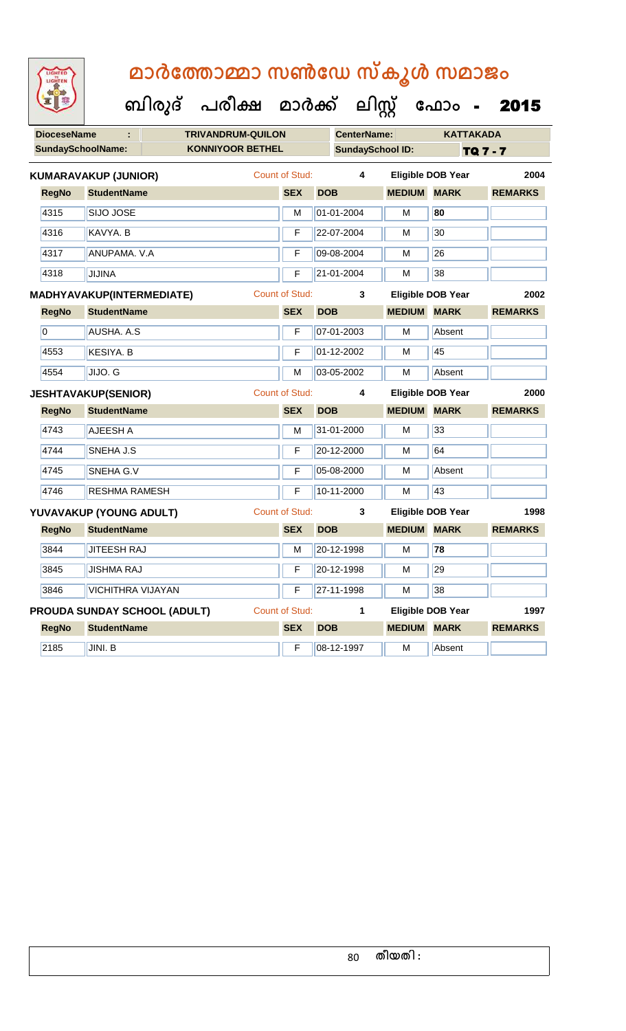# മാർത്തോമ്മാ സൺഡേ സ്കൂൾ സമാജം

## ബിരുദ് പരീക്ഷ മാർക്ക് ലിസ്റ്റ് ഫോം - 2015

| DioceseName : | TRIVANDRUM-QUILON | CenterName: | KATTAKADA |
|---|---|---|---|
| SundaySchoolName: | KONNIYOOR BETHEL | SundaySchool ID: | TQ 7 - 7 |

**KUMARAVAKUP (JUNIOR)** Count of Stud: 4 Eligible DOB Year 2004

| RegNo | StudentName | SEX | DOB | MEDIUM | MARK | REMARKS |
|---|---|---|---|---|---|---|
| 4315 | SIJO JOSE | M | 01-01-2004 | M | 80 | |
| 4316 | KAVYA. B | F | 22-07-2004 | M | 30 | |
| 4317 | ANUPAMA. V.A | F | 09-08-2004 | M | 26 | |
| 4318 | JIJINA | F | 21-01-2004 | M | 38 | |

**MADHYAVAKUP(INTERMEDIATE)** Count of Stud: 3 Eligible DOB Year 2002

| RegNo | StudentName | SEX | DOB | MEDIUM | MARK | REMARKS |
|---|---|---|---|---|---|---|
| 0 | AUSHA. A.S | F | 07-01-2003 | M | Absent | |
| 4553 | KESIYA. B | F | 01-12-2002 | M | 45 | |
| 4554 | JIJO. G | M | 03-05-2002 | M | Absent | |

**JESHTAVAKUP(SENIOR)** Count of Stud: 4 Eligible DOB Year 2000

| RegNo | StudentName | SEX | DOB | MEDIUM | MARK | REMARKS |
|---|---|---|---|---|---|---|
| 4743 | AJEESH A | M | 31-01-2000 | M | 33 | |
| 4744 | SNEHA J.S | F | 20-12-2000 | M | 64 | |
| 4745 | SNEHA G.V | F | 05-08-2000 | M | Absent | |
| 4746 | RESHMA RAMESH | F | 10-11-2000 | M | 43 | |

**YUVAVAKUP (YOUNG ADULT)** Count of Stud: 3 Eligible DOB Year 1998

| RegNo | StudentName | SEX | DOB | MEDIUM | MARK | REMARKS |
|---|---|---|---|---|---|---|
| 3844 | JITEESH RAJ | M | 20-12-1998 | M | 78 | |
| 3845 | JISHMA RAJ | F | 20-12-1998 | M | 29 | |
| 3846 | VICHITHRA VIJAYAN | F | 27-11-1998 | M | 38 | |

**PROUDA SUNDAY SCHOOL (ADULT)** Count of Stud: 1 Eligible DOB Year 1997

| RegNo | StudentName | SEX | DOB | MEDIUM | MARK | REMARKS |
|---|---|---|---|---|---|---|
| 2185 | JINI. B | F | 08-12-1997 | M | Absent | |

തീയതി :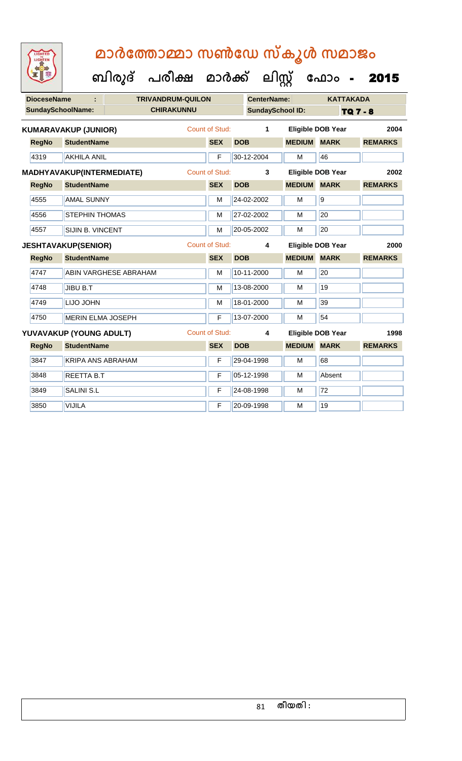# മാർത്തോമ്മാ സൺഡേ സ്കൂൾ സമാജം

## ബിരുദ് പരീക്ഷ മാർക്ക് ലിസ്റ്റ് ഫോം - 2015

| DioceseName : | TRIVANDRUM-QUILON | CenterName: | KATTAKADA |
|---|---|---|---|
| SundaySchoolName: | CHIRAKUNNU | SundaySchool ID: | TQ 7 - 8 |

**KUMARAVAKUP (JUNIOR)** Count of Stud: 1 Eligible DOB Year 2004

| RegNo | StudentName | SEX | DOB | MEDIUM | MARK | REMARKS |
|---|---|---|---|---|---|---|
| 4319 | AKHILA ANIL | F | 30-12-2004 | M | 46 | |

**MADHYAVAKUP(INTERMEDIATE)** Count of Stud: 3 Eligible DOB Year 2002

| RegNo | StudentName | SEX | DOB | MEDIUM | MARK | REMARKS |
|---|---|---|---|---|---|---|
| 4555 | AMAL SUNNY | M | 24-02-2002 | M | 9 | |
| 4556 | STEPHIN THOMAS | M | 27-02-2002 | M | 20 | |
| 4557 | SIJIN B. VINCENT | M | 20-05-2002 | M | 20 | |

**JESHTAVAKUP(SENIOR)** Count of Stud: 4 Eligible DOB Year 2000

| RegNo | StudentName | SEX | DOB | MEDIUM | MARK | REMARKS |
|---|---|---|---|---|---|---|
| 4747 | ABIN VARGHESE ABRAHAM | M | 10-11-2000 | M | 20 | |
| 4748 | JIBU B.T | M | 13-08-2000 | M | 19 | |
| 4749 | LIJO JOHN | M | 18-01-2000 | M | 39 | |
| 4750 | MERIN ELMA JOSEPH | F | 13-07-2000 | M | 54 | |

**YUVAVAKUP (YOUNG ADULT)** Count of Stud: 4 Eligible DOB Year 1998

| RegNo | StudentName | SEX | DOB | MEDIUM | MARK | REMARKS |
|---|---|---|---|---|---|---|
| 3847 | KRIPA ANS ABRAHAM | F | 29-04-1998 | M | 68 | |
| 3848 | REETTA B.T | F | 05-12-1998 | M | Absent | |
| 3849 | SALINI S.L | F | 24-08-1998 | M | 72 | |
| 3850 | VIJILA | F | 20-09-1998 | M | 19 | |

തീയതി :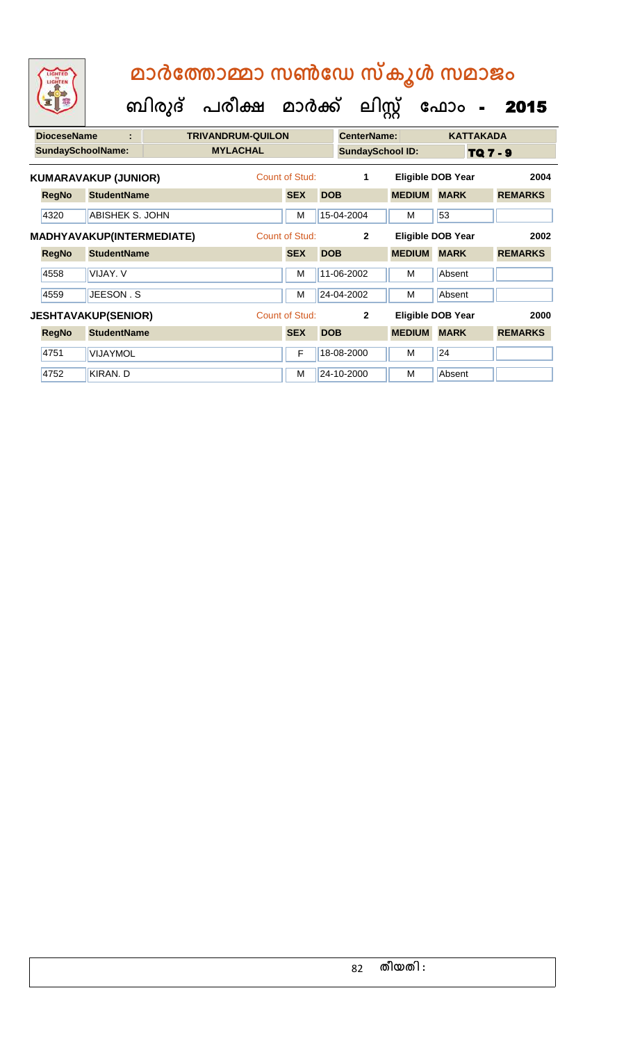# മാർത്തോമ്മാ സൺഡേ സ്കൂൾ സമാജം

## ബിരുദ് പരീക്ഷ മാർക്ക് ലിസ്റ്റ് ഫോം - 2015

| DioceseName : | TRIVANDRUM-QUILON | CenterName: | KATTAKADA |
|---|---|---|---|
| SundaySchoolName: | MYLACHAL | SundaySchool ID: | TQ 7 - 9 |

**KUMARAVAKUP (JUNIOR)** Count of Stud: 1 Eligible DOB Year 2004

| RegNo | StudentName | SEX | DOB | MEDIUM | MARK | REMARKS |
|---|---|---|---|---|---|---|
| 4320 | ABISHEK S. JOHN | M | 15-04-2004 | M | 53 | |

**MADHYAVAKUP(INTERMEDIATE)** Count of Stud: 2 Eligible DOB Year 2002

| RegNo | StudentName | SEX | DOB | MEDIUM | MARK | REMARKS |
|---|---|---|---|---|---|---|
| 4558 | VIJAY. V | M | 11-06-2002 | M | Absent | |
| 4559 | JEESON . S | M | 24-04-2002 | M | Absent | |

**JESHTAVAKUP(SENIOR)** Count of Stud: 2 Eligible DOB Year 2000

| RegNo | StudentName | SEX | DOB | MEDIUM | MARK | REMARKS |
|---|---|---|---|---|---|---|
| 4751 | VIJAYMOL | F | 18-08-2000 | M | 24 | |
| 4752 | KIRAN. D | M | 24-10-2000 | M | Absent | |

തീയതി :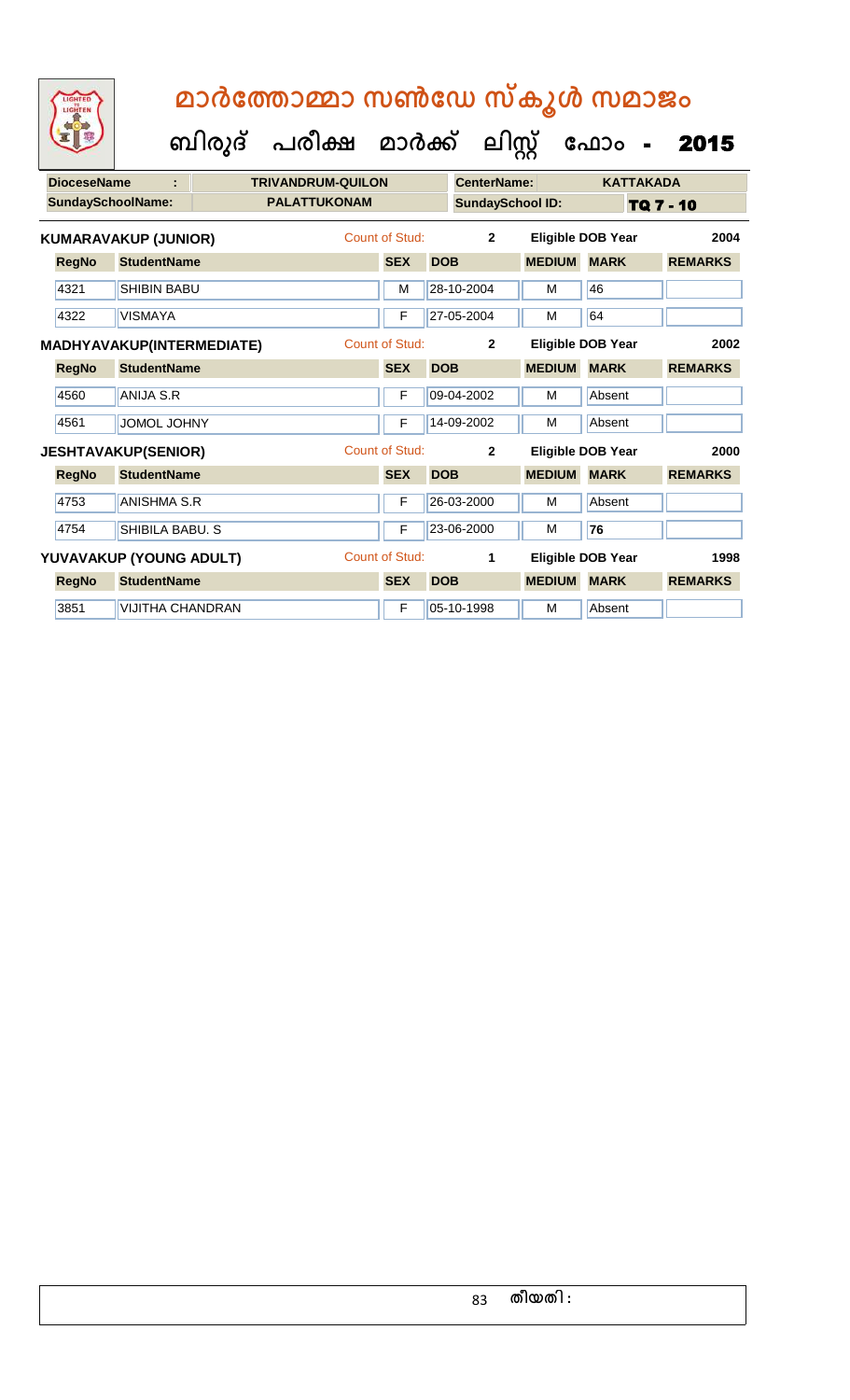# മാർത്തോമ്മാ സൺഡേ സ്കൂൾ സമാജം

## ബിരുദ് പരീക്ഷ മാർക്ക് ലിസ്റ്റ് ഫോം - 2015

| DioceseName : | TRIVANDRUM-QUILON | CenterName: | KATTAKADA |
|---|---|---|---|
| SundaySchoolName: | PALATTUKONAM | SundaySchool ID: | TQ 7 - 10 |

**KUMARAVAKUP (JUNIOR)** Count of Stud: 2 Eligible DOB Year 2004

| RegNo | StudentName | SEX | DOB | MEDIUM | MARK | REMARKS |
|---|---|---|---|---|---|---|
| 4321 | SHIBIN BABU | M | 28-10-2004 | M | 46 | |
| 4322 | VISMAYA | F | 27-05-2004 | M | 64 | |

**MADHYAVAKUP(INTERMEDIATE)** Count of Stud: 2 Eligible DOB Year 2002

| RegNo | StudentName | SEX | DOB | MEDIUM | MARK | REMARKS |
|---|---|---|---|---|---|---|
| 4560 | ANIJA S.R | F | 09-04-2002 | M | Absent | |
| 4561 | JOMOL JOHNY | F | 14-09-2002 | M | Absent | |

**JESHTAVAKUP(SENIOR)** Count of Stud: 2 Eligible DOB Year 2000

| RegNo | StudentName | SEX | DOB | MEDIUM | MARK | REMARKS |
|---|---|---|---|---|---|---|
| 4753 | ANISHMA S.R | F | 26-03-2000 | M | Absent | |
| 4754 | SHIBILA BABU. S | F | 23-06-2000 | M | 76 | |

**YUVAVAKUP (YOUNG ADULT)** Count of Stud: 1 Eligible DOB Year 1998

| RegNo | StudentName | SEX | DOB | MEDIUM | MARK | REMARKS |
|---|---|---|---|---|---|---|
| 3851 | VIJITHA CHANDRAN | F | 05-10-1998 | M | Absent | |

തീയതി :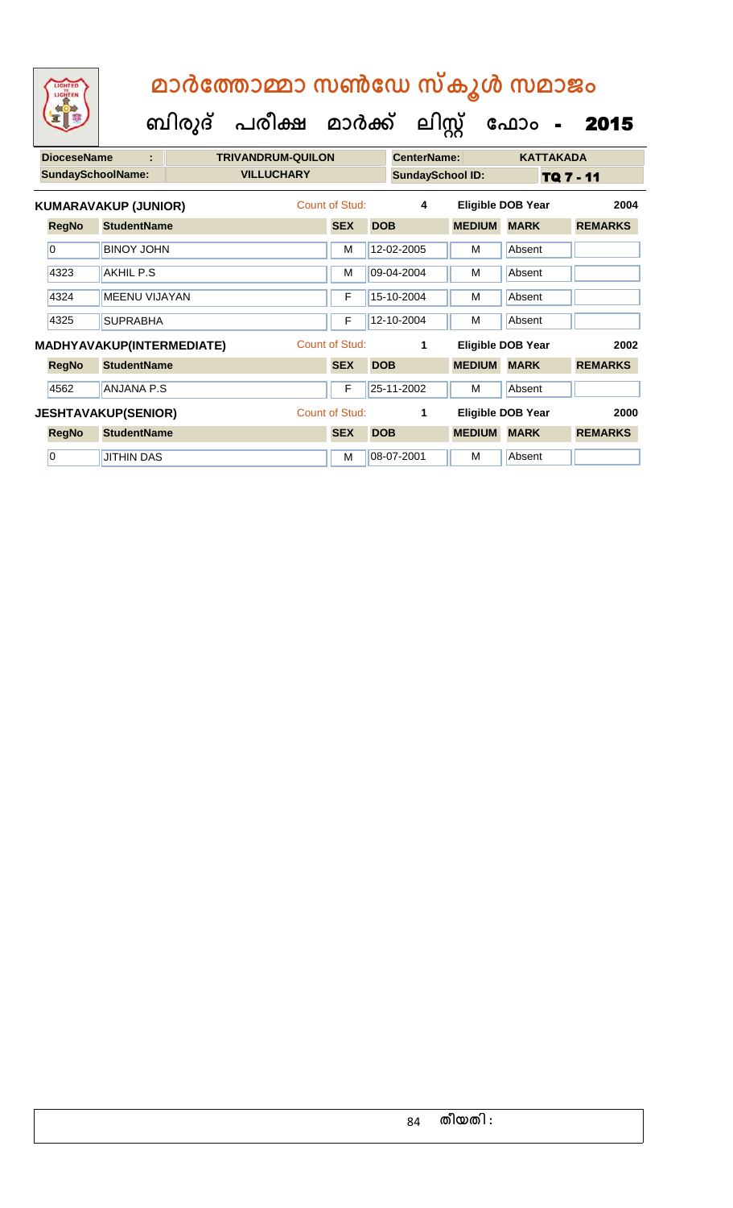# മാർത്തോമ്മാ സൺഡേ സ്കൂൾ സമാജം

## ബിരുദ് പരീക്ഷ മാർക്ക് ലിസ്റ്റ് ഫോം - 2015

| DioceseName : | TRIVANDRUM-QUILON | CenterName: | KATTAKADA |
|---|---|---|---|
| SundaySchoolName: | VILLUCHARY | SundaySchool ID: | TQ 7 - 11 |

**KUMARAVAKUP (JUNIOR)** Count of Stud: 4 Eligible DOB Year 2004

| RegNo | StudentName | SEX | DOB | MEDIUM | MARK | REMARKS |
|---|---|---|---|---|---|---|
| 0 | BINOY JOHN | M | 12-02-2005 | M | Absent | |
| 4323 | AKHIL P.S | M | 09-04-2004 | M | Absent | |
| 4324 | MEENU VIJAYAN | F | 15-10-2004 | M | Absent | |
| 4325 | SUPRABHA | F | 12-10-2004 | M | Absent | |

**MADHYAVAKUP(INTERMEDIATE)** Count of Stud: 1 Eligible DOB Year 2002

| RegNo | StudentName | SEX | DOB | MEDIUM | MARK | REMARKS |
|---|---|---|---|---|---|---|
| 4562 | ANJANA P.S | F | 25-11-2002 | M | Absent | |

**JESHTAVAKUP(SENIOR)** Count of Stud: 1 Eligible DOB Year 2000

| RegNo | StudentName | SEX | DOB | MEDIUM | MARK | REMARKS |
|---|---|---|---|---|---|---|
| 0 | JITHIN DAS | M | 08-07-2001 | M | Absent | |

തീയതി :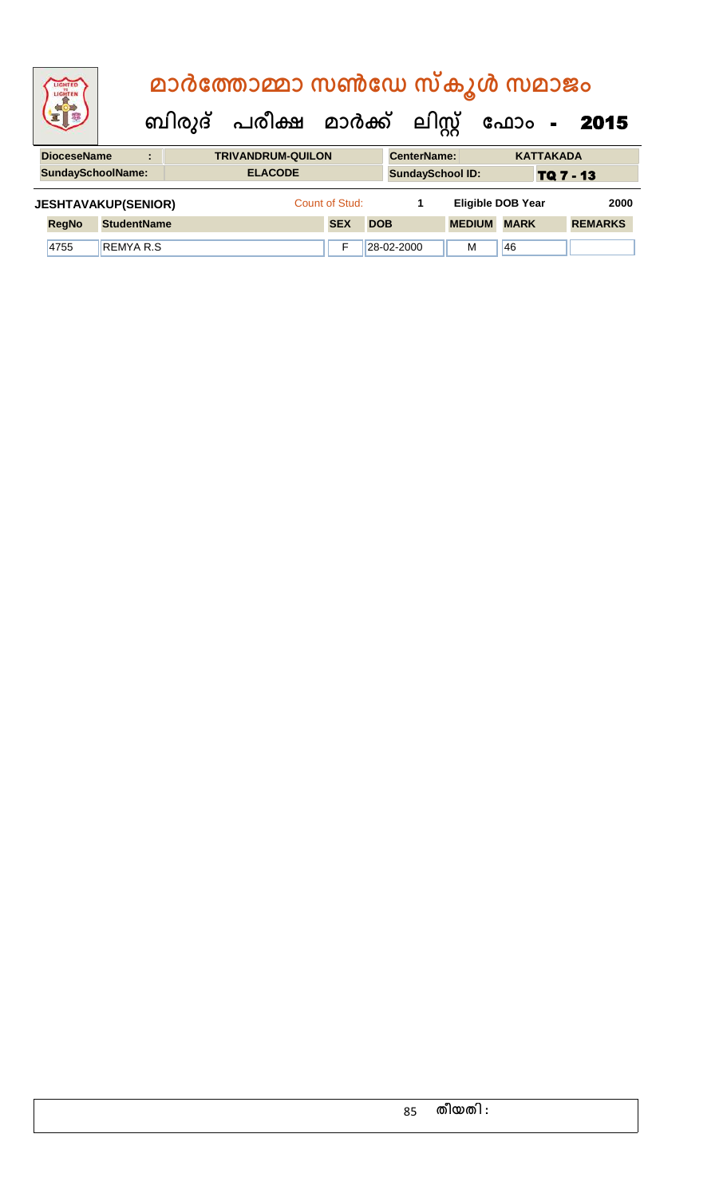# മാർത്തോമ്മാ സൺഡേ സ്കൂൾ സമാജം

## ബിരുദ് പരീക്ഷ മാർക്ക് ലിസ്റ്റ് ഫോം - 2015

| DioceseName : | TRIVANDRUM-QUILON | CenterName: | KATTAKADA |
|---|---|---|---|
| SundaySchoolName: | ELACODE | SundaySchool ID: | TQ 7 - 13 |

**JESHTAVAKUP(SENIOR)** Count of Stud: 1 Eligible DOB Year 2000

| RegNo | StudentName | SEX | DOB | MEDIUM | MARK | REMARKS |
|---|---|---|---|---|---|---|
| 4755 | REMYA R.S | F | 28-02-2000 | M | 46 | |

തീയതി :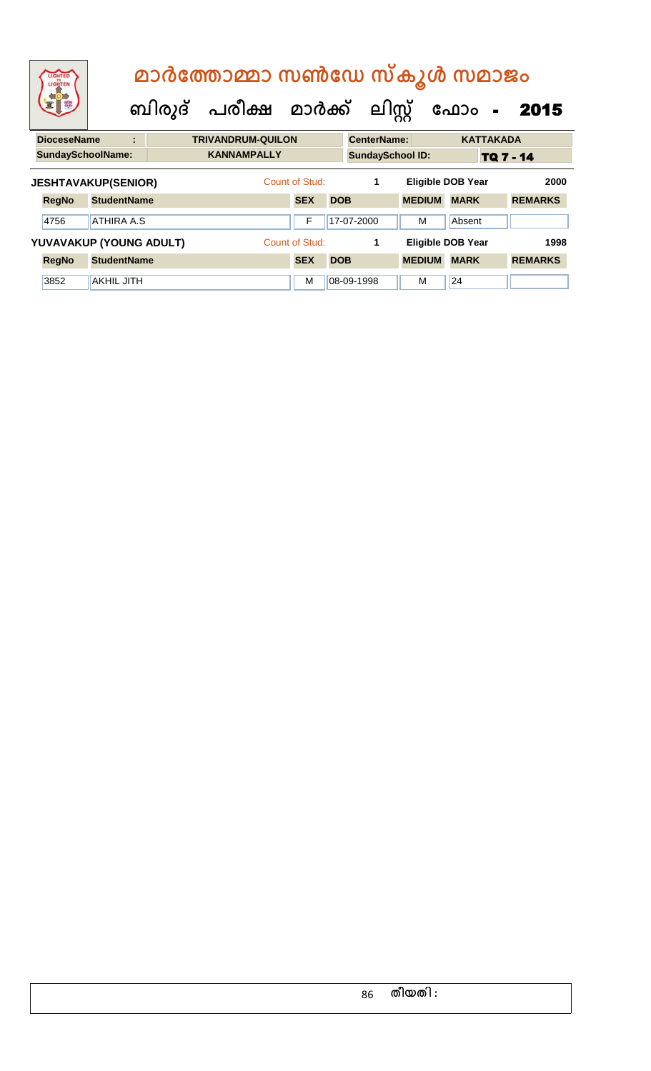# മാർത്തോമ്മാ സൺഡേ സ്കൂൾ സമാജം

## ബിരുദ് പരീക്ഷ മാർക്ക് ലിസ്റ്റ് ഫോം - 2015

| DioceseName : | TRIVANDRUM-QUILON | CenterName: | KATTAKADA |
|---|---|---|---|
| SundaySchoolName: | KANNAMPALLY | SundaySchool ID: | TQ 7 - 14 |

**JESHTAVAKUP(SENIOR)** Count of Stud: 1 Eligible DOB Year 2000

| RegNo | StudentName | SEX | DOB | MEDIUM | MARK | REMARKS |
|---|---|---|---|---|---|---|
| 4756 | ATHIRA A.S | F | 17-07-2000 | M | Absent | |

**YUVAVAKUP (YOUNG ADULT)** Count of Stud: 1 Eligible DOB Year 1998

| RegNo | StudentName | SEX | DOB | MEDIUM | MARK | REMARKS |
|---|---|---|---|---|---|---|
| 3852 | AKHIL JITH | M | 08-09-1998 | M | 24 | |

തീയതി :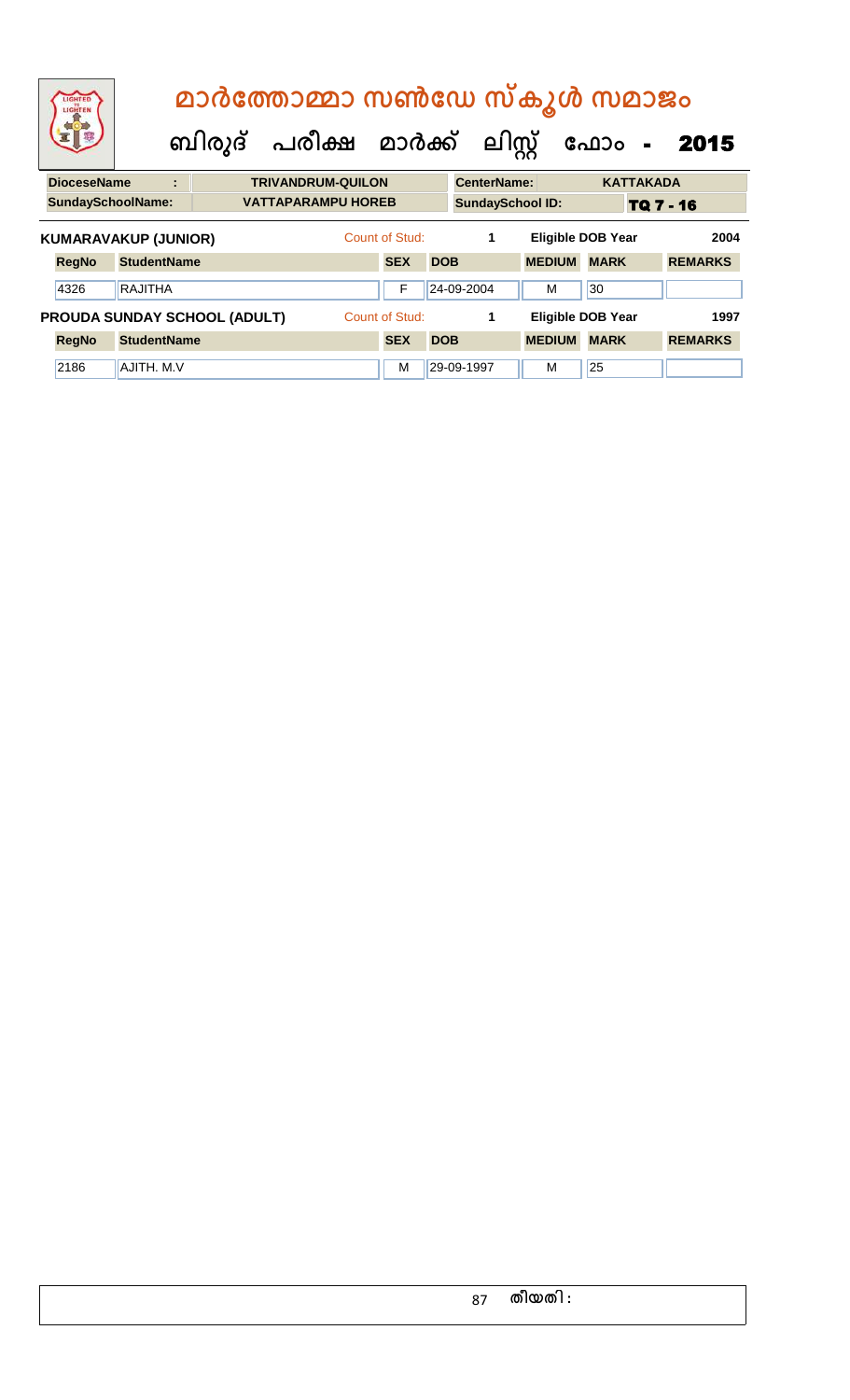# മാർത്തോമ്മാ സൺഡേ സ്കൂൾ സമാജം

## ബിരുദ് പരീക്ഷ മാർക്ക് ലിസ്റ്റ് ഫോം - 2015

| DioceseName : | TRIVANDRUM-QUILON | CenterName: | KATTAKADA |
|---|---|---|---|
| SundaySchoolName: | VATTAPARAMPU HOREB | SundaySchool ID: | TQ 7 - 16 |

**KUMARAVAKUP (JUNIOR)** Count of Stud: 1 Eligible DOB Year 2004

| RegNo | StudentName | SEX | DOB | MEDIUM | MARK | REMARKS |
|---|---|---|---|---|---|---|
| 4326 | RAJITHA | F | 24-09-2004 | M | 30 | |

**PROUDA SUNDAY SCHOOL (ADULT)** Count of Stud: 1 Eligible DOB Year 1997

| RegNo | StudentName | SEX | DOB | MEDIUM | MARK | REMARKS |
|---|---|---|---|---|---|---|
| 2186 | AJITH. M.V | M | 29-09-1997 | M | 25 | |

തീയതി :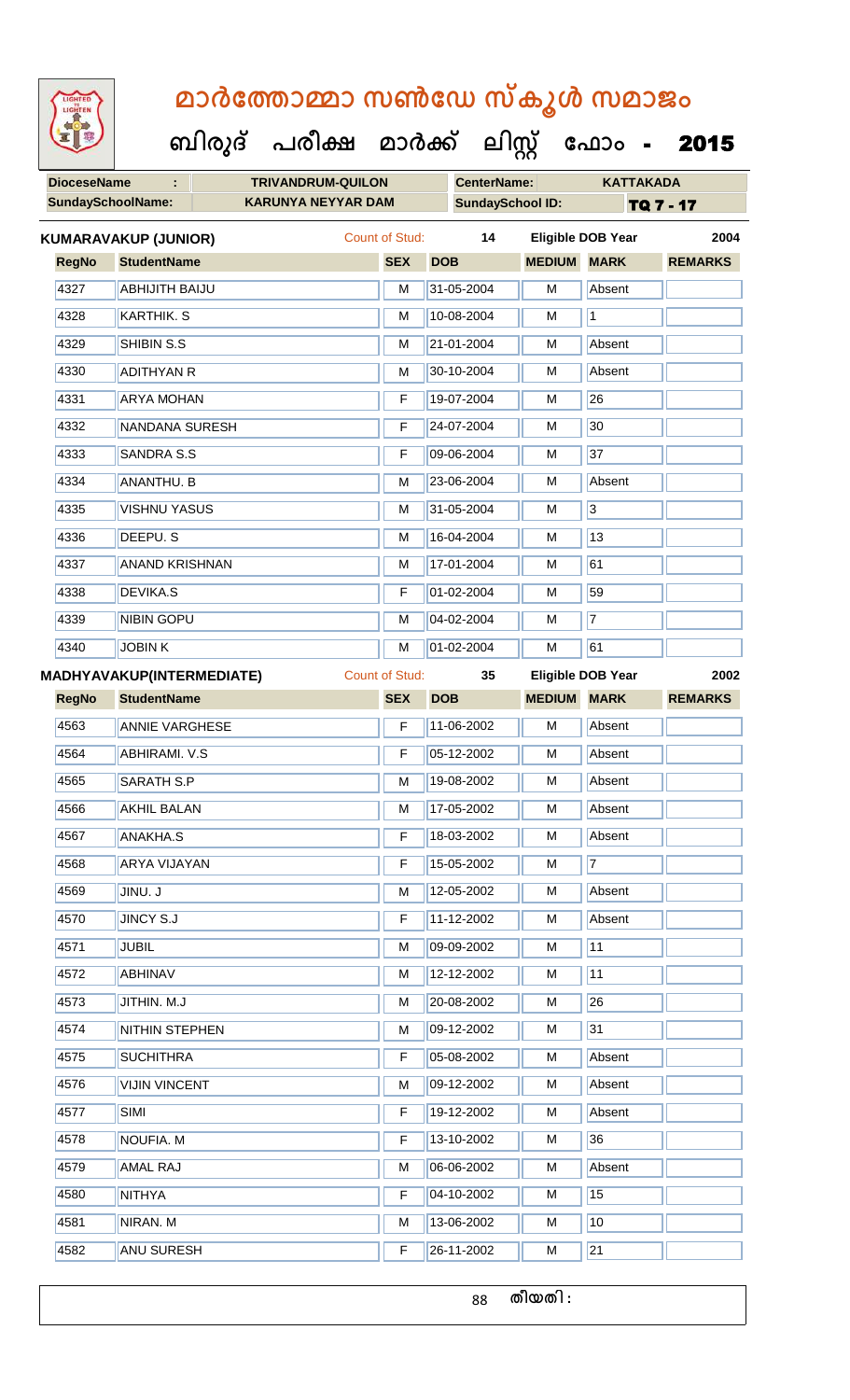# മാർത്തോമ്മാ സൺഡേ സ്കൂൾ സമാജം

## ബിരുദ് പരീക്ഷ മാർക്ക് ലിസ്റ്റ് ഫോം - 2015

| DioceseName : | TRIVANDRUM-QUILON | CenterName: | KATTAKADA |
|---|---|---|---|
| SundaySchoolName: | KARUNYA NEYYAR DAM | SundaySchool ID: | TQ 7 - 17 |

**KUMARAVAKUP (JUNIOR)** Count of Stud: 14 Eligible DOB Year 2004

| RegNo | StudentName | SEX | DOB | MEDIUM | MARK | REMARKS |
|---|---|---|---|---|---|---|
| 4327 | ABHIJITH BAIJU | M | 31-05-2004 | M | Absent | |
| 4328 | KARTHIK. S | M | 10-08-2004 | M | 1 | |
| 4329 | SHIBIN S.S | M | 21-01-2004 | M | Absent | |
| 4330 | ADITHYAN R | M | 30-10-2004 | M | Absent | |
| 4331 | ARYA MOHAN | F | 19-07-2004 | M | 26 | |
| 4332 | NANDANA SURESH | F | 24-07-2004 | M | 30 | |
| 4333 | SANDRA S.S | F | 09-06-2004 | M | 37 | |
| 4334 | ANANTHU. B | M | 23-06-2004 | M | Absent | |
| 4335 | VISHNU YASUS | M | 31-05-2004 | M | 3 | |
| 4336 | DEEPU. S | M | 16-04-2004 | M | 13 | |
| 4337 | ANAND KRISHNAN | M | 17-01-2004 | M | 61 | |
| 4338 | DEVIKA.S | F | 01-02-2004 | M | 59 | |
| 4339 | NIBIN GOPU | M | 04-02-2004 | M | 7 | |
| 4340 | JOBIN K | M | 01-02-2004 | M | 61 | |

**MADHYAVAKUP(INTERMEDIATE)** Count of Stud: 35 Eligible DOB Year 2002

| RegNo | StudentName | SEX | DOB | MEDIUM | MARK | REMARKS |
|---|---|---|---|---|---|---|
| 4563 | ANNIE VARGHESE | F | 11-06-2002 | M | Absent | |
| 4564 | ABHIRAMI. V.S | F | 05-12-2002 | M | Absent | |
| 4565 | SARATH S.P | M | 19-08-2002 | M | Absent | |
| 4566 | AKHIL BALAN | M | 17-05-2002 | M | Absent | |
| 4567 | ANAKHA.S | F | 18-03-2002 | M | Absent | |
| 4568 | ARYA VIJAYAN | F | 15-05-2002 | M | 7 | |
| 4569 | JINU. J | M | 12-05-2002 | M | Absent | |
| 4570 | JINCY S.J | F | 11-12-2002 | M | Absent | |
| 4571 | JUBIL | M | 09-09-2002 | M | 11 | |
| 4572 | ABHINAV | M | 12-12-2002 | M | 11 | |
| 4573 | JITHIN. M.J | M | 20-08-2002 | M | 26 | |
| 4574 | NITHIN STEPHEN | M | 09-12-2002 | M | 31 | |
| 4575 | SUCHITHRA | F | 05-08-2002 | M | Absent | |
| 4576 | VIJIN VINCENT | M | 09-12-2002 | M | Absent | |
| 4577 | SIMI | F | 19-12-2002 | M | Absent | |
| 4578 | NOUFIA. M | F | 13-10-2002 | M | 36 | |
| 4579 | AMAL RAJ | M | 06-06-2002 | M | Absent | |
| 4580 | NITHYA | F | 04-10-2002 | M | 15 | |
| 4581 | NIRAN. M | M | 13-06-2002 | M | 10 | |
| 4582 | ANU SURESH | F | 26-11-2002 | M | 21 | |

തീയതി :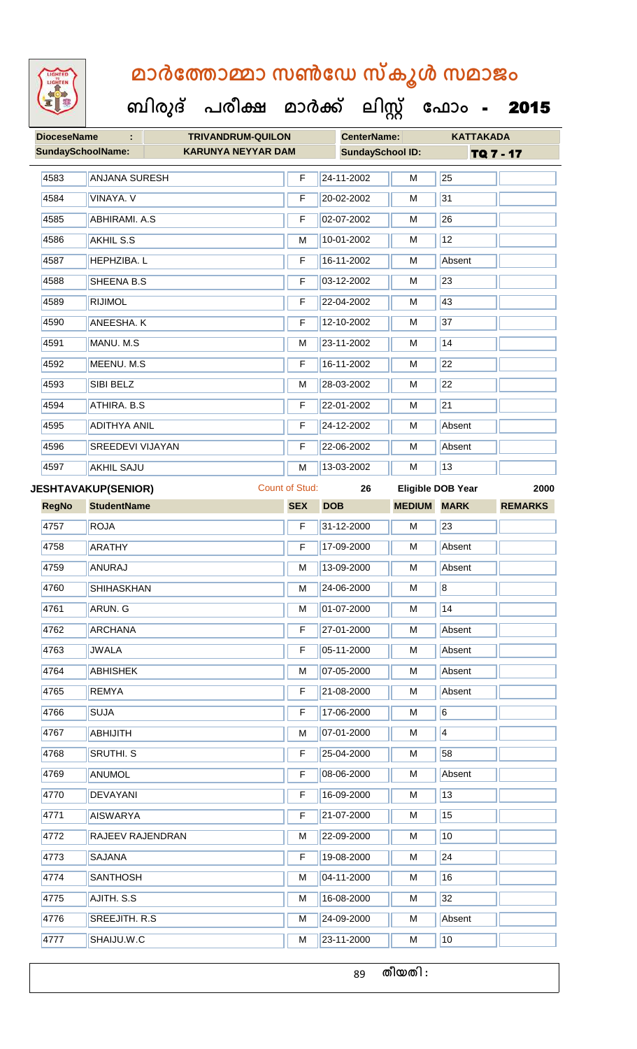# മാർത്തോമ്മാ സൺഡേ സ്കൂൾ സമാജം

## ബിരുദ് പരീക്ഷ മാർക്ക് ലിസ്റ്റ് ഫോം - 2015

| **DioceseName** : | TRIVANDRUM-QUILON | **CenterName:** | KATTAKADA |
|---|---|---|---|
| **SundaySchoolName:** | KARUNYA NEYYAR DAM | **SundaySchool ID:** | TQ 7 - 17 |

| RegNo | StudentName | SEX | DOB | MEDIUM | MARK | REMARKS |
|---|---|---|---|---|---|---|
| 4583 | ANJANA SURESH | F | 24-11-2002 | M | 25 | |
| 4584 | VINAYA. V | F | 20-02-2002 | M | 31 | |
| 4585 | ABHIRAMI. A.S | F | 02-07-2002 | M | 26 | |
| 4586 | AKHIL S.S | M | 10-01-2002 | M | 12 | |
| 4587 | HEPHZIBA. L | F | 16-11-2002 | M | Absent | |
| 4588 | SHEENA B.S | F | 03-12-2002 | M | 23 | |
| 4589 | RIJIMOL | F | 22-04-2002 | M | 43 | |
| 4590 | ANEESHA. K | F | 12-10-2002 | M | 37 | |
| 4591 | MANU. M.S | M | 23-11-2002 | M | 14 | |
| 4592 | MEENU. M.S | F | 16-11-2002 | M | 22 | |
| 4593 | SIBI BELZ | M | 28-03-2002 | M | 22 | |
| 4594 | ATHIRA. B.S | F | 22-01-2002 | M | 21 | |
| 4595 | ADITHYA ANIL | F | 24-12-2002 | M | Absent | |
| 4596 | SREEDEVI VIJAYAN | F | 22-06-2002 | M | Absent | |
| 4597 | AKHIL SAJU | M | 13-03-2002 | M | 13 | |

**JESHTAVAKUP(SENIOR)** Count of Stud: 26 Eligible DOB Year 2000

| RegNo | StudentName | SEX | DOB | MEDIUM | MARK | REMARKS |
|---|---|---|---|---|---|---|
| 4757 | ROJA | F | 31-12-2000 | M | 23 | |
| 4758 | ARATHY | F | 17-09-2000 | M | Absent | |
| 4759 | ANURAJ | M | 13-09-2000 | M | Absent | |
| 4760 | SHIHASKHAN | M | 24-06-2000 | M | 8 | |
| 4761 | ARUN. G | M | 01-07-2000 | M | 14 | |
| 4762 | ARCHANA | F | 27-01-2000 | M | Absent | |
| 4763 | JWALA | F | 05-11-2000 | M | Absent | |
| 4764 | ABHISHEK | M | 07-05-2000 | M | Absent | |
| 4765 | REMYA | F | 21-08-2000 | M | Absent | |
| 4766 | SUJA | F | 17-06-2000 | M | 6 | |
| 4767 | ABHIJITH | M | 07-01-2000 | M | 4 | |
| 4768 | SRUTHI. S | F | 25-04-2000 | M | 58 | |
| 4769 | ANUMOL | F | 08-06-2000 | M | Absent | |
| 4770 | DEVAYANI | F | 16-09-2000 | M | 13 | |
| 4771 | AISWARYA | F | 21-07-2000 | M | 15 | |
| 4772 | RAJEEV RAJENDRAN | M | 22-09-2000 | M | 10 | |
| 4773 | SAJANA | F | 19-08-2000 | M | 24 | |
| 4774 | SANTHOSH | M | 04-11-2000 | M | 16 | |
| 4775 | AJITH. S.S | M | 16-08-2000 | M | 32 | |
| 4776 | SREEJITH. R.S | M | 24-09-2000 | M | Absent | |
| 4777 | SHAIJU.W.C | M | 23-11-2000 | M | 10 | |

തീയതി :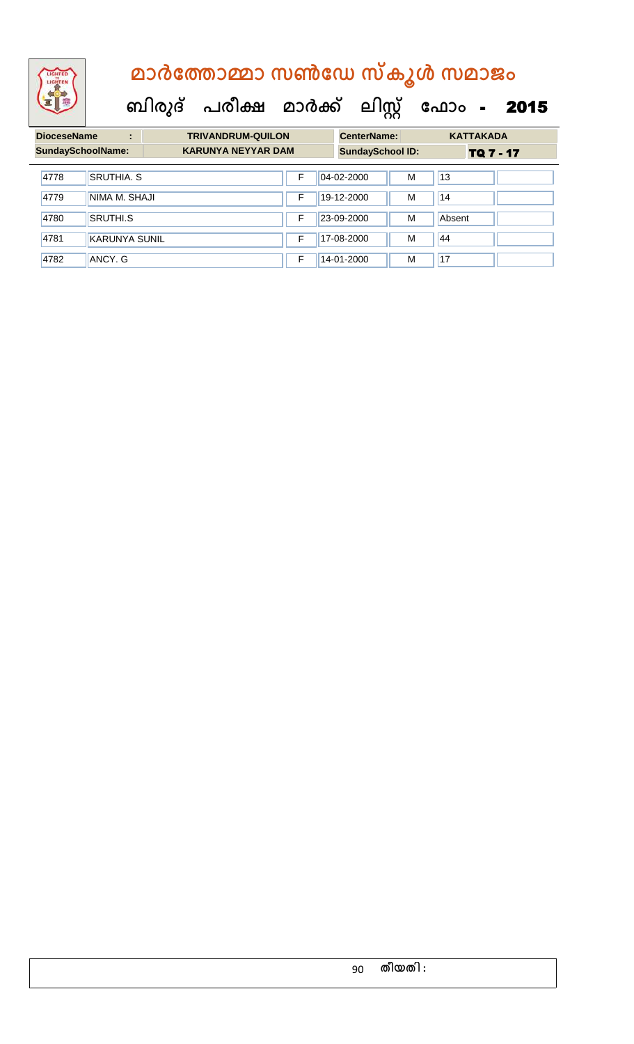# മാർത്തോമ്മാ സൺഡേ സ്കൂൾ സമാജം

## ബിരുദ് പരീക്ഷ മാർക്ക് ലിസ്റ്റ് ഫോം - 2015

| DioceseName : | TRIVANDRUM-QUILON | CenterName: | KATTAKADA |
|---|---|---|---|
| SundaySchoolName: | KARUNYA NEYYAR DAM | SundaySchool ID: | TQ 7 - 17 |

| | | | | | | |
|---|---|---|---|---|---|---|
| 4778 | SRUTHIA. S | F | 04-02-2000 | M | 13 | |
| 4779 | NIMA M. SHAJI | F | 19-12-2000 | M | 14 | |
| 4780 | SRUTHI.S | F | 23-09-2000 | M | Absent | |
| 4781 | KARUNYA SUNIL | F | 17-08-2000 | M | 44 | |
| 4782 | ANCY. G | F | 14-01-2000 | M | 17 | |

തീയതി :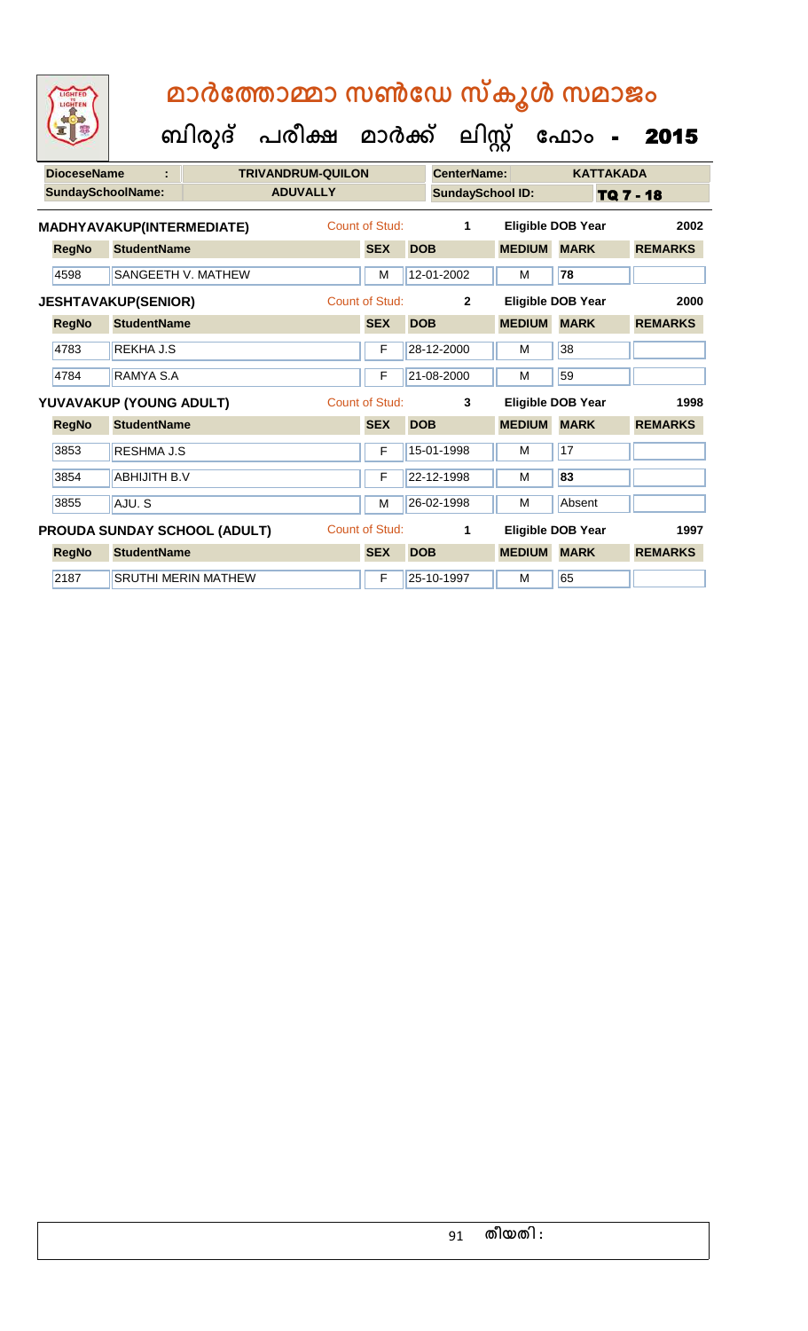# മാർത്തോമ്മാ സൺഡേ സ്കൂൾ സമാജം

## ബിരുദ് പരീക്ഷ മാർക്ക് ലിസ്റ്റ് ഫോം - 2015

| DioceseName : | TRIVANDRUM-QUILON | CenterName: | KATTAKADA |
|---|---|---|---|
| SundaySchoolName: | ADUVALLY | SundaySchool ID: | TQ 7 - 18 |

**MADHYAVAKUP(INTERMEDIATE)** Count of Stud: 1 Eligible DOB Year 2002

| RegNo | StudentName | SEX | DOB | MEDIUM | MARK | REMARKS |
|---|---|---|---|---|---|---|
| 4598 | SANGEETH V. MATHEW | M | 12-01-2002 | M | 78 | |

**JESHTAVAKUP(SENIOR)** Count of Stud: 2 Eligible DOB Year 2000

| RegNo | StudentName | SEX | DOB | MEDIUM | MARK | REMARKS |
|---|---|---|---|---|---|---|
| 4783 | REKHA J.S | F | 28-12-2000 | M | 38 | |
| 4784 | RAMYA S.A | F | 21-08-2000 | M | 59 | |

**YUVAVAKUP (YOUNG ADULT)** Count of Stud: 3 Eligible DOB Year 1998

| RegNo | StudentName | SEX | DOB | MEDIUM | MARK | REMARKS |
|---|---|---|---|---|---|---|
| 3853 | RESHMA J.S | F | 15-01-1998 | M | 17 | |
| 3854 | ABHIJITH B.V | F | 22-12-1998 | M | 83 | |
| 3855 | AJU. S | M | 26-02-1998 | M | Absent | |

**PROUDA SUNDAY SCHOOL (ADULT)** Count of Stud: 1 Eligible DOB Year 1997

| RegNo | StudentName | SEX | DOB | MEDIUM | MARK | REMARKS |
|---|---|---|---|---|---|---|
| 2187 | SRUTHI MERIN MATHEW | F | 25-10-1997 | M | 65 | |

തീയതി :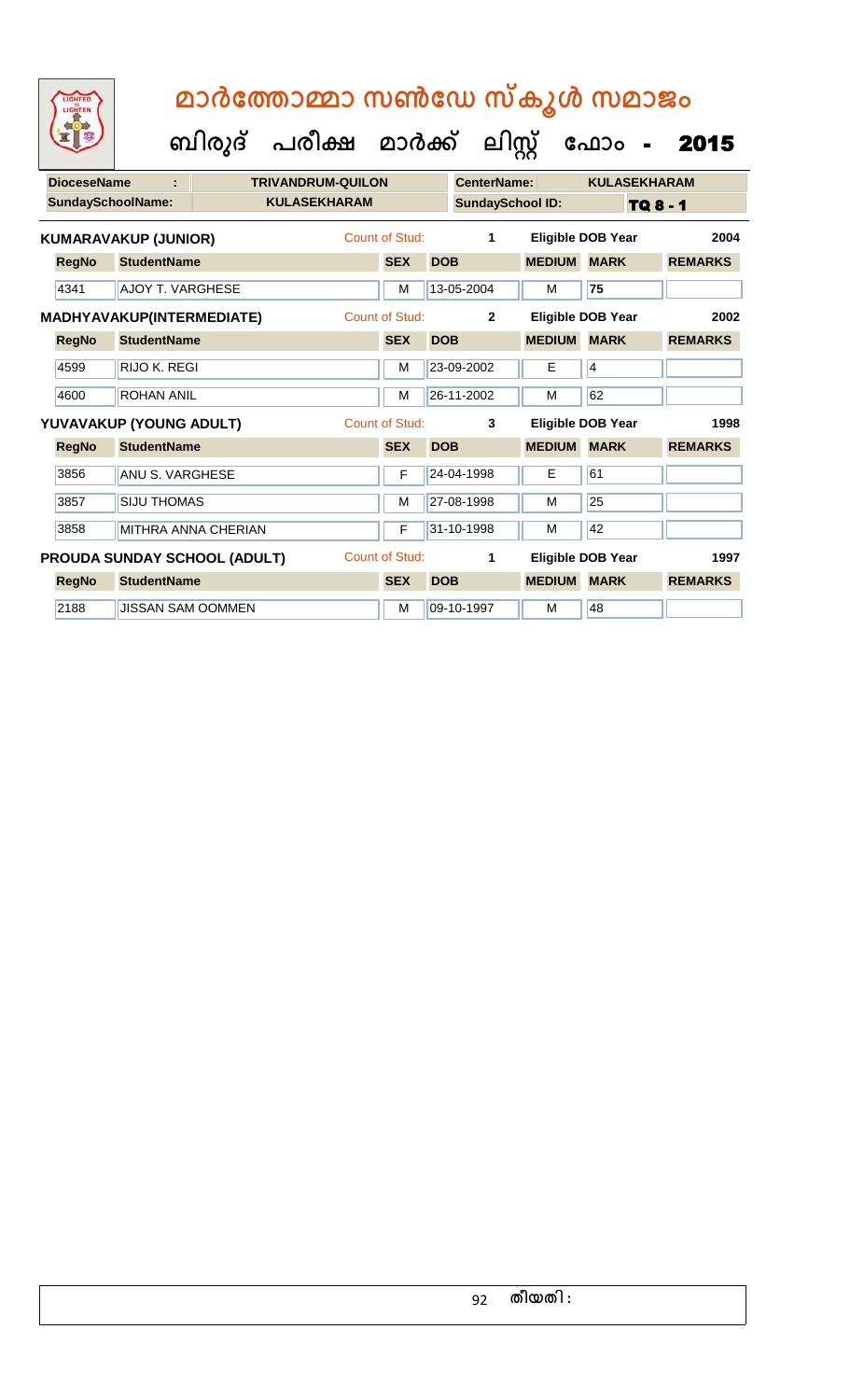# മാർത്തോമ്മാ സൺഡേ സ്കൂൾ സമാജം

## ബിരുദ് പരീക്ഷ മാർക്ക് ലിസ്റ്റ് ഫോം - 2015

| DioceseName : | TRIVANDRUM-QUILON | CenterName: | KULASEKHARAM |
|---|---|---|---|
| SundaySchoolName: | KULASEKHARAM | SundaySchool ID: | TQ 8 - 1 |

**KUMARAVAKUP (JUNIOR)** Count of Stud: 1 Eligible DOB Year 2004

| RegNo | StudentName | SEX | DOB | MEDIUM | MARK | REMARKS |
|---|---|---|---|---|---|---|
| 4341 | AJOY T. VARGHESE | M | 13-05-2004 | M | 75 | |

**MADHYAVAKUP(INTERMEDIATE)** Count of Stud: 2 Eligible DOB Year 2002

| RegNo | StudentName | SEX | DOB | MEDIUM | MARK | REMARKS |
|---|---|---|---|---|---|---|
| 4599 | RIJO K. REGI | M | 23-09-2002 | E | 4 | |
| 4600 | ROHAN ANIL | M | 26-11-2002 | M | 62 | |

**YUVAVAKUP (YOUNG ADULT)** Count of Stud: 3 Eligible DOB Year 1998

| RegNo | StudentName | SEX | DOB | MEDIUM | MARK | REMARKS |
|---|---|---|---|---|---|---|
| 3856 | ANU S. VARGHESE | F | 24-04-1998 | E | 61 | |
| 3857 | SIJU THOMAS | M | 27-08-1998 | M | 25 | |
| 3858 | MITHRA ANNA CHERIAN | F | 31-10-1998 | M | 42 | |

**PROUDA SUNDAY SCHOOL (ADULT)** Count of Stud: 1 Eligible DOB Year 1997

| RegNo | StudentName | SEX | DOB | MEDIUM | MARK | REMARKS |
|---|---|---|---|---|---|---|
| 2188 | JISSAN SAM OOMMEN | M | 09-10-1997 | M | 48 | |

തീയതി :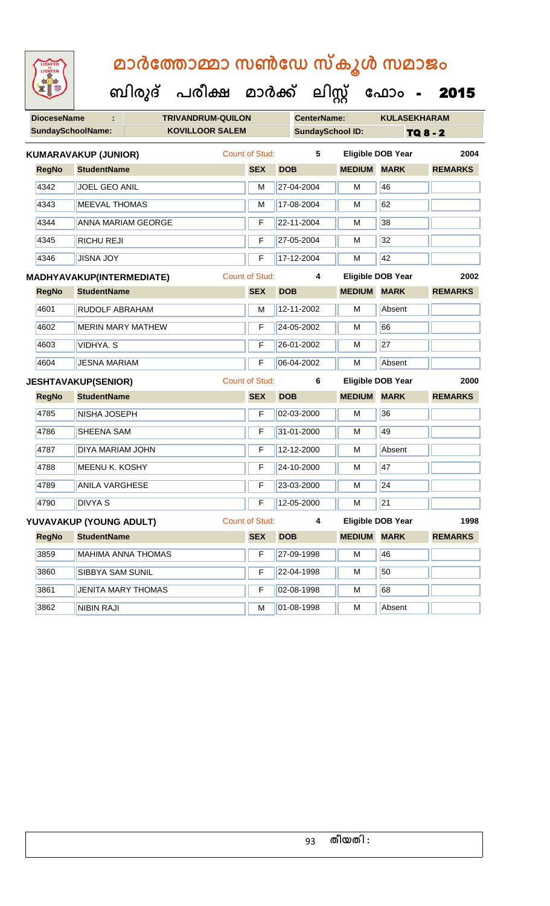# മാർത്തോമ്മാ സൺഡേ സ്കൂൾ സമാജം

## ബിരുദ് പരീക്ഷ മാർക്ക് ലിസ്റ്റ് ഫോം - 2015

**DioceseName :** TRIVANDRUM-QUILON **CenterName:** KULASEKHARAM

**SundaySchoolName:** KOVILLOOR SALEM **SundaySchool ID:** TQ 8 - 2

**KUMARAVAKUP (JUNIOR)** Count of Stud: 5 Eligible DOB Year 2004

| RegNo | StudentName | SEX | DOB | MEDIUM | MARK | REMARKS |
|---|---|---|---|---|---|---|
| 4342 | JOEL GEO ANIL | M | 27-04-2004 | M | 46 | |
| 4343 | MEEVAL THOMAS | M | 17-08-2004 | M | 62 | |
| 4344 | ANNA MARIAM GEORGE | F | 22-11-2004 | M | 38 | |
| 4345 | RICHU REJI | F | 27-05-2004 | M | 32 | |
| 4346 | JISNA JOY | F | 17-12-2004 | M | 42 | |

**MADHYAVAKUP(INTERMEDIATE)** Count of Stud: 4 Eligible DOB Year 2002

| RegNo | StudentName | SEX | DOB | MEDIUM | MARK | REMARKS |
|---|---|---|---|---|---|---|
| 4601 | RUDOLF ABRAHAM | M | 12-11-2002 | M | Absent | |
| 4602 | MERIN MARY MATHEW | F | 24-05-2002 | M | 66 | |
| 4603 | VIDHYA. S | F | 26-01-2002 | M | 27 | |
| 4604 | JESNA MARIAM | F | 06-04-2002 | M | Absent | |

**JESHTAVAKUP(SENIOR)** Count of Stud: 6 Eligible DOB Year 2000

| RegNo | StudentName | SEX | DOB | MEDIUM | MARK | REMARKS |
|---|---|---|---|---|---|---|
| 4785 | NISHA JOSEPH | F | 02-03-2000 | M | 36 | |
| 4786 | SHEENA SAM | F | 31-01-2000 | M | 49 | |
| 4787 | DIYA MARIAM JOHN | F | 12-12-2000 | M | Absent | |
| 4788 | MEENU K. KOSHY | F | 24-10-2000 | M | 47 | |
| 4789 | ANILA VARGHESE | F | 23-03-2000 | M | 24 | |
| 4790 | DIVYA S | F | 12-05-2000 | M | 21 | |

**YUVAVAKUP (YOUNG ADULT)** Count of Stud: 4 Eligible DOB Year 1998

| RegNo | StudentName | SEX | DOB | MEDIUM | MARK | REMARKS |
|---|---|---|---|---|---|---|
| 3859 | MAHIMA ANNA THOMAS | F | 27-09-1998 | M | 46 | |
| 3860 | SIBBYA SAM SUNIL | F | 22-04-1998 | M | 50 | |
| 3861 | JENITA MARY THOMAS | F | 02-08-1998 | M | 68 | |
| 3862 | NIBIN RAJI | M | 01-08-1998 | M | Absent | |

തീയതി :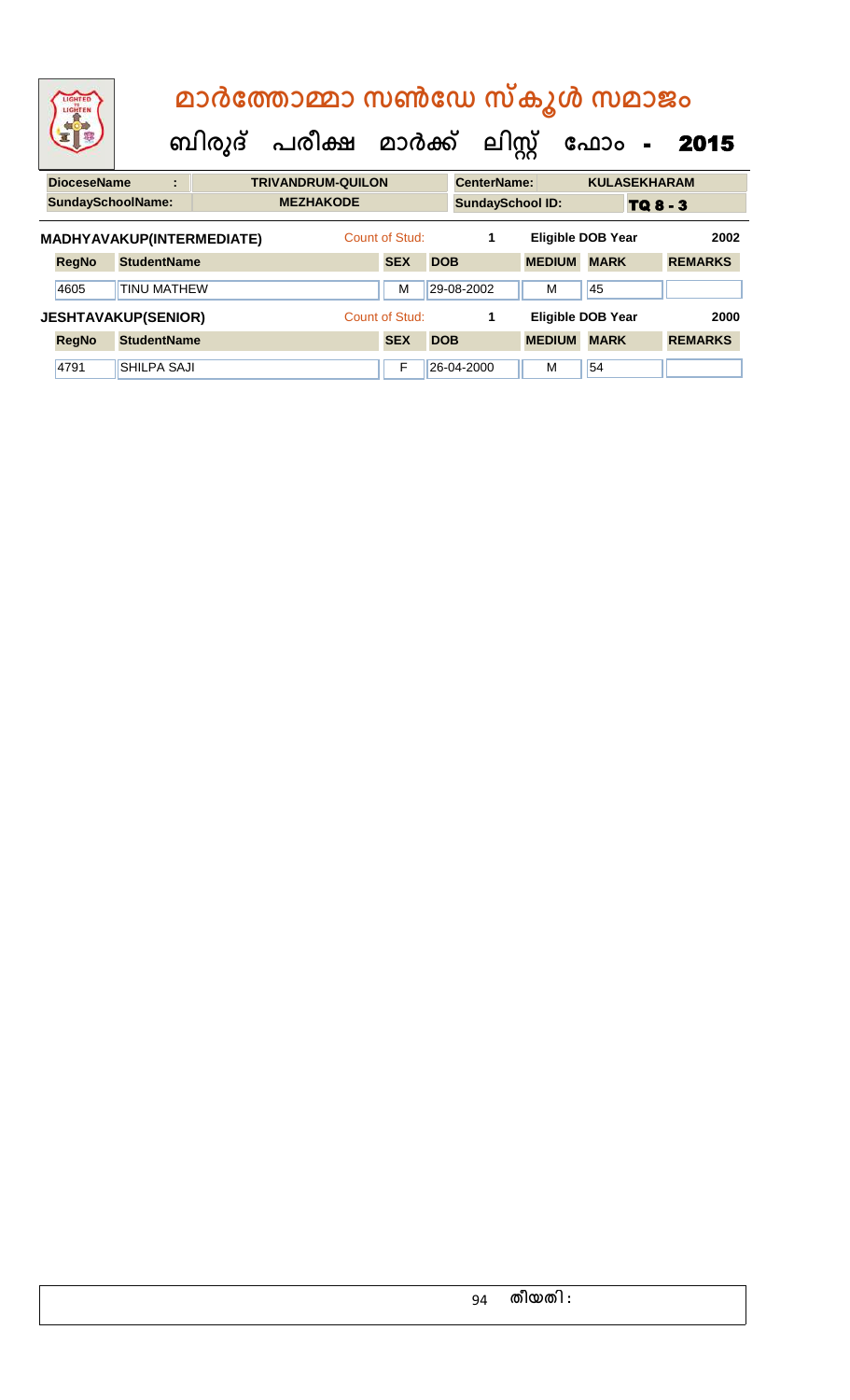# മാർത്തോമ്മാ സൺഡേ സ്കൂൾ സമാജം

## ബിരുദ് പരീക്ഷ മാർക്ക് ലിസ്റ്റ് ഫോം - 2015

| DioceseName : | TRIVANDRUM-QUILON | CenterName: | KULASEKHARAM |
|---|---|---|---|
| SundaySchoolName: | MEZHAKODE | SundaySchool ID: | TQ 8 - 3 |

**MADHYAVAKUP(INTERMEDIATE)** Count of Stud: 1 Eligible DOB Year 2002

| RegNo | StudentName | SEX | DOB | MEDIUM | MARK | REMARKS |
|---|---|---|---|---|---|---|
| 4605 | TINU MATHEW | M | 29-08-2002 | M | 45 | |

**JESHTAVAKUP(SENIOR)** Count of Stud: 1 Eligible DOB Year 2000

| RegNo | StudentName | SEX | DOB | MEDIUM | MARK | REMARKS |
|---|---|---|---|---|---|---|
| 4791 | SHILPA SAJI | F | 26-04-2000 | M | 54 | |

തീയതി :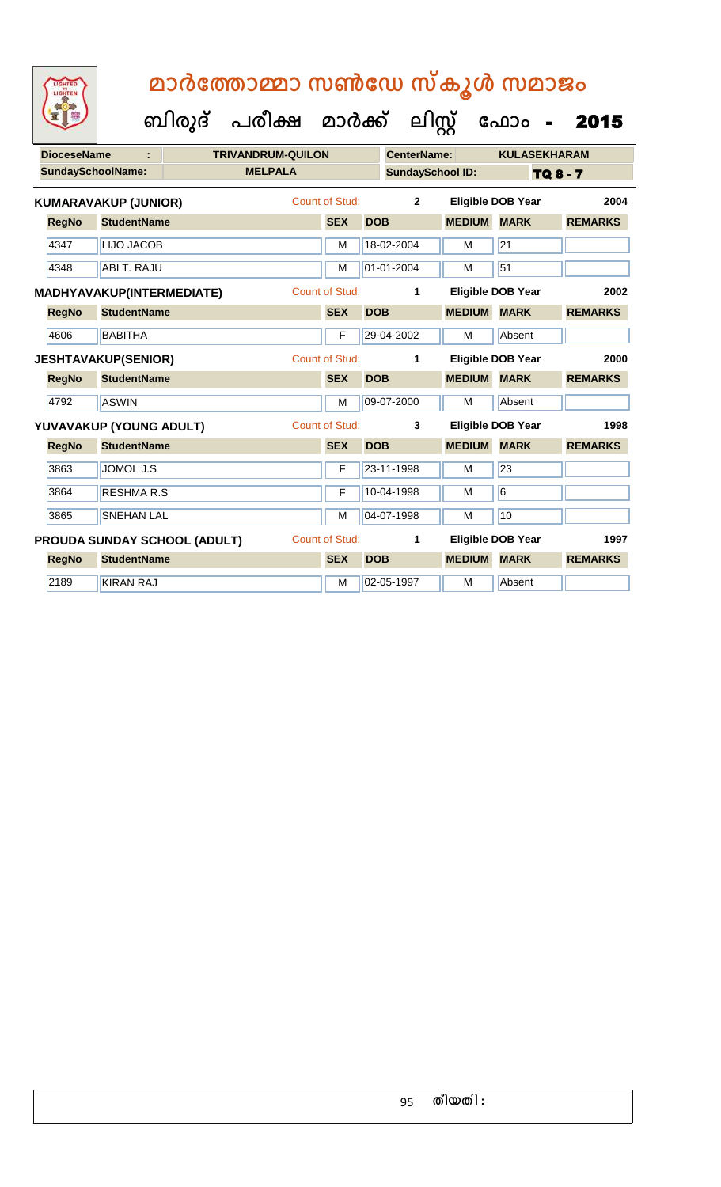# മാർത്തോമ്മാ സൺഡേ സ്കൂൾ സമാജം

## ബിരുദ് പരീക്ഷ മാർക്ക് ലിസ്റ്റ് ഫോം - 2015

| DioceseName : | TRIVANDRUM-QUILON | CenterName: | KULASEKHARAM |
|---|---|---|---|
| SundaySchoolName: | MELPALA | SundaySchool ID: | TQ 8 - 7 |

**KUMARAVAKUP (JUNIOR)** Count of Stud: 2 Eligible DOB Year 2004

| RegNo | StudentName | SEX | DOB | MEDIUM | MARK | REMARKS |
|---|---|---|---|---|---|---|
| 4347 | LIJO JACOB | M | 18-02-2004 | M | 21 | |
| 4348 | ABI T. RAJU | M | 01-01-2004 | M | 51 | |

**MADHYAVAKUP(INTERMEDIATE)** Count of Stud: 1 Eligible DOB Year 2002

| RegNo | StudentName | SEX | DOB | MEDIUM | MARK | REMARKS |
|---|---|---|---|---|---|---|
| 4606 | BABITHA | F | 29-04-2002 | M | Absent | |

**JESHTAVAKUP(SENIOR)** Count of Stud: 1 Eligible DOB Year 2000

| RegNo | StudentName | SEX | DOB | MEDIUM | MARK | REMARKS |
|---|---|---|---|---|---|---|
| 4792 | ASWIN | M | 09-07-2000 | M | Absent | |

**YUVAVAKUP (YOUNG ADULT)** Count of Stud: 3 Eligible DOB Year 1998

| RegNo | StudentName | SEX | DOB | MEDIUM | MARK | REMARKS |
|---|---|---|---|---|---|---|
| 3863 | JOMOL J.S | F | 23-11-1998 | M | 23 | |
| 3864 | RESHMA R.S | F | 10-04-1998 | M | 6 | |
| 3865 | SNEHAN LAL | M | 04-07-1998 | M | 10 | |

**PROUDA SUNDAY SCHOOL (ADULT)** Count of Stud: 1 Eligible DOB Year 1997

| RegNo | StudentName | SEX | DOB | MEDIUM | MARK | REMARKS |
|---|---|---|---|---|---|---|
| 2189 | KIRAN RAJ | M | 02-05-1997 | M | Absent | |

തീയതി :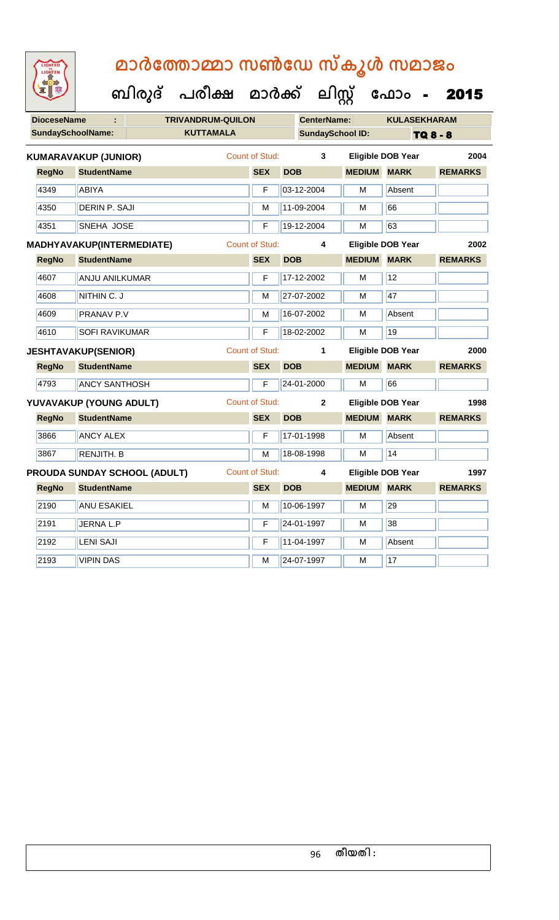# മാർത്തോമ്മാ സൺഡേ സ്കൂൾ സമാജം

**ബിരുദ് പരീക്ഷ മാർക്ക് ലിസ്റ്റ് ഫോം - 2015**

| DioceseName : | TRIVANDRUM-QUILON | CenterName: | KULASEKHARAM |
|---|---|---|---|
| SundaySchoolName: | KUTTAMALA | SundaySchool ID: | TQ 8 - 8 |

**KUMARAVAKUP (JUNIOR)** Count of Stud: 3 Eligible DOB Year 2004

| RegNo | StudentName | SEX | DOB | MEDIUM | MARK | REMARKS |
|---|---|---|---|---|---|---|
| 4349 | ABIYA | F | 03-12-2004 | M | Absent | |
| 4350 | DERIN P. SAJI | M | 11-09-2004 | M | 66 | |
| 4351 | SNEHA JOSE | F | 19-12-2004 | M | 63 | |

**MADHYAVAKUP(INTERMEDIATE)** Count of Stud: 4 Eligible DOB Year 2002

| RegNo | StudentName | SEX | DOB | MEDIUM | MARK | REMARKS |
|---|---|---|---|---|---|---|
| 4607 | ANJU ANILKUMAR | F | 17-12-2002 | M | 12 | |
| 4608 | NITHIN C. J | M | 27-07-2002 | M | 47 | |
| 4609 | PRANAV P.V | M | 16-07-2002 | M | Absent | |
| 4610 | SOFI RAVIKUMAR | F | 18-02-2002 | M | 19 | |

**JESHTAVAKUP(SENIOR)** Count of Stud: 1 Eligible DOB Year 2000

| RegNo | StudentName | SEX | DOB | MEDIUM | MARK | REMARKS |
|---|---|---|---|---|---|---|
| 4793 | ANCY SANTHOSH | F | 24-01-2000 | M | 66 | |

**YUVAVAKUP (YOUNG ADULT)** Count of Stud: 2 Eligible DOB Year 1998

| RegNo | StudentName | SEX | DOB | MEDIUM | MARK | REMARKS |
|---|---|---|---|---|---|---|
| 3866 | ANCY ALEX | F | 17-01-1998 | M | Absent | |
| 3867 | RENJITH. B | M | 18-08-1998 | M | 14 | |

**PROUDA SUNDAY SCHOOL (ADULT)** Count of Stud: 4 Eligible DOB Year 1997

| RegNo | StudentName | SEX | DOB | MEDIUM | MARK | REMARKS |
|---|---|---|---|---|---|---|
| 2190 | ANU ESAKIEL | M | 10-06-1997 | M | 29 | |
| 2191 | JERNA L.P | F | 24-01-1997 | M | 38 | |
| 2192 | LENI SAJI | F | 11-04-1997 | M | Absent | |
| 2193 | VIPIN DAS | M | 24-07-1997 | M | 17 | |

തീയതി :